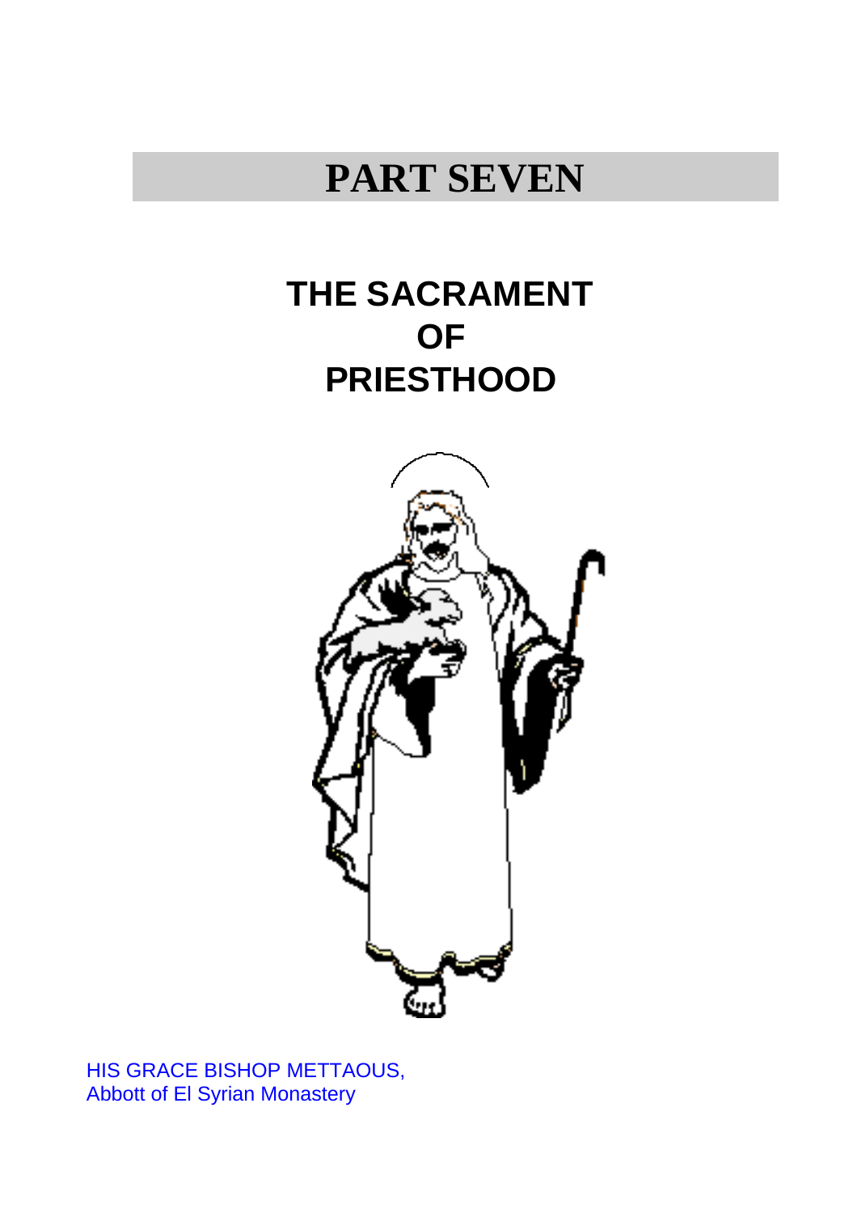# PART SEVEN

## THE SACRAMENT OF PRIESTHOOD

HIS GRACE BISHOP METTAOUS,
Abbott of El Syrian Monastery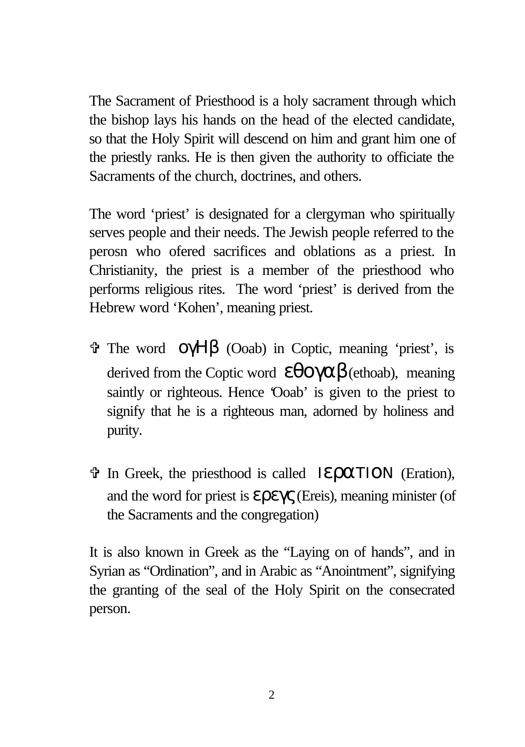The Sacrament of Priesthood is a holy sacrament through which the bishop lays his hands on the head of the elected candidate, so that the Holy Spirit will descend on him and grant him one of the priestly ranks. He is then given the authority to officiate the Sacraments of the church, doctrines, and others.

The word 'priest' is designated for a clergyman who spiritually serves people and their needs. The Jewish people referred to the perosn who ofered sacrifices and oblations as a priest. In Christianity, the priest is a member of the priesthood who performs religious rites. The word 'priest' is derived from the Hebrew word 'Kohen', meaning priest.

- ✞ The word ογΗβ (Ooab) in Coptic, meaning 'priest', is derived from the Coptic word εθογαβ (ethoab), meaning saintly or righteous. Hence 'Ooab' is given to the priest to signify that he is a righteous man, adorned by holiness and purity.

- ✞ In Greek, the priesthood is called ΙερατΙΟΝ (Eration), and the word for priest is ερεγς (Ereis), meaning minister (of the Sacraments and the congregation)

It is also known in Greek as the "Laying on of hands", and in Syrian as "Ordination", and in Arabic as "Anointment", signifying the granting of the seal of the Holy Spirit on the consecrated person.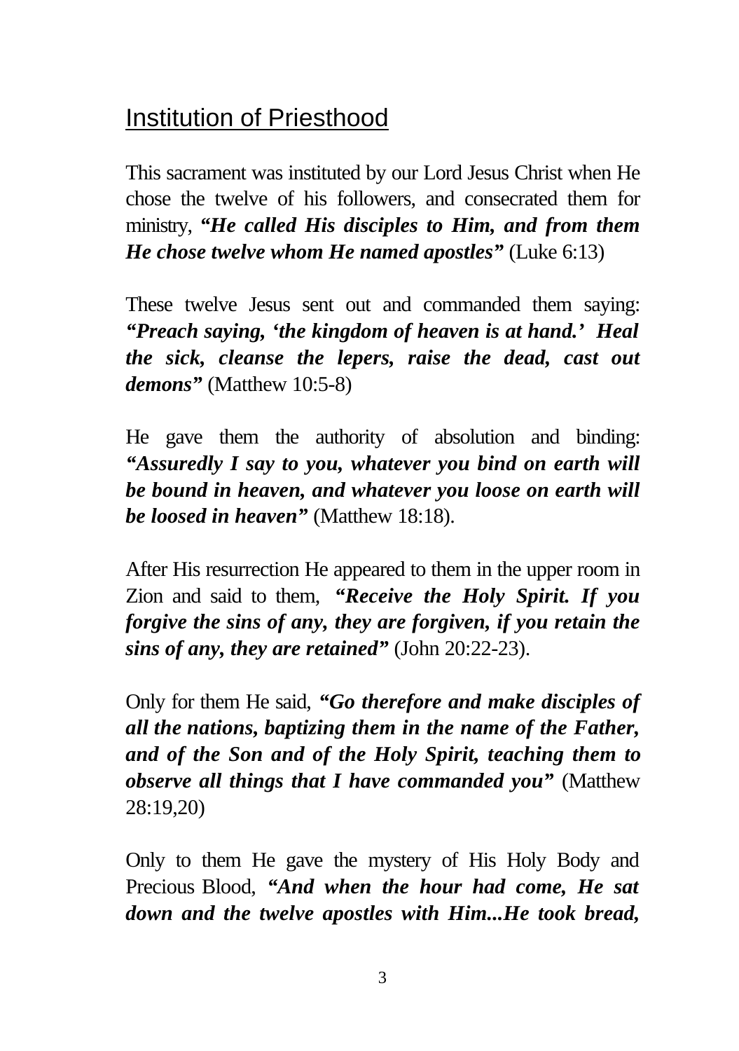## Institution of Priesthood

This sacrament was instituted by our Lord Jesus Christ when He chose the twelve of his followers, and consecrated them for ministry, ***"He called His disciples to Him, and from them He chose twelve whom He named apostles"*** (Luke 6:13)

These twelve Jesus sent out and commanded them saying: ***"Preach saying, 'the kingdom of heaven is at hand.' Heal the sick, cleanse the lepers, raise the dead, cast out demons"*** (Matthew 10:5-8)

He gave them the authority of absolution and binding: ***"Assuredly I say to you, whatever you bind on earth will be bound in heaven, and whatever you loose on earth will be loosed in heaven"*** (Matthew 18:18).

After His resurrection He appeared to them in the upper room in Zion and said to them, ***"Receive the Holy Spirit. If you forgive the sins of any, they are forgiven, if you retain the sins of any, they are retained"*** (John 20:22-23).

Only for them He said, ***"Go therefore and make disciples of all the nations, baptizing them in the name of the Father, and of the Son and of the Holy Spirit, teaching them to observe all things that I have commanded you"*** (Matthew 28:19,20)

Only to them He gave the mystery of His Holy Body and Precious Blood, ***"And when the hour had come, He sat down and the twelve apostles with Him...He took bread,***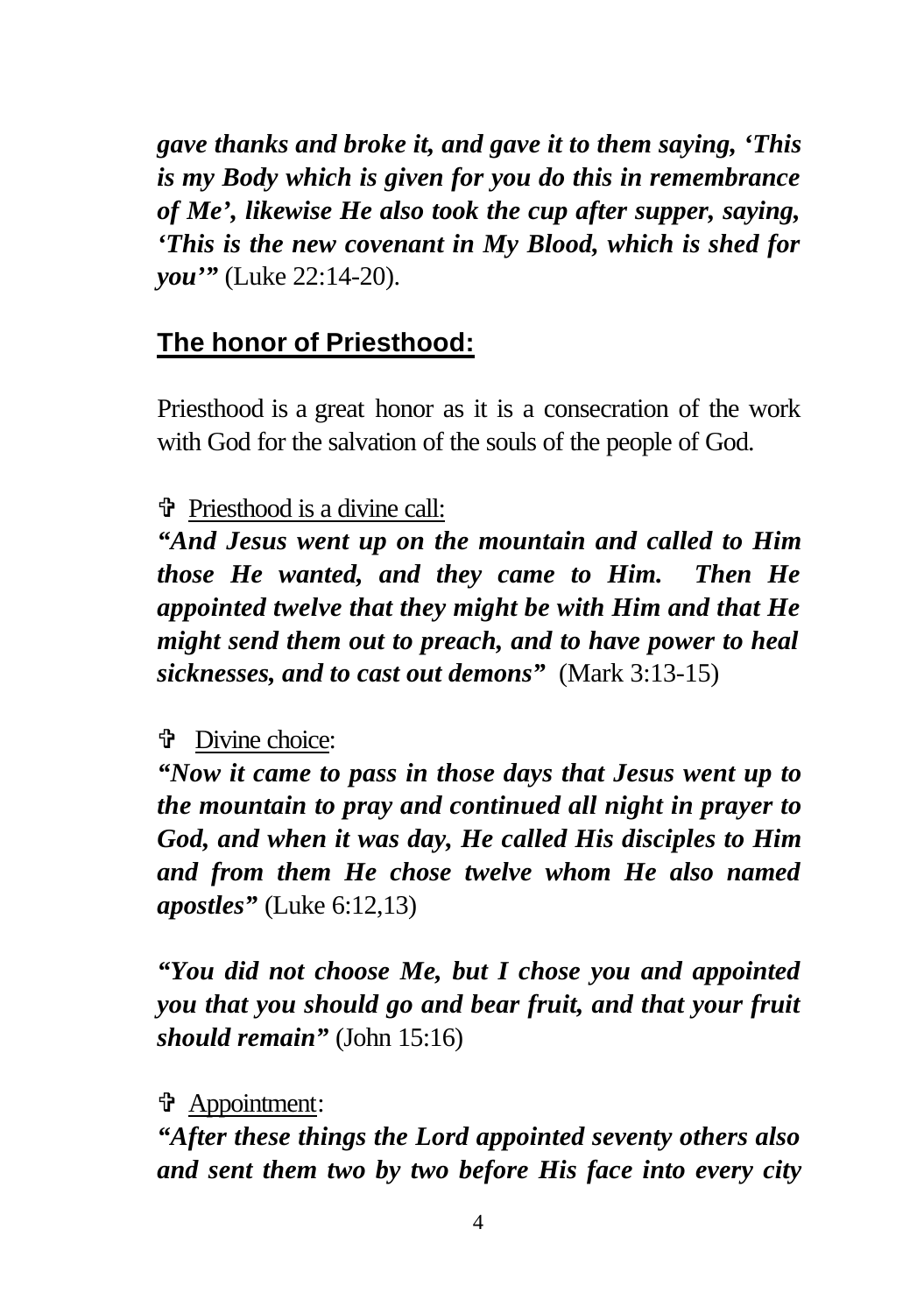***gave thanks and broke it, and gave it to them saying, 'This is my Body which is given for you do this in remembrance of Me', likewise He also took the cup after supper, saying, 'This is the new covenant in My Blood, which is shed for you'"*** (Luke 22:14-20).

## The honor of Priesthood:

Priesthood is a great honor as it is a consecration of the work with God for the salvation of the souls of the people of God.

✞ Priesthood is a divine call:

***"And Jesus went up on the mountain and called to Him those He wanted, and they came to Him. Then He appointed twelve that they might be with Him and that He might send them out to preach, and to have power to heal sicknesses, and to cast out demons"*** (Mark 3:13-15)

✞ Divine choice:

***"Now it came to pass in those days that Jesus went up to the mountain to pray and continued all night in prayer to God, and when it was day, He called His disciples to Him and from them He chose twelve whom He also named apostles"*** (Luke 6:12,13)

***"You did not choose Me, but I chose you and appointed you that you should go and bear fruit, and that your fruit should remain"*** (John 15:16)

✞ Appointment:

***"After these things the Lord appointed seventy others also and sent them two by two before His face into every city***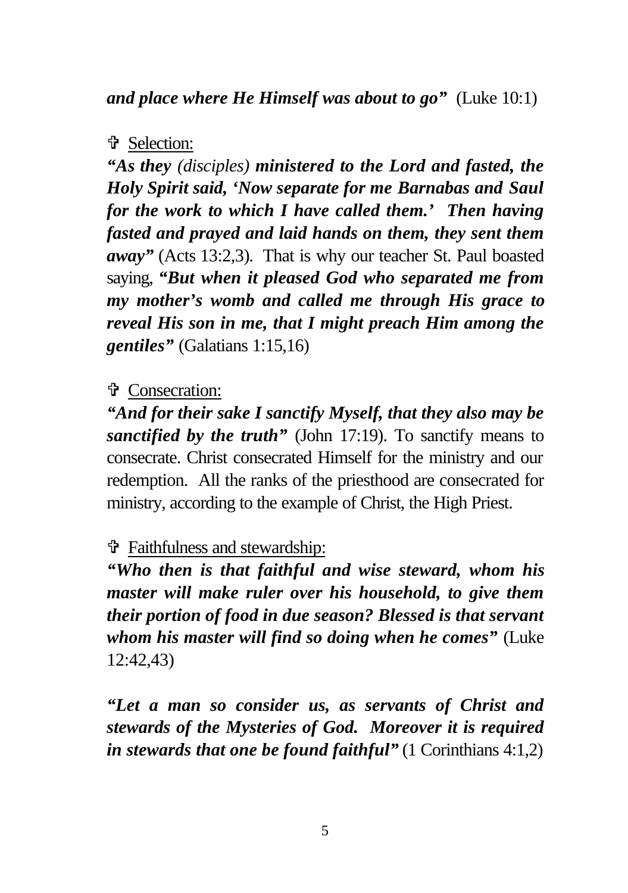***and place where He Himself was about to go”*** (Luke 10:1)

✞ Selection:

***“As they*** *(disciples)* ***ministered to the Lord and fasted, the Holy Spirit said, ‘Now separate for me Barnabas and Saul for the work to which I have called them.’ Then having fasted and prayed and laid hands on them, they sent them away”*** (Acts 13:2,3). That is why our teacher St. Paul boasted saying, ***“But when it pleased God who separated me from my mother’s womb and called me through His grace to reveal His son in me, that I might preach Him among the gentiles”*** (Galatians 1:15,16)

✞ Consecration:

***“And for their sake I sanctify Myself, that they also may be sanctified by the truth”*** (John 17:19). To sanctify means to consecrate. Christ consecrated Himself for the ministry and our redemption. All the ranks of the priesthood are consecrated for ministry, according to the example of Christ, the High Priest.

✞ Faithfulness and stewardship:

***“Who then is that faithful and wise steward, whom his master will make ruler over his household, to give them their portion of food in due season? Blessed is that servant whom his master will find so doing when he comes”*** (Luke 12:42,43)

***“Let a man so consider us, as servants of Christ and stewards of the Mysteries of God. Moreover it is required in stewards that one be found faithful”*** (1 Corinthians 4:1,2)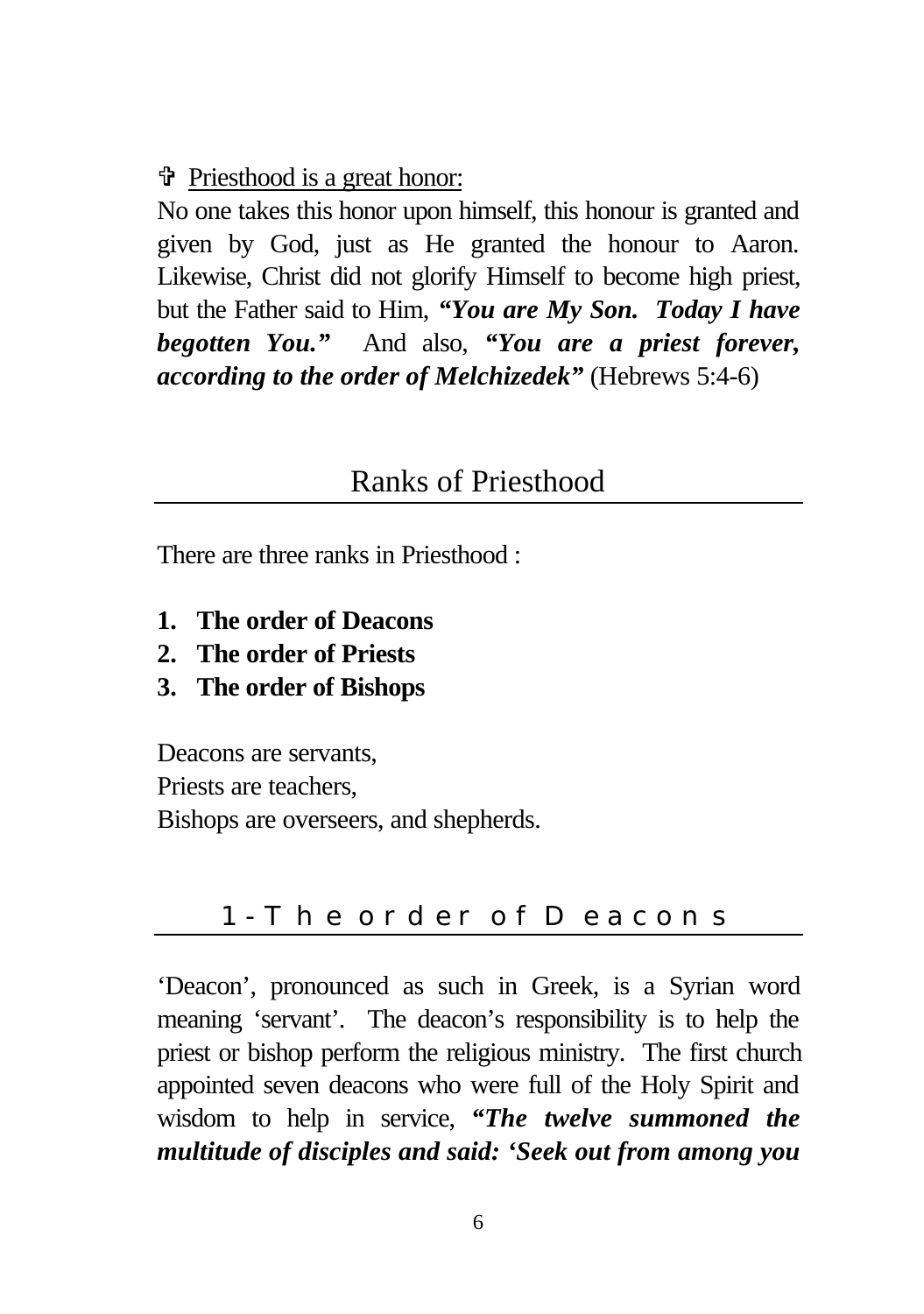♰ <u>Priesthood is a great honor:</u>

No one takes this honor upon himself, this honour is granted and given by God, just as He granted the honour to Aaron. Likewise, Christ did not glorify Himself to become high priest, but the Father said to Him, ***"You are My Son. Today I have begotten You."*** And also, ***"You are a priest forever, according to the order of Melchizedek"*** (Hebrews 5:4-6)

## Ranks of Priesthood

There are three ranks in Priesthood :

1. **The order of Deacons**
2. **The order of Priests**
3. **The order of Bishops**

Deacons are servants,
Priests are teachers,
Bishops are overseers, and shepherds.

### 1- The order of Deacons

'Deacon', pronounced as such in Greek, is a Syrian word meaning 'servant'. The deacon's responsibility is to help the priest or bishop perform the religious ministry. The first church appointed seven deacons who were full of the Holy Spirit and wisdom to help in service, ***"The twelve summoned the multitude of disciples and said: 'Seek out from among you***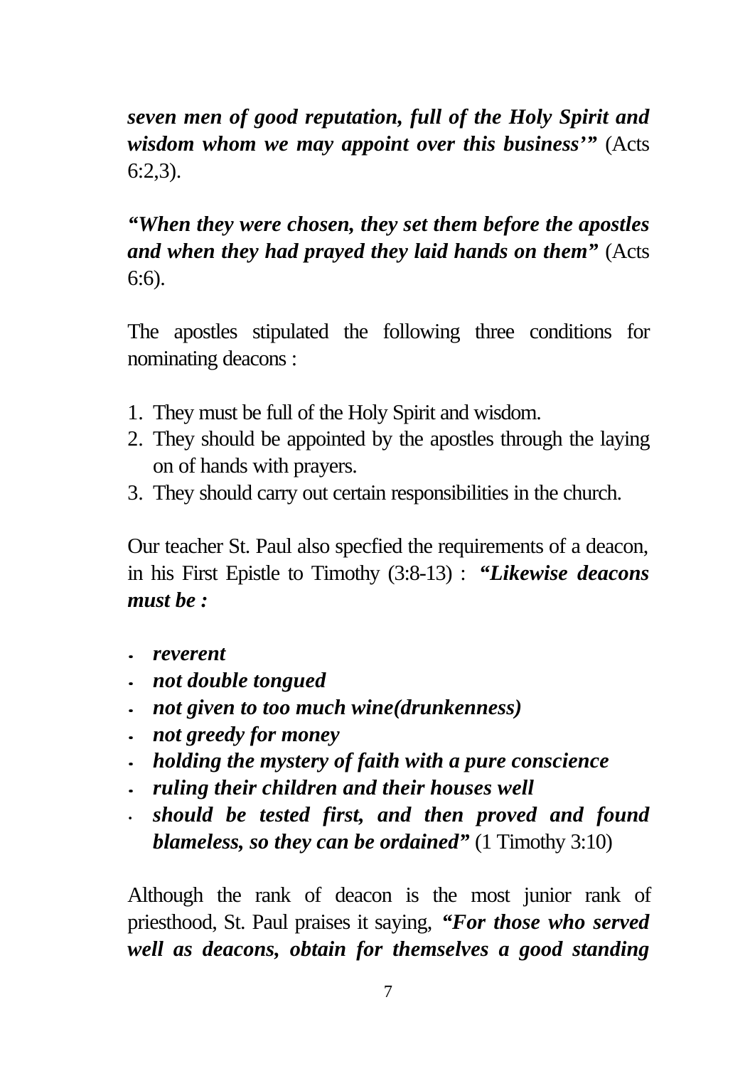***seven men of good reputation, full of the Holy Spirit and wisdom whom we may appoint over this business'"*** (Acts 6:2,3).

***"When they were chosen, they set them before the apostles and when they had prayed they laid hands on them"*** (Acts 6:6).

The apostles stipulated the following three conditions for nominating deacons :

1. They must be full of the Holy Spirit and wisdom.
2. They should be appointed by the apostles through the laying on of hands with prayers.
3. They should carry out certain responsibilities in the church.

Our teacher St. Paul also specfied the requirements of a deacon, in his First Epistle to Timothy (3:8-13) : ***"Likewise deacons must be :***

- ***reverent***
- ***not double tongued***
- ***not given to too much wine(drunkenness)***
- ***not greedy for money***
- ***holding the mystery of faith with a pure conscience***
- ***ruling their children and their houses well***
- ***should be tested first, and then proved and found blameless, so they can be ordained"*** (1 Timothy 3:10)

Although the rank of deacon is the most junior rank of priesthood, St. Paul praises it saying, ***"For those who served well as deacons, obtain for themselves a good standing***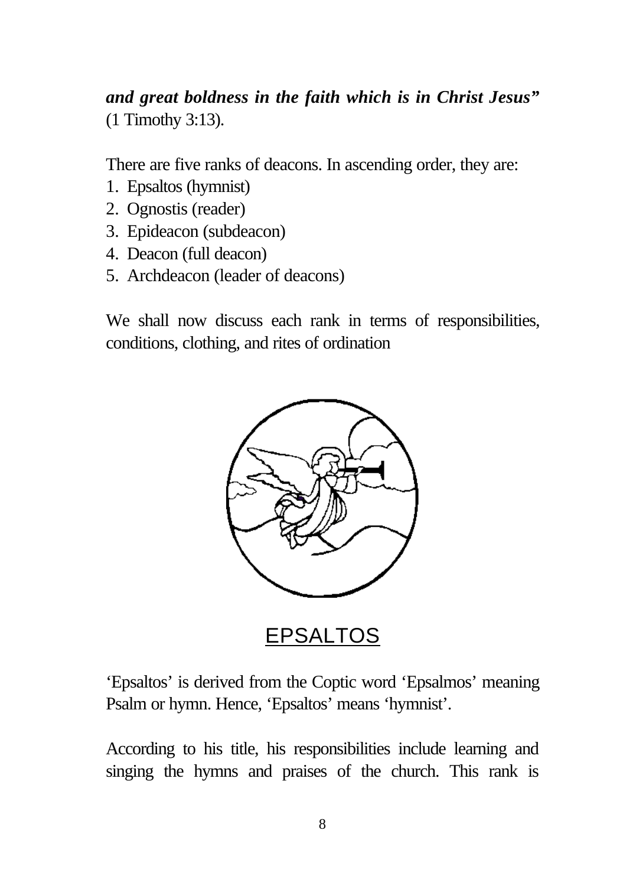***and great boldness in the faith which is in Christ Jesus"*** (1 Timothy 3:13).

There are five ranks of deacons. In ascending order, they are:

1. Epsaltos (hymnist)
2. Ognostis (reader)
3. Epideacon (subdeacon)
4. Deacon (full deacon)
5. Archdeacon (leader of deacons)

We shall now discuss each rank in terms of responsibilities, conditions, clothing, and rites of ordination

## EPSALTOS

'Epsaltos' is derived from the Coptic word 'Epsalmos' meaning Psalm or hymn. Hence, 'Epsaltos' means 'hymnist'.

According to his title, his responsibilities include learning and singing the hymns and praises of the church. This rank is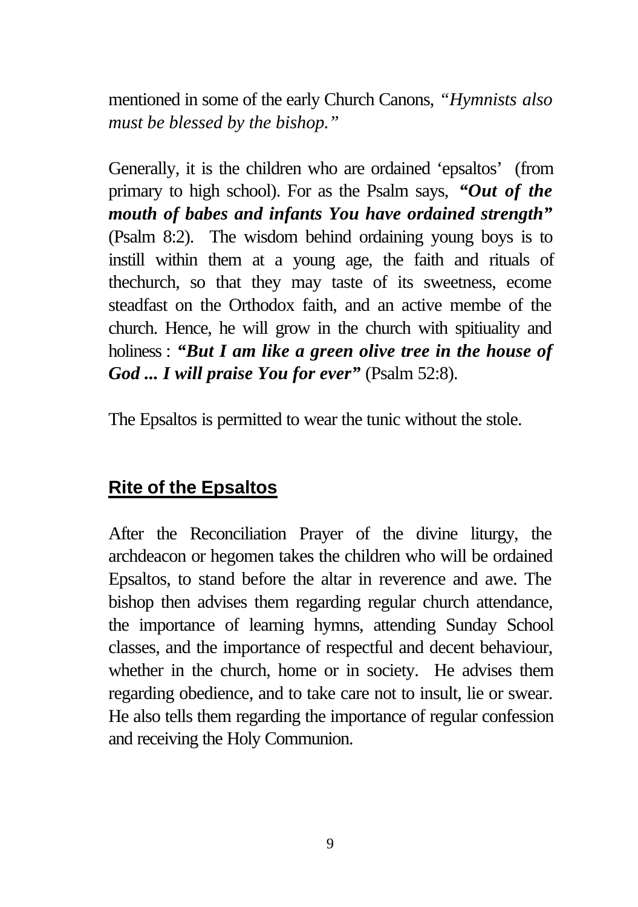mentioned in some of the early Church Canons, *"Hymnists also must be blessed by the bishop."*

Generally, it is the children who are ordained 'epsaltos' (from primary to high school). For as the Psalm says, ***"Out of the mouth of babes and infants You have ordained strength"*** (Psalm 8:2). The wisdom behind ordaining young boys is to instill within them at a young age, the faith and rituals of thechurch, so that they may taste of its sweetness, ecome steadfast on the Orthodox faith, and an active membe of the church. Hence, he will grow in the church with spitiuality and holiness : ***"But I am like a green olive tree in the house of God ... I will praise You for ever"*** (Psalm 52:8).

The Epsaltos is permitted to wear the tunic without the stole.

## Rite of the Epsaltos

After the Reconciliation Prayer of the divine liturgy, the archdeacon or hegomen takes the children who will be ordained Epsaltos, to stand before the altar in reverence and awe. The bishop then advises them regarding regular church attendance, the importance of learning hymns, attending Sunday School classes, and the importance of respectful and decent behaviour, whether in the church, home or in society. He advises them regarding obedience, and to take care not to insult, lie or swear. He also tells them regarding the importance of regular confession and receiving the Holy Communion.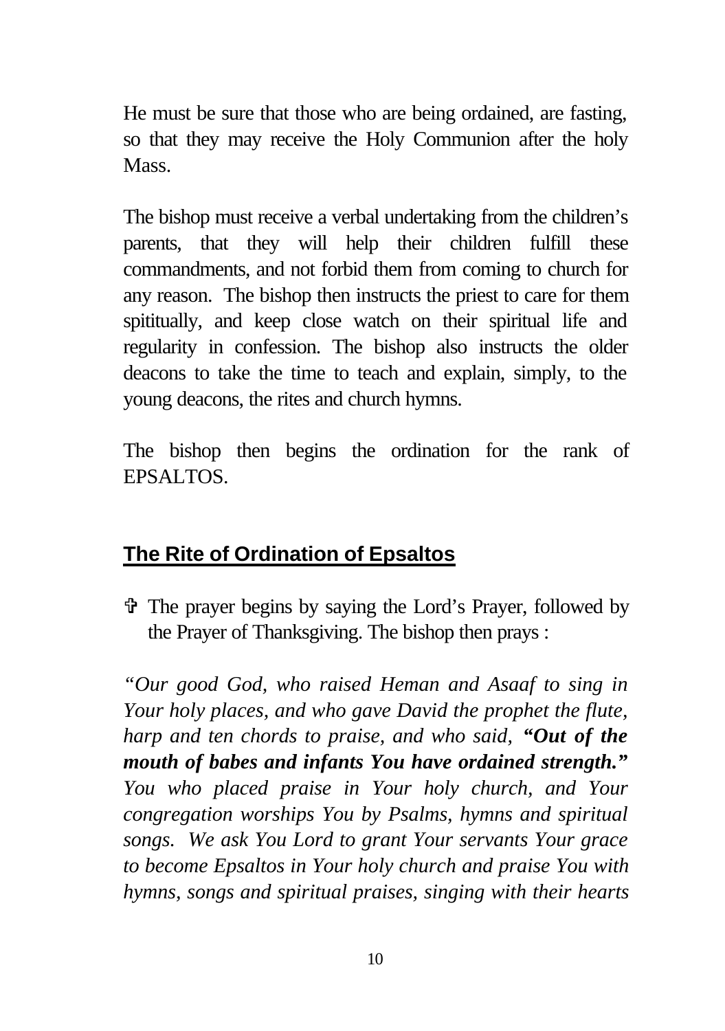He must be sure that those who are being ordained, are fasting, so that they may receive the Holy Communion after the holy Mass.

The bishop must receive a verbal undertaking from the children's parents, that they will help their children fulfill these commandments, and not forbid them from coming to church for any reason. The bishop then instructs the priest to care for them spititually, and keep close watch on their spiritual life and regularity in confession. The bishop also instructs the older deacons to take the time to teach and explain, simply, to the young deacons, the rites and church hymns.

The bishop then begins the ordination for the rank of EPSALTOS.

## The Rite of Ordination of Epsaltos

✞ The prayer begins by saying the Lord's Prayer, followed by the Prayer of Thanksgiving. The bishop then prays :

*"Our good God, who raised Heman and Asaaf to sing in Your holy places, and who gave David the prophet the flute, harp and ten chords to praise, and who said,* ***"Out of the mouth of babes and infants You have ordained strength."*** *You who placed praise in Your holy church, and Your congregation worships You by Psalms, hymns and spiritual songs. We ask You Lord to grant Your servants Your grace to become Epsaltos in Your holy church and praise You with hymns, songs and spiritual praises, singing with their hearts*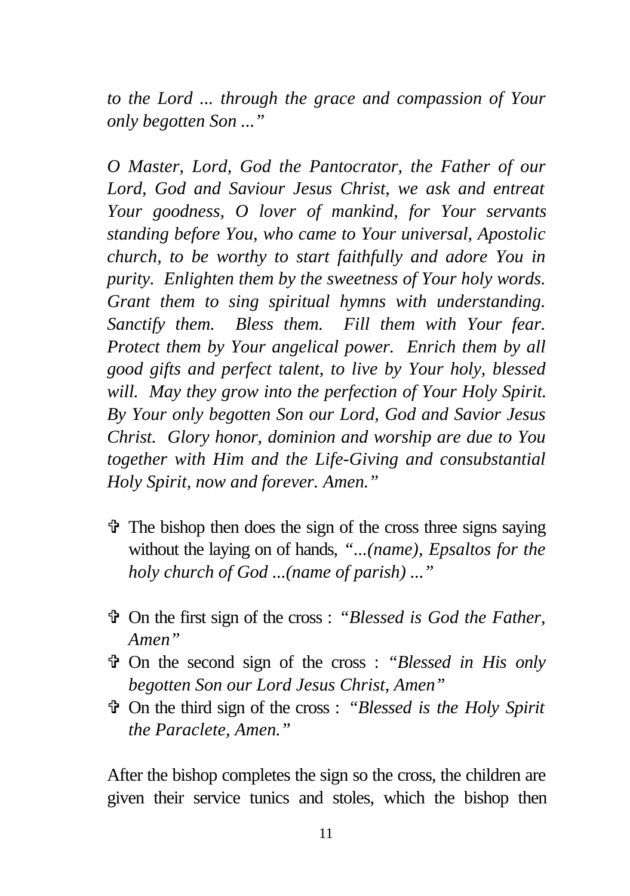*to the Lord ... through the grace and compassion of Your only begotten Son ..."*

*O Master, Lord, God the Pantocrator, the Father of our Lord, God and Saviour Jesus Christ, we ask and entreat Your goodness, O lover of mankind, for Your servants standing before You, who came to Your universal, Apostolic church, to be worthy to start faithfully and adore You in purity. Enlighten them by the sweetness of Your holy words. Grant them to sing spiritual hymns with understanding. Sanctify them. Bless them. Fill them with Your fear. Protect them by Your angelical power. Enrich them by all good gifts and perfect talent, to live by Your holy, blessed will. May they grow into the perfection of Your Holy Spirit. By Your only begotten Son our Lord, God and Savior Jesus Christ. Glory honor, dominion and worship are due to You together with Him and the Life-Giving and consubstantial Holy Spirit, now and forever. Amen."*

- ✞ The bishop then does the sign of the cross three signs saying without the laying on of hands, *"...(name), Epsaltos for the holy church of God ...(name of parish) ..."*

- ✞ On the first sign of the cross : *"Blessed is God the Father, Amen"*
- ✞ On the second sign of the cross : *"Blessed in His only begotten Son our Lord Jesus Christ, Amen"*
- ✞ On the third sign of the cross : *"Blessed is the Holy Spirit the Paraclete, Amen."*

After the bishop completes the sign so the cross, the children are given their service tunics and stoles, which the bishop then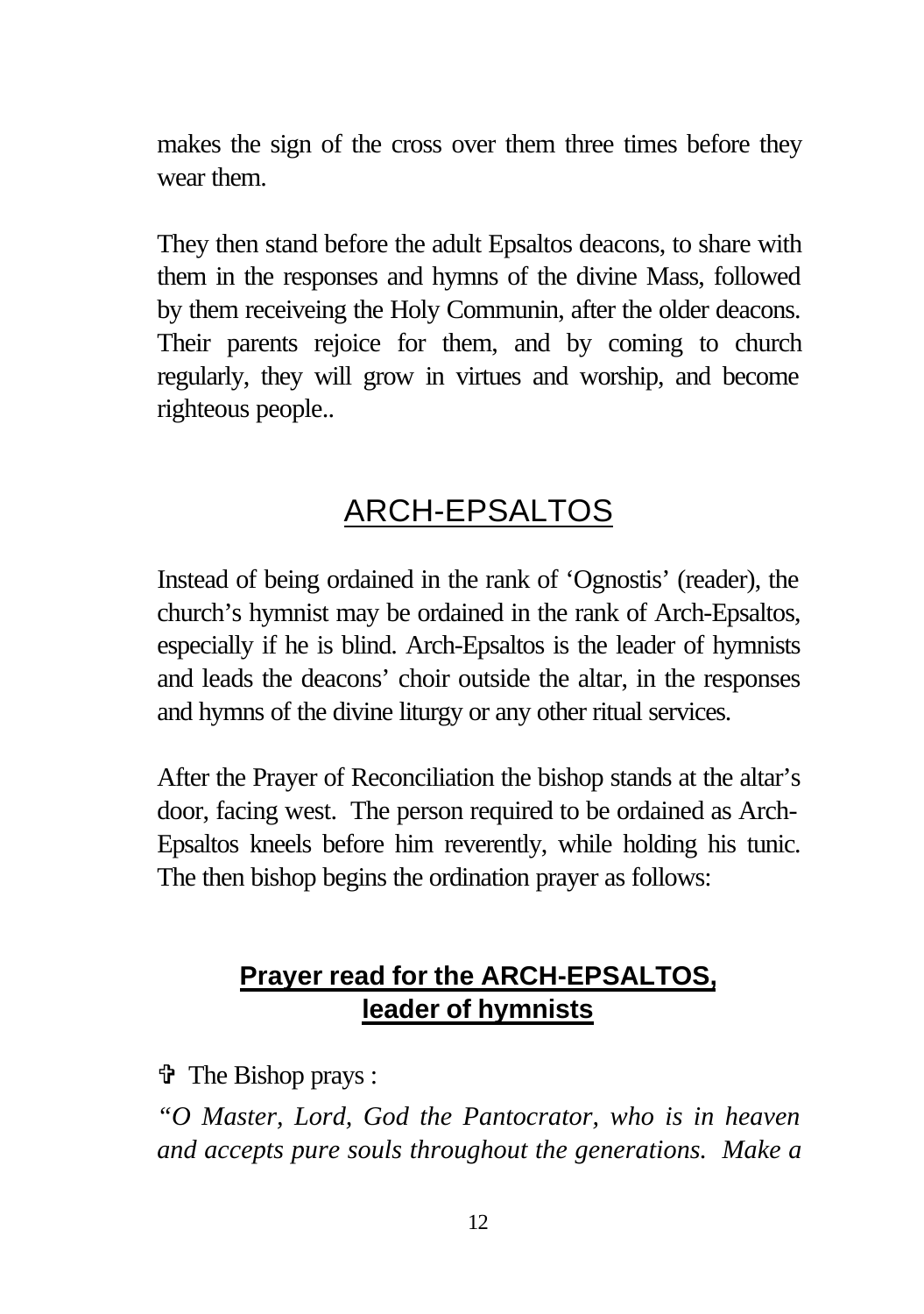makes the sign of the cross over them three times before they wear them.

They then stand before the adult Epsaltos deacons, to share with them in the responses and hymns of the divine Mass, followed by them receiveing the Holy Communin, after the older deacons. Their parents rejoice for them, and by coming to church regularly, they will grow in virtues and worship, and become righteous people..

## ARCH-EPSALTOS

Instead of being ordained in the rank of 'Ognostis' (reader), the church's hymnist may be ordained in the rank of Arch-Epsaltos, especially if he is blind. Arch-Epsaltos is the leader of hymnists and leads the deacons' choir outside the altar, in the responses and hymns of the divine liturgy or any other ritual services.

After the Prayer of Reconciliation the bishop stands at the altar's door, facing west. The person required to be ordained as Arch-Epsaltos kneels before him reverently, while holding his tunic. The then bishop begins the ordination prayer as follows:

### **Prayer read for the ARCH-EPSALTOS, leader of hymnists**

✞ The Bishop prays :

*"O Master, Lord, God the Pantocrator, who is in heaven and accepts pure souls throughout the generations. Make a*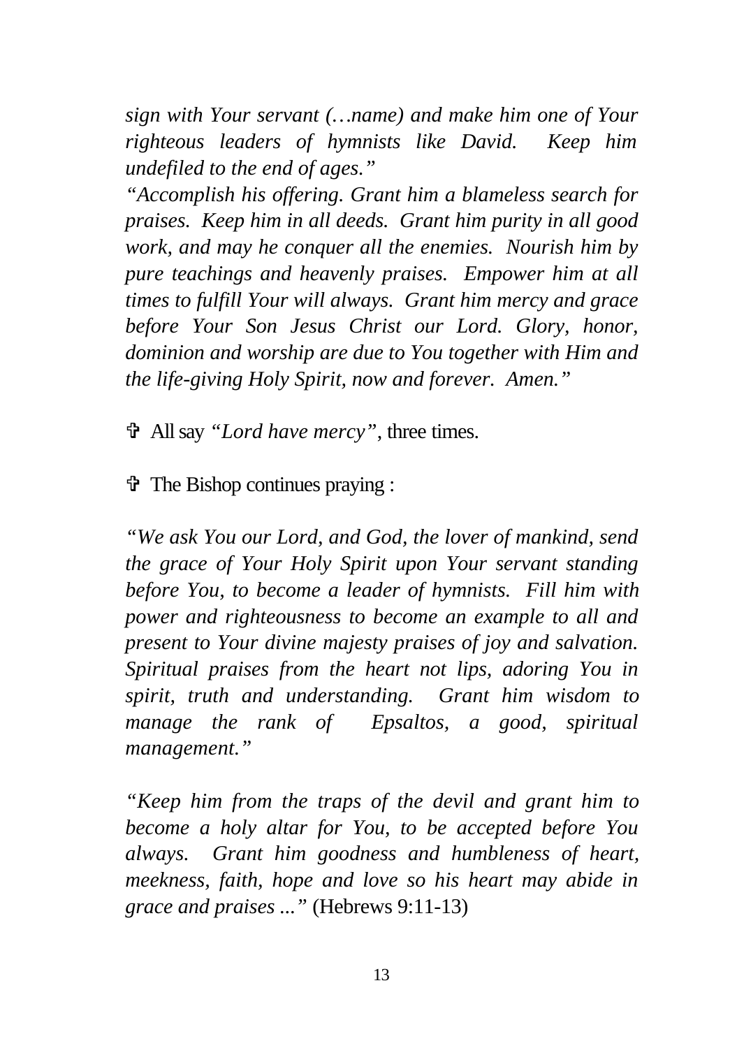*sign with Your servant (…name) and make him one of Your righteous leaders of hymnists like David. Keep him undefiled to the end of ages."*

*"Accomplish his offering. Grant him a blameless search for praises. Keep him in all deeds. Grant him purity in all good work, and may he conquer all the enemies. Nourish him by pure teachings and heavenly praises. Empower him at all times to fulfill Your will always. Grant him mercy and grace before Your Son Jesus Christ our Lord. Glory, honor, dominion and worship are due to You together with Him and the life-giving Holy Spirit, now and forever. Amen."*

✞ All say *"Lord have mercy"*, three times.

✞ The Bishop continues praying :

*"We ask You our Lord, and God, the lover of mankind, send the grace of Your Holy Spirit upon Your servant standing before You, to become a leader of hymnists. Fill him with power and righteousness to become an example to all and present to Your divine majesty praises of joy and salvation. Spiritual praises from the heart not lips, adoring You in spirit, truth and understanding. Grant him wisdom to manage the rank of Epsaltos, a good, spiritual management."*

*"Keep him from the traps of the devil and grant him to become a holy altar for You, to be accepted before You always. Grant him goodness and humbleness of heart, meekness, faith, hope and love so his heart may abide in grace and praises ..."* (Hebrews 9:11-13)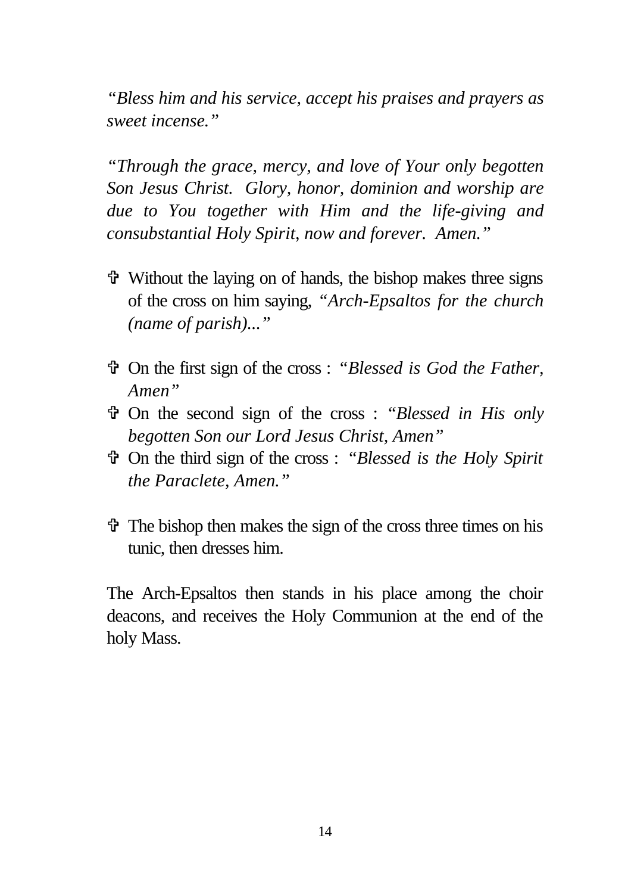*"Bless him and his service, accept his praises and prayers as sweet incense."*

*"Through the grace, mercy, and love of Your only begotten Son Jesus Christ. Glory, honor, dominion and worship are due to You together with Him and the life-giving and consubstantial Holy Spirit, now and forever. Amen."*

- ✞ Without the laying on of hands, the bishop makes three signs of the cross on him saying, *"Arch-Epsaltos for the church (name of parish)..."*

- ✞ On the first sign of the cross : *"Blessed is God the Father, Amen"*
- ✞ On the second sign of the cross : *"Blessed in His only begotten Son our Lord Jesus Christ, Amen"*
- ✞ On the third sign of the cross : *"Blessed is the Holy Spirit the Paraclete, Amen."*

- ✞ The bishop then makes the sign of the cross three times on his tunic, then dresses him.

The Arch-Epsaltos then stands in his place among the choir deacons, and receives the Holy Communion at the end of the holy Mass.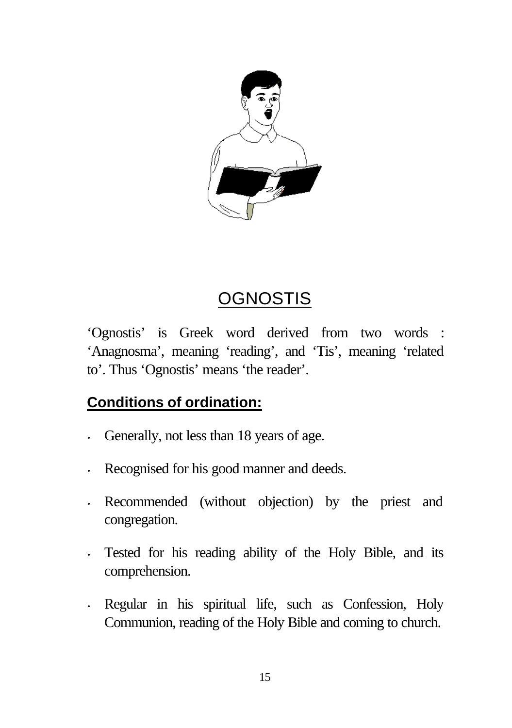# OGNOSTIS

'Ognostis' is Greek word derived from two words : 'Anagnosma', meaning 'reading', and 'Tis', meaning 'related to'. Thus 'Ognostis' means 'the reader'.

## Conditions of ordination:

- Generally, not less than 18 years of age.
- Recognised for his good manner and deeds.
- Recommended (without objection) by the priest and congregation.
- Tested for his reading ability of the Holy Bible, and its comprehension.
- Regular in his spiritual life, such as Confession, Holy Communion, reading of the Holy Bible and coming to church.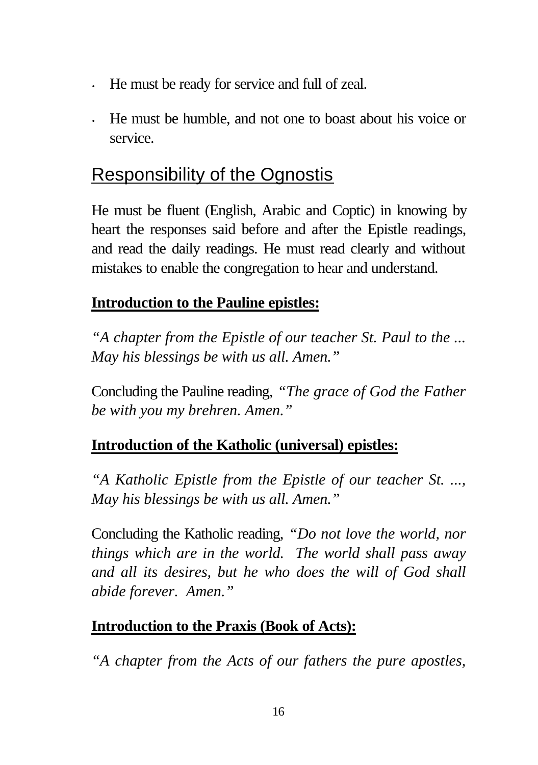- He must be ready for service and full of zeal.
- He must be humble, and not one to boast about his voice or service.

## Responsibility of the Ognostis

He must be fluent (English, Arabic and Coptic) in knowing by heart the responses said before and after the Epistle readings, and read the daily readings. He must read clearly and without mistakes to enable the congregation to hear and understand.

**Introduction to the Pauline epistles:**

*"A chapter from the Epistle of our teacher St. Paul to the ... May his blessings be with us all. Amen."*

Concluding the Pauline reading, *"The grace of God the Father be with you my brehren. Amen."*

**Introduction of the Katholic (universal) epistles:**

*"A Katholic Epistle from the Epistle of our teacher St. ..., May his blessings be with us all. Amen."*

Concluding the Katholic reading, *"Do not love the world, nor things which are in the world. The world shall pass away and all its desires, but he who does the will of God shall abide forever. Amen."*

**Introduction to the Praxis (Book of Acts):**

*"A chapter from the Acts of our fathers the pure apostles,*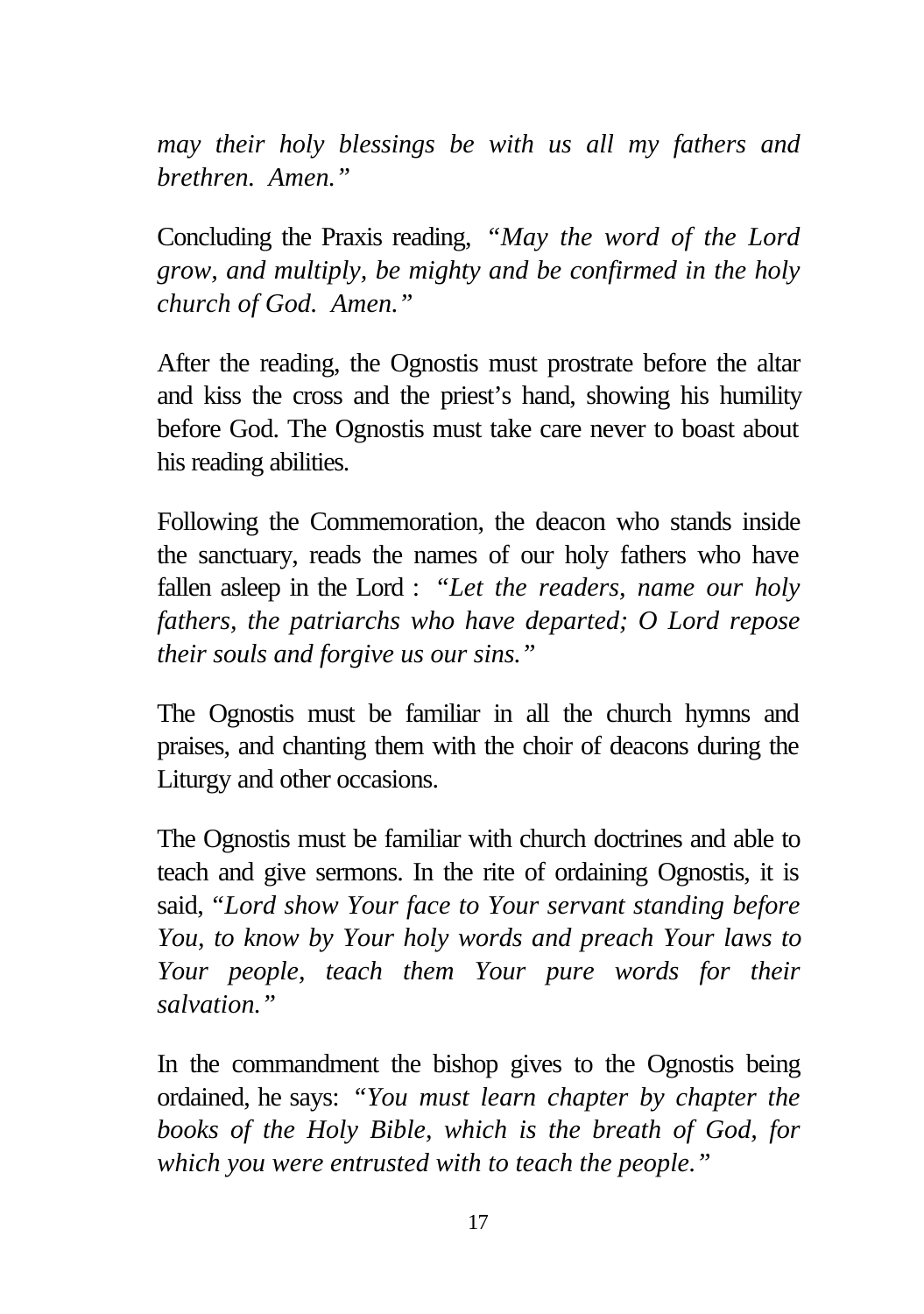*may their holy blessings be with us all my fathers and brethren. Amen."*

Concluding the Praxis reading, *"May the word of the Lord grow, and multiply, be mighty and be confirmed in the holy church of God. Amen."*

After the reading, the Ognostis must prostrate before the altar and kiss the cross and the priest's hand, showing his humility before God. The Ognostis must take care never to boast about his reading abilities.

Following the Commemoration, the deacon who stands inside the sanctuary, reads the names of our holy fathers who have fallen asleep in the Lord : *"Let the readers, name our holy fathers, the patriarchs who have departed; O Lord repose their souls and forgive us our sins."*

The Ognostis must be familiar in all the church hymns and praises, and chanting them with the choir of deacons during the Liturgy and other occasions.

The Ognostis must be familiar with church doctrines and able to teach and give sermons. In the rite of ordaining Ognostis, it is said, *"Lord show Your face to Your servant standing before You, to know by Your holy words and preach Your laws to Your people, teach them Your pure words for their salvation."*

In the commandment the bishop gives to the Ognostis being ordained, he says: *"You must learn chapter by chapter the books of the Holy Bible, which is the breath of God, for which you were entrusted with to teach the people."*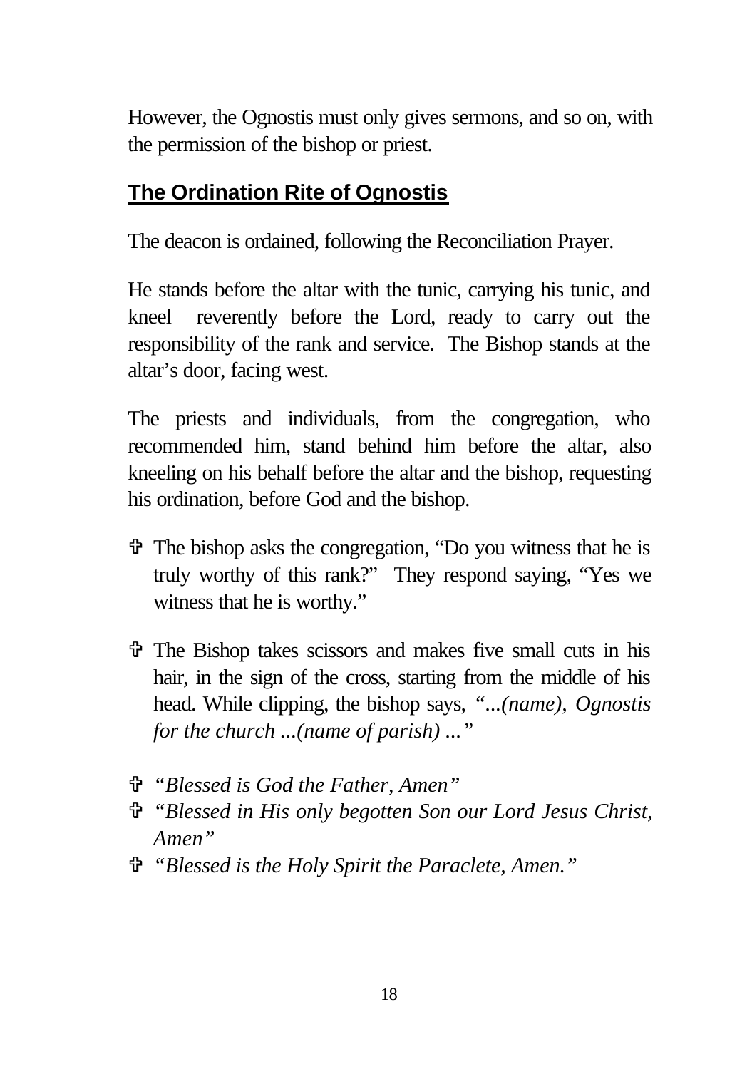However, the Ognostis must only gives sermons, and so on, with the permission of the bishop or priest.

## The Ordination Rite of Ognostis

The deacon is ordained, following the Reconciliation Prayer.

He stands before the altar with the tunic, carrying his tunic, and kneel reverently before the Lord, ready to carry out the responsibility of the rank and service. The Bishop stands at the altar's door, facing west.

The priests and individuals, from the congregation, who recommended him, stand behind him before the altar, also kneeling on his behalf before the altar and the bishop, requesting his ordination, before God and the bishop.

- ✞ The bishop asks the congregation, "Do you witness that he is truly worthy of this rank?" They respond saying, "Yes we witness that he is worthy."
- ✞ The Bishop takes scissors and makes five small cuts in his hair, in the sign of the cross, starting from the middle of his head. While clipping, the bishop says, *"...(name), Ognostis for the church ...(name of parish) ..."*
- ✞ *"Blessed is God the Father, Amen"*
- ✞ *"Blessed in His only begotten Son our Lord Jesus Christ, Amen"*
- ✞ *"Blessed is the Holy Spirit the Paraclete, Amen."*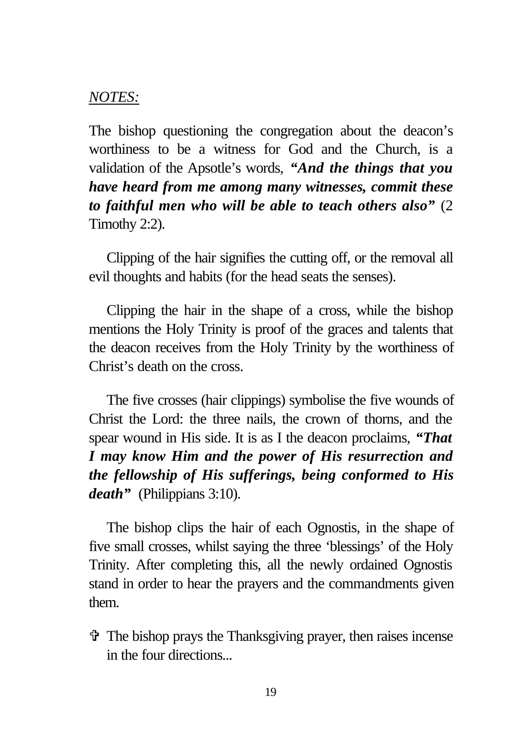*NOTES:*

The bishop questioning the congregation about the deacon's worthiness to be a witness for God and the Church, is a validation of the Apsotle's words, ***"And the things that you have heard from me among many witnesses, commit these to faithful men who will be able to teach others also"*** (2 Timothy 2:2).

Clipping of the hair signifies the cutting off, or the removal all evil thoughts and habits (for the head seats the senses).

Clipping the hair in the shape of a cross, while the bishop mentions the Holy Trinity is proof of the graces and talents that the deacon receives from the Holy Trinity by the worthiness of Christ's death on the cross.

The five crosses (hair clippings) symbolise the five wounds of Christ the Lord: the three nails, the crown of thorns, and the spear wound in His side. It is as I the deacon proclaims, ***"That I may know Him and the power of His resurrection and the fellowship of His sufferings, being conformed to His death"*** (Philippians 3:10).

The bishop clips the hair of each Ognostis, in the shape of five small crosses, whilst saying the three 'blessings' of the Holy Trinity. After completing this, all the newly ordained Ognostis stand in order to hear the prayers and the commandments given them.

✞ The bishop prays the Thanksgiving prayer, then raises incense in the four directions...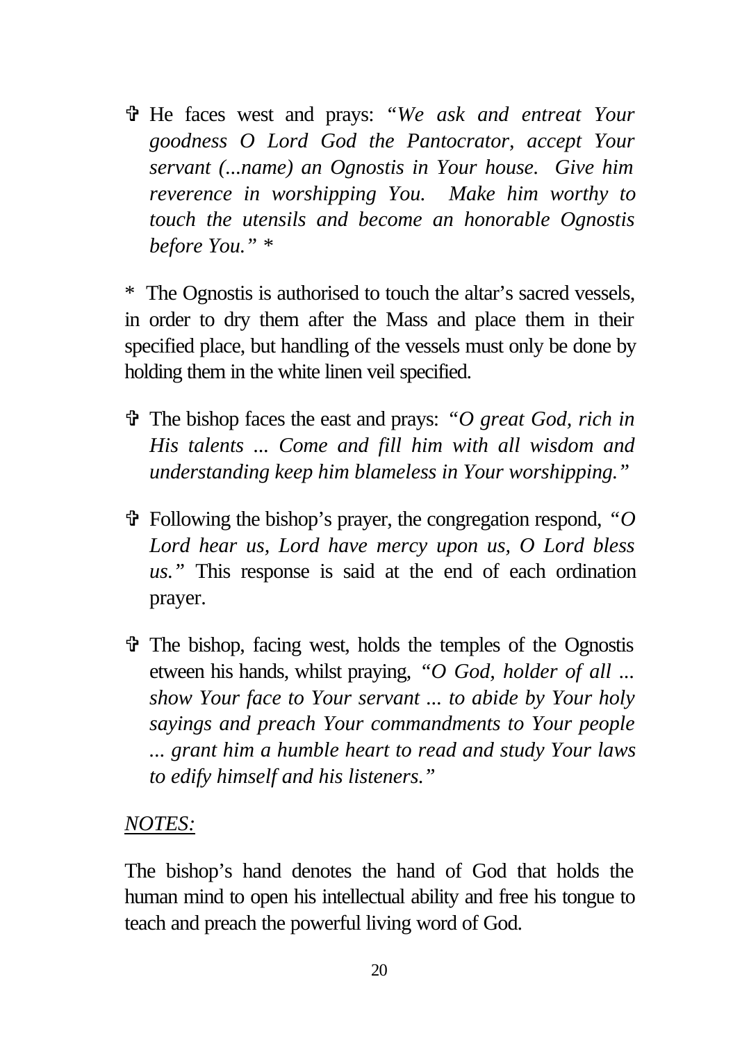- ✞ He faces west and prays: *"We ask and entreat Your goodness O Lord God the Pantocrator, accept Your servant (...name) an Ognostis in Your house. Give him reverence in worshipping You. Make him worthy to touch the utensils and become an honorable Ognostis before You." **

\* The Ognostis is authorised to touch the altar's sacred vessels, in order to dry them after the Mass and place them in their specified place, but handling of the vessels must only be done by holding them in the white linen veil specified.

- ✞ The bishop faces the east and prays: *"O great God, rich in His talents ... Come and fill him with all wisdom and understanding keep him blameless in Your worshipping."*

- ✞ Following the bishop's prayer, the congregation respond, *"O Lord hear us, Lord have mercy upon us, O Lord bless us."* This response is said at the end of each ordination prayer.

- ✞ The bishop, facing west, holds the temples of the Ognostis etween his hands, whilst praying, *"O God, holder of all ... show Your face to Your servant ... to abide by Your holy sayings and preach Your commandments to Your people ... grant him a humble heart to read and study Your laws to edify himself and his listeners."*

*NOTES:*

The bishop's hand denotes the hand of God that holds the human mind to open his intellectual ability and free his tongue to teach and preach the powerful living word of God.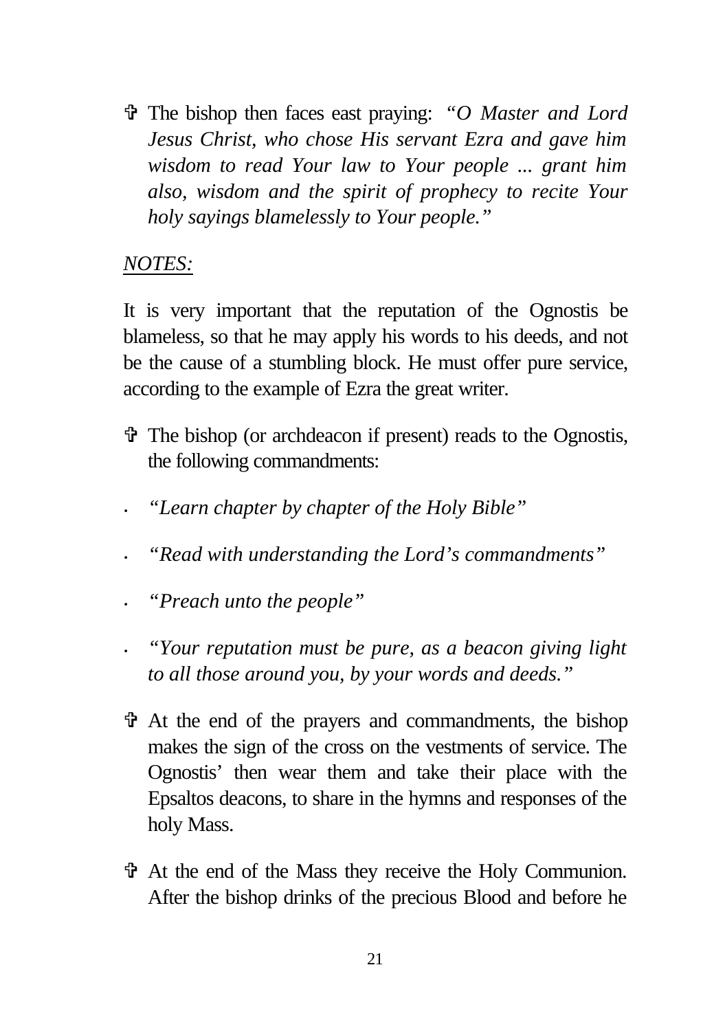✞ The bishop then faces east praying: *"O Master and Lord Jesus Christ, who chose His servant Ezra and gave him wisdom to read Your law to Your people ... grant him also, wisdom and the spirit of prophecy to recite Your holy sayings blamelessly to Your people."*

*NOTES:*

It is very important that the reputation of the Ognostis be blameless, so that he may apply his words to his deeds, and not be the cause of a stumbling block. He must offer pure service, according to the example of Ezra the great writer.

✞ The bishop (or archdeacon if present) reads to the Ognostis, the following commandments:

- *"Learn chapter by chapter of the Holy Bible"*
- *"Read with understanding the Lord's commandments"*
- *"Preach unto the people"*
- *"Your reputation must be pure, as a beacon giving light to all those around you, by your words and deeds."*

✞ At the end of the prayers and commandments, the bishop makes the sign of the cross on the vestments of service. The Ognostis' then wear them and take their place with the Epsaltos deacons, to share in the hymns and responses of the holy Mass.

✞ At the end of the Mass they receive the Holy Communion. After the bishop drinks of the precious Blood and before he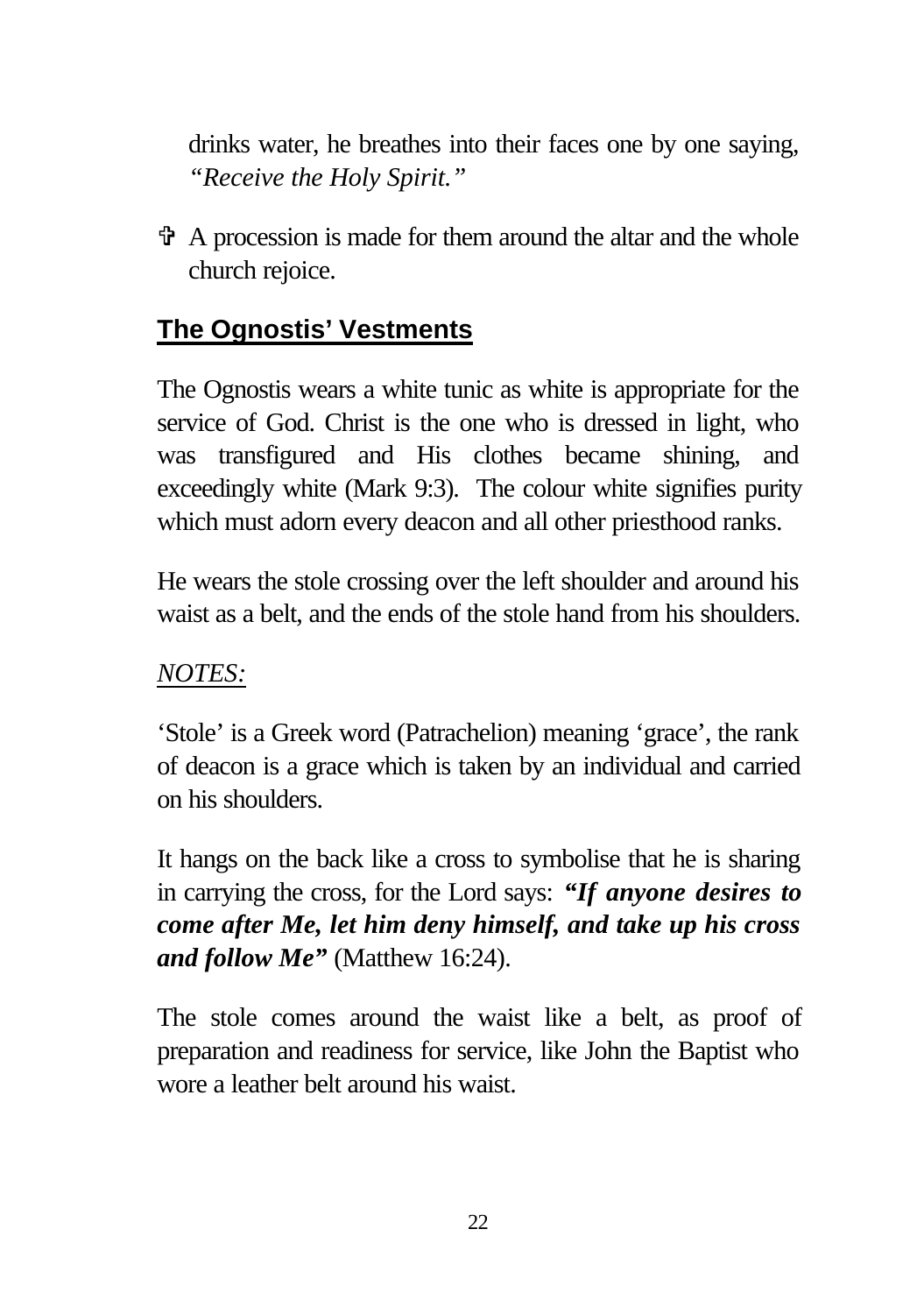drinks water, he breathes into their faces one by one saying, *"Receive the Holy Spirit."*

- ✞ A procession is made for them around the altar and the whole church rejoice.

## The Ognostis' Vestments

The Ognostis wears a white tunic as white is appropriate for the service of God. Christ is the one who is dressed in light, who was transfigured and His clothes became shining, and exceedingly white (Mark 9:3). The colour white signifies purity which must adorn every deacon and all other priesthood ranks.

He wears the stole crossing over the left shoulder and around his waist as a belt, and the ends of the stole hand from his shoulders.

*NOTES:*

'Stole' is a Greek word (Patrachelion) meaning 'grace', the rank of deacon is a grace which is taken by an individual and carried on his shoulders.

It hangs on the back like a cross to symbolise that he is sharing in carrying the cross, for the Lord says: ***"If anyone desires to come after Me, let him deny himself, and take up his cross and follow Me"*** (Matthew 16:24).

The stole comes around the waist like a belt, as proof of preparation and readiness for service, like John the Baptist who wore a leather belt around his waist.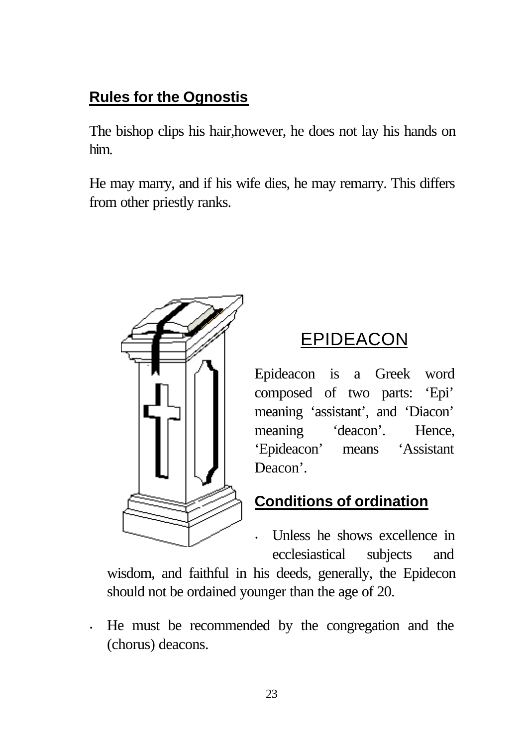## Rules for the Ognostis

The bishop clips his hair,however, he does not lay his hands on him.

He may marry, and if his wife dies, he may remarry. This differs from other priestly ranks.

# EPIDEACON

Epideacon is a Greek word composed of two parts: 'Epi' meaning 'assistant', and 'Diacon' meaning 'deacon'. Hence, 'Epideacon' means 'Assistant Deacon'.

## Conditions of ordination

- Unless he shows excellence in ecclesiastical subjects and wisdom, and faithful in his deeds, generally, the Epidecon should not be ordained younger than the age of 20.
- He must be recommended by the congregation and the (chorus) deacons.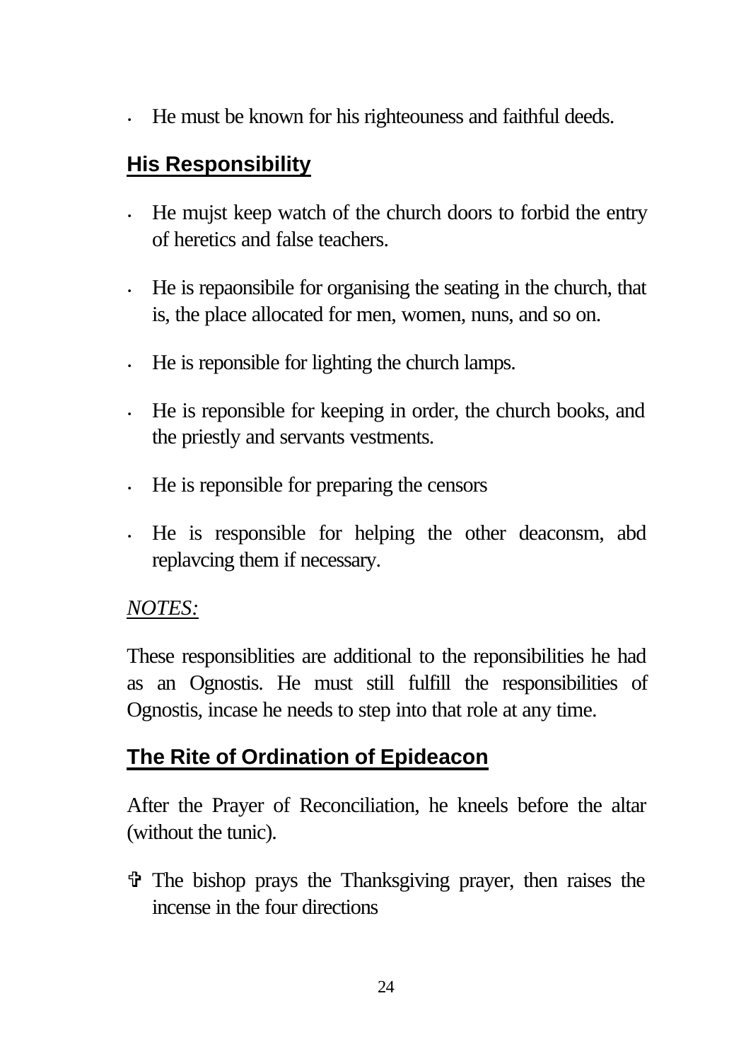- He must be known for his righteouness and faithful deeds.

## His Responsibility

- He mujst keep watch of the church doors to forbid the entry of heretics and false teachers.
- He is repaonsibile for organising the seating in the church, that is, the place allocated for men, women, nuns, and so on.
- He is reponsible for lighting the church lamps.
- He is reponsible for keeping in order, the church books, and the priestly and servants vestments.
- He is reponsible for preparing the censors
- He is responsible for helping the other deaconsm, abd replavcing them if necessary.

*NOTES:*

These responsiblities are additional to the reponsibilities he had as an Ognostis. He must still fulfill the responsibilities of Ognostis, incase he needs to step into that role at any time.

## The Rite of Ordination of Epideacon

After the Prayer of Reconciliation, he kneels before the altar (without the tunic).

✞ The bishop prays the Thanksgiving prayer, then raises the incense in the four directions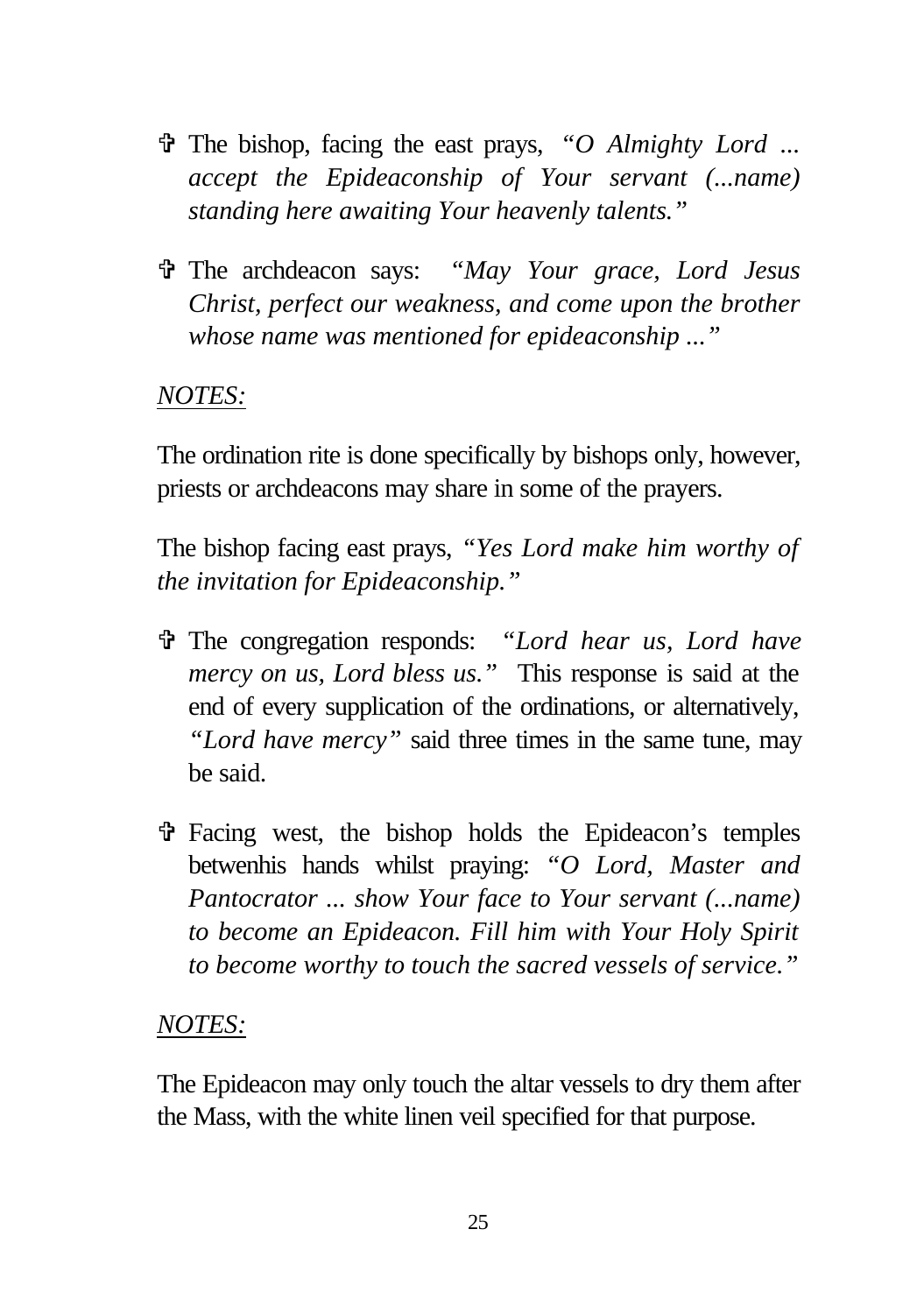- ✞ The bishop, facing the east prays, *"O Almighty Lord ... accept the Epideaconship of Your servant (...name) standing here awaiting Your heavenly talents."*

- ✞ The archdeacon says: *"May Your grace, Lord Jesus Christ, perfect our weakness, and come upon the brother whose name was mentioned for epideaconship ..."*

*NOTES:*

The ordination rite is done specifically by bishops only, however, priests or archdeacons may share in some of the prayers.

The bishop facing east prays, *"Yes Lord make him worthy of the invitation for Epideaconship."*

- ✞ The congregation responds: *"Lord hear us, Lord have mercy on us, Lord bless us."* This response is said at the end of every supplication of the ordinations, or alternatively, *"Lord have mercy"* said three times in the same tune, may be said.

- ✞ Facing west, the bishop holds the Epideacon's temples betwenhis hands whilst praying: *"O Lord, Master and Pantocrator ... show Your face to Your servant (...name) to become an Epideacon. Fill him with Your Holy Spirit to become worthy to touch the sacred vessels of service."*

*NOTES:*

The Epideacon may only touch the altar vessels to dry them after the Mass, with the white linen veil specified for that purpose.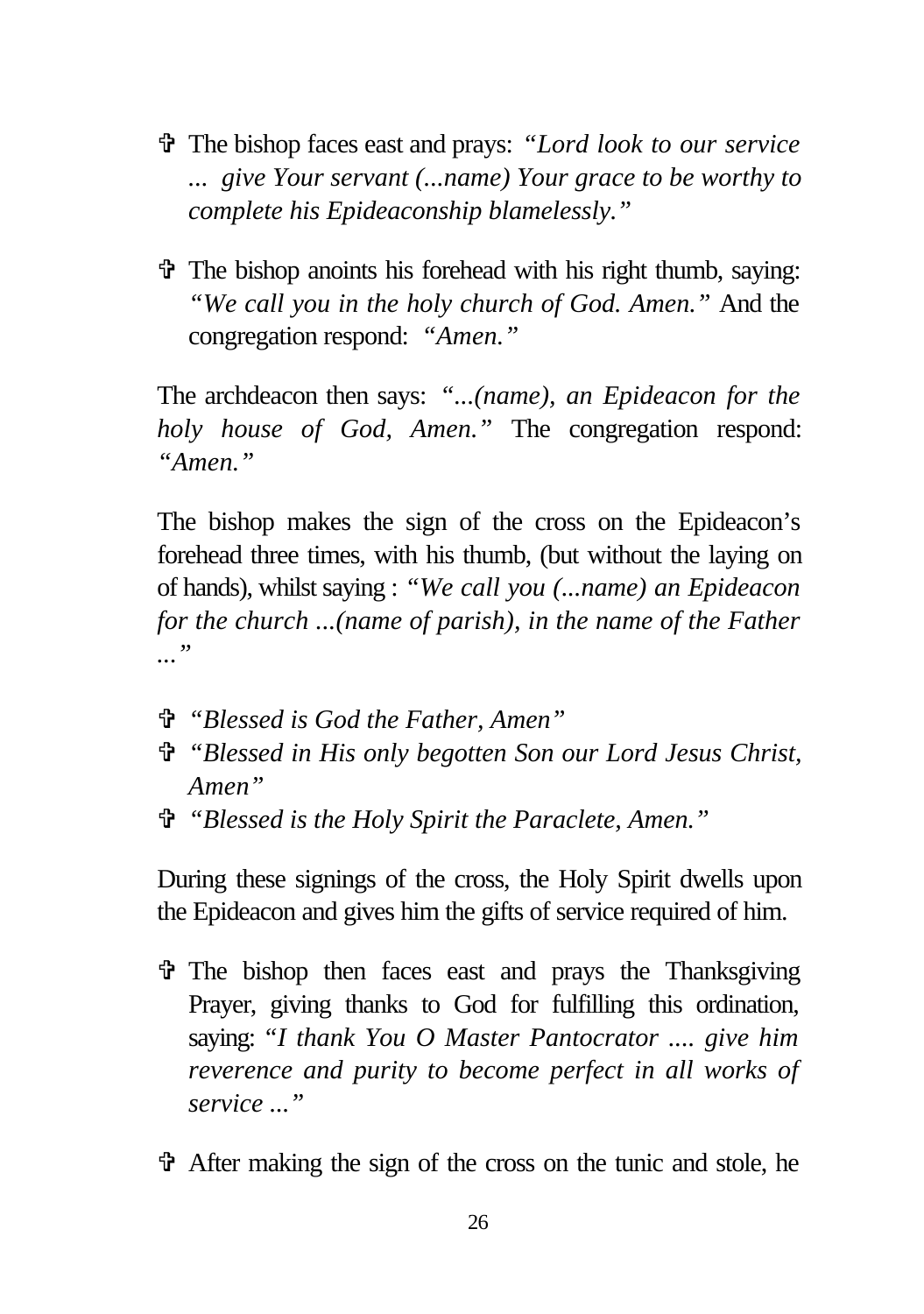- ✞ The bishop faces east and prays: *"Lord look to our service ... give Your servant (...name) Your grace to be worthy to complete his Epideaconship blamelessly."*

- ✞ The bishop anoints his forehead with his right thumb, saying: *"We call you in the holy church of God. Amen."* And the congregation respond: *"Amen."*

The archdeacon then says: *"...(name), an Epideacon for the holy house of God, Amen."* The congregation respond: *"Amen."*

The bishop makes the sign of the cross on the Epideacon's forehead three times, with his thumb, (but without the laying on of hands), whilst saying : *"We call you (...name) an Epideacon for the church ...(name of parish), in the name of the Father ..."*

- ✞ *"Blessed is God the Father, Amen"*
- ✞ *"Blessed in His only begotten Son our Lord Jesus Christ, Amen"*
- ✞ *"Blessed is the Holy Spirit the Paraclete, Amen."*

During these signings of the cross, the Holy Spirit dwells upon the Epideacon and gives him the gifts of service required of him.

- ✞ The bishop then faces east and prays the Thanksgiving Prayer, giving thanks to God for fulfilling this ordination, saying: "*I thank You O Master Pantocrator .... give him reverence and purity to become perfect in all works of service ..."*

- ✞ After making the sign of the cross on the tunic and stole, he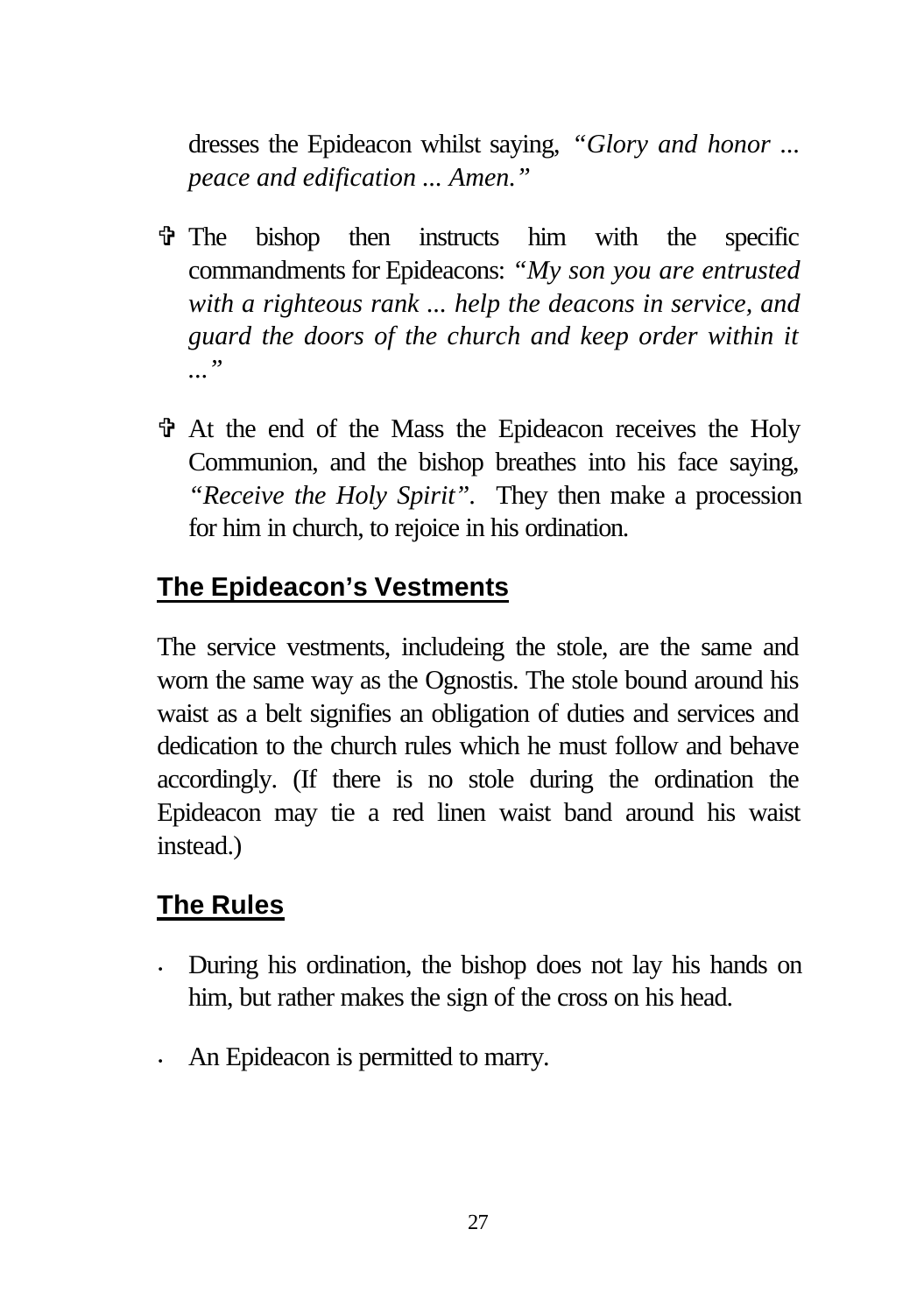dresses the Epideacon whilst saying, *"Glory and honor ... peace and edification ... Amen."*

- ✞ The bishop then instructs him with the specific commandments for Epideacons: *"My son you are entrusted with a righteous rank ... help the deacons in service, and guard the doors of the church and keep order within it ..."*

- ✞ At the end of the Mass the Epideacon receives the Holy Communion, and the bishop breathes into his face saying, *"Receive the Holy Spirit".* They then make a procession for him in church, to rejoice in his ordination.

## The Epideacon's Vestments

The service vestments, includeing the stole, are the same and worn the same way as the Ognostis. The stole bound around his waist as a belt signifies an obligation of duties and services and dedication to the church rules which he must follow and behave accordingly. (If there is no stole during the ordination the Epideacon may tie a red linen waist band around his waist instead.)

## The Rules

- During his ordination, the bishop does not lay his hands on him, but rather makes the sign of the cross on his head.
- An Epideacon is permitted to marry.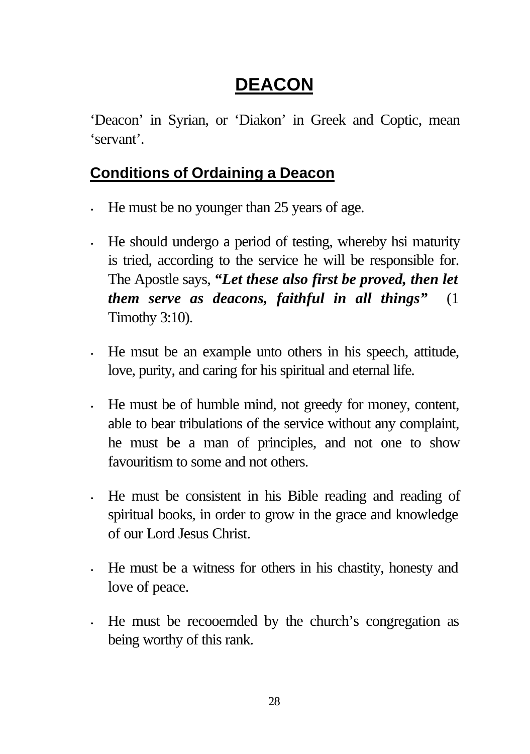# DEACON

'Deacon' in Syrian, or 'Diakon' in Greek and Coptic, mean 'servant'.

## Conditions of Ordaining a Deacon

- He must be no younger than 25 years of age.
- He should undergo a period of testing, whereby hsi maturity is tried, according to the service he will be responsible for. The Apostle says, ***"Let these also first be proved, then let them serve as deacons, faithful in all things"*** (1 Timothy 3:10).
- He msut be an example unto others in his speech, attitude, love, purity, and caring for his spiritual and eternal life.
- He must be of humble mind, not greedy for money, content, able to bear tribulations of the service without any complaint, he must be a man of principles, and not one to show favouritism to some and not others.
- He must be consistent in his Bible reading and reading of spiritual books, in order to grow in the grace and knowledge of our Lord Jesus Christ.
- He must be a witness for others in his chastity, honesty and love of peace.
- He must be recooemded by the church's congregation as being worthy of this rank.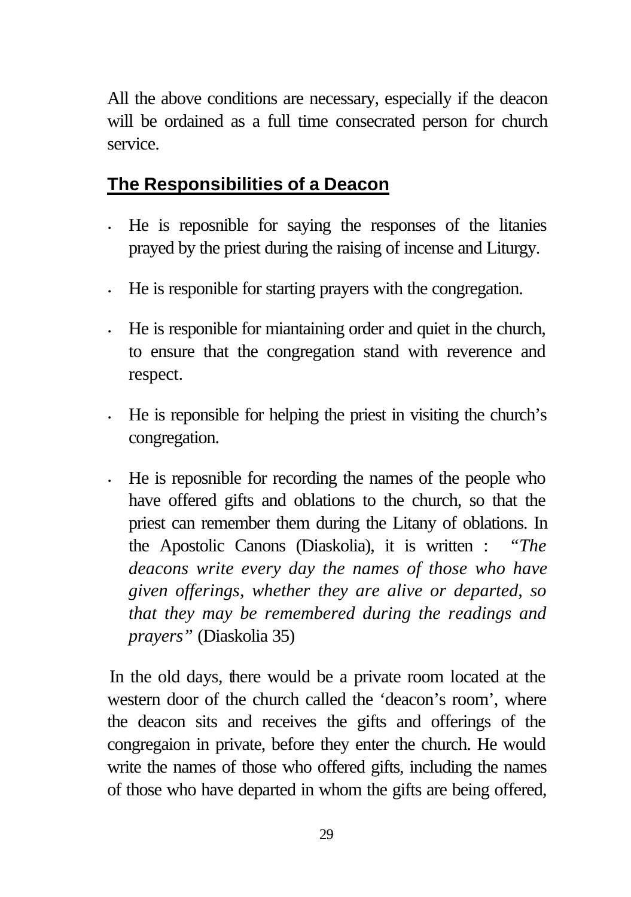All the above conditions are necessary, especially if the deacon will be ordained as a full time consecrated person for church service.

## The Responsibilities of a Deacon

- He is reposnible for saying the responses of the litanies prayed by the priest during the raising of incense and Liturgy.
- He is responible for starting prayers with the congregation.
- He is responible for miantaining order and quiet in the church, to ensure that the congregation stand with reverence and respect.
- He is reponsible for helping the priest in visiting the church's congregation.
- He is reposnible for recording the names of the people who have offered gifts and oblations to the church, so that the priest can remember them during the Litany of oblations. In the Apostolic Canons (Diaskolia), it is written : *"The deacons write every day the names of those who have given offerings, whether they are alive or departed, so that they may be remembered during the readings and prayers"* (Diaskolia 35)

In the old days, there would be a private room located at the western door of the church called the 'deacon's room', where the deacon sits and receives the gifts and offerings of the congregaion in private, before they enter the church. He would write the names of those who offered gifts, including the names of those who have departed in whom the gifts are being offered,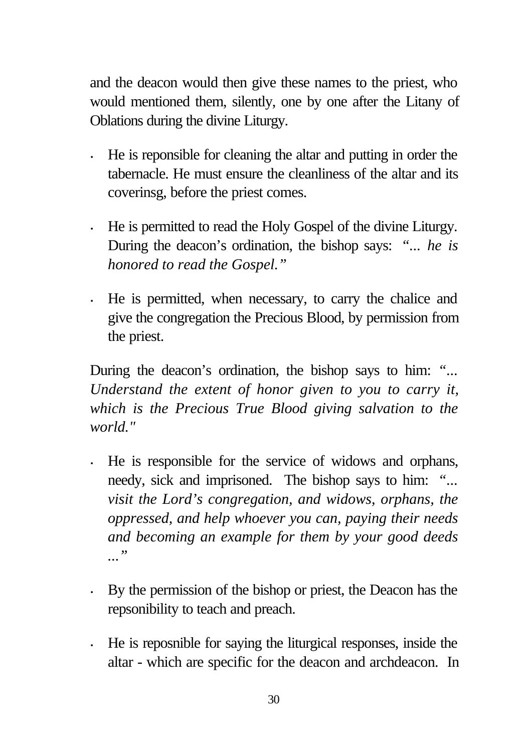and the deacon would then give these names to the priest, who would mentioned them, silently, one by one after the Litany of Oblations during the divine Liturgy.

- He is reponsible for cleaning the altar and putting in order the tabernacle. He must ensure the cleanliness of the altar and its coverinsg, before the priest comes.
- He is permitted to read the Holy Gospel of the divine Liturgy. During the deacon's ordination, the bishop says: *"... he is honored to read the Gospel."*
- He is permitted, when necessary, to carry the chalice and give the congregation the Precious Blood, by permission from the priest.

During the deacon's ordination, the bishop says to him: "... *Understand the extent of honor given to you to carry it, which is the Precious True Blood giving salvation to the world."*

- He is responsible for the service of widows and orphans, needy, sick and imprisoned. The bishop says to him: "... *visit the Lord's congregation, and widows, orphans, the oppressed, and help whoever you can, paying their needs and becoming an example for them by your good deeds ..."*
- By the permission of the bishop or priest, the Deacon has the repsonibility to teach and preach.
- He is reposnible for saying the liturgical responses, inside the altar - which are specific for the deacon and archdeacon. In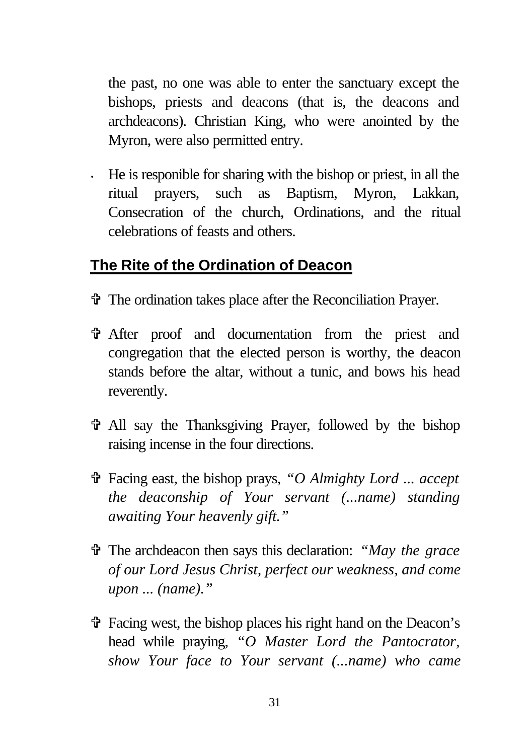the past, no one was able to enter the sanctuary except the bishops, priests and deacons (that is, the deacons and archdeacons). Christian King, who were anointed by the Myron, were also permitted entry.

- He is responible for sharing with the bishop or priest, in all the ritual prayers, such as Baptism, Myron, Lakkan, Consecration of the church, Ordinations, and the ritual celebrations of feasts and others.

## The Rite of the Ordination of Deacon

- ✞ The ordination takes place after the Reconciliation Prayer.
- ✞ After proof and documentation from the priest and congregation that the elected person is worthy, the deacon stands before the altar, without a tunic, and bows his head reverently.
- ✞ All say the Thanksgiving Prayer, followed by the bishop raising incense in the four directions.
- ✞ Facing east, the bishop prays, *"O Almighty Lord ... accept the deaconship of Your servant (...name) standing awaiting Your heavenly gift."*
- ✞ The archdeacon then says this declaration: *"May the grace of our Lord Jesus Christ, perfect our weakness, and come upon ... (name)."*
- ✞ Facing west, the bishop places his right hand on the Deacon's head while praying, *"O Master Lord the Pantocrator, show Your face to Your servant (...name) who came*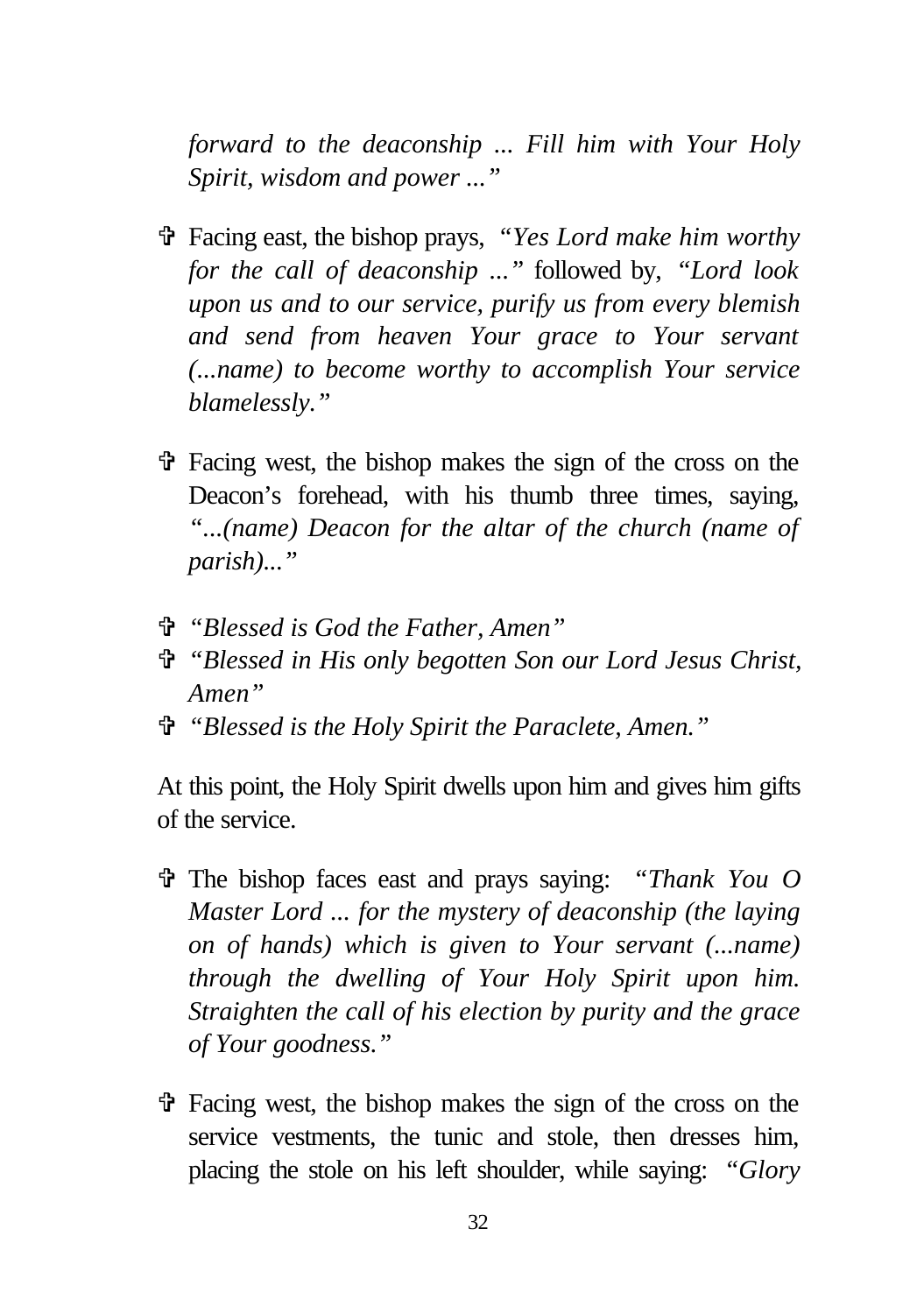*forward to the deaconship ... Fill him with Your Holy Spirit, wisdom and power ...”*

- ✞ Facing east, the bishop prays, *“Yes Lord make him worthy for the call of deaconship ...”* followed by, *“Lord look upon us and to our service, purify us from every blemish and send from heaven Your grace to Your servant (...name) to become worthy to accomplish Your service blamelessly.”*

- ✞ Facing west, the bishop makes the sign of the cross on the Deacon’s forehead, with his thumb three times, saying, *“...(name) Deacon for the altar of the church (name of parish)...”*

- ✞ *“Blessed is God the Father, Amen”*
- ✞ *“Blessed in His only begotten Son our Lord Jesus Christ, Amen”*
- ✞ *“Blessed is the Holy Spirit the Paraclete, Amen.”*

At this point, the Holy Spirit dwells upon him and gives him gifts of the service.

- ✞ The bishop faces east and prays saying: *“Thank You O Master Lord ... for the mystery of deaconship (the laying on of hands) which is given to Your servant (...name) through the dwelling of Your Holy Spirit upon him. Straighten the call of his election by purity and the grace of Your goodness.”*

- ✞ Facing west, the bishop makes the sign of the cross on the service vestments, the tunic and stole, then dresses him, placing the stole on his left shoulder, while saying: *“Glory*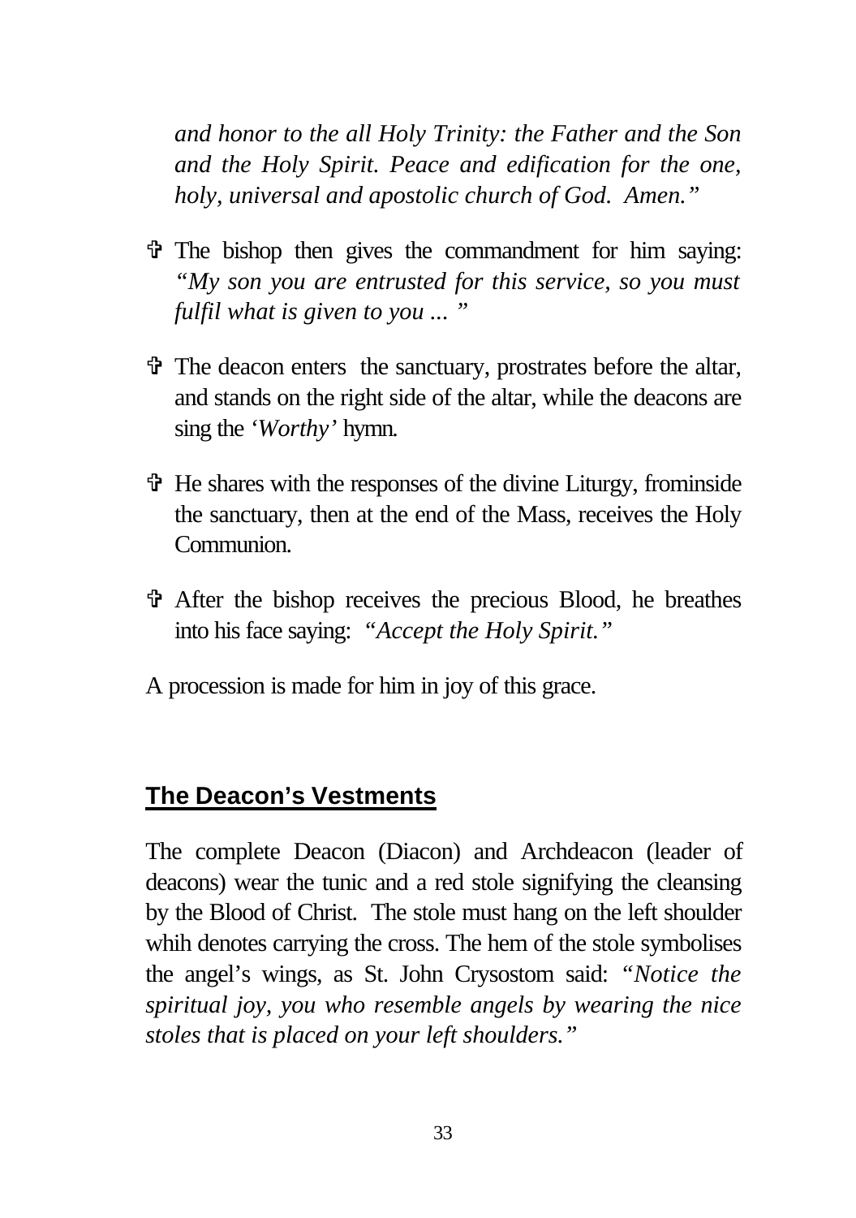*and honor to the all Holy Trinity: the Father and the Son and the Holy Spirit. Peace and edification for the one, holy, universal and apostolic church of God. Amen."*

- ✞ The bishop then gives the commandment for him saying: *"My son you are entrusted for this service, so you must fulfil what is given to you ... "*

- ✞ The deacon enters the sanctuary, prostrates before the altar, and stands on the right side of the altar, while the deacons are sing the *'Worthy'* hymn.

- ✞ He shares with the responses of the divine Liturgy, frominside the sanctuary, then at the end of the Mass, receives the Holy Communion.

- ✞ After the bishop receives the precious Blood, he breathes into his face saying: *"Accept the Holy Spirit."*

A procession is made for him in joy of this grace.

## **The Deacon's Vestments**

The complete Deacon (Diacon) and Archdeacon (leader of deacons) wear the tunic and a red stole signifying the cleansing by the Blood of Christ. The stole must hang on the left shoulder whih denotes carrying the cross. The hem of the stole symbolises the angel's wings, as St. John Crysostom said: *"Notice the spiritual joy, you who resemble angels by wearing the nice stoles that is placed on your left shoulders."*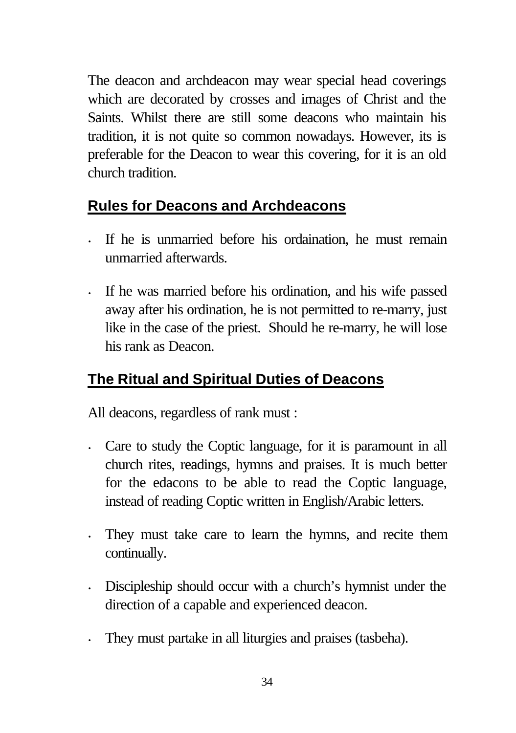The deacon and archdeacon may wear special head coverings which are decorated by crosses and images of Christ and the Saints. Whilst there are still some deacons who maintain his tradition, it is not quite so common nowadays. However, its is preferable for the Deacon to wear this covering, for it is an old church tradition.

## Rules for Deacons and Archdeacons

- If he is unmarried before his ordaination, he must remain unmarried afterwards.
- If he was married before his ordination, and his wife passed away after his ordination, he is not permitted to re-marry, just like in the case of the priest. Should he re-marry, he will lose his rank as Deacon.

## The Ritual and Spiritual Duties of Deacons

All deacons, regardless of rank must :

- Care to study the Coptic language, for it is paramount in all church rites, readings, hymns and praises. It is much better for the edacons to be able to read the Coptic language, instead of reading Coptic written in English/Arabic letters.
- They must take care to learn the hymns, and recite them continually.
- Discipleship should occur with a church's hymnist under the direction of a capable and experienced deacon.
- They must partake in all liturgies and praises (tasbeha).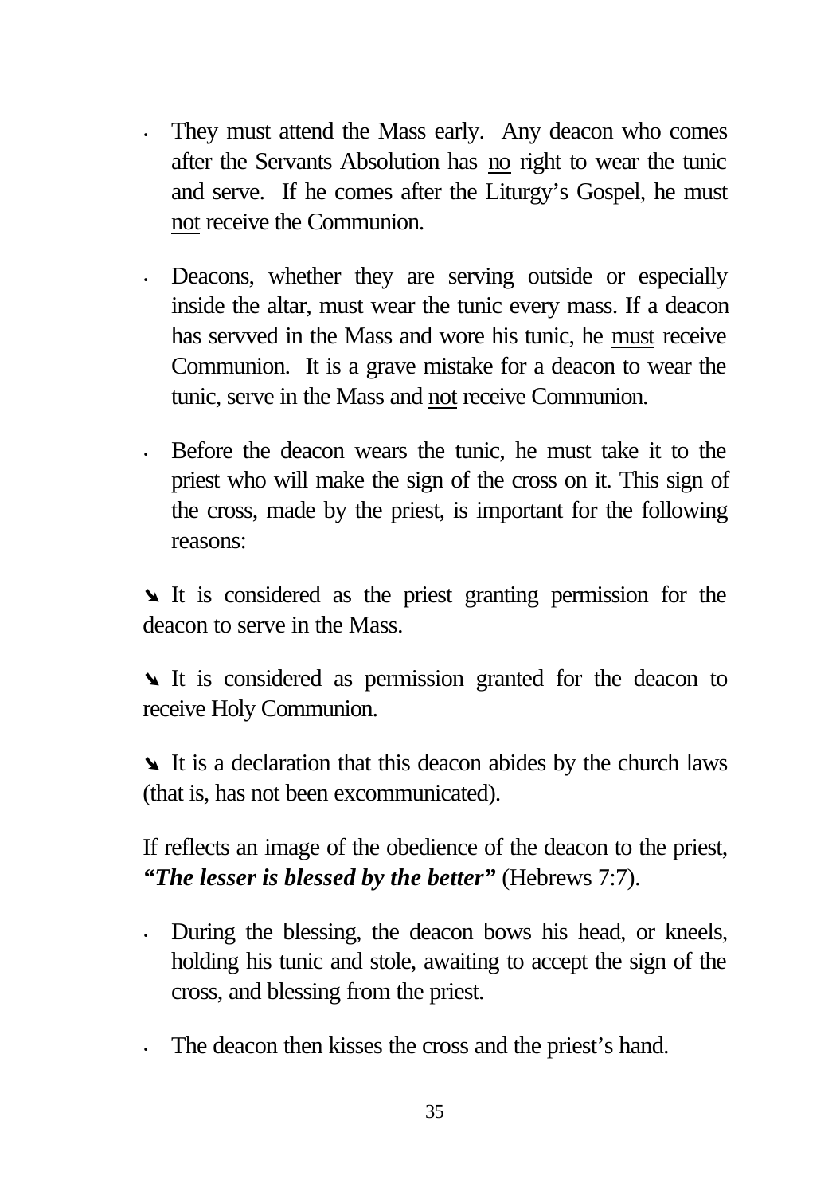- They must attend the Mass early. Any deacon who comes after the Servants Absolution has <u>no</u> right to wear the tunic and serve. If he comes after the Liturgy's Gospel, he must <u>not</u> receive the Communion.

- Deacons, whether they are serving outside or especially inside the altar, must wear the tunic every mass. If a deacon has servved in the Mass and wore his tunic, he <u>must</u> receive Communion. It is a grave mistake for a deacon to wear the tunic, serve in the Mass and <u>not</u> receive Communion.

- Before the deacon wears the tunic, he must take it to the priest who will make the sign of the cross on it. This sign of the cross, made by the priest, is important for the following reasons:

➘ It is considered as the priest granting permission for the deacon to serve in the Mass.

➘ It is considered as permission granted for the deacon to receive Holy Communion.

➘ It is a declaration that this deacon abides by the church laws (that is, has not been excommunicated).

If reflects an image of the obedience of the deacon to the priest, ***"The lesser is blessed by the better"*** (Hebrews 7:7).

- During the blessing, the deacon bows his head, or kneels, holding his tunic and stole, awaiting to accept the sign of the cross, and blessing from the priest.

- The deacon then kisses the cross and the priest's hand.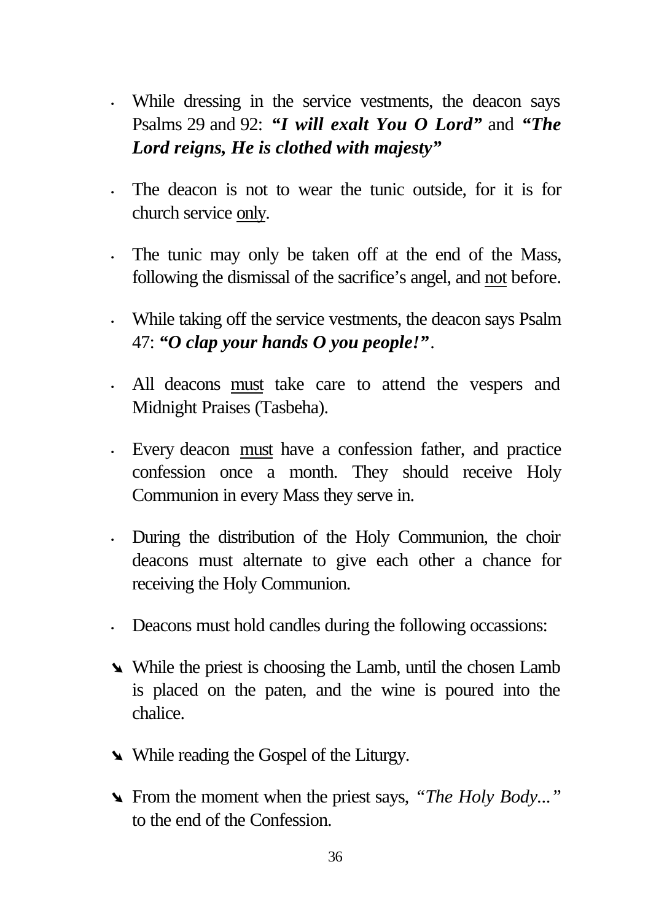- While dressing in the service vestments, the deacon says Psalms 29 and 92: ***"I will exalt You O Lord"*** and ***"The Lord reigns, He is clothed with majesty"***

- The deacon is not to wear the tunic outside, for it is for church service <u>only</u>.

- The tunic may only be taken off at the end of the Mass, following the dismissal of the sacrifice's angel, and <u>not</u> before.

- While taking off the service vestments, the deacon says Psalm 47: ***"O clap your hands O you people!"***.

- All deacons <u>must</u> take care to attend the vespers and Midnight Praises (Tasbeha).

- Every deacon <u>must</u> have a confession father, and practice confession once a month. They should receive Holy Communion in every Mass they serve in.

- During the distribution of the Holy Communion, the choir deacons must alternate to give each other a chance for receiving the Holy Communion.

- Deacons must hold candles during the following occassions:

  - While the priest is choosing the Lamb, until the chosen Lamb is placed on the paten, and the wine is poured into the chalice.

  - While reading the Gospel of the Liturgy.

  - From the moment when the priest says, *"The Holy Body..."* to the end of the Confession.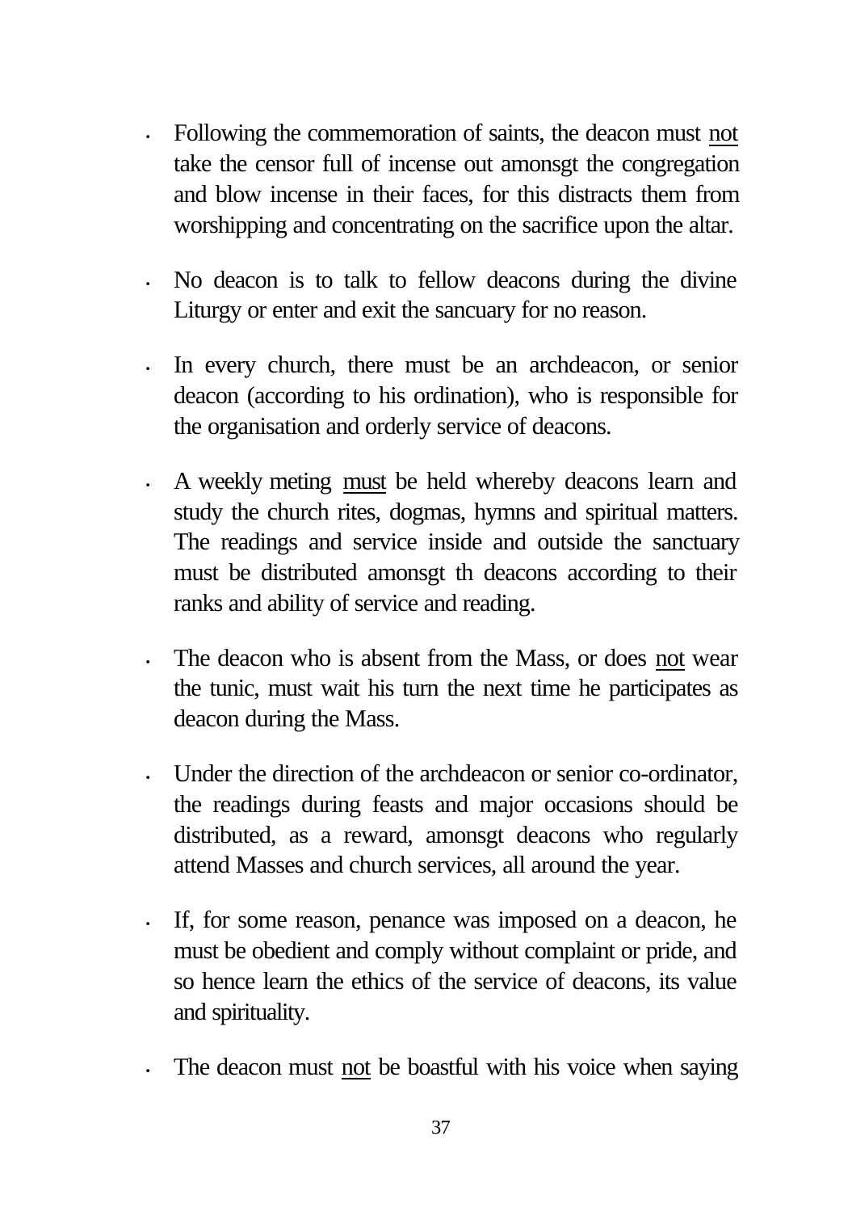- Following the commemoration of saints, the deacon must <u>not</u> take the censor full of incense out amonsgt the congregation and blow incense in their faces, for this distracts them from worshipping and concentrating on the sacrifice upon the altar.

- No deacon is to talk to fellow deacons during the divine Liturgy or enter and exit the sancuary for no reason.

- In every church, there must be an archdeacon, or senior deacon (according to his ordination), who is responsible for the organisation and orderly service of deacons.

- A weekly meting <u>must</u> be held whereby deacons learn and study the church rites, dogmas, hymns and spiritual matters. The readings and service inside and outside the sanctuary must be distributed amonsgt th deacons according to their ranks and ability of service and reading.

- The deacon who is absent from the Mass, or does <u>not</u> wear the tunic, must wait his turn the next time he participates as deacon during the Mass.

- Under the direction of the archdeacon or senior co-ordinator, the readings during feasts and major occasions should be distributed, as a reward, amonsgt deacons who regularly attend Masses and church services, all around the year.

- If, for some reason, penance was imposed on a deacon, he must be obedient and comply without complaint or pride, and so hence learn the ethics of the service of deacons, its value and spirituality.

- The deacon must <u>not</u> be boastful with his voice when saying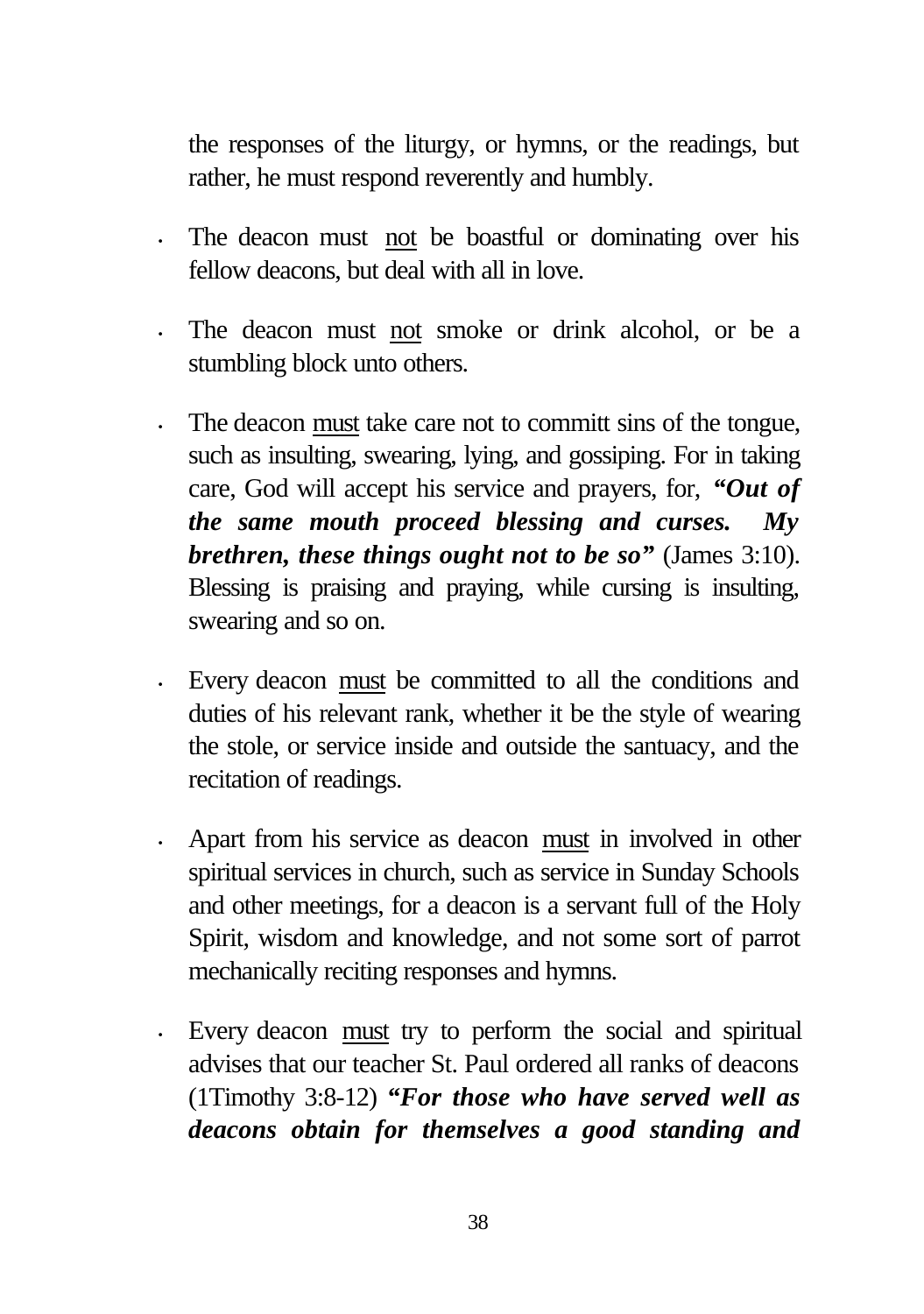the responses of the liturgy, or hymns, or the readings, but rather, he must respond reverently and humbly.

- The deacon must <u>not</u> be boastful or dominating over his fellow deacons, but deal with all in love.

- The deacon must <u>not</u> smoke or drink alcohol, or be a stumbling block unto others.

- The deacon <u>must</u> take care not to committ sins of the tongue, such as insulting, swearing, lying, and gossiping. For in taking care, God will accept his service and prayers, for, ***"Out of the same mouth proceed blessing and curses. My brethren, these things ought not to be so"*** (James 3:10). Blessing is praising and praying, while cursing is insulting, swearing and so on.

- Every deacon <u>must</u> be committed to all the conditions and duties of his relevant rank, whether it be the style of wearing the stole, or service inside and outside the santuacy, and the recitation of readings.

- Apart from his service as deacon <u>must</u> in involved in other spiritual services in church, such as service in Sunday Schools and other meetings, for a deacon is a servant full of the Holy Spirit, wisdom and knowledge, and not some sort of parrot mechanically reciting responses and hymns.

- Every deacon <u>must</u> try to perform the social and spiritual advises that our teacher St. Paul ordered all ranks of deacons (1Timothy 3:8-12) ***"For those who have served well as deacons obtain for themselves a good standing and***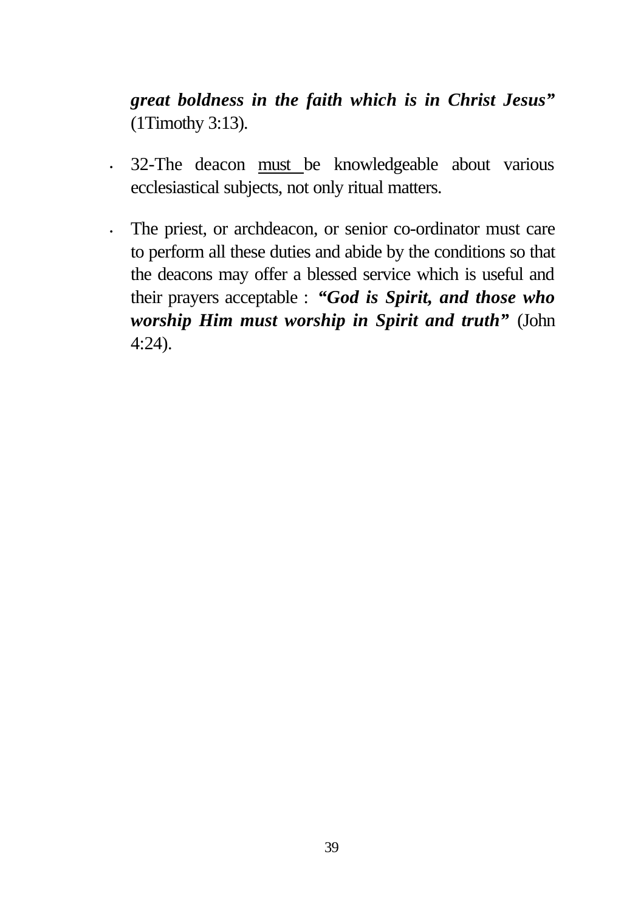***great boldness in the faith which is in Christ Jesus”*** (1Timothy 3:13).

- 32-The deacon <u>must</u> be knowledgeable about various ecclesiastical subjects, not only ritual matters.

- The priest, or archdeacon, or senior co-ordinator must care to perform all these duties and abide by the conditions so that the deacons may offer a blessed service which is useful and their prayers acceptable : ***“God is Spirit, and those who worship Him must worship in Spirit and truth”*** (John 4:24).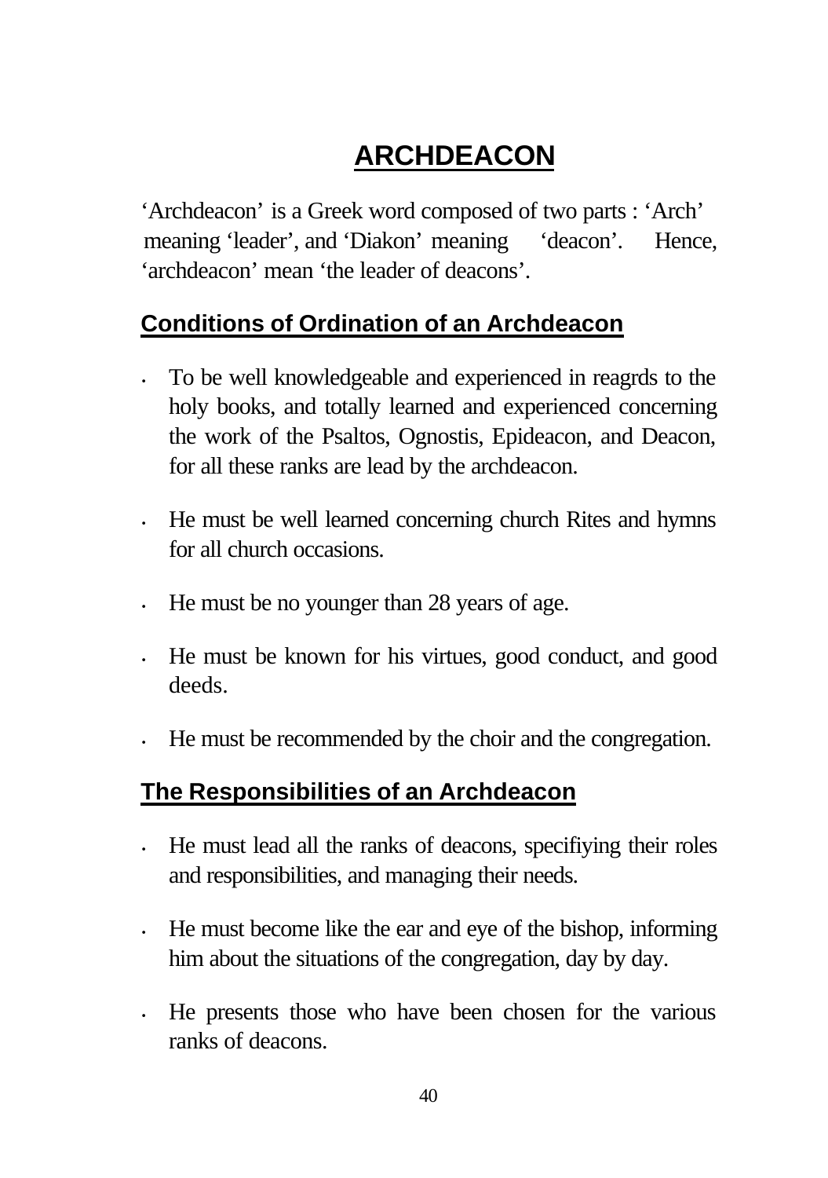# ARCHDEACON

'Archdeacon' is a Greek word composed of two parts : 'Arch' meaning 'leader', and 'Diakon' meaning 'deacon'. Hence, 'archdeacon' mean 'the leader of deacons'.

## Conditions of Ordination of an Archdeacon

- To be well knowledgeable and experienced in reagrds to the holy books, and totally learned and experienced concerning the work of the Psaltos, Ognostis, Epideacon, and Deacon, for all these ranks are lead by the archdeacon.
- He must be well learned concerning church Rites and hymns for all church occasions.
- He must be no younger than 28 years of age.
- He must be known for his virtues, good conduct, and good deeds.
- He must be recommended by the choir and the congregation.

## The Responsibilities of an Archdeacon

- He must lead all the ranks of deacons, specifiying their roles and responsibilities, and managing their needs.
- He must become like the ear and eye of the bishop, informing him about the situations of the congregation, day by day.
- He presents those who have been chosen for the various ranks of deacons.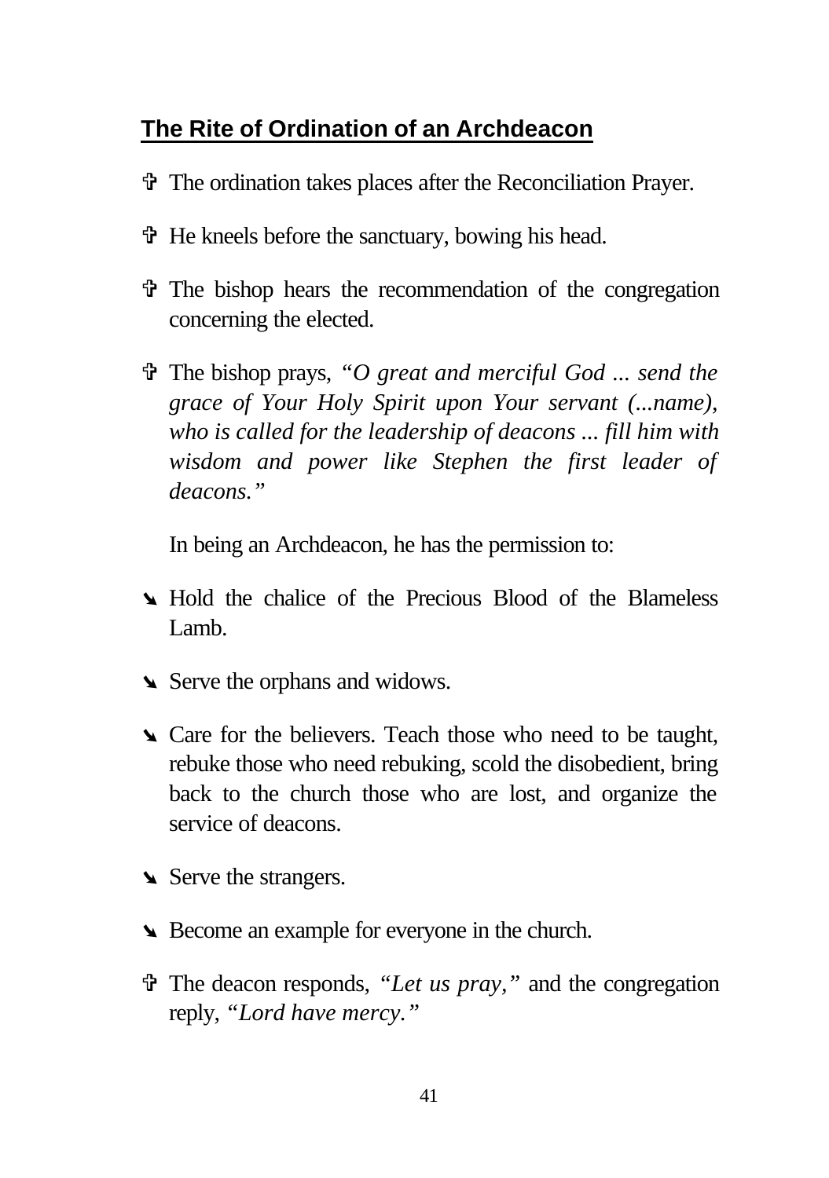## The Rite of Ordination of an Archdeacon

- ✞ The ordination takes places after the Reconciliation Prayer.
- ✞ He kneels before the sanctuary, bowing his head.
- ✞ The bishop hears the recommendation of the congregation concerning the elected.
- ✞ The bishop prays, *"O great and merciful God ... send the grace of Your Holy Spirit upon Your servant (...name), who is called for the leadership of deacons ... fill him with wisdom and power like Stephen the first leader of deacons."*

  In being an Archdeacon, he has the permission to:

- ➘ Hold the chalice of the Precious Blood of the Blameless Lamb.
- ➘ Serve the orphans and widows.
- ➘ Care for the believers. Teach those who need to be taught, rebuke those who need rebuking, scold the disobedient, bring back to the church those who are lost, and organize the service of deacons.
- ➘ Serve the strangers.
- ➘ Become an example for everyone in the church.
- ✞ The deacon responds, *"Let us pray,"* and the congregation reply, *"Lord have mercy."*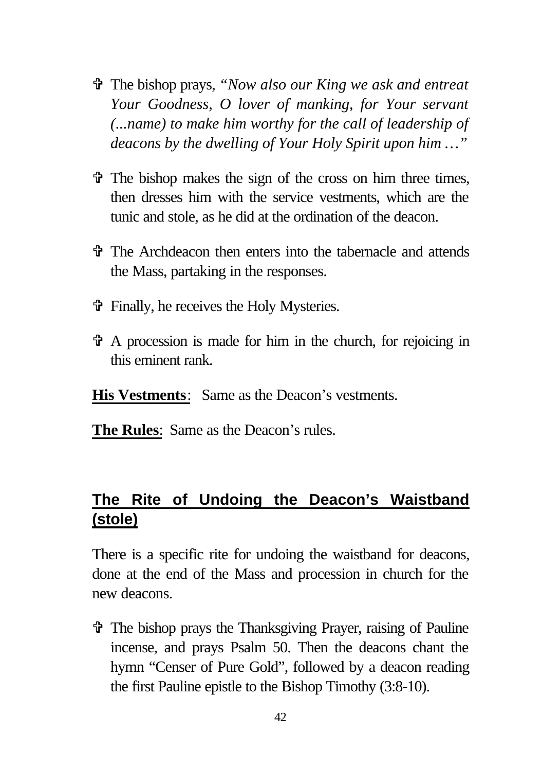- ✞ The bishop prays, *"Now also our King we ask and entreat Your Goodness, O lover of manking, for Your servant (...name) to make him worthy for the call of leadership of deacons by the dwelling of Your Holy Spirit upon him …"*

- ✞ The bishop makes the sign of the cross on him three times, then dresses him with the service vestments, which are the tunic and stole, as he did at the ordination of the deacon.

- ✞ The Archdeacon then enters into the tabernacle and attends the Mass, partaking in the responses.

- ✞ Finally, he receives the Holy Mysteries.

- ✞ A procession is made for him in the church, for rejoicing in this eminent rank.

**His Vestments**: Same as the Deacon's vestments.

**The Rules**: Same as the Deacon's rules.

## The Rite of Undoing the Deacon's Waistband (stole)

There is a specific rite for undoing the waistband for deacons, done at the end of the Mass and procession in church for the new deacons.

- ✞ The bishop prays the Thanksgiving Prayer, raising of Pauline incense, and prays Psalm 50. Then the deacons chant the hymn "Censer of Pure Gold", followed by a deacon reading the first Pauline epistle to the Bishop Timothy (3:8-10).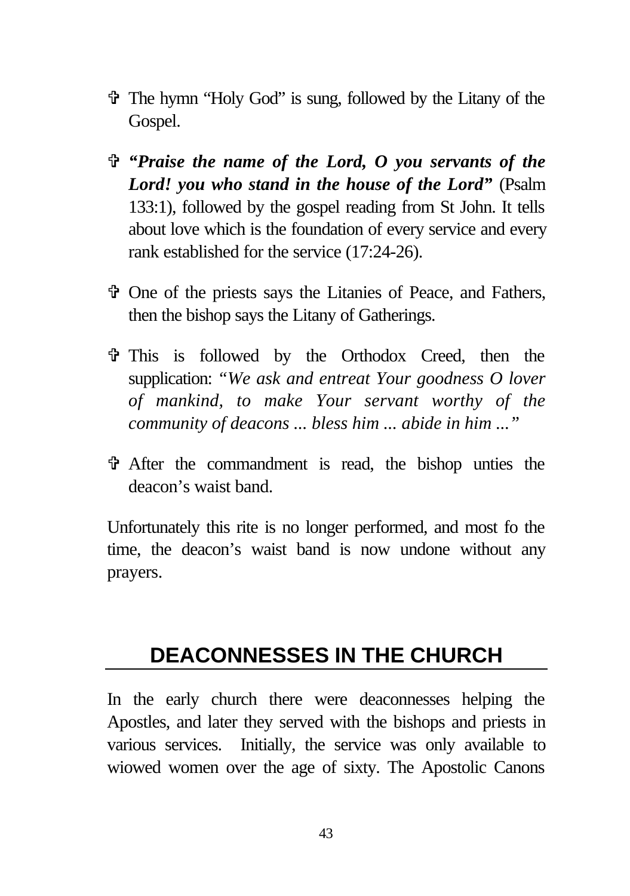- The hymn "Holy God" is sung, followed by the Litany of the Gospel.
- ***"Praise the name of the Lord, O you servants of the Lord! you who stand in the house of the Lord"*** (Psalm 133:1), followed by the gospel reading from St John. It tells about love which is the foundation of every service and every rank established for the service (17:24-26).
- One of the priests says the Litanies of Peace, and Fathers, then the bishop says the Litany of Gatherings.
- This is followed by the Orthodox Creed, then the supplication: *"We ask and entreat Your goodness O lover of mankind, to make Your servant worthy of the community of deacons ... bless him ... abide in him ..."*
- After the commandment is read, the bishop unties the deacon's waist band.

Unfortunately this rite is no longer performed, and most fo the time, the deacon's waist band is now undone without any prayers.

## DEACONNESSES IN THE CHURCH

In the early church there were deaconnesses helping the Apostles, and later they served with the bishops and priests in various services. Initially, the service was only available to wiowed women over the age of sixty. The Apostolic Canons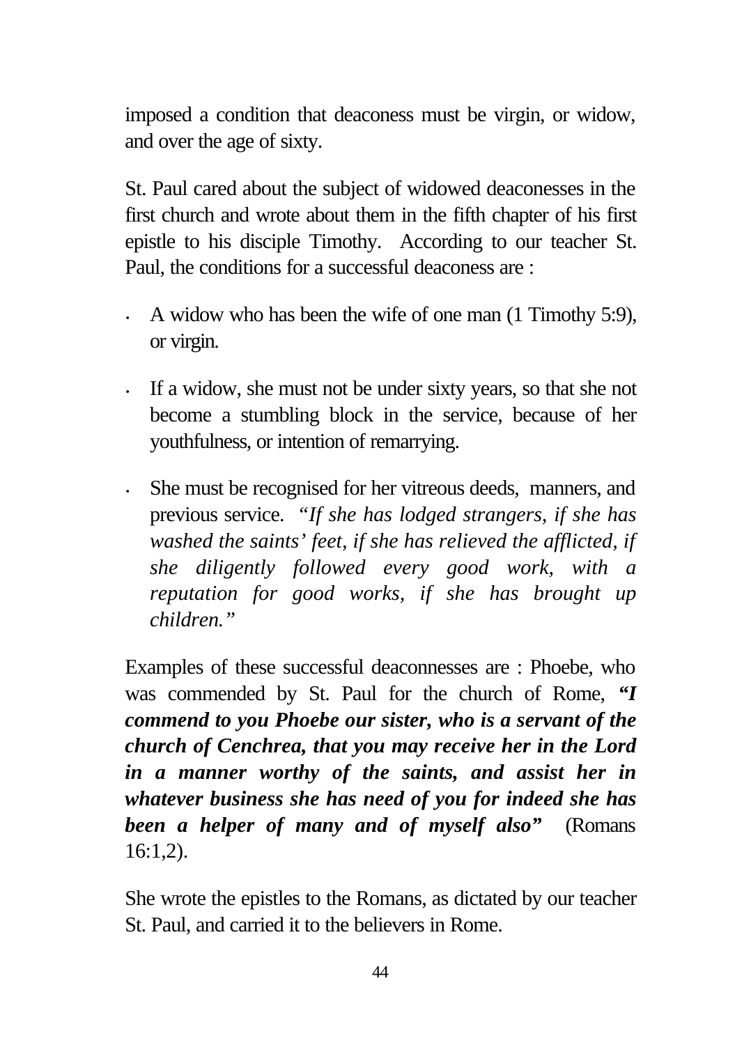imposed a condition that deaconess must be virgin, or widow, and over the age of sixty.

St. Paul cared about the subject of widowed deaconesses in the first church and wrote about them in the fifth chapter of his first epistle to his disciple Timothy. According to our teacher St. Paul, the conditions for a successful deaconess are :

- A widow who has been the wife of one man (1 Timothy 5:9), or virgin.
- If a widow, she must not be under sixty years, so that she not become a stumbling block in the service, because of her youthfulness, or intention of remarrying.
- She must be recognised for her vitreous deeds, manners, and previous service. *"If she has lodged strangers, if she has washed the saints' feet, if she has relieved the afflicted, if she diligently followed every good work, with a reputation for good works, if she has brought up children."*

Examples of these successful deaconnesses are : Phoebe, who was commended by St. Paul for the church of Rome, ***"I commend to you Phoebe our sister, who is a servant of the church of Cenchrea, that you may receive her in the Lord in a manner worthy of the saints, and assist her in whatever business she has need of you for indeed she has been a helper of many and of myself also"*** (Romans 16:1,2).

She wrote the epistles to the Romans, as dictated by our teacher St. Paul, and carried it to the believers in Rome.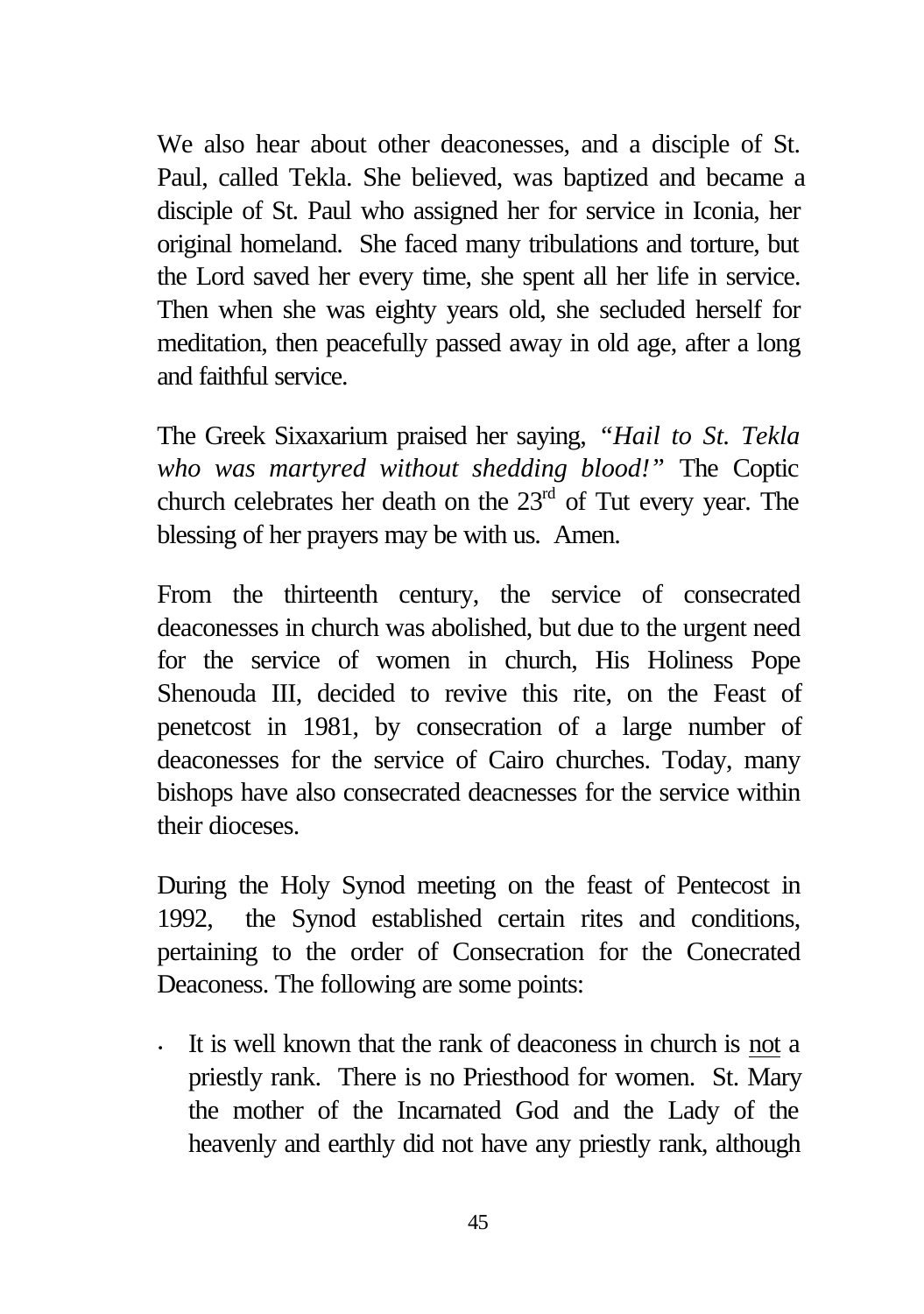We also hear about other deaconesses, and a disciple of St. Paul, called Tekla. She believed, was baptized and became a disciple of St. Paul who assigned her for service in Iconia, her original homeland. She faced many tribulations and torture, but the Lord saved her every time, she spent all her life in service. Then when she was eighty years old, she secluded herself for meditation, then peacefully passed away in old age, after a long and faithful service.

The Greek Sixaxarium praised her saying, *"Hail to St. Tekla who was martyred without shedding blood!"* The Coptic church celebrates her death on the 23rd of Tut every year. The blessing of her prayers may be with us. Amen.

From the thirteenth century, the service of consecrated deaconesses in church was abolished, but due to the urgent need for the service of women in church, His Holiness Pope Shenouda III, decided to revive this rite, on the Feast of penetcost in 1981, by consecration of a large number of deaconesses for the service of Cairo churches. Today, many bishops have also consecrated deacnesses for the service within their dioceses.

During the Holy Synod meeting on the feast of Pentecost in 1992, the Synod established certain rites and conditions, pertaining to the order of Consecration for the Conecrated Deaconess. The following are some points:

- It is well known that the rank of deaconess in church is <u>not</u> a priestly rank. There is no Priesthood for women. St. Mary the mother of the Incarnated God and the Lady of the heavenly and earthly did not have any priestly rank, although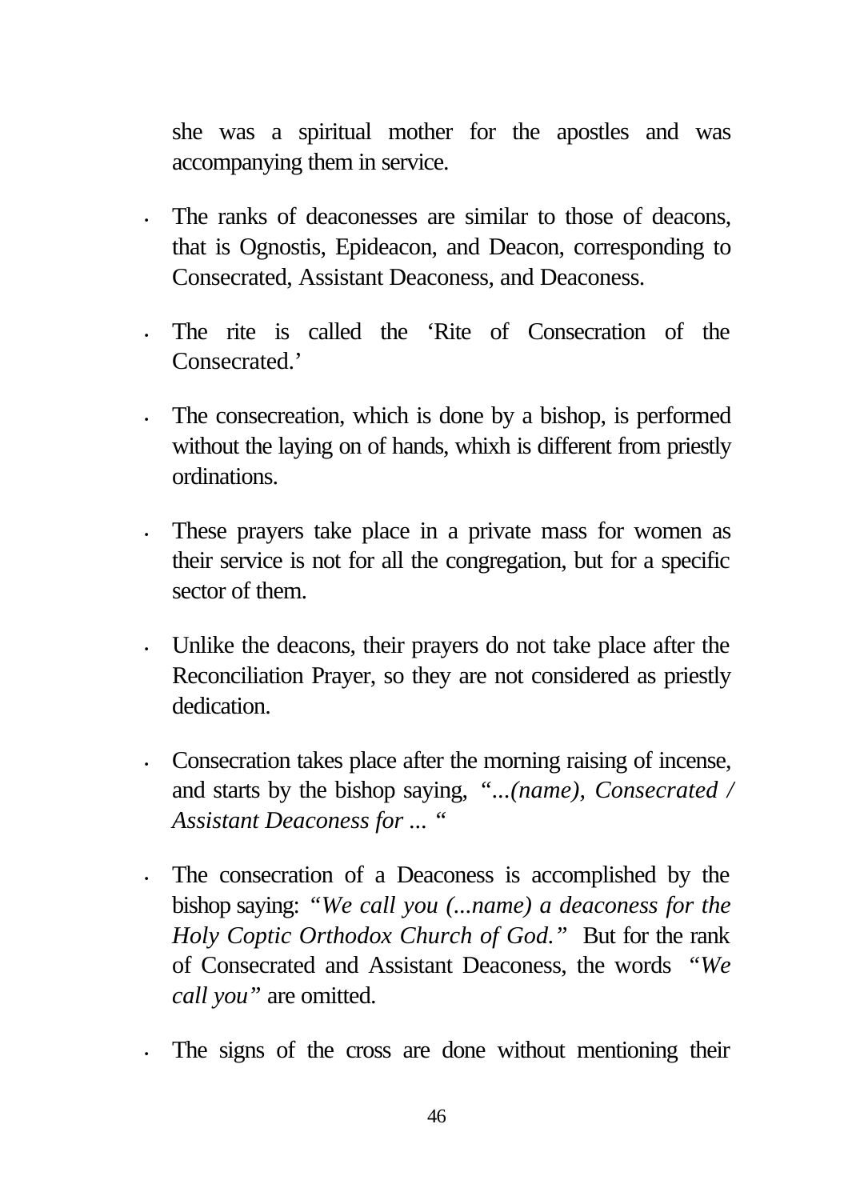she was a spiritual mother for the apostles and was accompanying them in service.

- The ranks of deaconesses are similar to those of deacons, that is Ognostis, Epideacon, and Deacon, corresponding to Consecrated, Assistant Deaconess, and Deaconess.
- The rite is called the 'Rite of Consecration of the Consecrated.'
- The consecreation, which is done by a bishop, is performed without the laying on of hands, whixh is different from priestly ordinations.
- These prayers take place in a private mass for women as their service is not for all the congregation, but for a specific sector of them.
- Unlike the deacons, their prayers do not take place after the Reconciliation Prayer, so they are not considered as priestly dedication.
- Consecration takes place after the morning raising of incense, and starts by the bishop saying, *"...(name), Consecrated / Assistant Deaconess for ... "*
- The consecration of a Deaconess is accomplished by the bishop saying: *"We call you (...name) a deaconess for the Holy Coptic Orthodox Church of God."* But for the rank of Consecrated and Assistant Deaconess, the words *"We call you"* are omitted.
- The signs of the cross are done without mentioning their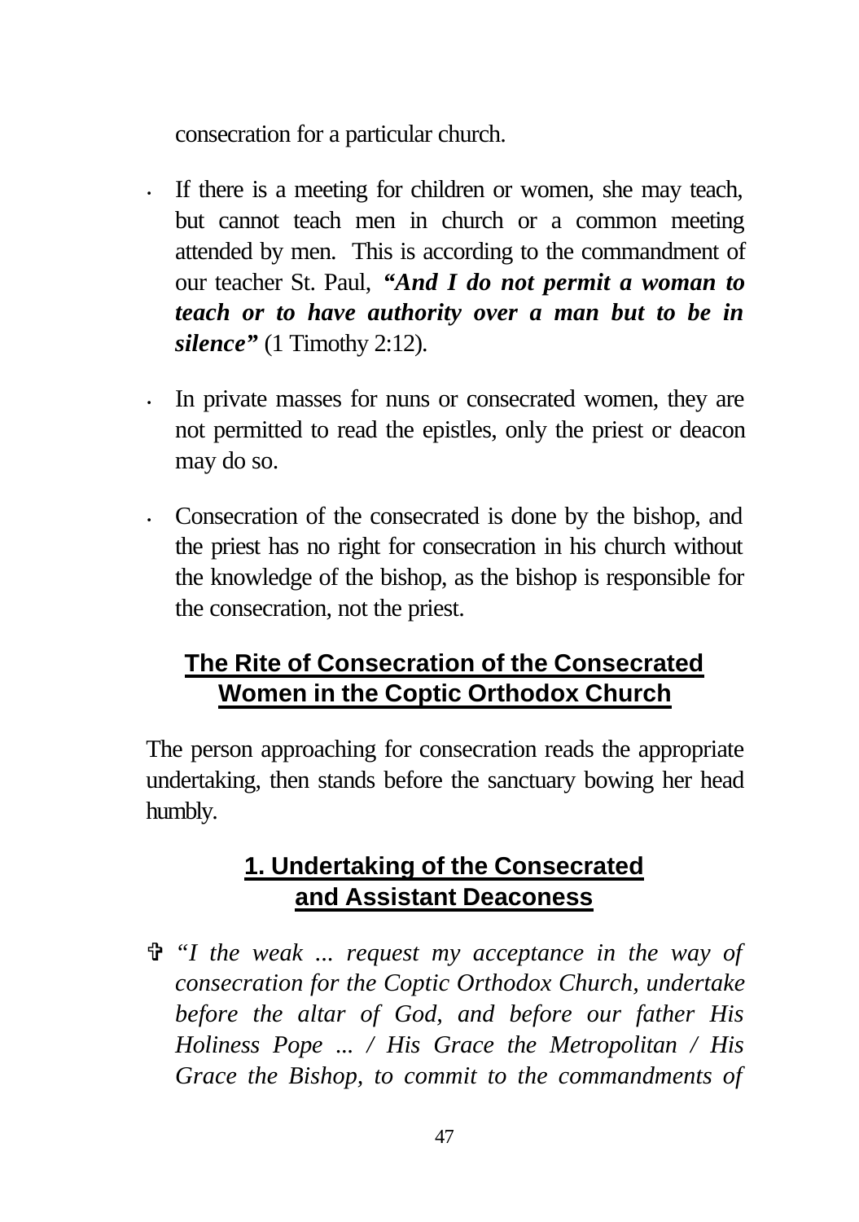consecration for a particular church.

- If there is a meeting for children or women, she may teach, but cannot teach men in church or a common meeting attended by men. This is according to the commandment of our teacher St. Paul, ***"And I do not permit a woman to teach or to have authority over a man but to be in silence"*** (1 Timothy 2:12).

- In private masses for nuns or consecrated women, they are not permitted to read the epistles, only the priest or deacon may do so.

- Consecration of the consecrated is done by the bishop, and the priest has no right for consecration in his church without the knowledge of the bishop, as the bishop is responsible for the consecration, not the priest.

## The Rite of Consecration of the Consecrated Women in the Coptic Orthodox Church

The person approaching for consecration reads the appropriate undertaking, then stands before the sanctuary bowing her head humbly.

### 1. Undertaking of the Consecrated and Assistant Deaconess

✞ *"I the weak ... request my acceptance in the way of consecration for the Coptic Orthodox Church, undertake before the altar of God, and before our father His Holiness Pope ... / His Grace the Metropolitan / His Grace the Bishop, to commit to the commandments of*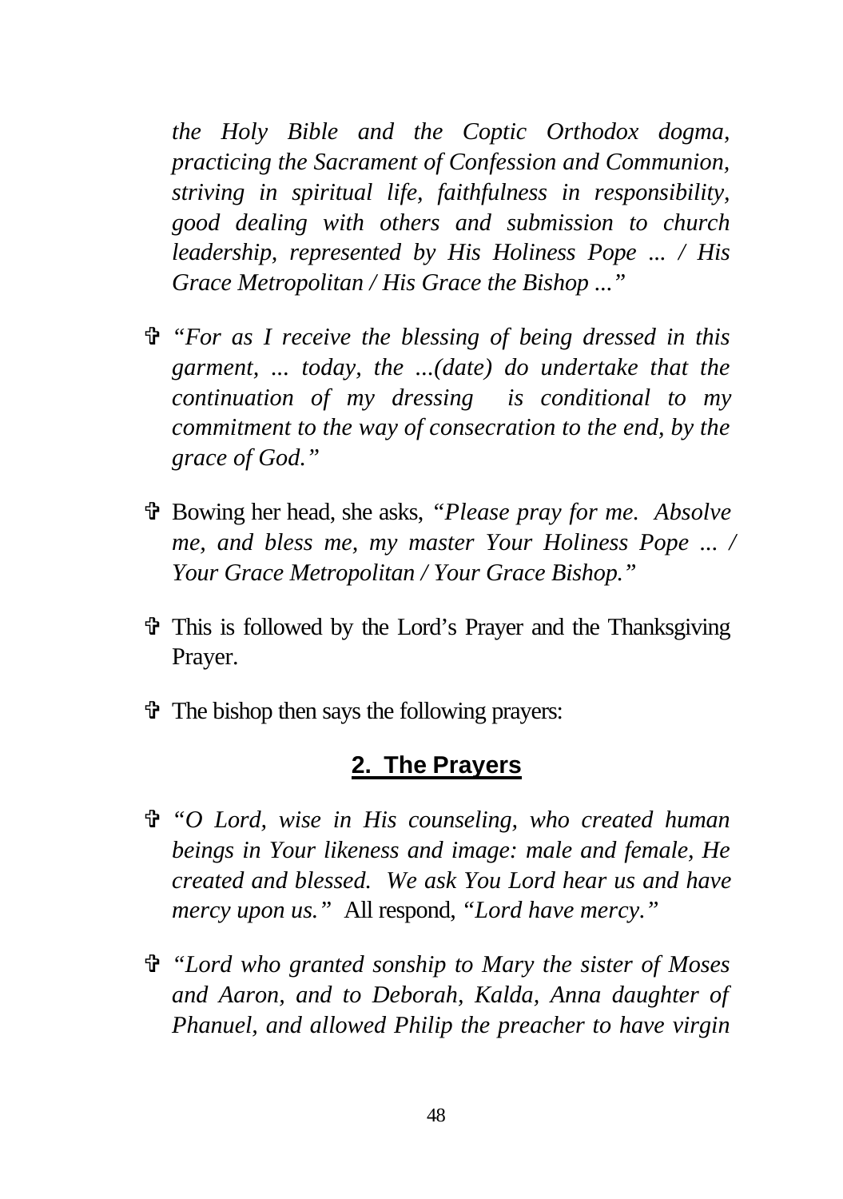*the Holy Bible and the Coptic Orthodox dogma, practicing the Sacrament of Confession and Communion, striving in spiritual life, faithfulness in responsibility, good dealing with others and submission to church leadership, represented by His Holiness Pope ... / His Grace Metropolitan / His Grace the Bishop ..."*

- *"For as I receive the blessing of being dressed in this garment, ... today, the ...(date) do undertake that the continuation of my dressing is conditional to my commitment to the way of consecration to the end, by the grace of God."*

- Bowing her head, she asks, *"Please pray for me. Absolve me, and bless me, my master Your Holiness Pope ... / Your Grace Metropolitan / Your Grace Bishop."*

- This is followed by the Lord's Prayer and the Thanksgiving Prayer.

- The bishop then says the following prayers:

## 2. The Prayers

- *"O Lord, wise in His counseling, who created human beings in Your likeness and image: male and female, He created and blessed. We ask You Lord hear us and have mercy upon us."* All respond, *"Lord have mercy."*

- *"Lord who granted sonship to Mary the sister of Moses and Aaron, and to Deborah, Kalda, Anna daughter of Phanuel, and allowed Philip the preacher to have virgin*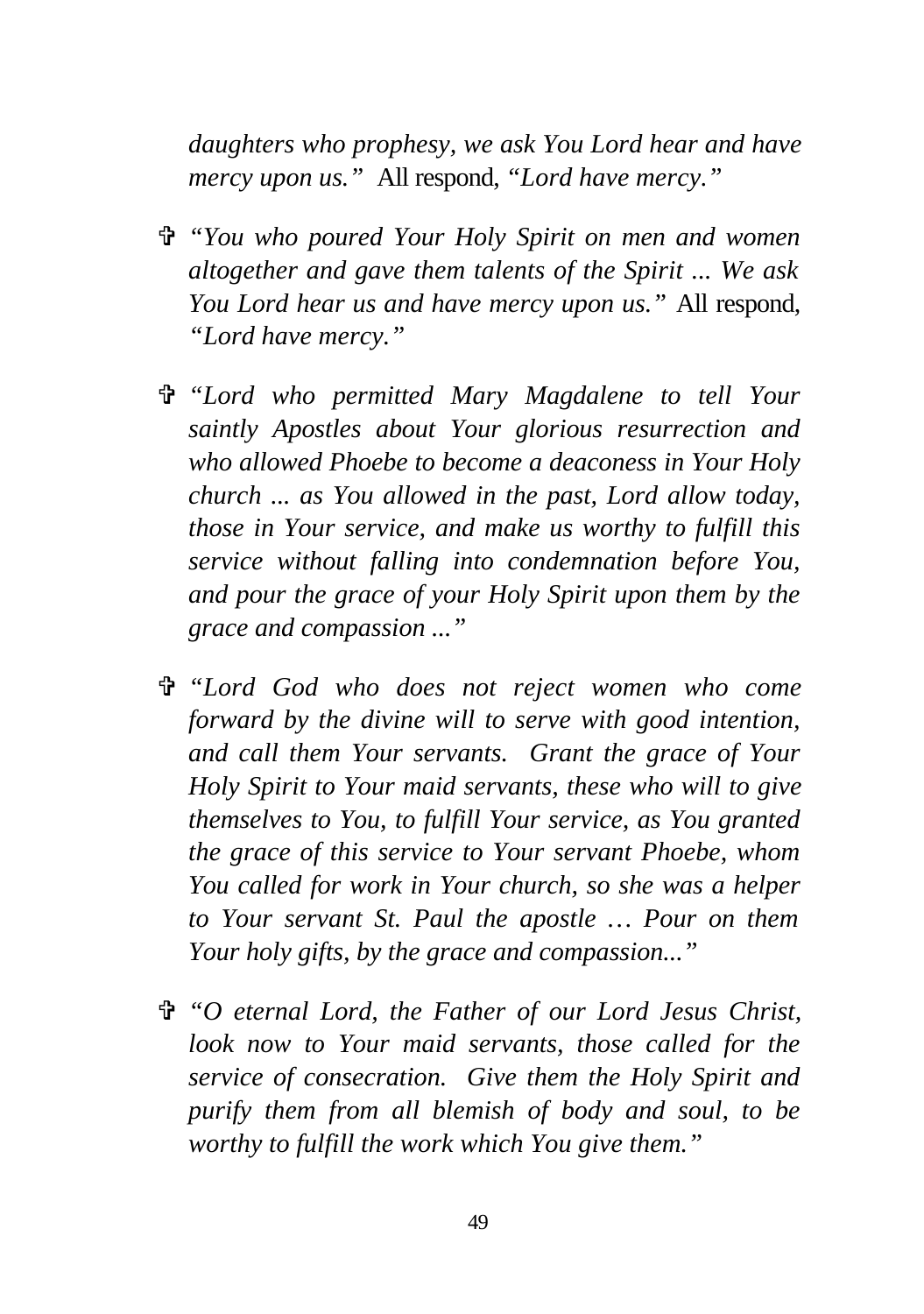*daughters who prophesy, we ask You Lord hear and have mercy upon us."* All respond, *"Lord have mercy."*

- ✞ *"You who poured Your Holy Spirit on men and women altogether and gave them talents of the Spirit ... We ask You Lord hear us and have mercy upon us."* All respond, *"Lord have mercy."*

- ✞ *"Lord who permitted Mary Magdalene to tell Your saintly Apostles about Your glorious resurrection and who allowed Phoebe to become a deaconess in Your Holy church ... as You allowed in the past, Lord allow today, those in Your service, and make us worthy to fulfill this service without falling into condemnation before You, and pour the grace of your Holy Spirit upon them by the grace and compassion ..."*

- ✞ *"Lord God who does not reject women who come forward by the divine will to serve with good intention, and call them Your servants. Grant the grace of Your Holy Spirit to Your maid servants, these who will to give themselves to You, to fulfill Your service, as You granted the grace of this service to Your servant Phoebe, whom You called for work in Your church, so she was a helper to Your servant St. Paul the apostle … Pour on them Your holy gifts, by the grace and compassion..."*

- ✞ *"O eternal Lord, the Father of our Lord Jesus Christ, look now to Your maid servants, those called for the service of consecration. Give them the Holy Spirit and purify them from all blemish of body and soul, to be worthy to fulfill the work which You give them."*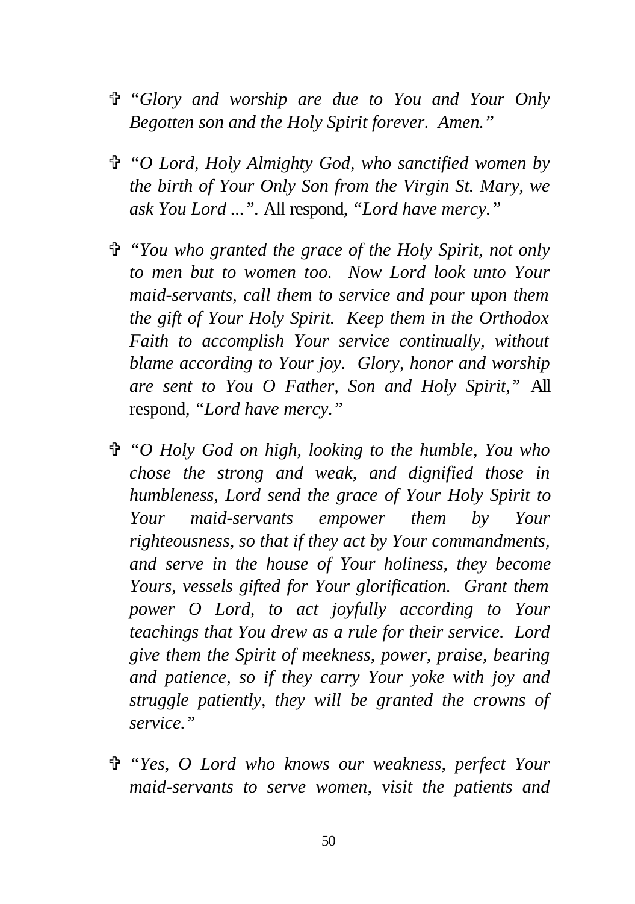- ✞ *"Glory and worship are due to You and Your Only Begotten son and the Holy Spirit forever. Amen."*

- ✞ *"O Lord, Holy Almighty God, who sanctified women by the birth of Your Only Son from the Virgin St. Mary, we ask You Lord ...".* All respond, *"Lord have mercy."*

- ✞ *"You who granted the grace of the Holy Spirit, not only to men but to women too. Now Lord look unto Your maid-servants, call them to service and pour upon them the gift of Your Holy Spirit. Keep them in the Orthodox Faith to accomplish Your service continually, without blame according to Your joy. Glory, honor and worship are sent to You O Father, Son and Holy Spirit,"* All respond, *"Lord have mercy."*

- ✞ *"O Holy God on high, looking to the humble, You who chose the strong and weak, and dignified those in humbleness, Lord send the grace of Your Holy Spirit to Your maid-servants empower them by Your righteousness, so that if they act by Your commandments, and serve in the house of Your holiness, they become Yours, vessels gifted for Your glorification. Grant them power O Lord, to act joyfully according to Your teachings that You drew as a rule for their service. Lord give them the Spirit of meekness, power, praise, bearing and patience, so if they carry Your yoke with joy and struggle patiently, they will be granted the crowns of service."*

- ✞ *"Yes, O Lord who knows our weakness, perfect Your maid-servants to serve women, visit the patients and*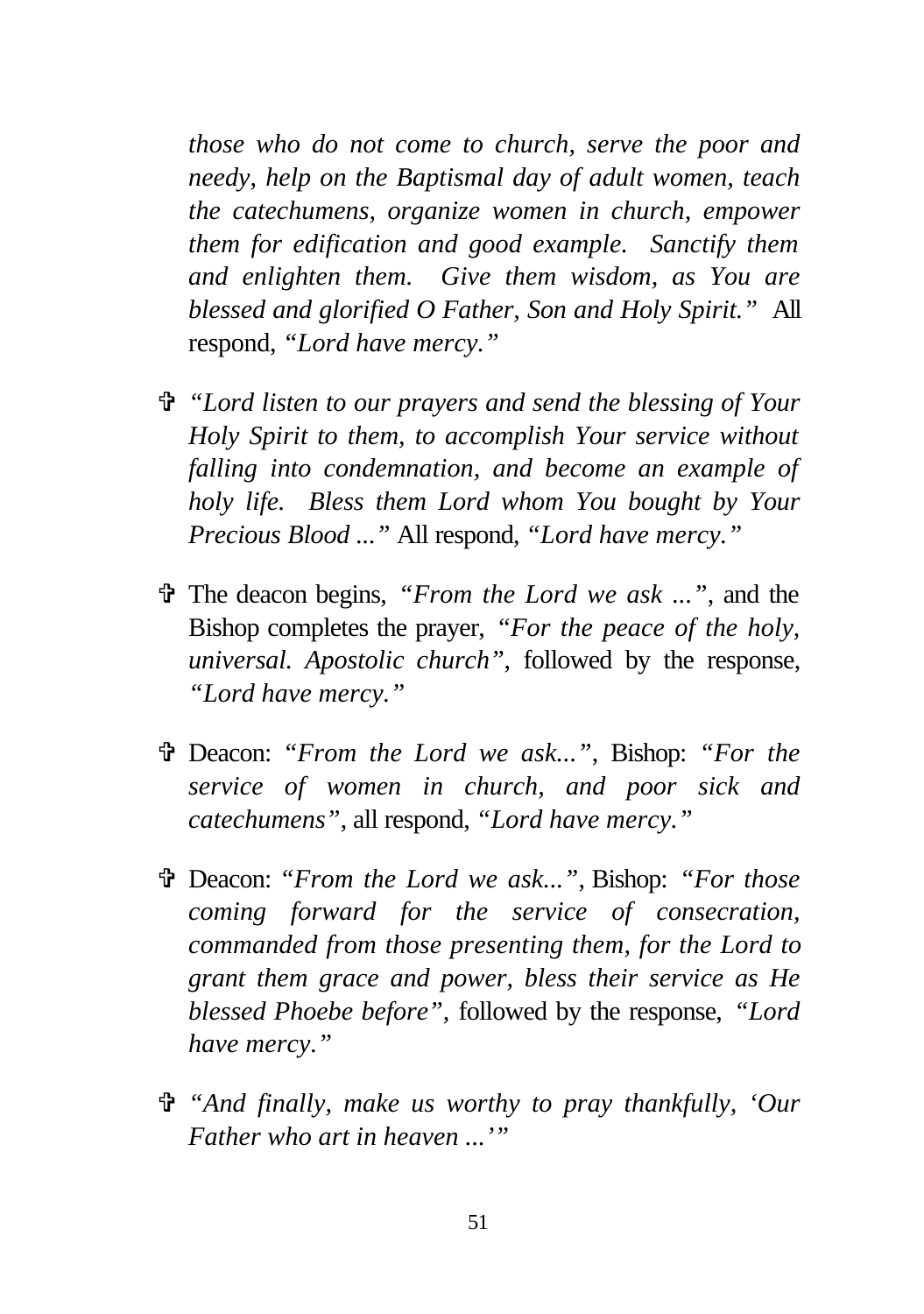*those who do not come to church, serve the poor and needy, help on the Baptismal day of adult women, teach the catechumens, organize women in church, empower them for edification and good example. Sanctify them and enlighten them. Give them wisdom, as You are blessed and glorified O Father, Son and Holy Spirit."* All respond, *"Lord have mercy."*

- ✞ *"Lord listen to our prayers and send the blessing of Your Holy Spirit to them, to accomplish Your service without falling into condemnation, and become an example of holy life. Bless them Lord whom You bought by Your Precious Blood ..."* All respond, *"Lord have mercy."*

- ✞ The deacon begins, *"From the Lord we ask ..."*, and the Bishop completes the prayer, *"For the peace of the holy, universal. Apostolic church"*, followed by the response, *"Lord have mercy."*

- ✞ Deacon: *"From the Lord we ask..."*, Bishop: *"For the service of women in church, and poor sick and catechumens"*, all respond, *"Lord have mercy."*

- ✞ Deacon: *"From the Lord we ask..."*, Bishop: *"For those coming forward for the service of consecration, commanded from those presenting them, for the Lord to grant them grace and power, bless their service as He blessed Phoebe before"*, followed by the response, *"Lord have mercy."*

- ✞ *"And finally, make us worthy to pray thankfully, 'Our Father who art in heaven ...'"*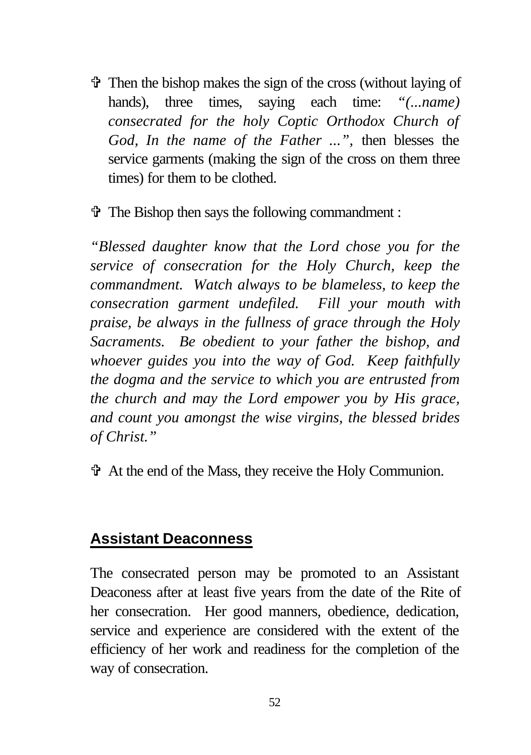- ✞ Then the bishop makes the sign of the cross (without laying of hands), three times, saying each time: "*(...name) consecrated for the holy Coptic Orthodox Church of God, In the name of the Father ...",* then blesses the service garments (making the sign of the cross on them three times) for them to be clothed.

- ✞ The Bishop then says the following commandment :

*"Blessed daughter know that the Lord chose you for the service of consecration for the Holy Church, keep the commandment. Watch always to be blameless, to keep the consecration garment undefiled. Fill your mouth with praise, be always in the fullness of grace through the Holy Sacraments. Be obedient to your father the bishop, and whoever guides you into the way of God. Keep faithfully the dogma and the service to which you are entrusted from the church and may the Lord empower you by His grace, and count you amongst the wise virgins, the blessed brides of Christ."*

- ✞ At the end of the Mass, they receive the Holy Communion.

## Assistant Deaconness

The consecrated person may be promoted to an Assistant Deaconess after at least five years from the date of the Rite of her consecration. Her good manners, obedience, dedication, service and experience are considered with the extent of the efficiency of her work and readiness for the completion of the way of consecration.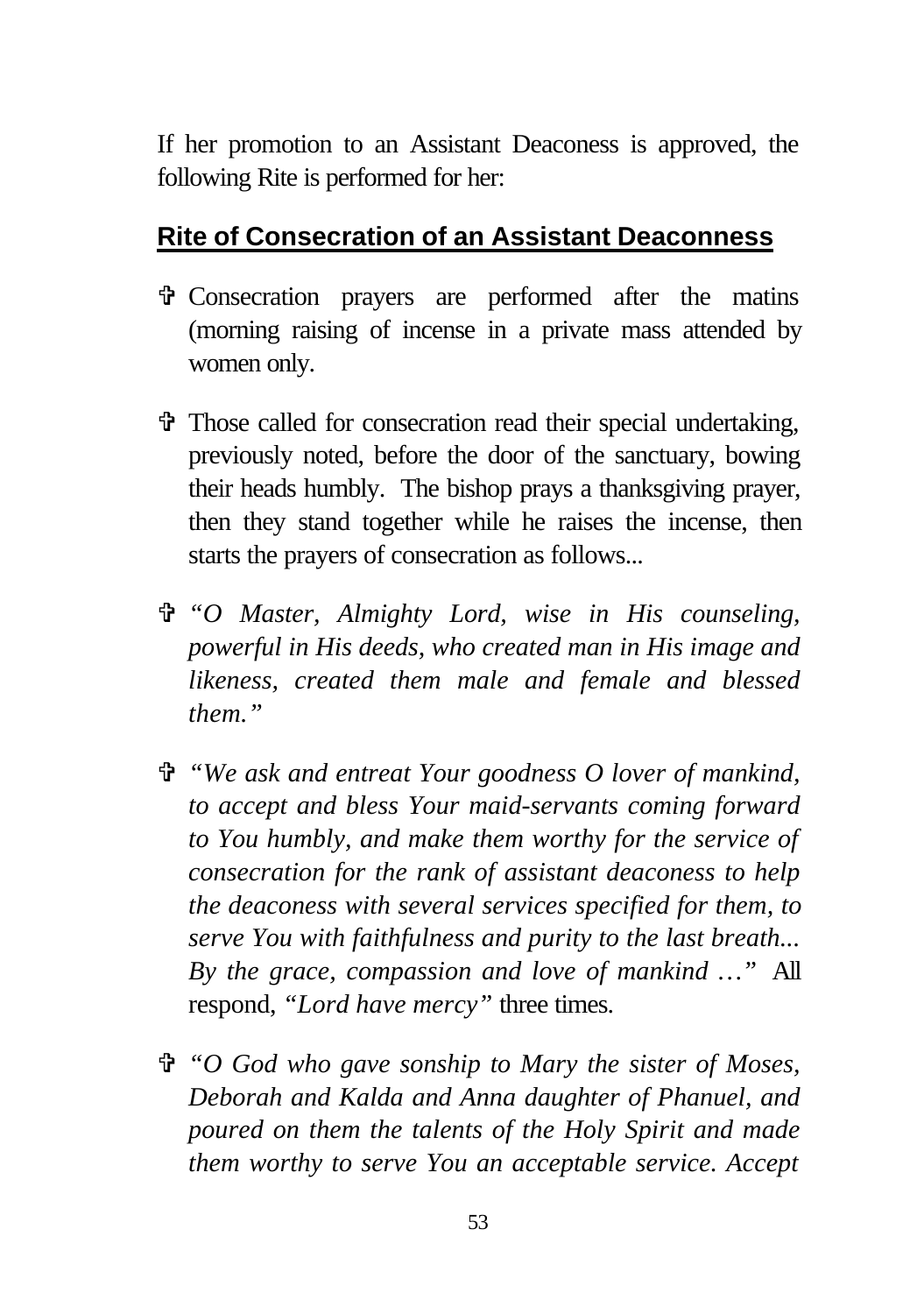If her promotion to an Assistant Deaconess is approved, the following Rite is performed for her:

## **Rite of Consecration of an Assistant Deaconness**

- ✞ Consecration prayers are performed after the matins (morning raising of incense in a private mass attended by women only.

- ✞ Those called for consecration read their special undertaking, previously noted, before the door of the sanctuary, bowing their heads humbly. The bishop prays a thanksgiving prayer, then they stand together while he raises the incense, then starts the prayers of consecration as follows...

- ✞ *"O Master, Almighty Lord, wise in His counseling, powerful in His deeds, who created man in His image and likeness, created them male and female and blessed them."*

- ✞ *"We ask and entreat Your goodness O lover of mankind, to accept and bless Your maid-servants coming forward to You humbly, and make them worthy for the service of consecration for the rank of assistant deaconess to help the deaconess with several services specified for them, to serve You with faithfulness and purity to the last breath... By the grace, compassion and love of mankind …"* All respond, *"Lord have mercy"* three times.

- ✞ *"O God who gave sonship to Mary the sister of Moses, Deborah and Kalda and Anna daughter of Phanuel, and poured on them the talents of the Holy Spirit and made them worthy to serve You an acceptable service. Accept*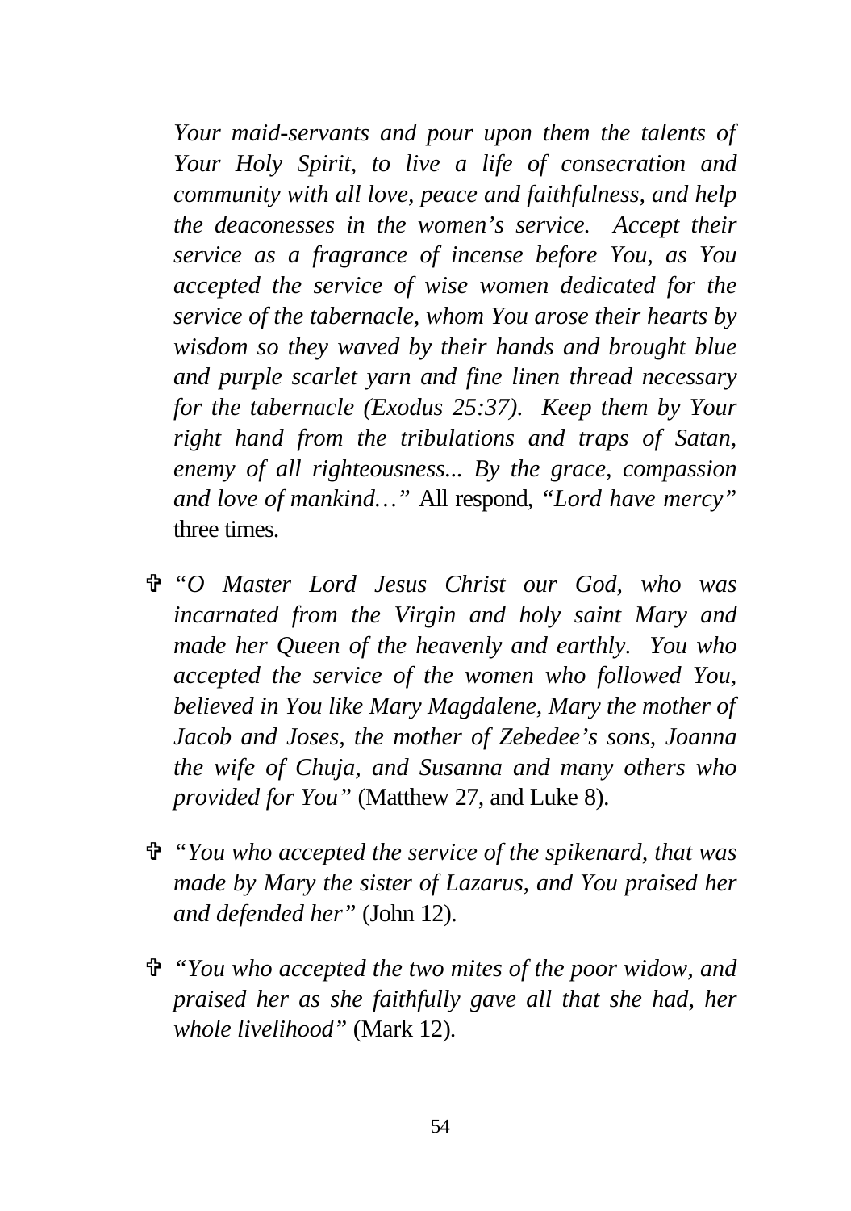*Your maid-servants and pour upon them the talents of Your Holy Spirit, to live a life of consecration and community with all love, peace and faithfulness, and help the deaconesses in the women's service. Accept their service as a fragrance of incense before You, as You accepted the service of wise women dedicated for the service of the tabernacle, whom You arose their hearts by wisdom so they waved by their hands and brought blue and purple scarlet yarn and fine linen thread necessary for the tabernacle (Exodus 25:37). Keep them by Your right hand from the tribulations and traps of Satan, enemy of all righteousness... By the grace, compassion and love of mankind…"* All respond, *"Lord have mercy"* three times.

- ✞ *"O Master Lord Jesus Christ our God, who was incarnated from the Virgin and holy saint Mary and made her Queen of the heavenly and earthly. You who accepted the service of the women who followed You, believed in You like Mary Magdalene, Mary the mother of Jacob and Joses, the mother of Zebedee's sons, Joanna the wife of Chuja, and Susanna and many others who provided for You"* (Matthew 27, and Luke 8).

- ✞ *"You who accepted the service of the spikenard, that was made by Mary the sister of Lazarus, and You praised her and defended her"* (John 12).

- ✞ *"You who accepted the two mites of the poor widow, and praised her as she faithfully gave all that she had, her whole livelihood"* (Mark 12).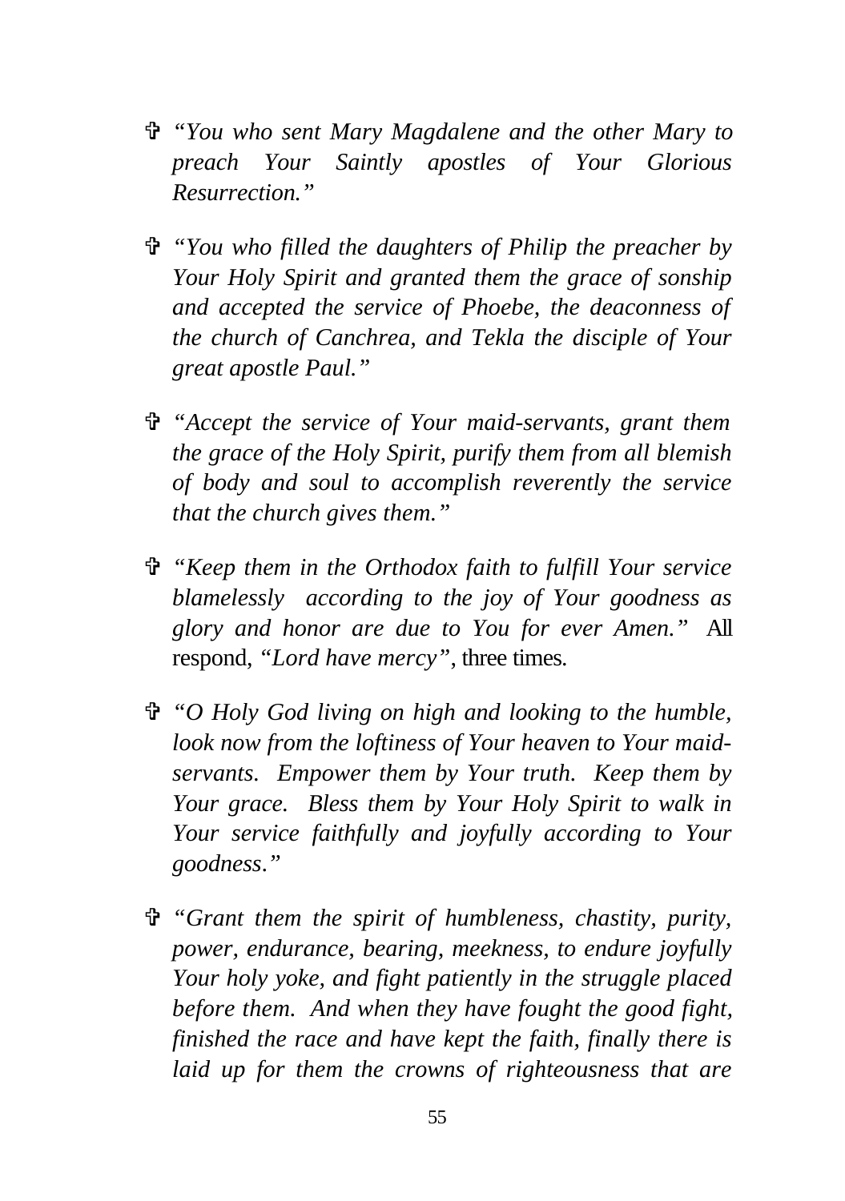- ✞ *"You who sent Mary Magdalene and the other Mary to preach Your Saintly apostles of Your Glorious Resurrection."*

- ✞ *"You who filled the daughters of Philip the preacher by Your Holy Spirit and granted them the grace of sonship and accepted the service of Phoebe, the deaconness of the church of Canchrea, and Tekla the disciple of Your great apostle Paul."*

- ✞ *"Accept the service of Your maid-servants, grant them the grace of the Holy Spirit, purify them from all blemish of body and soul to accomplish reverently the service that the church gives them."*

- ✞ *"Keep them in the Orthodox faith to fulfill Your service blamelessly according to the joy of Your goodness as glory and honor are due to You for ever Amen."* All respond, *"Lord have mercy"*, three times.

- ✞ *"O Holy God living on high and looking to the humble, look now from the loftiness of Your heaven to Your maid-servants. Empower them by Your truth. Keep them by Your grace. Bless them by Your Holy Spirit to walk in Your service faithfully and joyfully according to Your goodness."*

- ✞ *"Grant them the spirit of humbleness, chastity, purity, power, endurance, bearing, meekness, to endure joyfully Your holy yoke, and fight patiently in the struggle placed before them. And when they have fought the good fight, finished the race and have kept the faith, finally there is laid up for them the crowns of righteousness that are*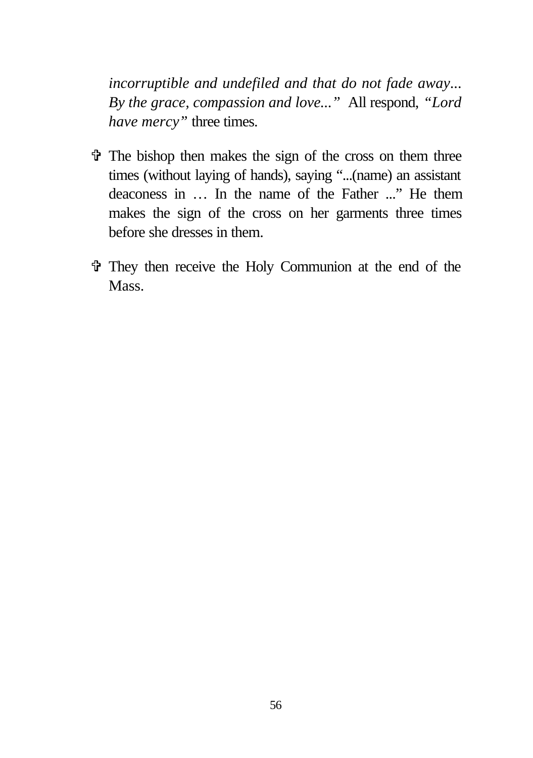*incorruptible and undefiled and that do not fade away... By the grace, compassion and love..."* All respond, *"Lord have mercy"* three times.

- ✞ The bishop then makes the sign of the cross on them three times (without laying of hands), saying "...(name) an assistant deaconess in … In the name of the Father ..." He them makes the sign of the cross on her garments three times before she dresses in them.

- ✞ They then receive the Holy Communion at the end of the Mass.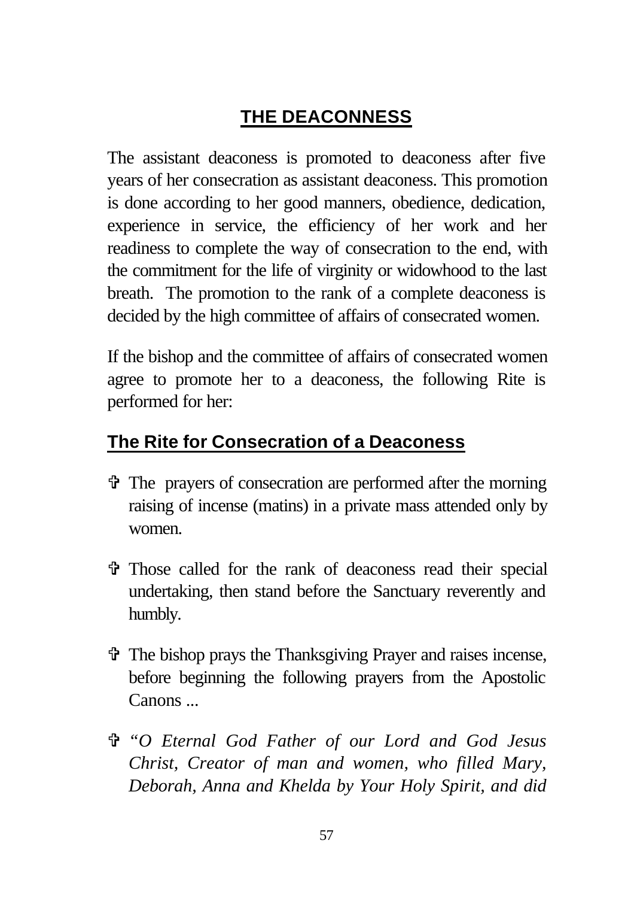## THE DEACONNESS

The assistant deaconess is promoted to deaconess after five years of her consecration as assistant deaconess. This promotion is done according to her good manners, obedience, dedication, experience in service, the efficiency of her work and her readiness to complete the way of consecration to the end, with the commitment for the life of virginity or widowhood to the last breath. The promotion to the rank of a complete deaconess is decided by the high committee of affairs of consecrated women.

If the bishop and the committee of affairs of consecrated women agree to promote her to a deaconess, the following Rite is performed for her:

### The Rite for Consecration of a Deaconess

- ✞ The prayers of consecration are performed after the morning raising of incense (matins) in a private mass attended only by women.
- ✞ Those called for the rank of deaconess read their special undertaking, then stand before the Sanctuary reverently and humbly.
- ✞ The bishop prays the Thanksgiving Prayer and raises incense, before beginning the following prayers from the Apostolic Canons ...
- ✞ *"O Eternal God Father of our Lord and God Jesus Christ, Creator of man and women, who filled Mary, Deborah, Anna and Khelda by Your Holy Spirit, and did*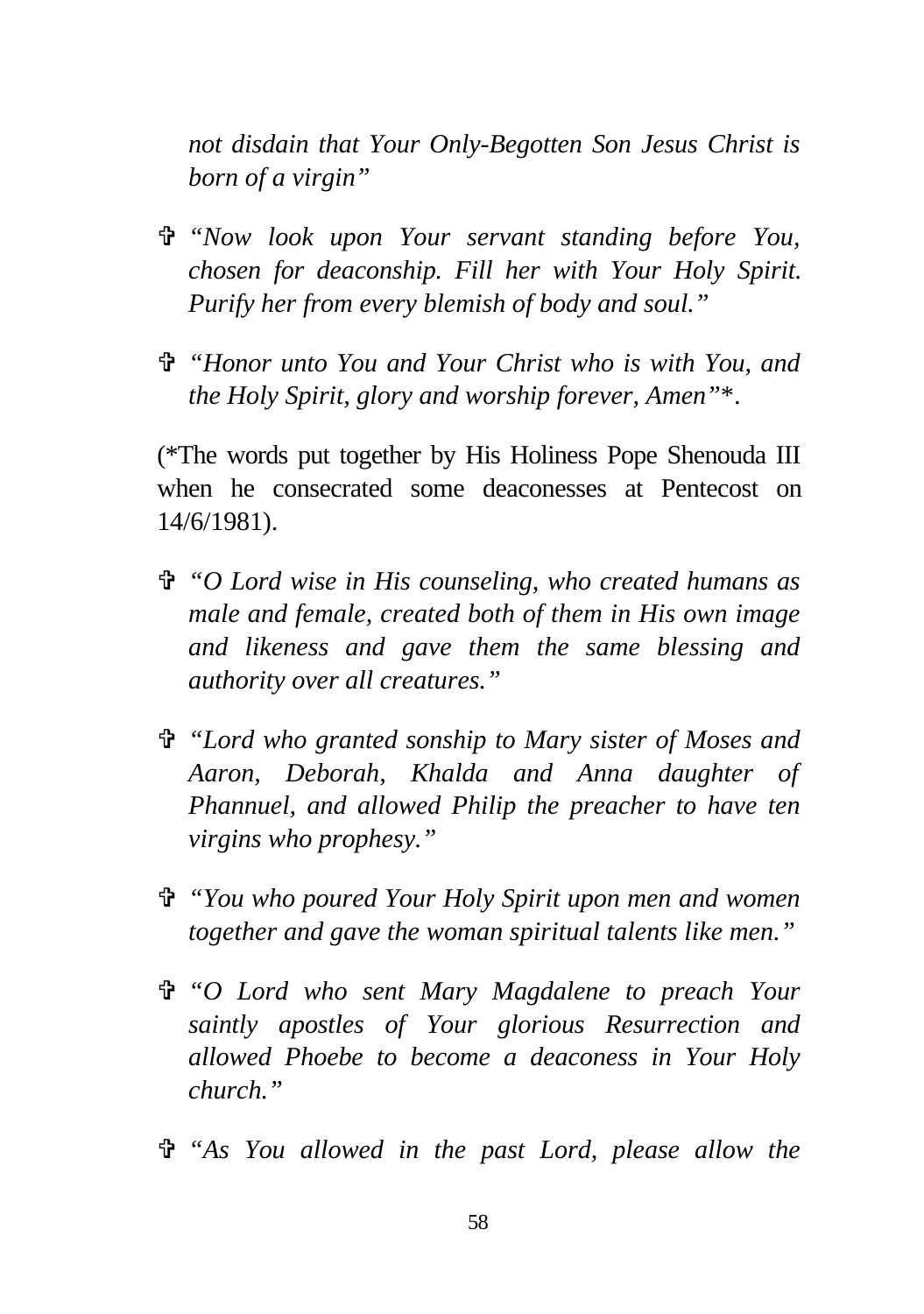*not disdain that Your Only-Begotten Son Jesus Christ is born of a virgin"*

- ✞ *"Now look upon Your servant standing before You, chosen for deaconship. Fill her with Your Holy Spirit. Purify her from every blemish of body and soul."*

- ✞ *"Honor unto You and Your Christ who is with You, and the Holy Spirit, glory and worship forever, Amen"\*.*

(*The words put together by His Holiness Pope Shenouda III when he consecrated some deaconesses at Pentecost on 14/6/1981).

- ✞ *"O Lord wise in His counseling, who created humans as male and female, created both of them in His own image and likeness and gave them the same blessing and authority over all creatures."*

- ✞ *"Lord who granted sonship to Mary sister of Moses and Aaron, Deborah, Khalda and Anna daughter of Phannuel, and allowed Philip the preacher to have ten virgins who prophesy."*

- ✞ *"You who poured Your Holy Spirit upon men and women together and gave the woman spiritual talents like men."*

- ✞ *"O Lord who sent Mary Magdalene to preach Your saintly apostles of Your glorious Resurrection and allowed Phoebe to become a deaconess in Your Holy church."*

- ✞ *"As You allowed in the past Lord, please allow the*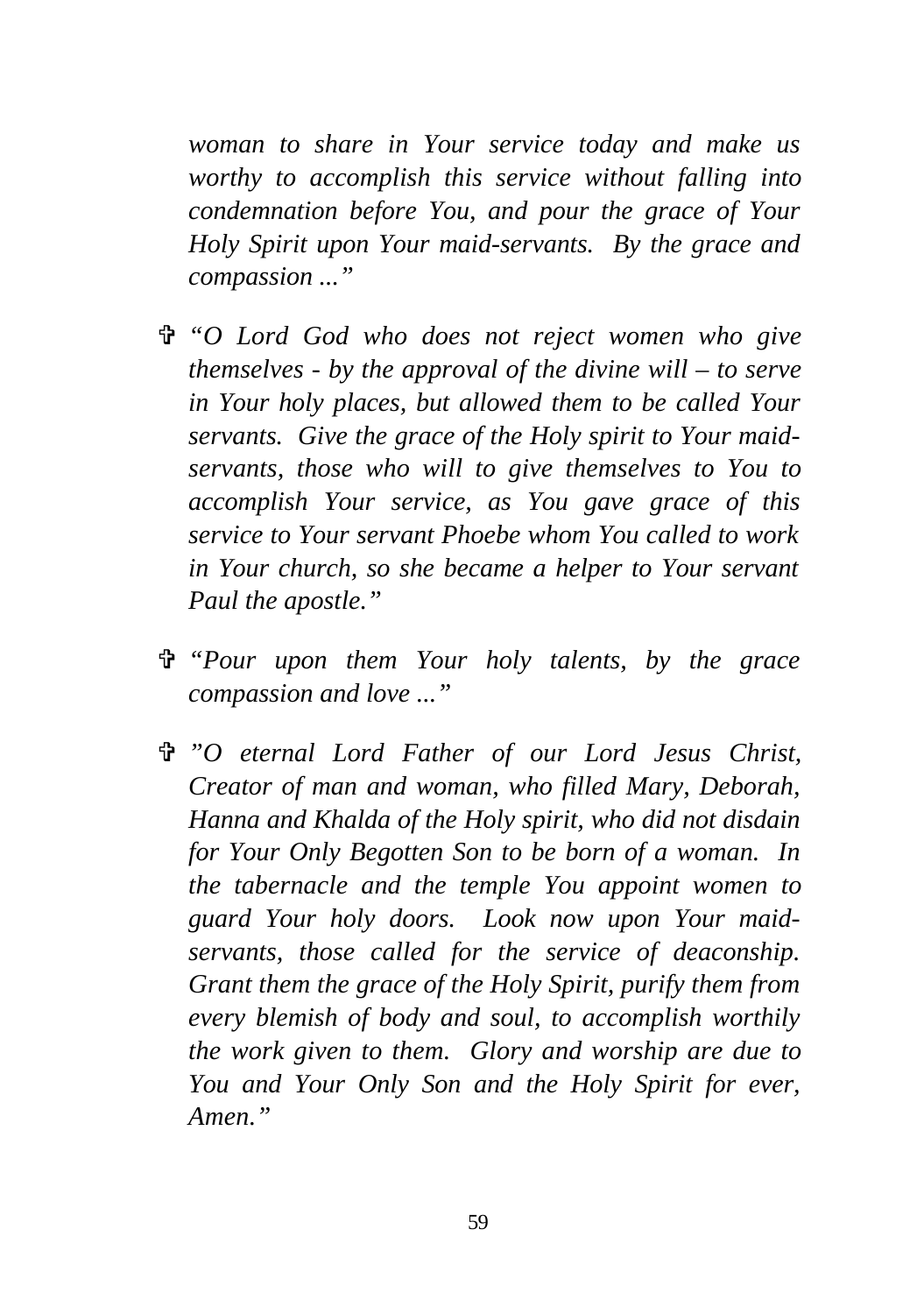*woman to share in Your service today and make us worthy to accomplish this service without falling into condemnation before You, and pour the grace of Your Holy Spirit upon Your maid-servants. By the grace and compassion ..."*

- ✞ *"O Lord God who does not reject women who give themselves - by the approval of the divine will – to serve in Your holy places, but allowed them to be called Your servants. Give the grace of the Holy spirit to Your maid-servants, those who will to give themselves to You to accomplish Your service, as You gave grace of this service to Your servant Phoebe whom You called to work in Your church, so she became a helper to Your servant Paul the apostle."*

- ✞ *"Pour upon them Your holy talents, by the grace compassion and love ..."*

- ✞ *"O eternal Lord Father of our Lord Jesus Christ, Creator of man and woman, who filled Mary, Deborah, Hanna and Khalda of the Holy spirit, who did not disdain for Your Only Begotten Son to be born of a woman. In the tabernacle and the temple You appoint women to guard Your holy doors. Look now upon Your maid-servants, those called for the service of deaconship. Grant them the grace of the Holy Spirit, purify them from every blemish of body and soul, to accomplish worthily the work given to them. Glory and worship are due to You and Your Only Son and the Holy Spirit for ever, Amen."*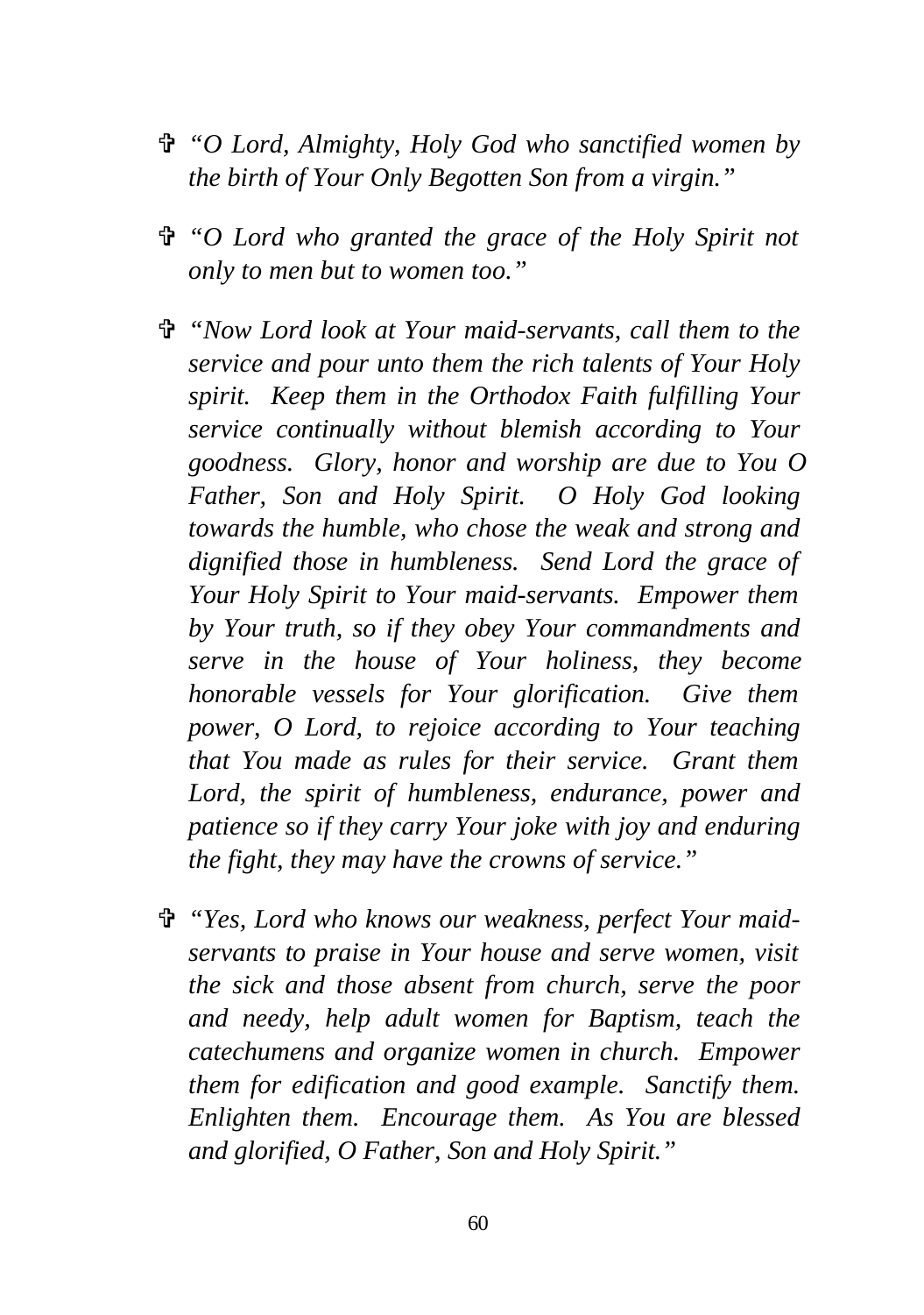- ✞ *"O Lord, Almighty, Holy God who sanctified women by the birth of Your Only Begotten Son from a virgin."*

- ✞ *"O Lord who granted the grace of the Holy Spirit not only to men but to women too."*

- ✞ *"Now Lord look at Your maid-servants, call them to the service and pour unto them the rich talents of Your Holy spirit. Keep them in the Orthodox Faith fulfilling Your service continually without blemish according to Your goodness. Glory, honor and worship are due to You O Father, Son and Holy Spirit. O Holy God looking towards the humble, who chose the weak and strong and dignified those in humbleness. Send Lord the grace of Your Holy Spirit to Your maid-servants. Empower them by Your truth, so if they obey Your commandments and serve in the house of Your holiness, they become honorable vessels for Your glorification. Give them power, O Lord, to rejoice according to Your teaching that You made as rules for their service. Grant them Lord, the spirit of humbleness, endurance, power and patience so if they carry Your joke with joy and enduring the fight, they may have the crowns of service."*

- ✞ *"Yes, Lord who knows our weakness, perfect Your maid-servants to praise in Your house and serve women, visit the sick and those absent from church, serve the poor and needy, help adult women for Baptism, teach the catechumens and organize women in church. Empower them for edification and good example. Sanctify them. Enlighten them. Encourage them. As You are blessed and glorified, O Father, Son and Holy Spirit."*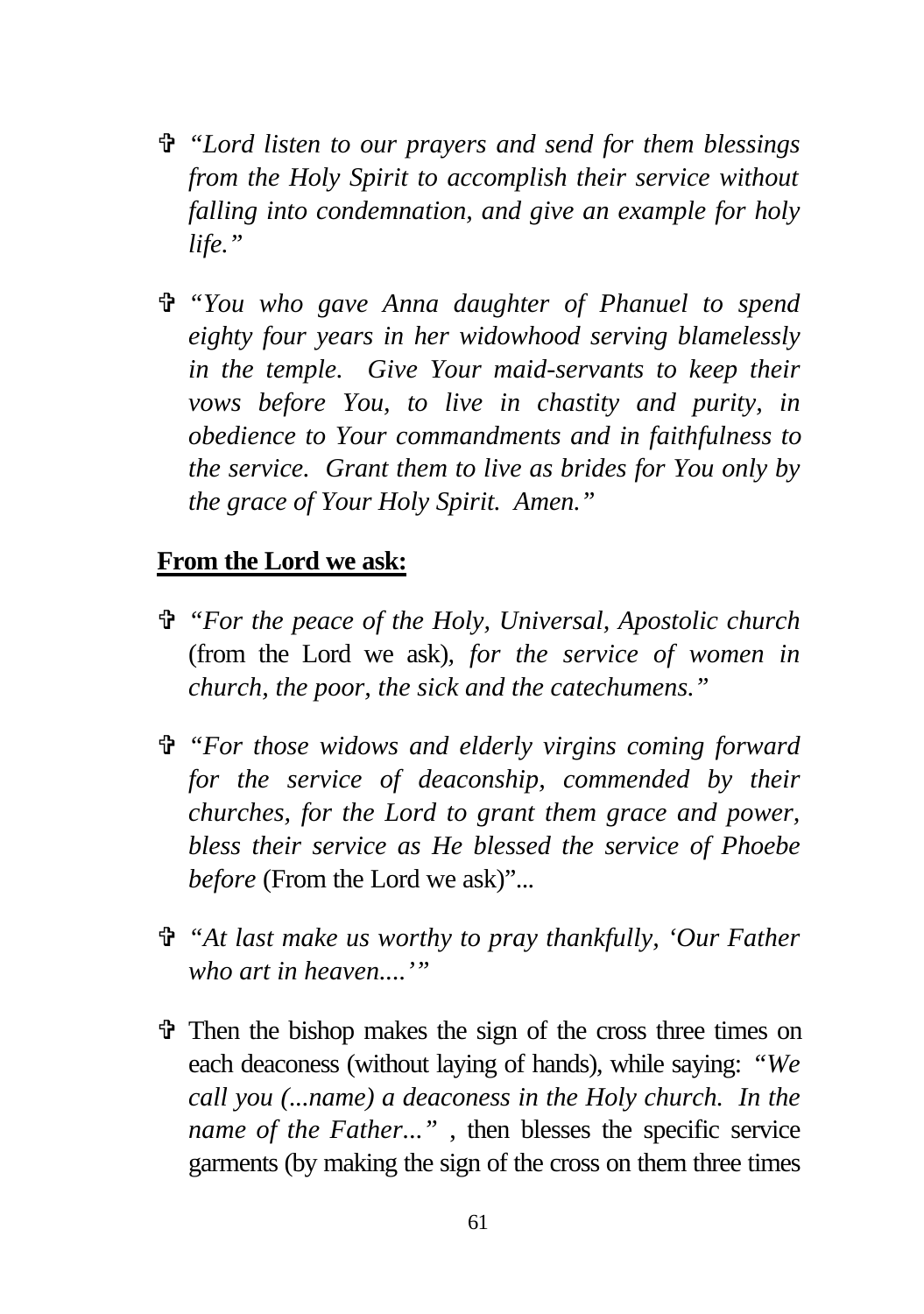- ✞ *"Lord listen to our prayers and send for them blessings from the Holy Spirit to accomplish their service without falling into condemnation, and give an example for holy life."*

- ✞ *"You who gave Anna daughter of Phanuel to spend eighty four years in her widowhood serving blamelessly in the temple. Give Your maid-servants to keep their vows before You, to live in chastity and purity, in obedience to Your commandments and in faithfulness to the service. Grant them to live as brides for You only by the grace of Your Holy Spirit. Amen."*

**<u>From the Lord we ask:</u>**

- ✞ *"For the peace of the Holy, Universal, Apostolic church* (from the Lord we ask), *for the service of women in church, the poor, the sick and the catechumens."*

- ✞ *"For those widows and elderly virgins coming forward for the service of deaconship, commended by their churches, for the Lord to grant them grace and power, bless their service as He blessed the service of Phoebe before* (From the Lord we ask)"...

- ✞ *"At last make us worthy to pray thankfully, 'Our Father who art in heaven....'"*

- ✞ Then the bishop makes the sign of the cross three times on each deaconess (without laying of hands), while saying: *"We call you (...name) a deaconess in the Holy church. In the name of the Father..."* , then blesses the specific service garments (by making the sign of the cross on them three times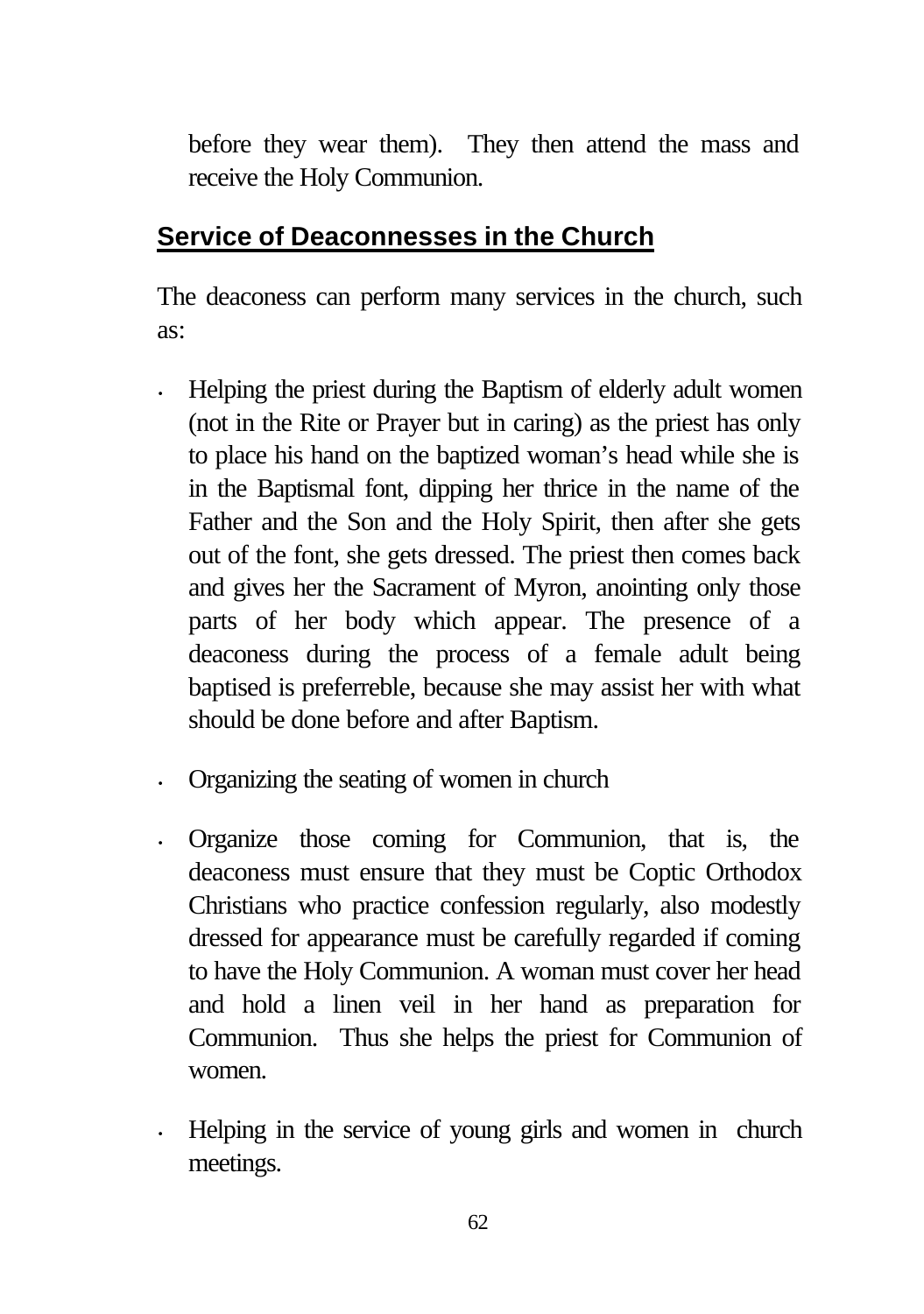before they wear them). They then attend the mass and receive the Holy Communion.

## Service of Deaconnesses in the Church

The deaconess can perform many services in the church, such as:

- Helping the priest during the Baptism of elderly adult women (not in the Rite or Prayer but in caring) as the priest has only to place his hand on the baptized woman's head while she is in the Baptismal font, dipping her thrice in the name of the Father and the Son and the Holy Spirit, then after she gets out of the font, she gets dressed. The priest then comes back and gives her the Sacrament of Myron, anointing only those parts of her body which appear. The presence of a deaconess during the process of a female adult being baptised is preferreble, because she may assist her with what should be done before and after Baptism.

- Organizing the seating of women in church

- Organize those coming for Communion, that is, the deaconess must ensure that they must be Coptic Orthodox Christians who practice confession regularly, also modestly dressed for appearance must be carefully regarded if coming to have the Holy Communion. A woman must cover her head and hold a linen veil in her hand as preparation for Communion. Thus she helps the priest for Communion of women.

- Helping in the service of young girls and women in church meetings.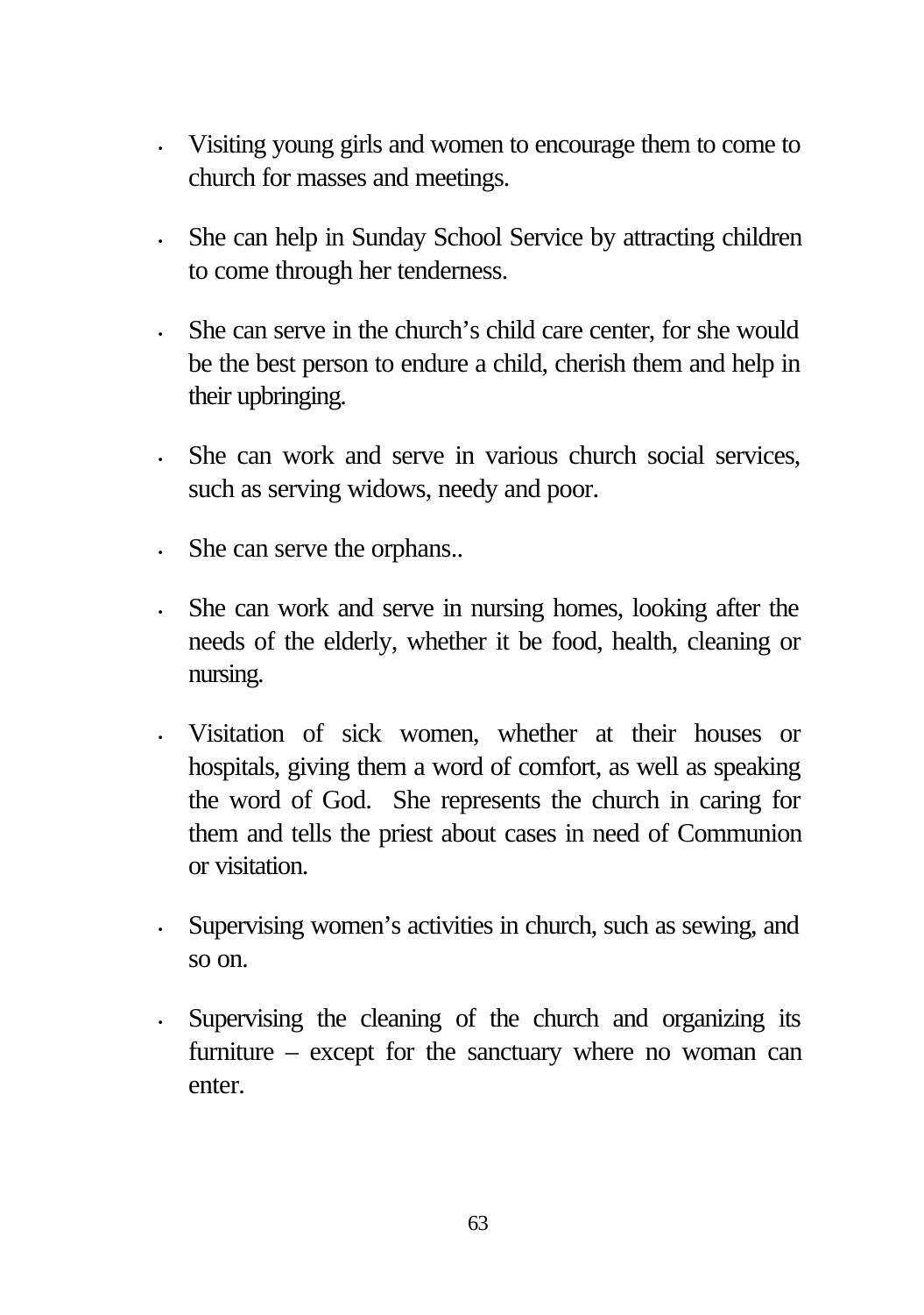- Visiting young girls and women to encourage them to come to church for masses and meetings.

- She can help in Sunday School Service by attracting children to come through her tenderness.

- She can serve in the church's child care center, for she would be the best person to endure a child, cherish them and help in their upbringing.

- She can work and serve in various church social services, such as serving widows, needy and poor.

- She can serve the orphans..

- She can work and serve in nursing homes, looking after the needs of the elderly, whether it be food, health, cleaning or nursing.

- Visitation of sick women, whether at their houses or hospitals, giving them a word of comfort, as well as speaking the word of God. She represents the church in caring for them and tells the priest about cases in need of Communion or visitation.

- Supervising women's activities in church, such as sewing, and so on.

- Supervising the cleaning of the church and organizing its furniture – except for the sanctuary where no woman can enter.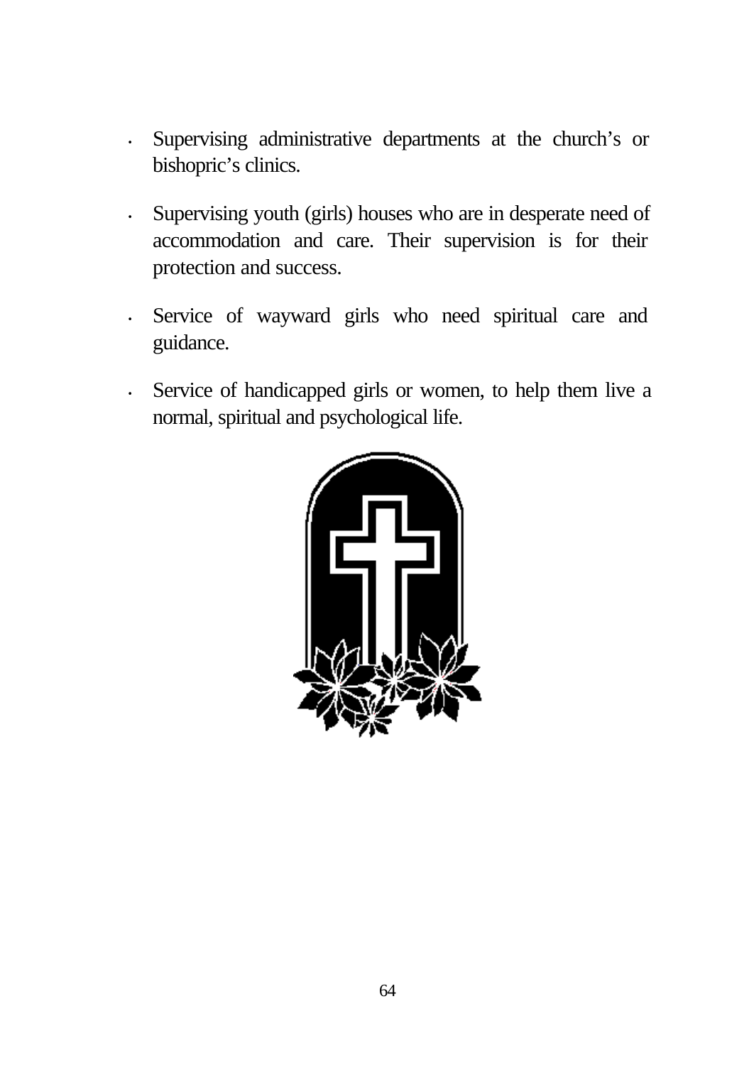- Supervising administrative departments at the church's or bishopric's clinics.

- Supervising youth (girls) houses who are in desperate need of accommodation and care. Their supervision is for their protection and success.

- Service of wayward girls who need spiritual care and guidance.

- Service of handicapped girls or women, to help them live a normal, spiritual and psychological life.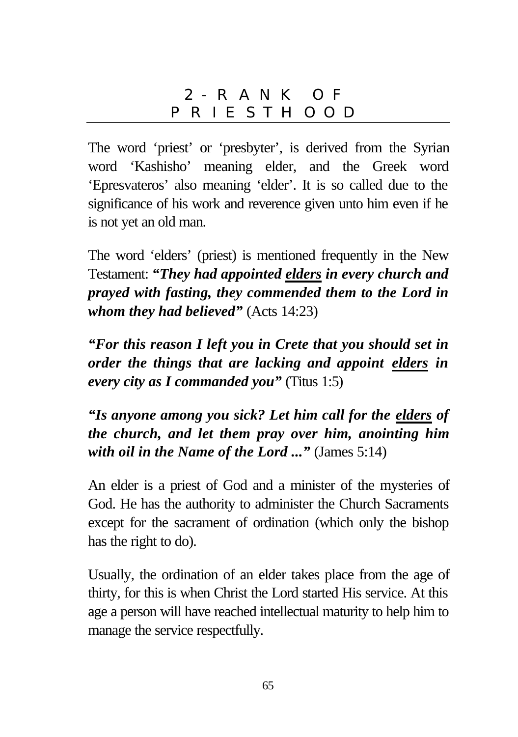## 2- RANK OF PRIESTHOOD

The word 'priest' or 'presbyter', is derived from the Syrian word 'Kashisho' meaning elder, and the Greek word 'Epresvateros' also meaning 'elder'. It is so called due to the significance of his work and reverence given unto him even if he is not yet an old man.

The word 'elders' (priest) is mentioned frequently in the New Testament: ***"They had appointed <u>elders</u> in every church and prayed with fasting, they commended them to the Lord in whom they had believed"*** (Acts 14:23)

***"For this reason I left you in Crete that you should set in order the things that are lacking and appoint <u>elders</u> in every city as I commanded you"*** (Titus 1:5)

***"Is anyone among you sick? Let him call for the <u>elders</u> of the church, and let them pray over him, anointing him with oil in the Name of the Lord ..."*** (James 5:14)

An elder is a priest of God and a minister of the mysteries of God. He has the authority to administer the Church Sacraments except for the sacrament of ordination (which only the bishop has the right to do).

Usually, the ordination of an elder takes place from the age of thirty, for this is when Christ the Lord started His service. At this age a person will have reached intellectual maturity to help him to manage the service respectfully.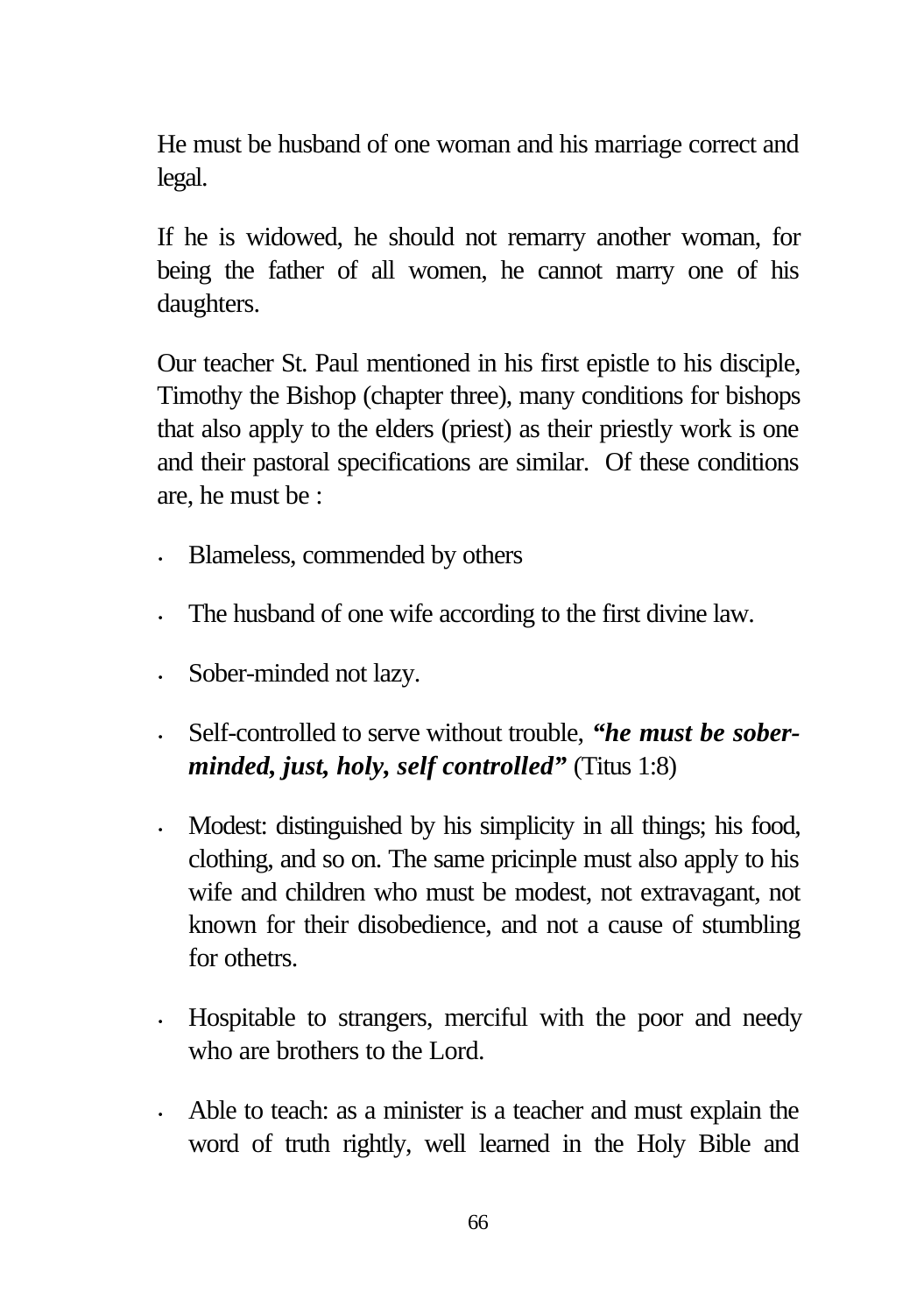He must be husband of one woman and his marriage correct and legal.

If he is widowed, he should not remarry another woman, for being the father of all women, he cannot marry one of his daughters.

Our teacher St. Paul mentioned in his first epistle to his disciple, Timothy the Bishop (chapter three), many conditions for bishops that also apply to the elders (priest) as their priestly work is one and their pastoral specifications are similar. Of these conditions are, he must be :

- Blameless, commended by others
- The husband of one wife according to the first divine law.
- Sober-minded not lazy.
- Self-controlled to serve without trouble, ***"he must be sober-minded, just, holy, self controlled"*** (Titus 1:8)
- Modest: distinguished by his simplicity in all things; his food, clothing, and so on. The same pricinple must also apply to his wife and children who must be modest, not extravagant, not known for their disobedience, and not a cause of stumbling for othetrs.
- Hospitable to strangers, merciful with the poor and needy who are brothers to the Lord.
- Able to teach: as a minister is a teacher and must explain the word of truth rightly, well learned in the Holy Bible and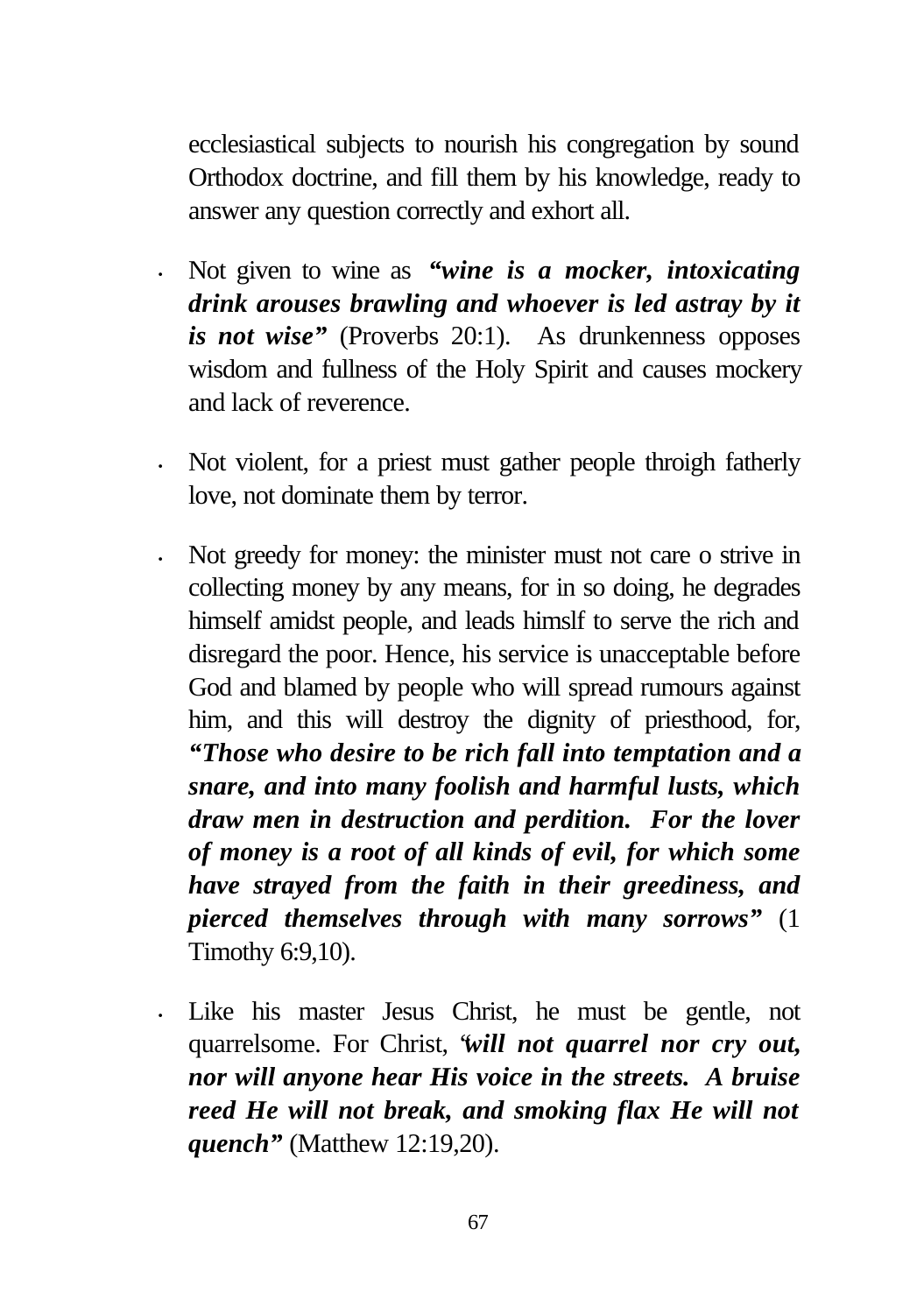ecclesiastical subjects to nourish his congregation by sound Orthodox doctrine, and fill them by his knowledge, ready to answer any question correctly and exhort all.

- Not given to wine as ***"wine is a mocker, intoxicating drink arouses brawling and whoever is led astray by it is not wise"*** (Proverbs 20:1). As drunkenness opposes wisdom and fullness of the Holy Spirit and causes mockery and lack of reverence.

- Not violent, for a priest must gather people throigh fatherly love, not dominate them by terror.

- Not greedy for money: the minister must not care o strive in collecting money by any means, for in so doing, he degrades himself amidst people, and leads himslf to serve the rich and disregard the poor. Hence, his service is unacceptable before God and blamed by people who will spread rumours against him, and this will destroy the dignity of priesthood, for, ***"Those who desire to be rich fall into temptation and a snare, and into many foolish and harmful lusts, which draw men in destruction and perdition. For the lover of money is a root of all kinds of evil, for which some have strayed from the faith in their greediness, and pierced themselves through with many sorrows"*** (1 Timothy 6:9,10).

- Like his master Jesus Christ, he must be gentle, not quarrelsome. For Christ, ***"will not quarrel nor cry out, nor will anyone hear His voice in the streets. A bruise reed He will not break, and smoking flax He will not quench"*** (Matthew 12:19,20).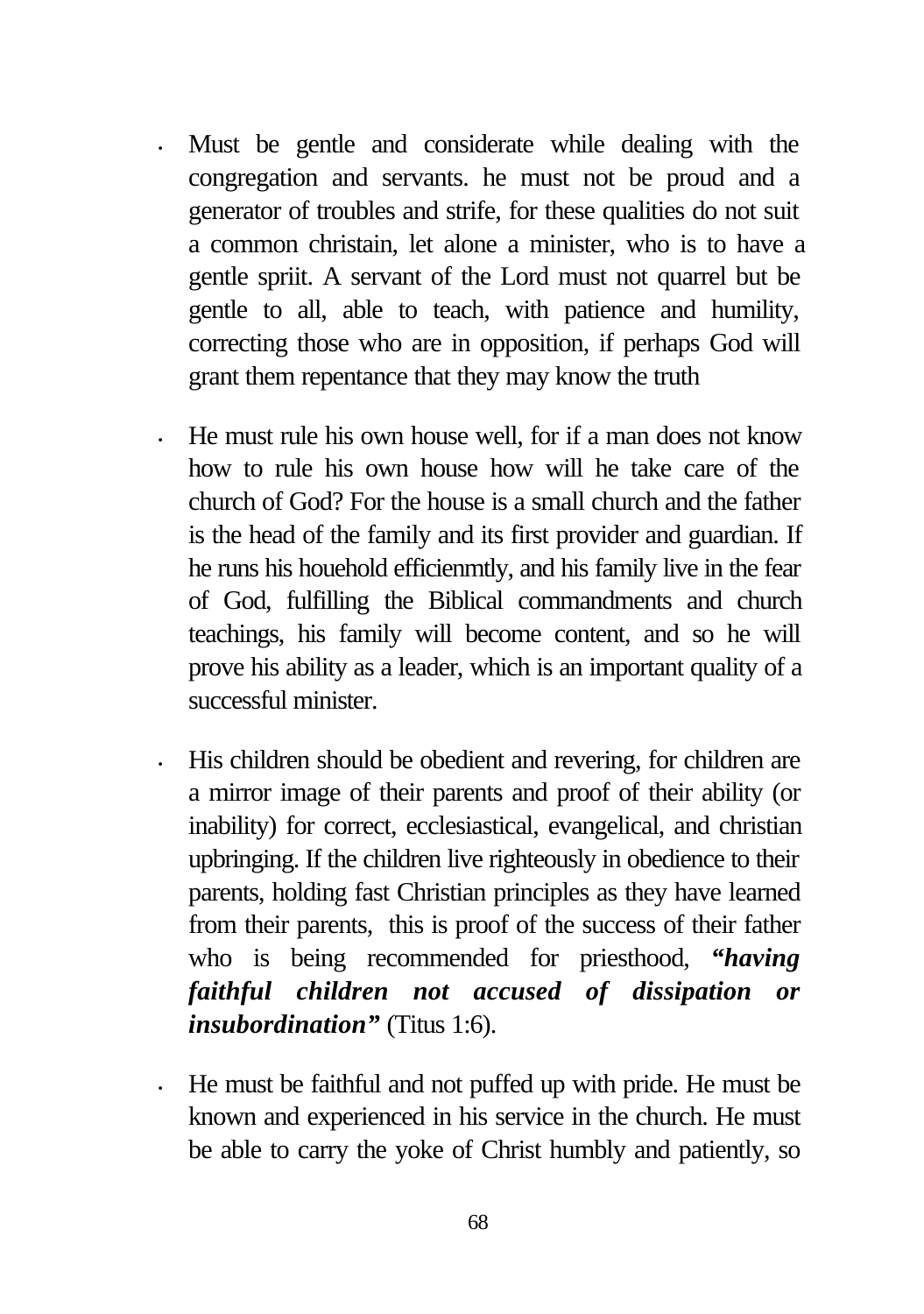- Must be gentle and considerate while dealing with the congregation and servants. he must not be proud and a generator of troubles and strife, for these qualities do not suit a common christain, let alone a minister, who is to have a gentle spriit. A servant of the Lord must not quarrel but be gentle to all, able to teach, with patience and humility, correcting those who are in opposition, if perhaps God will grant them repentance that they may know the truth

- He must rule his own house well, for if a man does not know how to rule his own house how will he take care of the church of God? For the house is a small church and the father is the head of the family and its first provider and guardian. If he runs his houehold efficienmtly, and his family live in the fear of God, fulfilling the Biblical commandments and church teachings, his family will become content, and so he will prove his ability as a leader, which is an important quality of a successful minister.

- His children should be obedient and revering, for children are a mirror image of their parents and proof of their ability (or inability) for correct, ecclesiastical, evangelical, and christian upbringing. If the children live righteously in obedience to their parents, holding fast Christian principles as they have learned from their parents, this is proof of the success of their father who is being recommended for priesthood, ***"having faithful children not accused of dissipation or insubordination"*** (Titus 1:6).

- He must be faithful and not puffed up with pride. He must be known and experienced in his service in the church. He must be able to carry the yoke of Christ humbly and patiently, so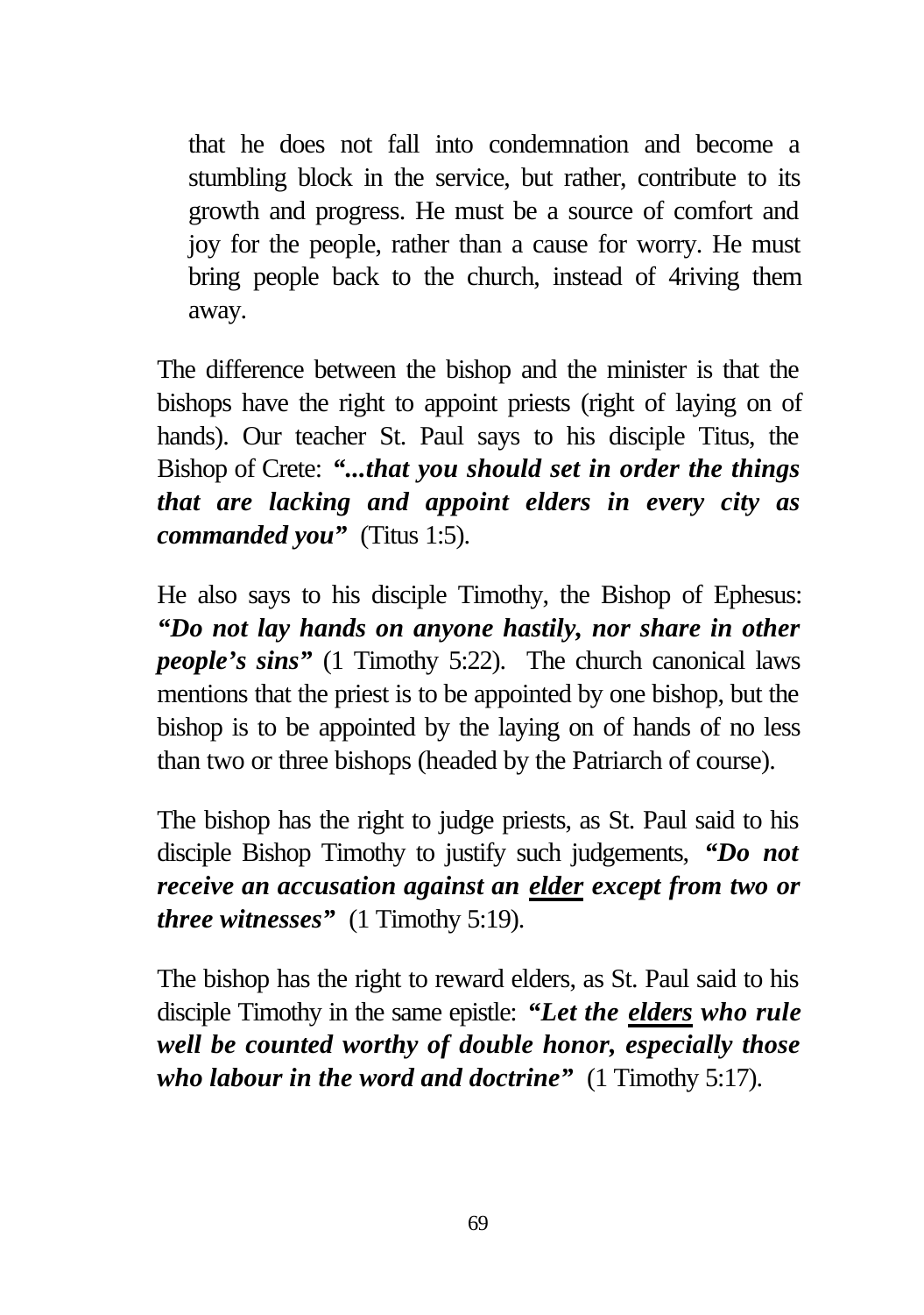that he does not fall into condemnation and become a stumbling block in the service, but rather, contribute to its growth and progress. He must be a source of comfort and joy for the people, rather than a cause for worry. He must bring people back to the church, instead of 4riving them away.

The difference between the bishop and the minister is that the bishops have the right to appoint priests (right of laying on of hands). Our teacher St. Paul says to his disciple Titus, the Bishop of Crete: ***"...that you should set in order the things that are lacking and appoint elders in every city as commanded you"*** (Titus 1:5).

He also says to his disciple Timothy, the Bishop of Ephesus: ***"Do not lay hands on anyone hastily, nor share in other people's sins"*** (1 Timothy 5:22). The church canonical laws mentions that the priest is to be appointed by one bishop, but the bishop is to be appointed by the laying on of hands of no less than two or three bishops (headed by the Patriarch of course).

The bishop has the right to judge priests, as St. Paul said to his disciple Bishop Timothy to justify such judgements, ***"Do not receive an accusation against an <u>elder</u> except from two or three witnesses"*** (1 Timothy 5:19).

The bishop has the right to reward elders, as St. Paul said to his disciple Timothy in the same epistle: ***"Let the <u>elders</u> who rule well be counted worthy of double honor, especially those who labour in the word and doctrine"*** (1 Timothy 5:17).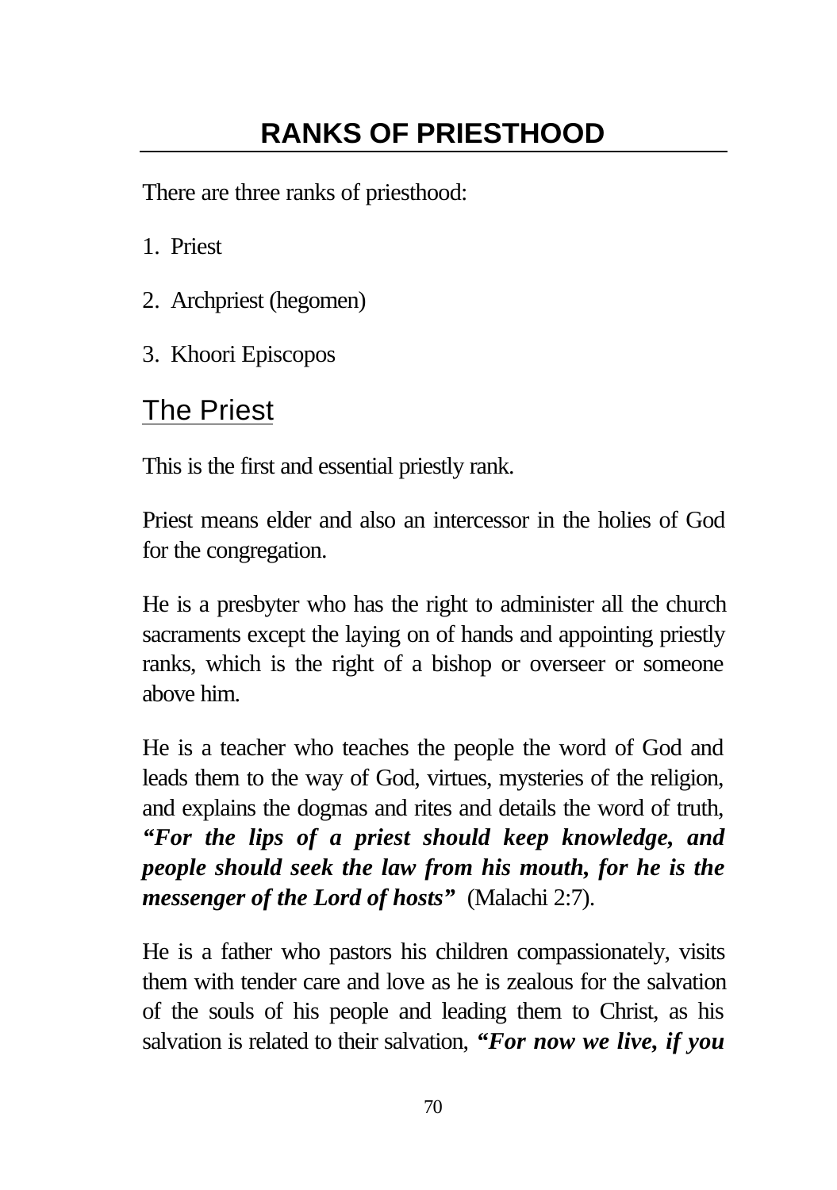# RANKS OF PRIESTHOOD

There are three ranks of priesthood:

1. Priest
2. Archpriest (hegomen)
3. Khoori Episcopos

## The Priest

This is the first and essential priestly rank.

Priest means elder and also an intercessor in the holies of God for the congregation.

He is a presbyter who has the right to administer all the church sacraments except the laying on of hands and appointing priestly ranks, which is the right of a bishop or overseer or someone above him.

He is a teacher who teaches the people the word of God and leads them to the way of God, virtues, mysteries of the religion, and explains the dogmas and rites and details the word of truth, ***"For the lips of a priest should keep knowledge, and people should seek the law from his mouth, for he is the messenger of the Lord of hosts"*** (Malachi 2:7).

He is a father who pastors his children compassionately, visits them with tender care and love as he is zealous for the salvation of the souls of his people and leading them to Christ, as his salvation is related to their salvation, ***"For now we live, if you***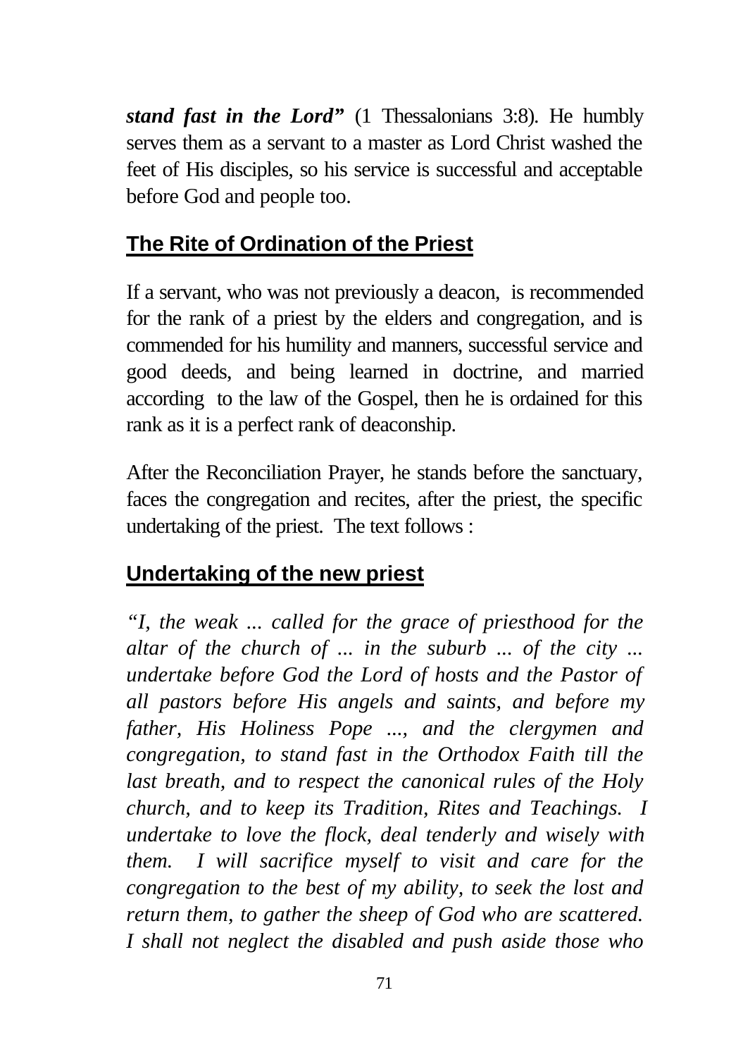***stand fast in the Lord"*** (1 Thessalonians 3:8). He humbly serves them as a servant to a master as Lord Christ washed the feet of His disciples, so his service is successful and acceptable before God and people too.

## The Rite of Ordination of the Priest

If a servant, who was not previously a deacon, is recommended for the rank of a priest by the elders and congregation, and is commended for his humility and manners, successful service and good deeds, and being learned in doctrine, and married according to the law of the Gospel, then he is ordained for this rank as it is a perfect rank of deaconship.

After the Reconciliation Prayer, he stands before the sanctuary, faces the congregation and recites, after the priest, the specific undertaking of the priest. The text follows :

## Undertaking of the new priest

*"I, the weak ... called for the grace of priesthood for the altar of the church of ... in the suburb ... of the city ... undertake before God the Lord of hosts and the Pastor of all pastors before His angels and saints, and before my father, His Holiness Pope ..., and the clergymen and congregation, to stand fast in the Orthodox Faith till the last breath, and to respect the canonical rules of the Holy church, and to keep its Tradition, Rites and Teachings. I undertake to love the flock, deal tenderly and wisely with them. I will sacrifice myself to visit and care for the congregation to the best of my ability, to seek the lost and return them, to gather the sheep of God who are scattered. I shall not neglect the disabled and push aside those who*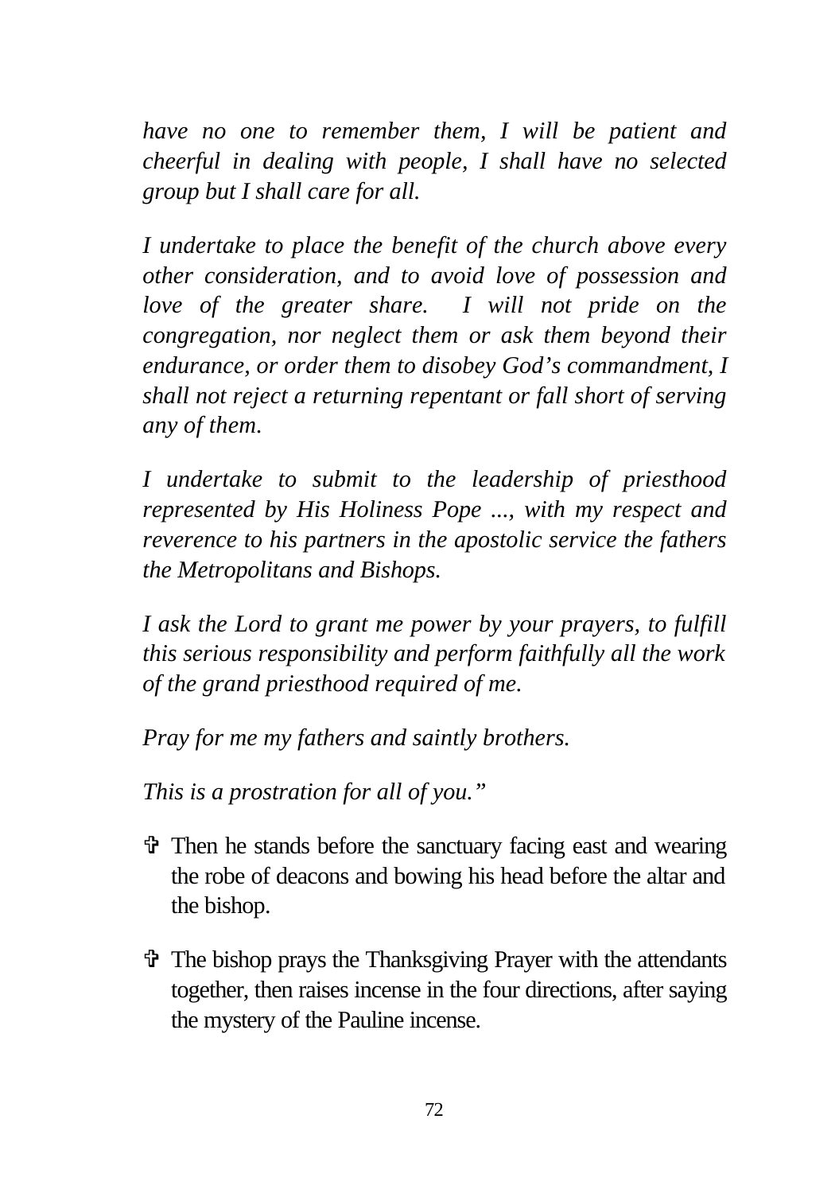*have no one to remember them, I will be patient and cheerful in dealing with people, I shall have no selected group but I shall care for all.*

*I undertake to place the benefit of the church above every other consideration, and to avoid love of possession and love of the greater share. I will not pride on the congregation, nor neglect them or ask them beyond their endurance, or order them to disobey God's commandment, I shall not reject a returning repentant or fall short of serving any of them.*

*I undertake to submit to the leadership of priesthood represented by His Holiness Pope ..., with my respect and reverence to his partners in the apostolic service the fathers the Metropolitans and Bishops.*

*I ask the Lord to grant me power by your prayers, to fulfill this serious responsibility and perform faithfully all the work of the grand priesthood required of me.*

*Pray for me my fathers and saintly brothers.*

*This is a prostration for all of you."*

- ✞ Then he stands before the sanctuary facing east and wearing the robe of deacons and bowing his head before the altar and the bishop.

- ✞ The bishop prays the Thanksgiving Prayer with the attendants together, then raises incense in the four directions, after saying the mystery of the Pauline incense.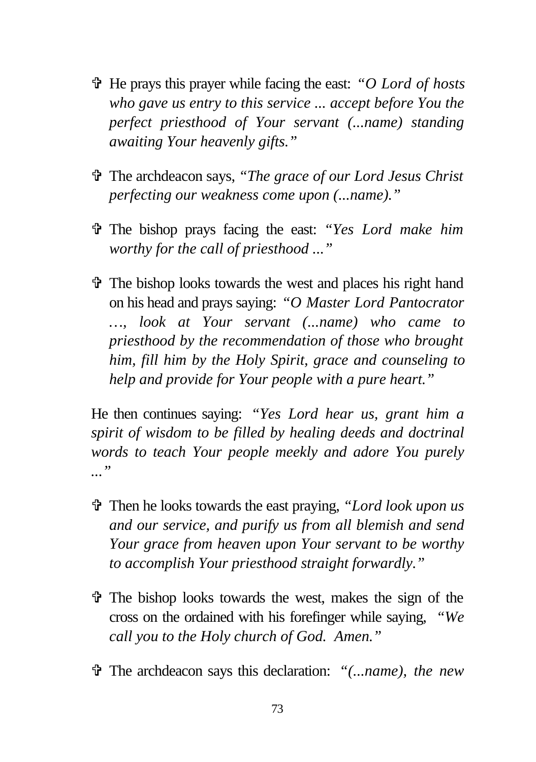- ✞ He prays this prayer while facing the east: *"O Lord of hosts who gave us entry to this service ... accept before You the perfect priesthood of Your servant (...name) standing awaiting Your heavenly gifts."*

- ✞ The archdeacon says, *"The grace of our Lord Jesus Christ perfecting our weakness come upon (...name)."*

- ✞ The bishop prays facing the east: *"Yes Lord make him worthy for the call of priesthood ..."*

- ✞ The bishop looks towards the west and places his right hand on his head and prays saying: *"O Master Lord Pantocrator …, look at Your servant (...name) who came to priesthood by the recommendation of those who brought him, fill him by the Holy Spirit, grace and counseling to help and provide for Your people with a pure heart."*

He then continues saying: *"Yes Lord hear us, grant him a spirit of wisdom to be filled by healing deeds and doctrinal words to teach Your people meekly and adore You purely ..."*

- ✞ Then he looks towards the east praying, *"Lord look upon us and our service, and purify us from all blemish and send Your grace from heaven upon Your servant to be worthy to accomplish Your priesthood straight forwardly."*

- ✞ The bishop looks towards the west, makes the sign of the cross on the ordained with his forefinger while saying, *"We call you to the Holy church of God. Amen."*

- ✞ The archdeacon says this declaration: *"(...name), the new*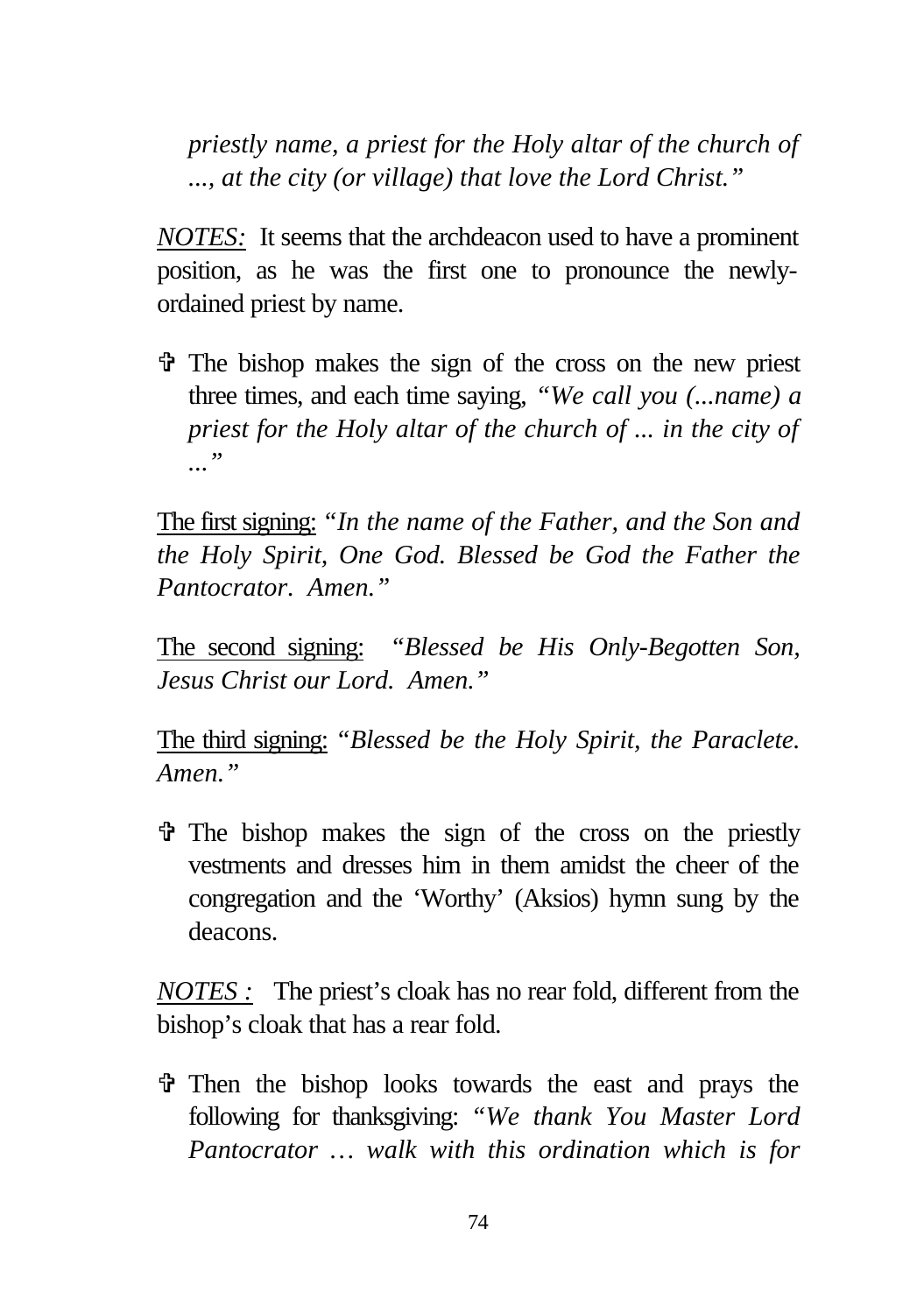*priestly name, a priest for the Holy altar of the church of ..., at the city (or village) that love the Lord Christ."*

*NOTES:* It seems that the archdeacon used to have a prominent position, as he was the first one to pronounce the newly-ordained priest by name.

- ✞ The bishop makes the sign of the cross on the new priest three times, and each time saying, *"We call you (...name) a priest for the Holy altar of the church of ... in the city of ..."*

The first signing: *"In the name of the Father, and the Son and the Holy Spirit, One God. Blessed be God the Father the Pantocrator. Amen."*

The second signing: *"Blessed be His Only-Begotten Son, Jesus Christ our Lord. Amen."*

The third signing: *"Blessed be the Holy Spirit, the Paraclete. Amen."*

- ✞ The bishop makes the sign of the cross on the priestly vestments and dresses him in them amidst the cheer of the congregation and the 'Worthy' (Aksios) hymn sung by the deacons.

*NOTES :* The priest's cloak has no rear fold, different from the bishop's cloak that has a rear fold.

- ✞ Then the bishop looks towards the east and prays the following for thanksgiving: *"We thank You Master Lord Pantocrator … walk with this ordination which is for*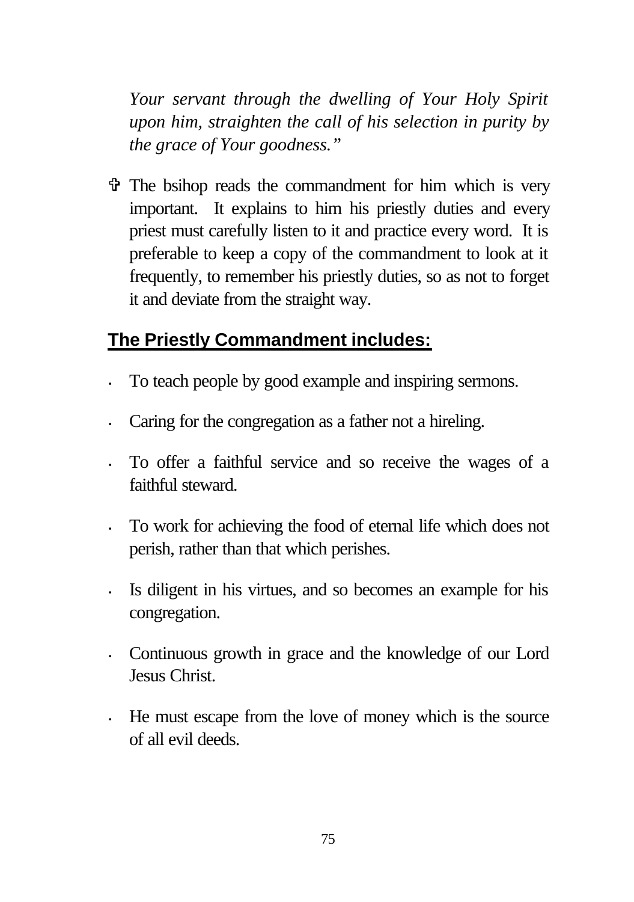*Your servant through the dwelling of Your Holy Spirit upon him, straighten the call of his selection in purity by the grace of Your goodness."*

✞ The bsihop reads the commandment for him which is very important. It explains to him his priestly duties and every priest must carefully listen to it and practice every word. It is preferable to keep a copy of the commandment to look at it frequently, to remember his priestly duties, so as not to forget it and deviate from the straight way.

## **The Priestly Commandment includes:**

- To teach people by good example and inspiring sermons.
- Caring for the congregation as a father not a hireling.
- To offer a faithful service and so receive the wages of a faithful steward.
- To work for achieving the food of eternal life which does not perish, rather than that which perishes.
- Is diligent in his virtues, and so becomes an example for his congregation.
- Continuous growth in grace and the knowledge of our Lord Jesus Christ.
- He must escape from the love of money which is the source of all evil deeds.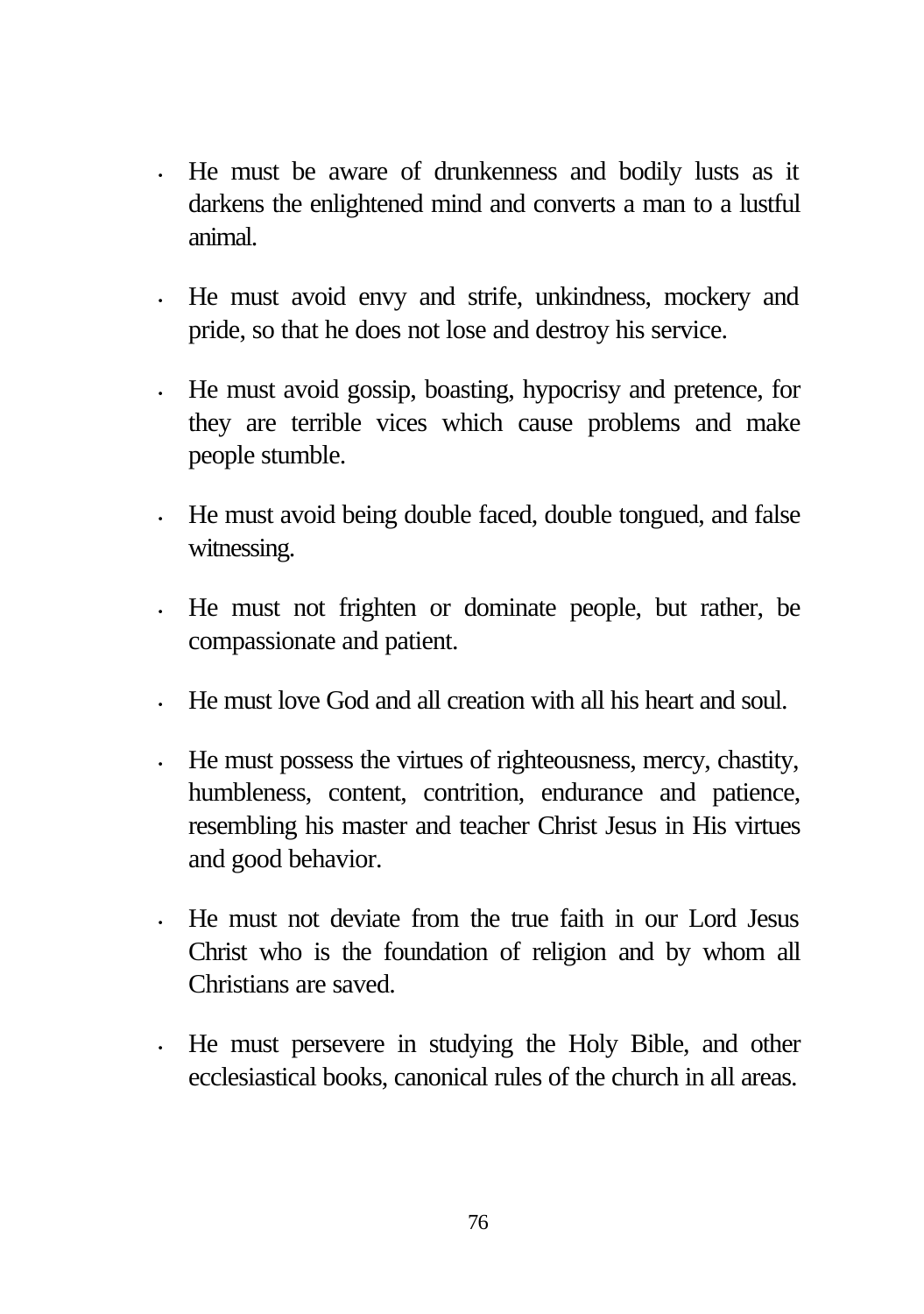- He must be aware of drunkenness and bodily lusts as it darkens the enlightened mind and converts a man to a lustful animal.
- He must avoid envy and strife, unkindness, mockery and pride, so that he does not lose and destroy his service.
- He must avoid gossip, boasting, hypocrisy and pretence, for they are terrible vices which cause problems and make people stumble.
- He must avoid being double faced, double tongued, and false witnessing.
- He must not frighten or dominate people, but rather, be compassionate and patient.
- He must love God and all creation with all his heart and soul.
- He must possess the virtues of righteousness, mercy, chastity, humbleness, content, contrition, endurance and patience, resembling his master and teacher Christ Jesus in His virtues and good behavior.
- He must not deviate from the true faith in our Lord Jesus Christ who is the foundation of religion and by whom all Christians are saved.
- He must persevere in studying the Holy Bible, and other ecclesiastical books, canonical rules of the church in all areas.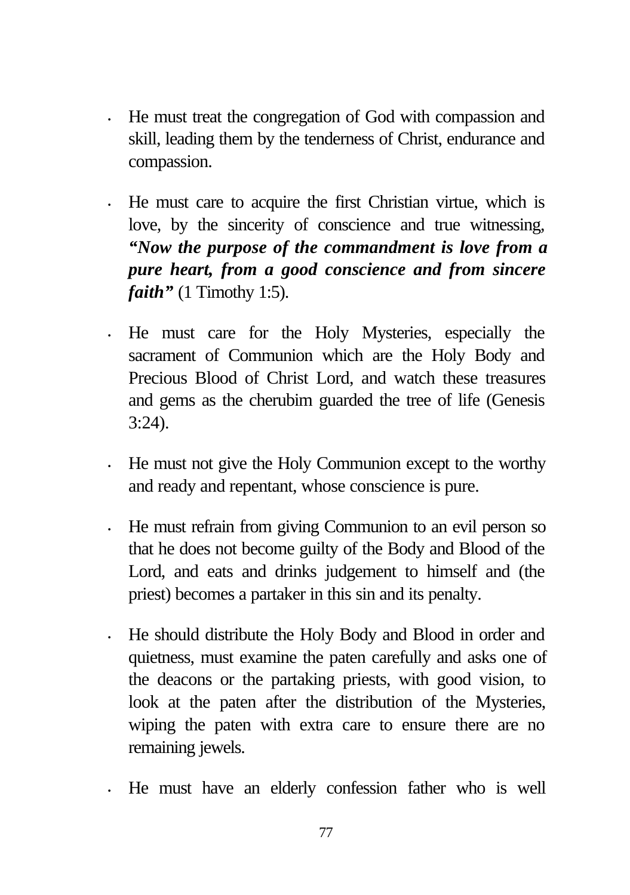- He must treat the congregation of God with compassion and skill, leading them by the tenderness of Christ, endurance and compassion.

- He must care to acquire the first Christian virtue, which is love, by the sincerity of conscience and true witnessing, ***"Now the purpose of the commandment is love from a pure heart, from a good conscience and from sincere faith"*** (1 Timothy 1:5).

- He must care for the Holy Mysteries, especially the sacrament of Communion which are the Holy Body and Precious Blood of Christ Lord, and watch these treasures and gems as the cherubim guarded the tree of life (Genesis 3:24).

- He must not give the Holy Communion except to the worthy and ready and repentant, whose conscience is pure.

- He must refrain from giving Communion to an evil person so that he does not become guilty of the Body and Blood of the Lord, and eats and drinks judgement to himself and (the priest) becomes a partaker in this sin and its penalty.

- He should distribute the Holy Body and Blood in order and quietness, must examine the paten carefully and asks one of the deacons or the partaking priests, with good vision, to look at the paten after the distribution of the Mysteries, wiping the paten with extra care to ensure there are no remaining jewels.

- He must have an elderly confession father who is well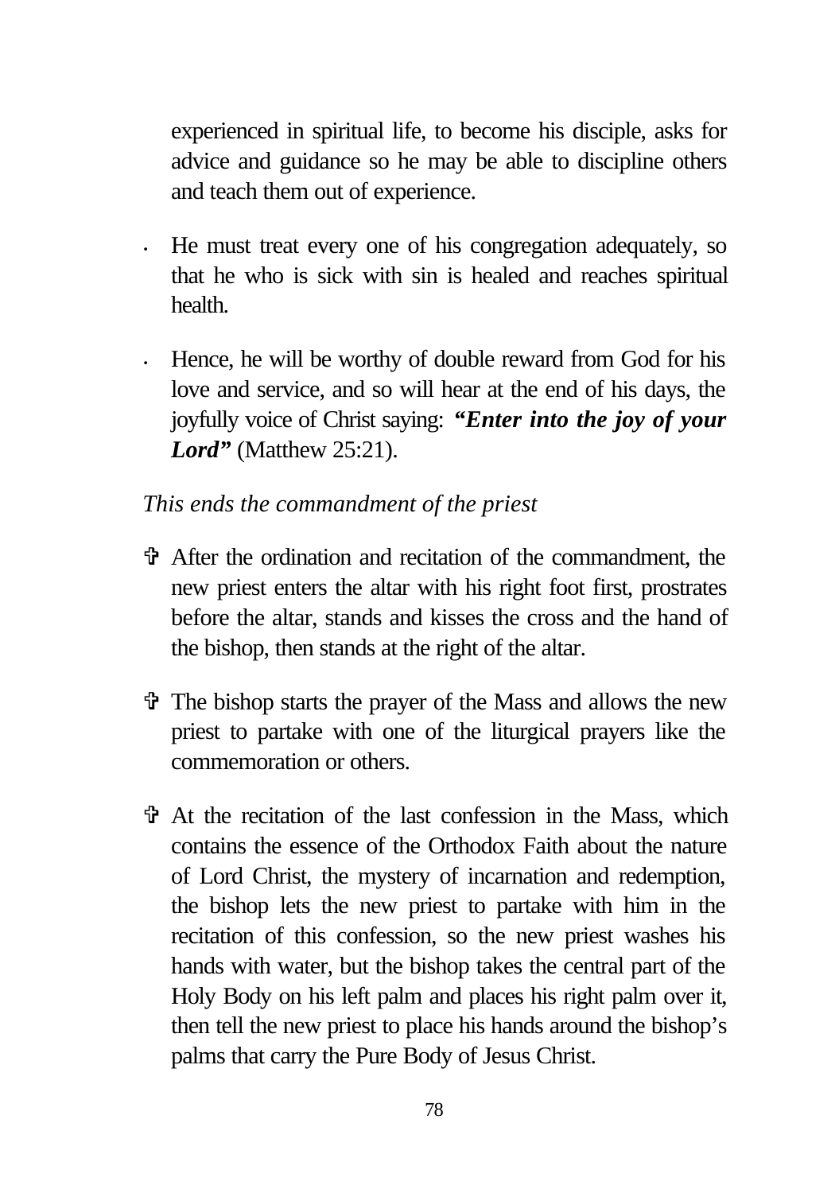experienced in spiritual life, to become his disciple, asks for advice and guidance so he may be able to discipline others and teach them out of experience.

- He must treat every one of his congregation adequately, so that he who is sick with sin is healed and reaches spiritual health.
- Hence, he will be worthy of double reward from God for his love and service, and so will hear at the end of his days, the joyfully voice of Christ saying: ***"Enter into the joy of your Lord"*** (Matthew 25:21).

*This ends the commandment of the priest*

- ✞ After the ordination and recitation of the commandment, the new priest enters the altar with his right foot first, prostrates before the altar, stands and kisses the cross and the hand of the bishop, then stands at the right of the altar.
- ✞ The bishop starts the prayer of the Mass and allows the new priest to partake with one of the liturgical prayers like the commemoration or others.
- ✞ At the recitation of the last confession in the Mass, which contains the essence of the Orthodox Faith about the nature of Lord Christ, the mystery of incarnation and redemption, the bishop lets the new priest to partake with him in the recitation of this confession, so the new priest washes his hands with water, but the bishop takes the central part of the Holy Body on his left palm and places his right palm over it, then tell the new priest to place his hands around the bishop's palms that carry the Pure Body of Jesus Christ.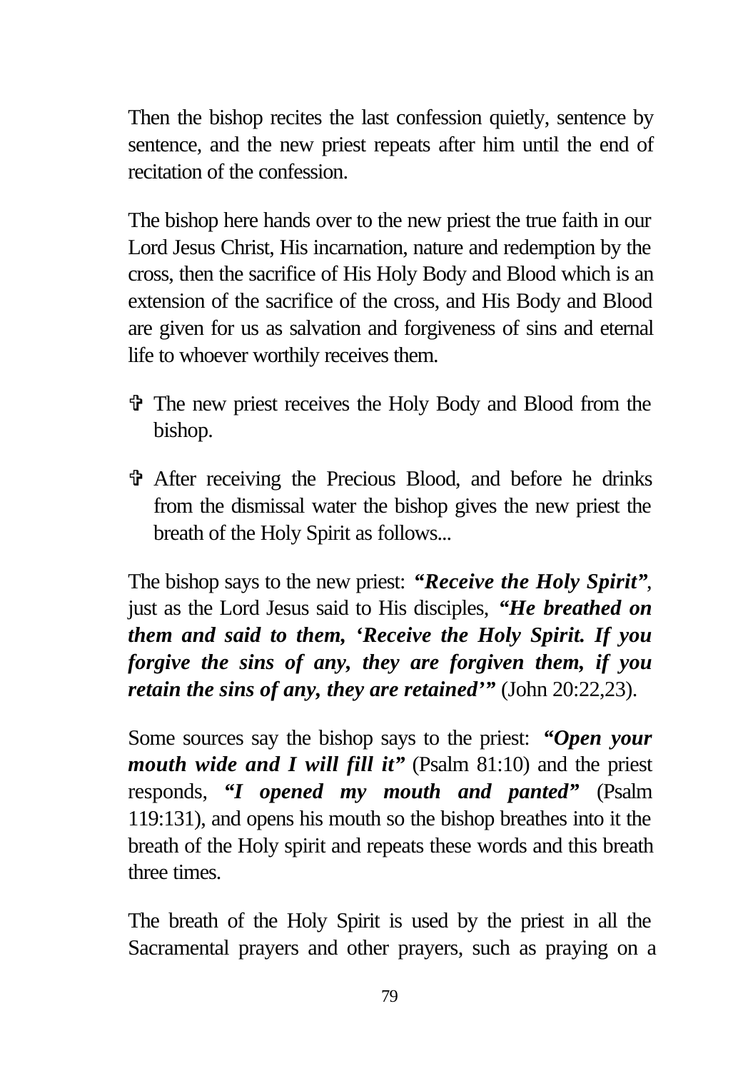Then the bishop recites the last confession quietly, sentence by sentence, and the new priest repeats after him until the end of recitation of the confession.

The bishop here hands over to the new priest the true faith in our Lord Jesus Christ, His incarnation, nature and redemption by the cross, then the sacrifice of His Holy Body and Blood which is an extension of the sacrifice of the cross, and His Body and Blood are given for us as salvation and forgiveness of sins and eternal life to whoever worthily receives them.

- ✞ The new priest receives the Holy Body and Blood from the bishop.
- ✞ After receiving the Precious Blood, and before he drinks from the dismissal water the bishop gives the new priest the breath of the Holy Spirit as follows...

The bishop says to the new priest: ***"Receive the Holy Spirit"***, just as the Lord Jesus said to His disciples, ***"He breathed on them and said to them, 'Receive the Holy Spirit. If you forgive the sins of any, they are forgiven them, if you retain the sins of any, they are retained'"*** (John 20:22,23).

Some sources say the bishop says to the priest: ***"Open your mouth wide and I will fill it"*** (Psalm 81:10) and the priest responds, ***"I opened my mouth and panted"*** (Psalm 119:131), and opens his mouth so the bishop breathes into it the breath of the Holy spirit and repeats these words and this breath three times.

The breath of the Holy Spirit is used by the priest in all the Sacramental prayers and other prayers, such as praying on a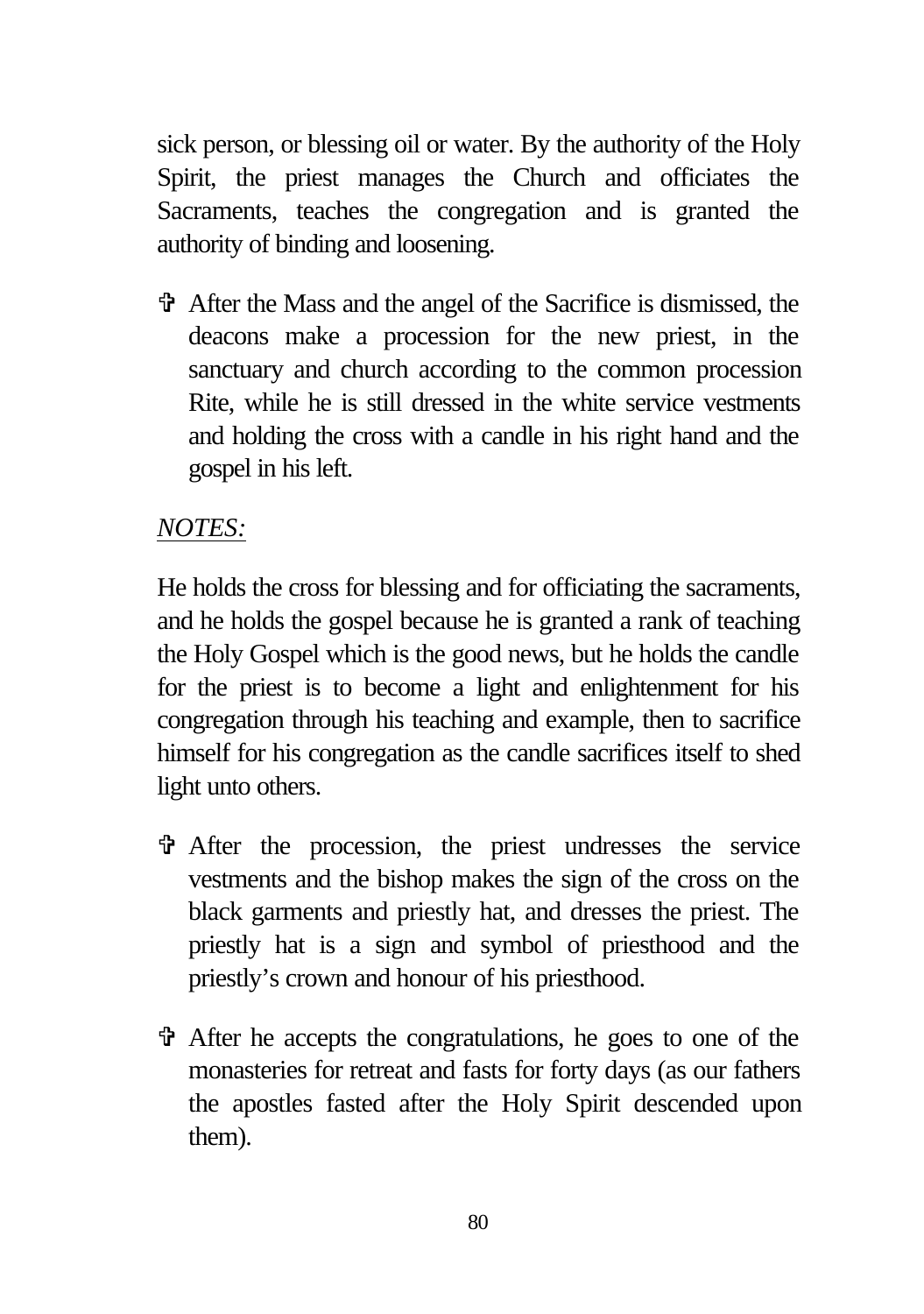sick person, or blessing oil or water. By the authority of the Holy Spirit, the priest manages the Church and officiates the Sacraments, teaches the congregation and is granted the authority of binding and loosening.

- ✞ After the Mass and the angel of the Sacrifice is dismissed, the deacons make a procession for the new priest, in the sanctuary and church according to the common procession Rite, while he is still dressed in the white service vestments and holding the cross with a candle in his right hand and the gospel in his left.

*NOTES:*

He holds the cross for blessing and for officiating the sacraments, and he holds the gospel because he is granted a rank of teaching the Holy Gospel which is the good news, but he holds the candle for the priest is to become a light and enlightenment for his congregation through his teaching and example, then to sacrifice himself for his congregation as the candle sacrifices itself to shed light unto others.

- ✞ After the procession, the priest undresses the service vestments and the bishop makes the sign of the cross on the black garments and priestly hat, and dresses the priest. The priestly hat is a sign and symbol of priesthood and the priestly's crown and honour of his priesthood.

- ✞ After he accepts the congratulations, he goes to one of the monasteries for retreat and fasts for forty days (as our fathers the apostles fasted after the Holy Spirit descended upon them).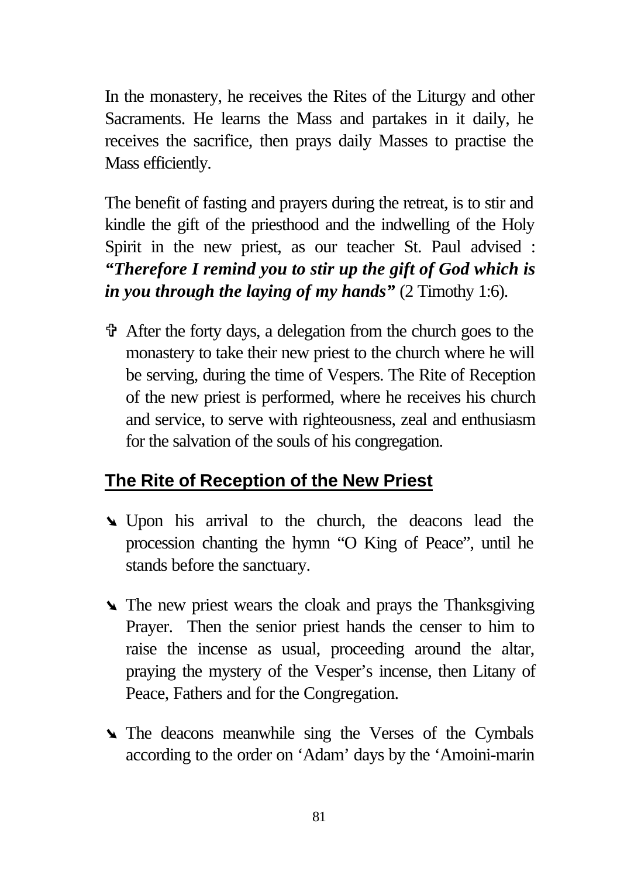In the monastery, he receives the Rites of the Liturgy and other Sacraments. He learns the Mass and partakes in it daily, he receives the sacrifice, then prays daily Masses to practise the Mass efficiently.

The benefit of fasting and prayers during the retreat, is to stir and kindle the gift of the priesthood and the indwelling of the Holy Spirit in the new priest, as our teacher St. Paul advised : ***"Therefore I remind you to stir up the gift of God which is in you through the laying of my hands"*** (2 Timothy 1:6).

- ✞ After the forty days, a delegation from the church goes to the monastery to take their new priest to the church where he will be serving, during the time of Vespers. The Rite of Reception of the new priest is performed, where he receives his church and service, to serve with righteousness, zeal and enthusiasm for the salvation of the souls of his congregation.

## The Rite of Reception of the New Priest

- ➘ Upon his arrival to the church, the deacons lead the procession chanting the hymn "O King of Peace", until he stands before the sanctuary.

- ➘ The new priest wears the cloak and prays the Thanksgiving Prayer. Then the senior priest hands the censer to him to raise the incense as usual, proceeding around the altar, praying the mystery of the Vesper's incense, then Litany of Peace, Fathers and for the Congregation.

- ➘ The deacons meanwhile sing the Verses of the Cymbals according to the order on 'Adam' days by the 'Amoini-marin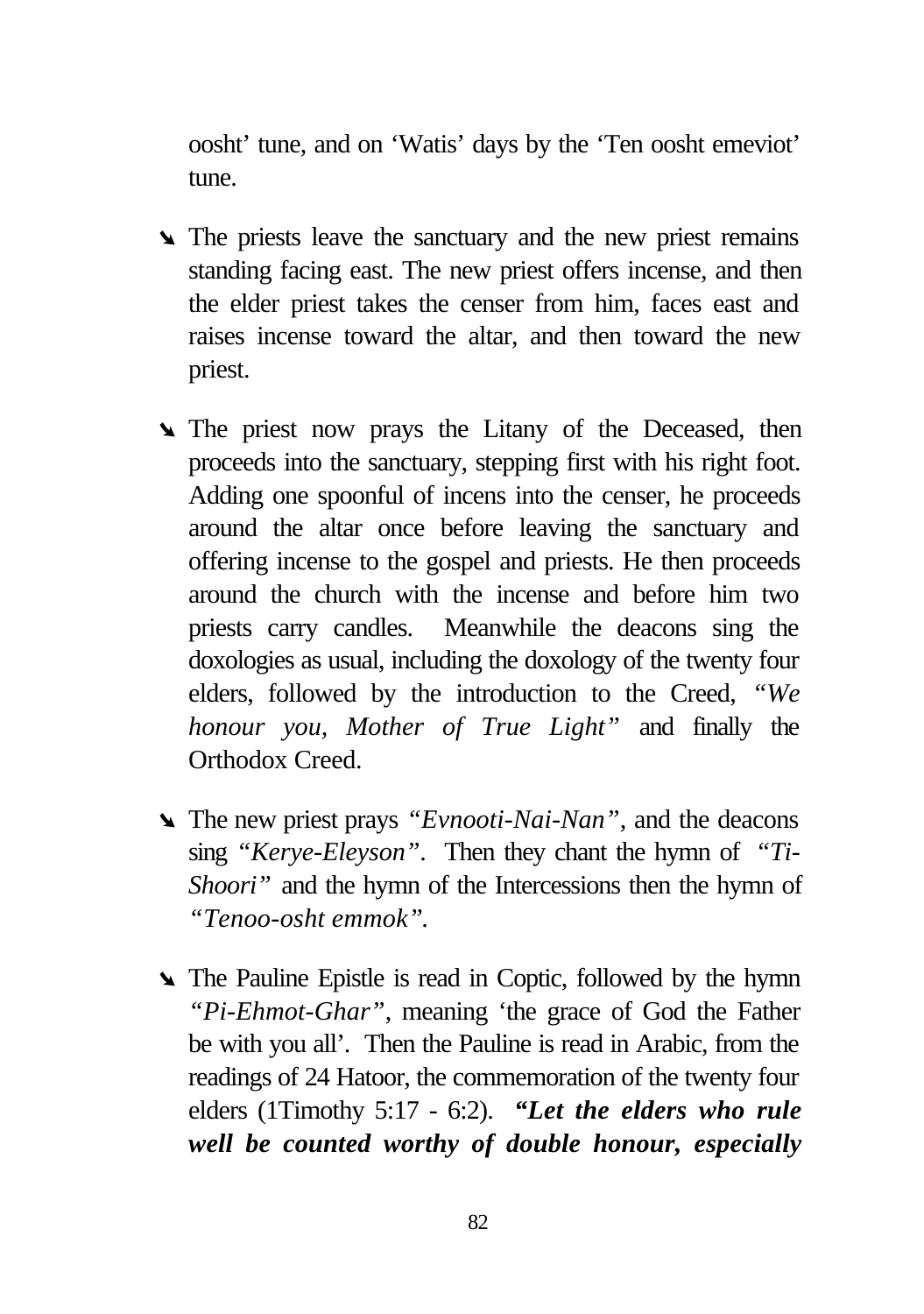oosht' tune, and on 'Watis' days by the 'Ten oosht emeviot' tune.

- The priests leave the sanctuary and the new priest remains standing facing east. The new priest offers incense, and then the elder priest takes the censer from him, faces east and raises incense toward the altar, and then toward the new priest.

- The priest now prays the Litany of the Deceased, then proceeds into the sanctuary, stepping first with his right foot. Adding one spoonful of incens into the censer, he proceeds around the altar once before leaving the sanctuary and offering incense to the gospel and priests. He then proceeds around the church with the incense and before him two priests carry candles. Meanwhile the deacons sing the doxologies as usual, including the doxology of the twenty four elders, followed by the introduction to the Creed, *"We honour you, Mother of True Light"* and finally the Orthodox Creed.

- The new priest prays *"Evnooti-Nai-Nan"*, and the deacons sing *"Kerye-Eleyson"*. Then they chant the hymn of *"Ti-Shoori"* and the hymn of the Intercessions then the hymn of *"Tenoo-osht emmok"*.

- The Pauline Epistle is read in Coptic, followed by the hymn *"Pi-Ehmot-Ghar"*, meaning 'the grace of God the Father be with you all'. Then the Pauline is read in Arabic, from the readings of 24 Hatoor, the commemoration of the twenty four elders (1Timothy 5:17 - 6:2). ***"Let the elders who rule well be counted worthy of double honour, especially***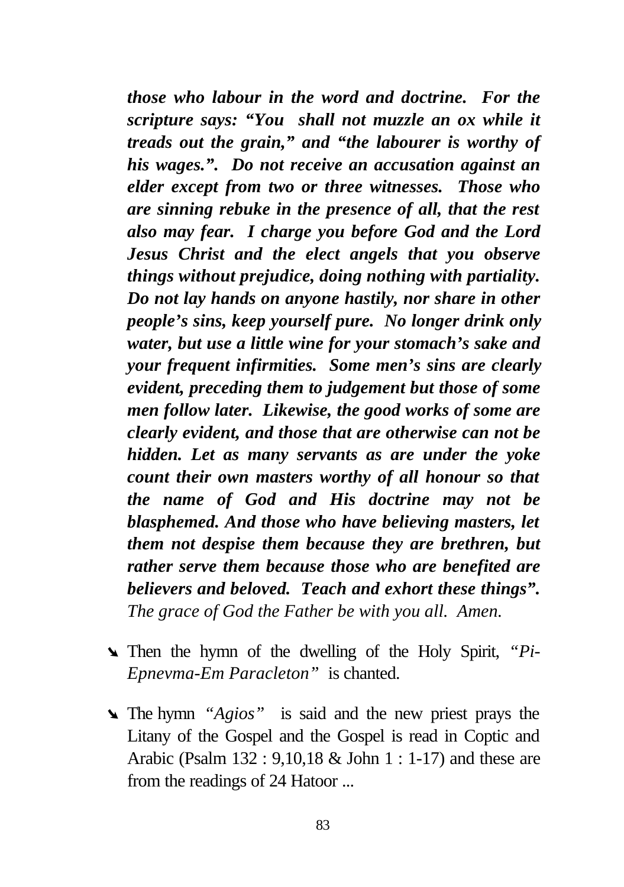***those who labour in the word and doctrine. For the scripture says: "You shall not muzzle an ox while it treads out the grain," and "the labourer is worthy of his wages.". Do not receive an accusation against an elder except from two or three witnesses. Those who are sinning rebuke in the presence of all, that the rest also may fear. I charge you before God and the Lord Jesus Christ and the elect angels that you observe things without prejudice, doing nothing with partiality. Do not lay hands on anyone hastily, nor share in other people's sins, keep yourself pure. No longer drink only water, but use a little wine for your stomach's sake and your frequent infirmities. Some men's sins are clearly evident, preceding them to judgement but those of some men follow later. Likewise, the good works of some are clearly evident, and those that are otherwise can not be hidden. Let as many servants as are under the yoke count their own masters worthy of all honour so that the name of God and His doctrine may not be blasphemed. And those who have believing masters, let them not despise them because they are brethren, but rather serve them because those who are benefited are believers and beloved. Teach and exhort these things".***
*The grace of God the Father be with you all. Amen.*

- Then the hymn of the dwelling of the Holy Spirit, *"Pi-Epnevma-Em Paracleton"* is chanted.

- The hymn *"Agios"* is said and the new priest prays the Litany of the Gospel and the Gospel is read in Coptic and Arabic (Psalm 132 : 9,10,18 & John 1 : 1-17) and these are from the readings of 24 Hatoor ...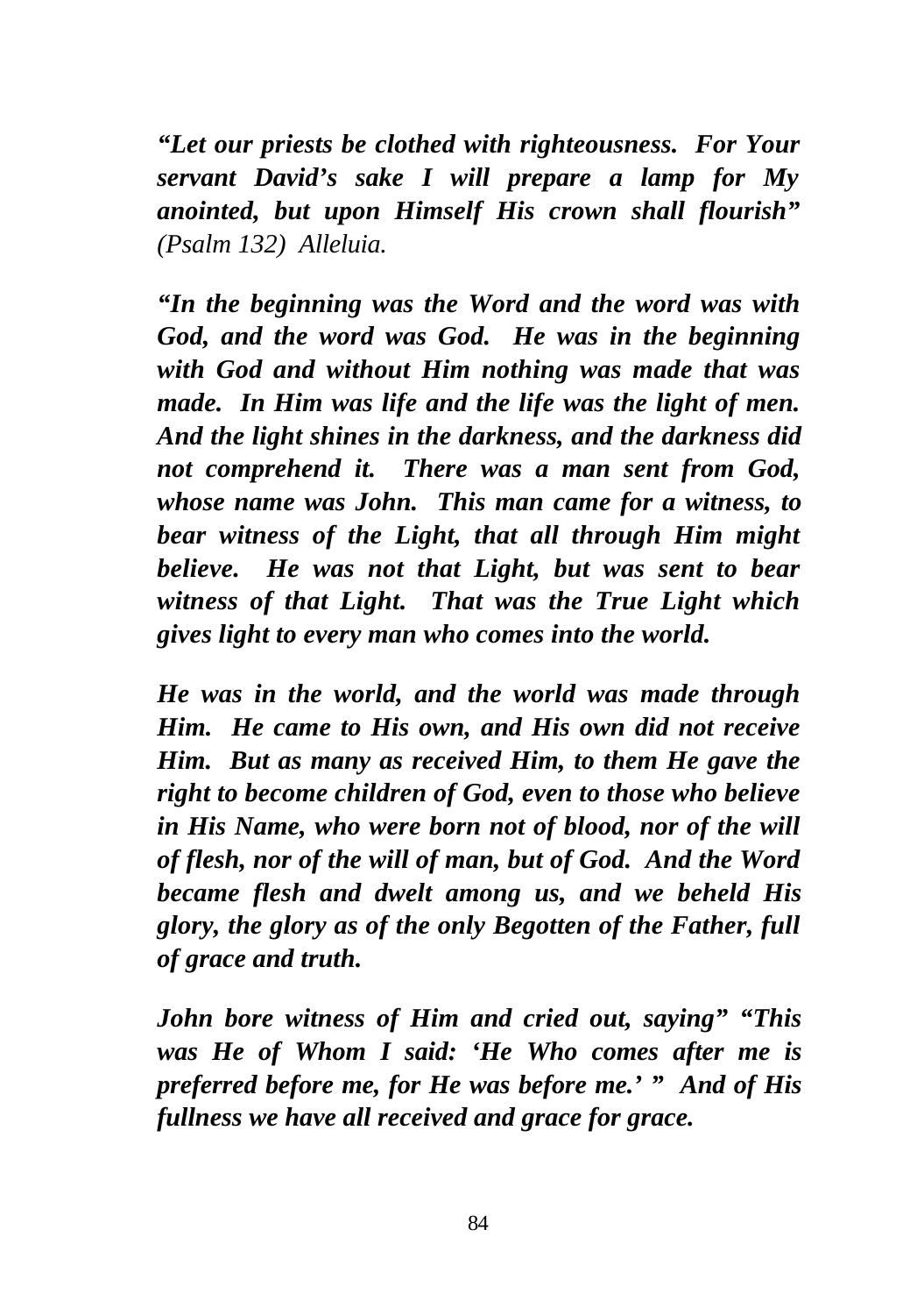***"Let our priests be clothed with righteousness. For Your servant David's sake I will prepare a lamp for My anointed, but upon Himself His crown shall flourish"*** *(Psalm 132) Alleluia.*

***"In the beginning was the Word and the word was with God, and the word was God. He was in the beginning with God and without Him nothing was made that was made. In Him was life and the life was the light of men. And the light shines in the darkness, and the darkness did not comprehend it. There was a man sent from God, whose name was John. This man came for a witness, to bear witness of the Light, that all through Him might believe. He was not that Light, but was sent to bear witness of that Light. That was the True Light which gives light to every man who comes into the world.***

***He was in the world, and the world was made through Him. He came to His own, and His own did not receive Him. But as many as received Him, to them He gave the right to become children of God, even to those who believe in His Name, who were born not of blood, nor of the will of flesh, nor of the will of man, but of God. And the Word became flesh and dwelt among us, and we beheld His glory, the glory as of the only Begotten of the Father, full of grace and truth.***

***John bore witness of Him and cried out, saying" "This was He of Whom I said: 'He Who comes after me is preferred before me, for He was before me.' " And of His fullness we have all received and grace for grace.***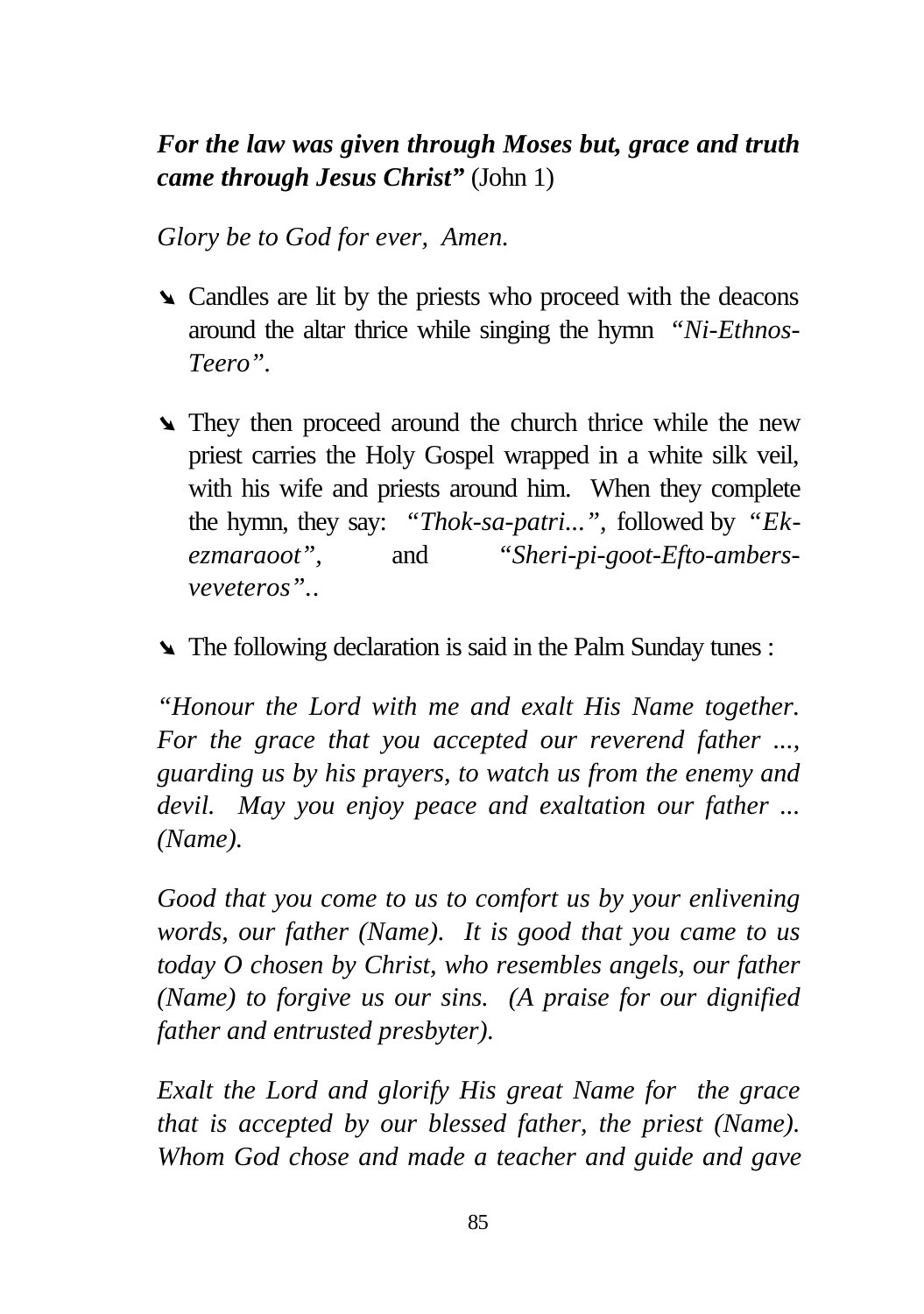***For the law was given through Moses but, grace and truth came through Jesus Christ"*** (John 1)

*Glory be to God for ever,  Amen.*

- ➘ Candles are lit by the priests who proceed with the deacons around the altar thrice while singing the hymn *"Ni-Ethnos-Teero"*.

- ➘ They then proceed around the church thrice while the new priest carries the Holy Gospel wrapped in a white silk veil, with his wife and priests around him. When they complete the hymn, they say: *"Thok-sa-patri..."*, followed by *"Ek-ezmaraoot"*, and *"Sheri-pi-goot-Efto-ambers-veveteros"*..

- ➘ The following declaration is said in the Palm Sunday tunes :

*"Honour the Lord with me and exalt His Name together. For the grace that you accepted our reverend father ..., guarding us by his prayers, to watch us from the enemy and devil. May you enjoy peace and exaltation our father ... (Name).*

*Good that you come to us to comfort us by your enlivening words, our father (Name). It is good that you came to us today O chosen by Christ, who resembles angels, our father (Name) to forgive us our sins. (A praise for our dignified father and entrusted presbyter).*

*Exalt the Lord and glorify His great Name for the grace that is accepted by our blessed father, the priest (Name). Whom God chose and made a teacher and guide and gave*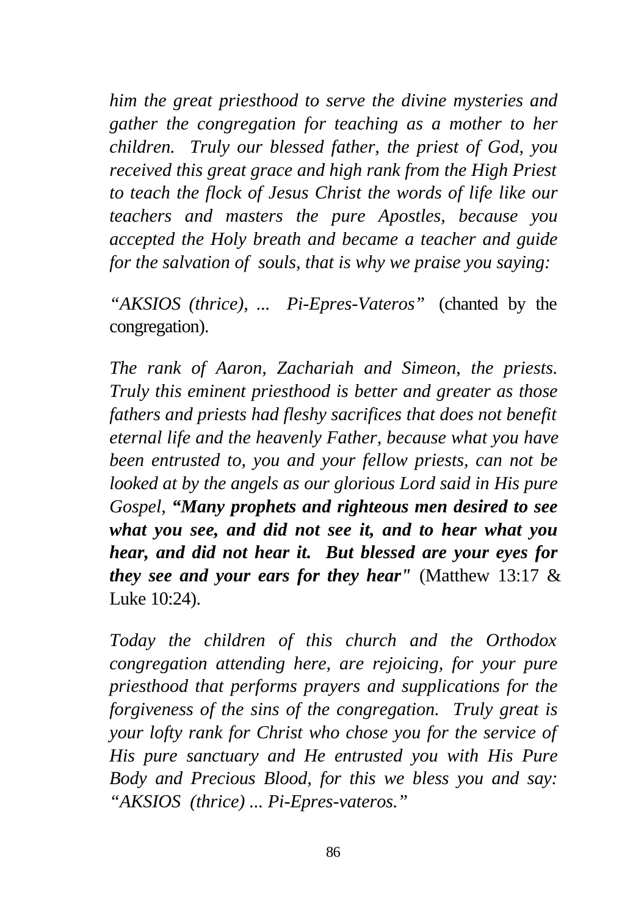*him the great priesthood to serve the divine mysteries and gather the congregation for teaching as a mother to her children. Truly our blessed father, the priest of God, you received this great grace and high rank from the High Priest to teach the flock of Jesus Christ the words of life like our teachers and masters the pure Apostles, because you accepted the Holy breath and became a teacher and guide for the salvation of souls, that is why we praise you saying:*

*"AKSIOS (thrice), ... Pi-Epres-Vateros"* (chanted by the congregation).

*The rank of Aaron, Zachariah and Simeon, the priests. Truly this eminent priesthood is better and greater as those fathers and priests had fleshy sacrifices that does not benefit eternal life and the heavenly Father, because what you have been entrusted to, you and your fellow priests, can not be looked at by the angels as our glorious Lord said in His pure Gospel,* ***"Many prophets and righteous men desired to see what you see, and did not see it, and to hear what you hear, and did not hear it. But blessed are your eyes for they see and your ears for they hear"*** (Matthew 13:17 & Luke 10:24).

*Today the children of this church and the Orthodox congregation attending here, are rejoicing, for your pure priesthood that performs prayers and supplications for the forgiveness of the sins of the congregation. Truly great is your lofty rank for Christ who chose you for the service of His pure sanctuary and He entrusted you with His Pure Body and Precious Blood, for this we bless you and say: "AKSIOS (thrice) ... Pi-Epres-vateros."*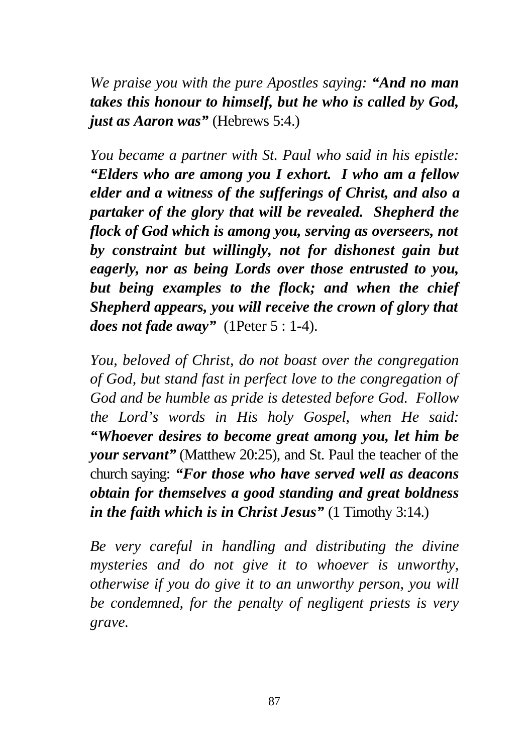*We praise you with the pure Apostles saying:* ***"And no man takes this honour to himself, but he who is called by God, just as Aaron was"*** (Hebrews 5:4.)

*You became a partner with St. Paul who said in his epistle:* ***"Elders who are among you I exhort. I who am a fellow elder and a witness of the sufferings of Christ, and also a partaker of the glory that will be revealed. Shepherd the flock of God which is among you, serving as overseers, not by constraint but willingly, not for dishonest gain but eagerly, nor as being Lords over those entrusted to you, but being examples to the flock; and when the chief Shepherd appears, you will receive the crown of glory that does not fade away"*** (1Peter 5 : 1-4).

*You, beloved of Christ, do not boast over the congregation of God, but stand fast in perfect love to the congregation of God and be humble as pride is detested before God. Follow the Lord's words in His holy Gospel, when He said:* ***"Whoever desires to become great among you, let him be your servant"*** (Matthew 20:25), and St. Paul the teacher of the church saying: ***"For those who have served well as deacons obtain for themselves a good standing and great boldness in the faith which is in Christ Jesus"*** (1 Timothy 3:14.)

*Be very careful in handling and distributing the divine mysteries and do not give it to whoever is unworthy, otherwise if you do give it to an unworthy person, you will be condemned, for the penalty of negligent priests is very grave.*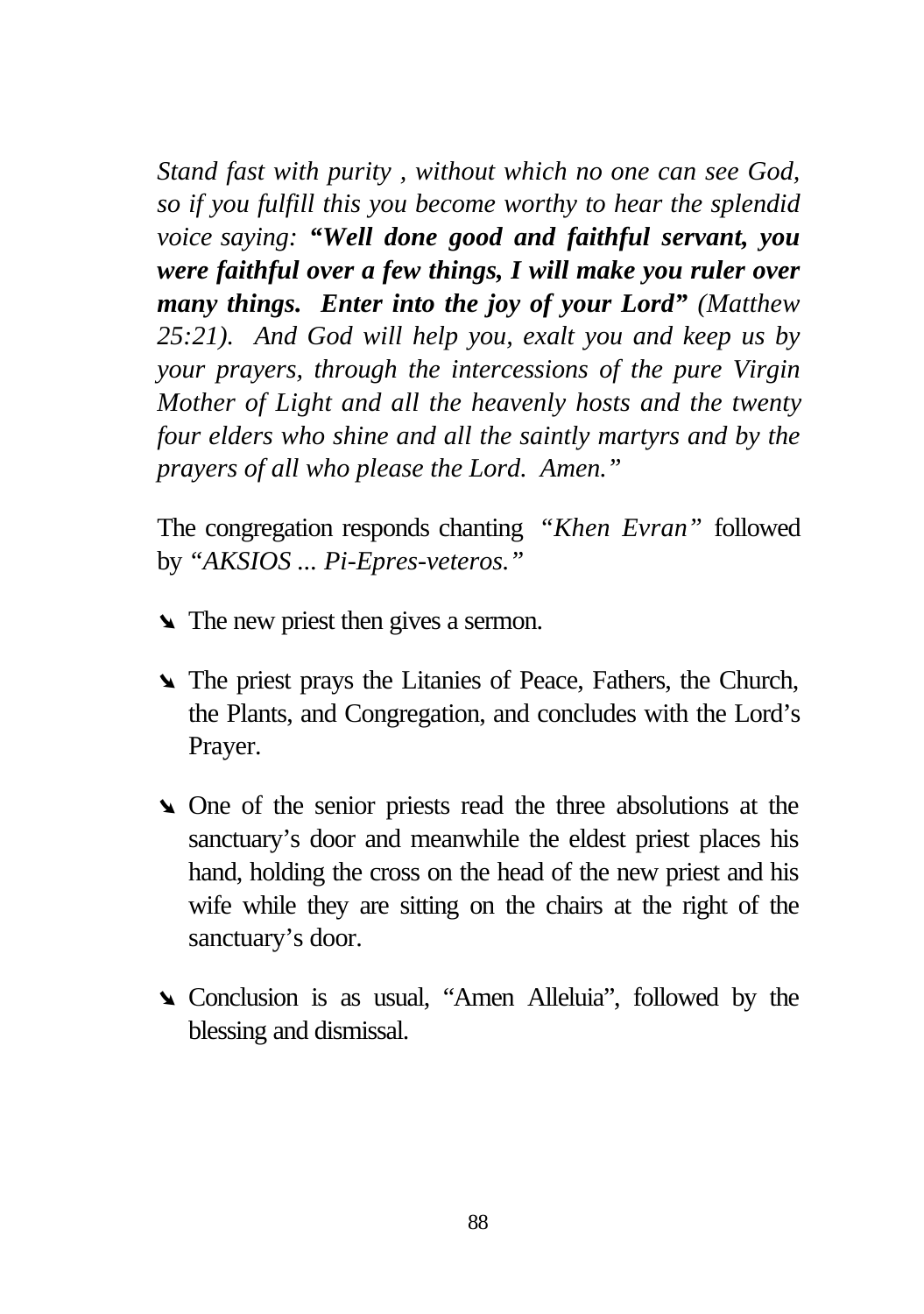*Stand fast with purity , without which no one can see God, so if you fulfill this you become worthy to hear the splendid voice saying:* ***"Well done good and faithful servant, you were faithful over a few things, I will make you ruler over many things. Enter into the joy of your Lord"*** *(Matthew 25:21). And God will help you, exalt you and keep us by your prayers, through the intercessions of the pure Virgin Mother of Light and all the heavenly hosts and the twenty four elders who shine and all the saintly martyrs and by the prayers of all who please the Lord. Amen."*

The congregation responds chanting *"Khen Evran"* followed by *"AKSIOS ... Pi-Epres-veteros."*

- The new priest then gives a sermon.
- The priest prays the Litanies of Peace, Fathers, the Church, the Plants, and Congregation, and concludes with the Lord's Prayer.
- One of the senior priests read the three absolutions at the sanctuary's door and meanwhile the eldest priest places his hand, holding the cross on the head of the new priest and his wife while they are sitting on the chairs at the right of the sanctuary's door.
- Conclusion is as usual, "Amen Alleluia", followed by the blessing and dismissal.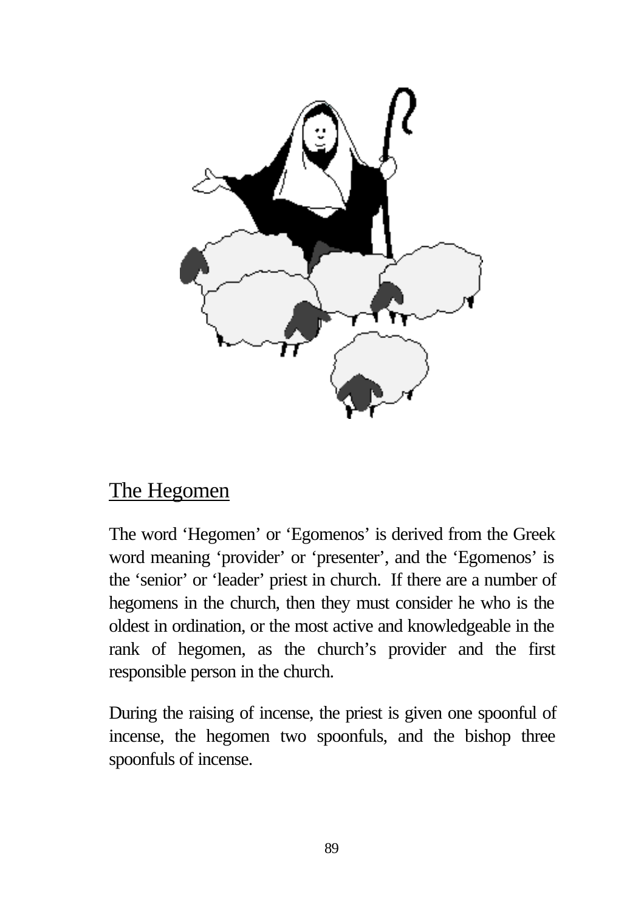## The Hegomen

The word ‘Hegomen’ or ‘Egomenos’ is derived from the Greek word meaning ‘provider’ or ‘presenter’, and the ‘Egomenos’ is the ‘senior’ or ‘leader’ priest in church. If there are a number of hegomens in the church, then they must consider he who is the oldest in ordination, or the most active and knowledgeable in the rank of hegomen, as the church’s provider and the first responsible person in the church.

During the raising of incense, the priest is given one spoonful of incense, the hegomen two spoonfuls, and the bishop three spoonfuls of incense.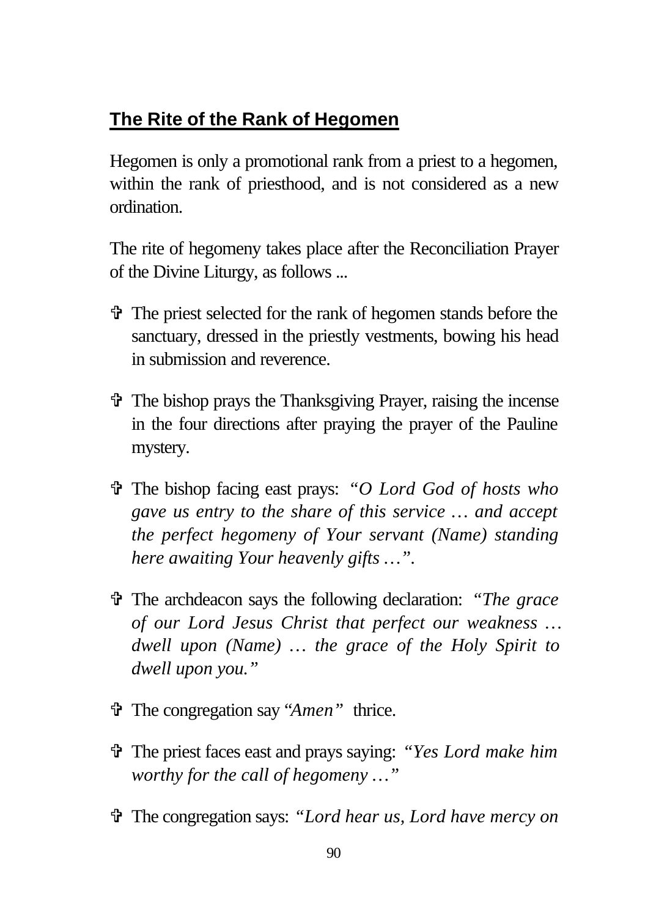## The Rite of the Rank of Hegomen

Hegomen is only a promotional rank from a priest to a hegomen, within the rank of priesthood, and is not considered as a new ordination.

The rite of hegomeny takes place after the Reconciliation Prayer of the Divine Liturgy, as follows ...

- ✞ The priest selected for the rank of hegomen stands before the sanctuary, dressed in the priestly vestments, bowing his head in submission and reverence.
- ✞ The bishop prays the Thanksgiving Prayer, raising the incense in the four directions after praying the prayer of the Pauline mystery.
- ✞ The bishop facing east prays: *"O Lord God of hosts who gave us entry to the share of this service … and accept the perfect hegomeny of Your servant (Name) standing here awaiting Your heavenly gifts …"*.
- ✞ The archdeacon says the following declaration: *"The grace of our Lord Jesus Christ that perfect our weakness … dwell upon (Name) … the grace of the Holy Spirit to dwell upon you."*
- ✞ The congregation say *"Amen"* thrice.
- ✞ The priest faces east and prays saying: *"Yes Lord make him worthy for the call of hegomeny …"*
- ✞ The congregation says: *"Lord hear us, Lord have mercy on*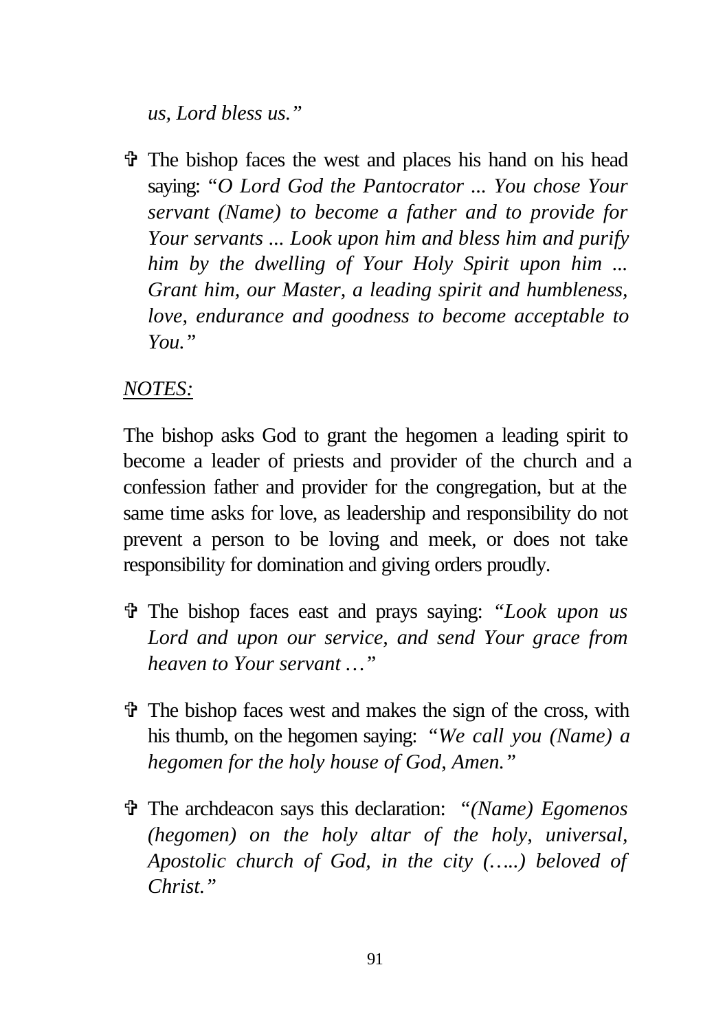*us, Lord bless us."*

- ✞ The bishop faces the west and places his hand on his head saying: *"O Lord God the Pantocrator ... You chose Your servant (Name) to become a father and to provide for Your servants ... Look upon him and bless him and purify him by the dwelling of Your Holy Spirit upon him ... Grant him, our Master, a leading spirit and humbleness, love, endurance and goodness to become acceptable to You."*

<u>*NOTES:*</u>

The bishop asks God to grant the hegomen a leading spirit to become a leader of priests and provider of the church and a confession father and provider for the congregation, but at the same time asks for love, as leadership and responsibility do not prevent a person to be loving and meek, or does not take responsibility for domination and giving orders proudly.

- ✞ The bishop faces east and prays saying: *"Look upon us Lord and upon our service, and send Your grace from heaven to Your servant …"*

- ✞ The bishop faces west and makes the sign of the cross, with his thumb, on the hegomen saying: *"We call you (Name) a hegomen for the holy house of God, Amen."*

- ✞ The archdeacon says this declaration: *"(Name) Egomenos (hegomen) on the holy altar of the holy, universal, Apostolic church of God, in the city (…..) beloved of Christ."*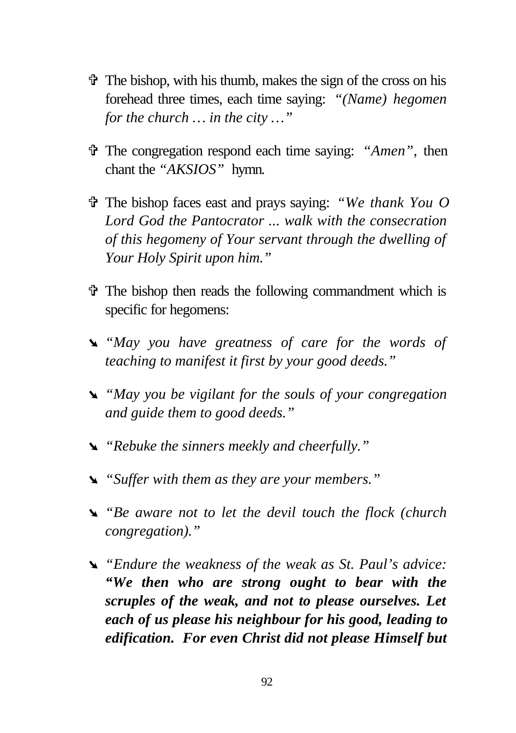- ✞ The bishop, with his thumb, makes the sign of the cross on his forehead three times, each time saying: *"(Name) hegomen for the church … in the city …"*

- ✞ The congregation respond each time saying: *"Amen"*, then chant the *"AKSIOS"* hymn.

- ✞ The bishop faces east and prays saying: *"We thank You O Lord God the Pantocrator ... walk with the consecration of this hegomeny of Your servant through the dwelling of Your Holy Spirit upon him."*

- ✞ The bishop then reads the following commandment which is specific for hegomens:

- ➘ *"May you have greatness of care for the words of teaching to manifest it first by your good deeds."*

- ➘ *"May you be vigilant for the souls of your congregation and guide them to good deeds."*

- ➘ *"Rebuke the sinners meekly and cheerfully."*

- ➘ *"Suffer with them as they are your members."*

- ➘ *"Be aware not to let the devil touch the flock (church congregation)."*

- ➘ *"Endure the weakness of the weak as St. Paul's advice:* ***"We then who are strong ought to bear with the scruples of the weak, and not to please ourselves. Let each of us please his neighbour for his good, leading to edification. For even Christ did not please Himself but***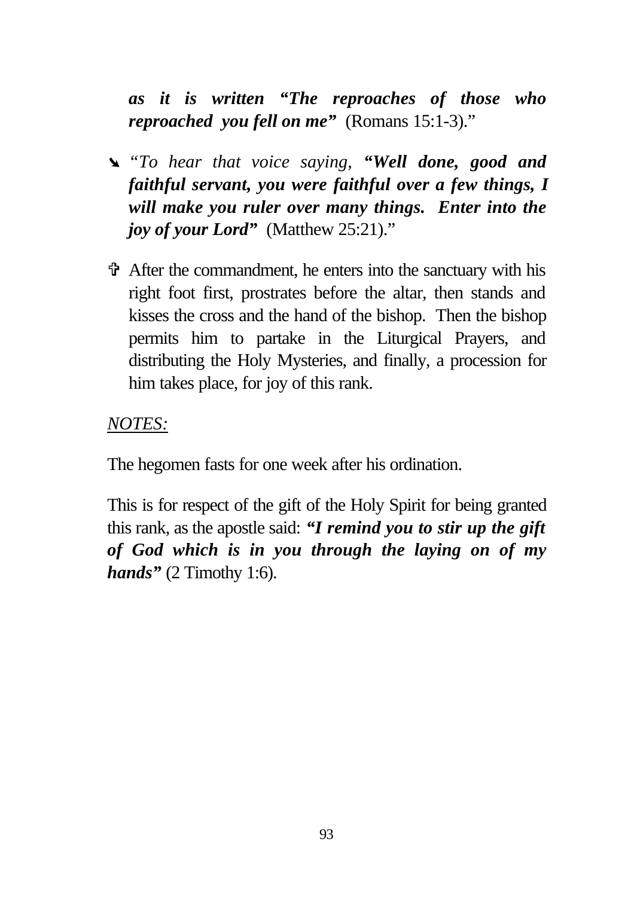***as it is written "The reproaches of those who reproached you fell on me"*** (Romans 15:1-3)."

- ➘ *"To hear that voice saying,* ***"Well done, good and faithful servant, you were faithful over a few things, I will make you ruler over many things. Enter into the joy of your Lord"*** (Matthew 25:21)."

- ✞ After the commandment, he enters into the sanctuary with his right foot first, prostrates before the altar, then stands and kisses the cross and the hand of the bishop. Then the bishop permits him to partake in the Liturgical Prayers, and distributing the Holy Mysteries, and finally, a procession for him takes place, for joy of this rank.

<u>*NOTES:*</u>

The hegomen fasts for one week after his ordination.

This is for respect of the gift of the Holy Spirit for being granted this rank, as the apostle said: ***"I remind you to stir up the gift of God which is in you through the laying on of my hands"*** (2 Timothy 1:6).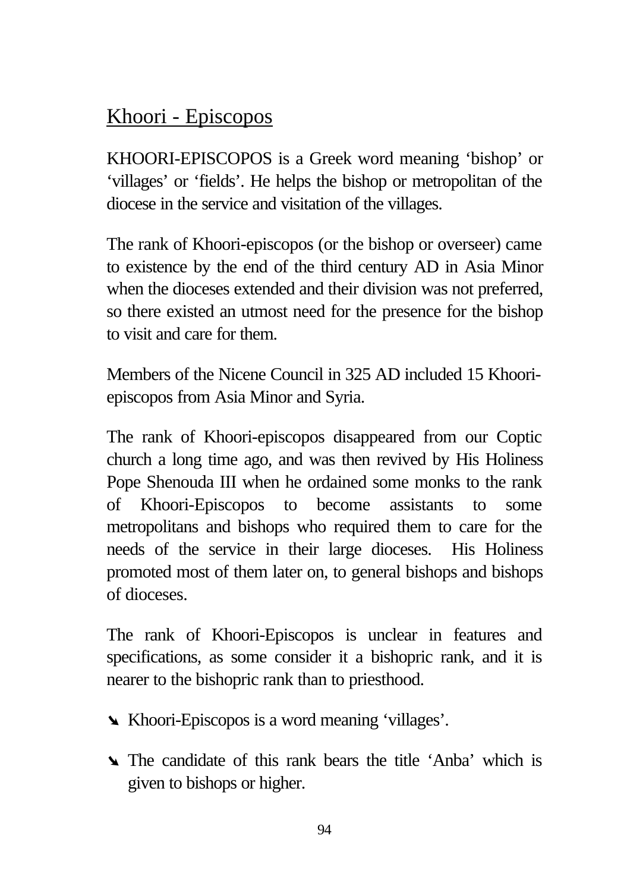## Khoori - Episcopos

KHOORI-EPISCOPOS is a Greek word meaning 'bishop' or 'villages' or 'fields'. He helps the bishop or metropolitan of the diocese in the service and visitation of the villages.

The rank of Khoori-episcopos (or the bishop or overseer) came to existence by the end of the third century AD in Asia Minor when the dioceses extended and their division was not preferred, so there existed an utmost need for the presence for the bishop to visit and care for them.

Members of the Nicene Council in 325 AD included 15 Khoori-episcopos from Asia Minor and Syria.

The rank of Khoori-episcopos disappeared from our Coptic church a long time ago, and was then revived by His Holiness Pope Shenouda III when he ordained some monks to the rank of Khoori-Episcopos to become assistants to some metropolitans and bishops who required them to care for the needs of the service in their large dioceses. His Holiness promoted most of them later on, to general bishops and bishops of dioceses.

The rank of Khoori-Episcopos is unclear in features and specifications, as some consider it a bishopric rank, and it is nearer to the bishopric rank than to priesthood.

- Khoori-Episcopos is a word meaning 'villages'.
- The candidate of this rank bears the title 'Anba' which is given to bishops or higher.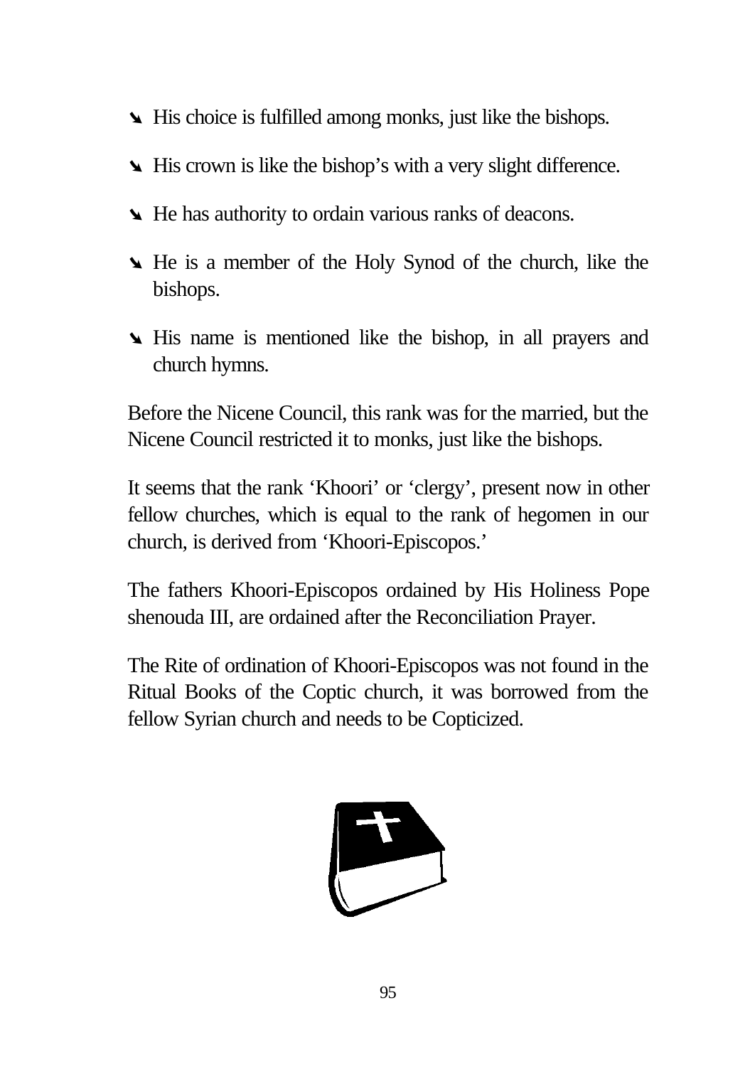- His choice is fulfilled among monks, just like the bishops.
- His crown is like the bishop's with a very slight difference.
- He has authority to ordain various ranks of deacons.
- He is a member of the Holy Synod of the church, like the bishops.
- His name is mentioned like the bishop, in all prayers and church hymns.

Before the Nicene Council, this rank was for the married, but the Nicene Council restricted it to monks, just like the bishops.

It seems that the rank 'Khoori' or 'clergy', present now in other fellow churches, which is equal to the rank of hegomen in our church, is derived from 'Khoori-Episcopos.'

The fathers Khoori-Episcopos ordained by His Holiness Pope shenouda III, are ordained after the Reconciliation Prayer.

The Rite of ordination of Khoori-Episcopos was not found in the Ritual Books of the Coptic church, it was borrowed from the fellow Syrian church and needs to be Copticized.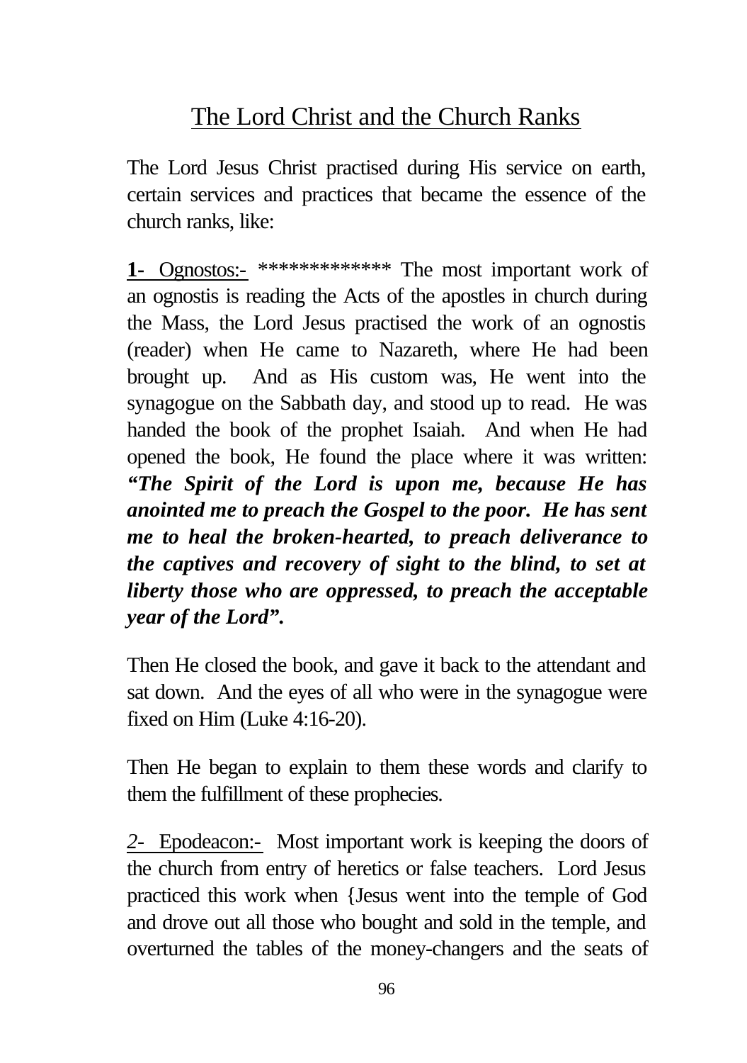# The Lord Christ and the Church Ranks

The Lord Jesus Christ practised during His service on earth, certain services and practices that became the essence of the church ranks, like:

**1-** Ognostos:- ************* The most important work of an ognostis is reading the Acts of the apostles in church during the Mass, the Lord Jesus practised the work of an ognostis (reader) when He came to Nazareth, where He had been brought up. And as His custom was, He went into the synagogue on the Sabbath day, and stood up to read. He was handed the book of the prophet Isaiah. And when He had opened the book, He found the place where it was written: ***"The Spirit of the Lord is upon me, because He has anointed me to preach the Gospel to the poor. He has sent me to heal the broken-hearted, to preach deliverance to the captives and recovery of sight to the blind, to set at liberty those who are oppressed, to preach the acceptable year of the Lord".***

Then He closed the book, and gave it back to the attendant and sat down. And the eyes of all who were in the synagogue were fixed on Him (Luke 4:16-20).

Then He began to explain to them these words and clarify to them the fulfillment of these prophecies.

*2-* Epodeacon:- Most important work is keeping the doors of the church from entry of heretics or false teachers. Lord Jesus practiced this work when {Jesus went into the temple of God and drove out all those who bought and sold in the temple, and overturned the tables of the money-changers and the seats of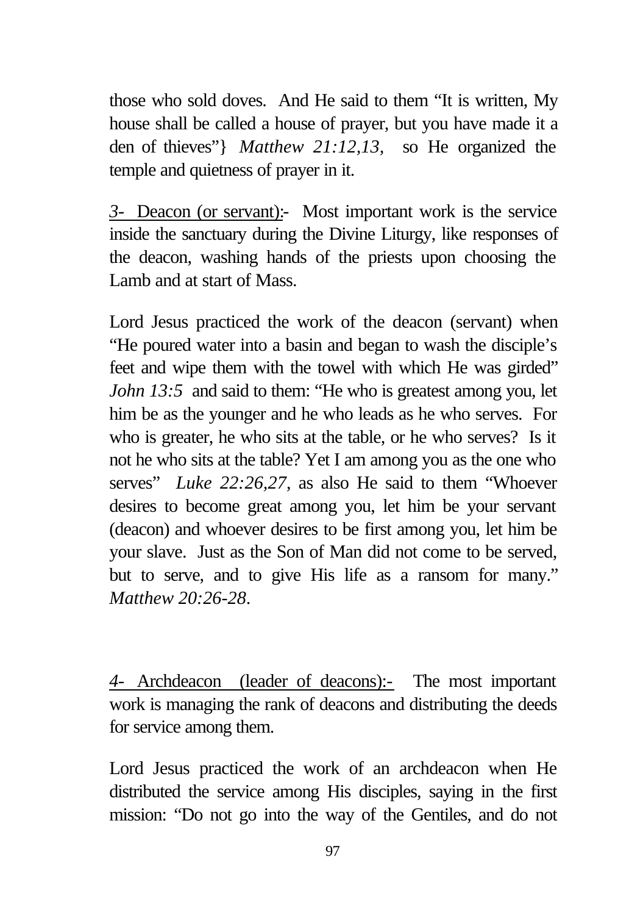those who sold doves. And He said to them "It is written, My house shall be called a house of prayer, but you have made it a den of thieves"} *Matthew 21:12,13,* so He organized the temple and quietness of prayer in it.

*3*- Deacon (or servant):- Most important work is the service inside the sanctuary during the Divine Liturgy, like responses of the deacon, washing hands of the priests upon choosing the Lamb and at start of Mass.

Lord Jesus practiced the work of the deacon (servant) when "He poured water into a basin and began to wash the disciple's feet and wipe them with the towel with which He was girded" *John 13:5* and said to them: "He who is greatest among you, let him be as the younger and he who leads as he who serves. For who is greater, he who sits at the table, or he who serves? Is it not he who sits at the table? Yet I am among you as the one who serves" *Luke 22:26,27*, as also He said to them "Whoever desires to become great among you, let him be your servant (deacon) and whoever desires to be first among you, let him be your slave. Just as the Son of Man did not come to be served, but to serve, and to give His life as a ransom for many." *Matthew 20:26-28*.

*4*- Archdeacon (leader of deacons):- The most important work is managing the rank of deacons and distributing the deeds for service among them.

Lord Jesus practiced the work of an archdeacon when He distributed the service among His disciples, saying in the first mission: "Do not go into the way of the Gentiles, and do not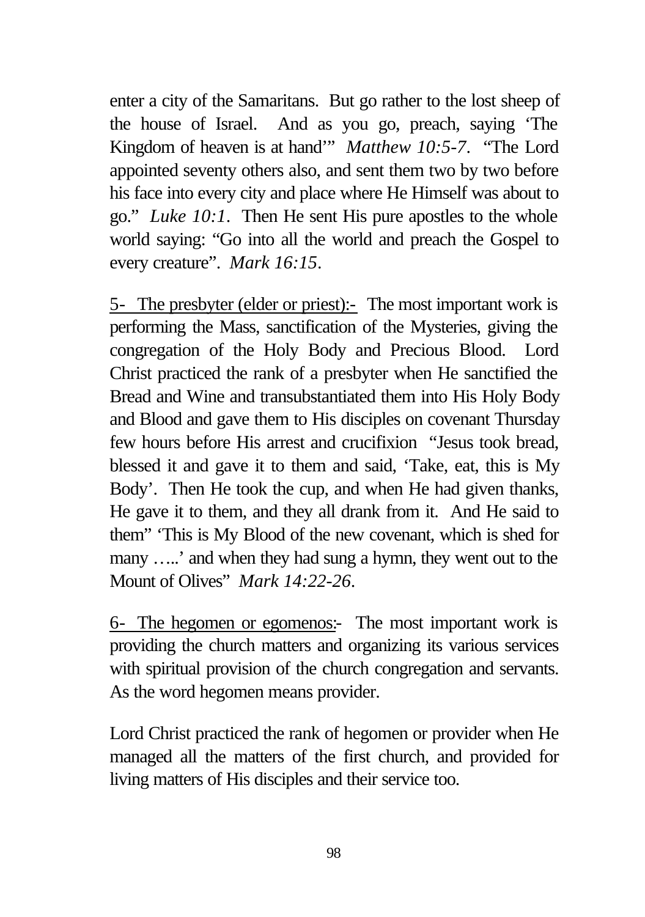enter a city of the Samaritans. But go rather to the lost sheep of the house of Israel. And as you go, preach, saying 'The Kingdom of heaven is at hand'" *Matthew 10:5-7*. "The Lord appointed seventy others also, and sent them two by two before his face into every city and place where He Himself was about to go." *Luke 10:1*. Then He sent His pure apostles to the whole world saying: "Go into all the world and preach the Gospel to every creature". *Mark 16:15*.

<u>5- The presbyter (elder or priest):-</u> The most important work is performing the Mass, sanctification of the Mysteries, giving the congregation of the Holy Body and Precious Blood. Lord Christ practiced the rank of a presbyter when He sanctified the Bread and Wine and transubstantiated them into His Holy Body and Blood and gave them to His disciples on covenant Thursday few hours before His arrest and crucifixion "Jesus took bread, blessed it and gave it to them and said, 'Take, eat, this is My Body'. Then He took the cup, and when He had given thanks, He gave it to them, and they all drank from it. And He said to them" 'This is My Blood of the new covenant, which is shed for many …..' and when they had sung a hymn, they went out to the Mount of Olives" *Mark 14:22-26*.

<u>6- The hegomen or egomenos:</u>- The most important work is providing the church matters and organizing its various services with spiritual provision of the church congregation and servants. As the word hegomen means provider.

Lord Christ practiced the rank of hegomen or provider when He managed all the matters of the first church, and provided for living matters of His disciples and their service too.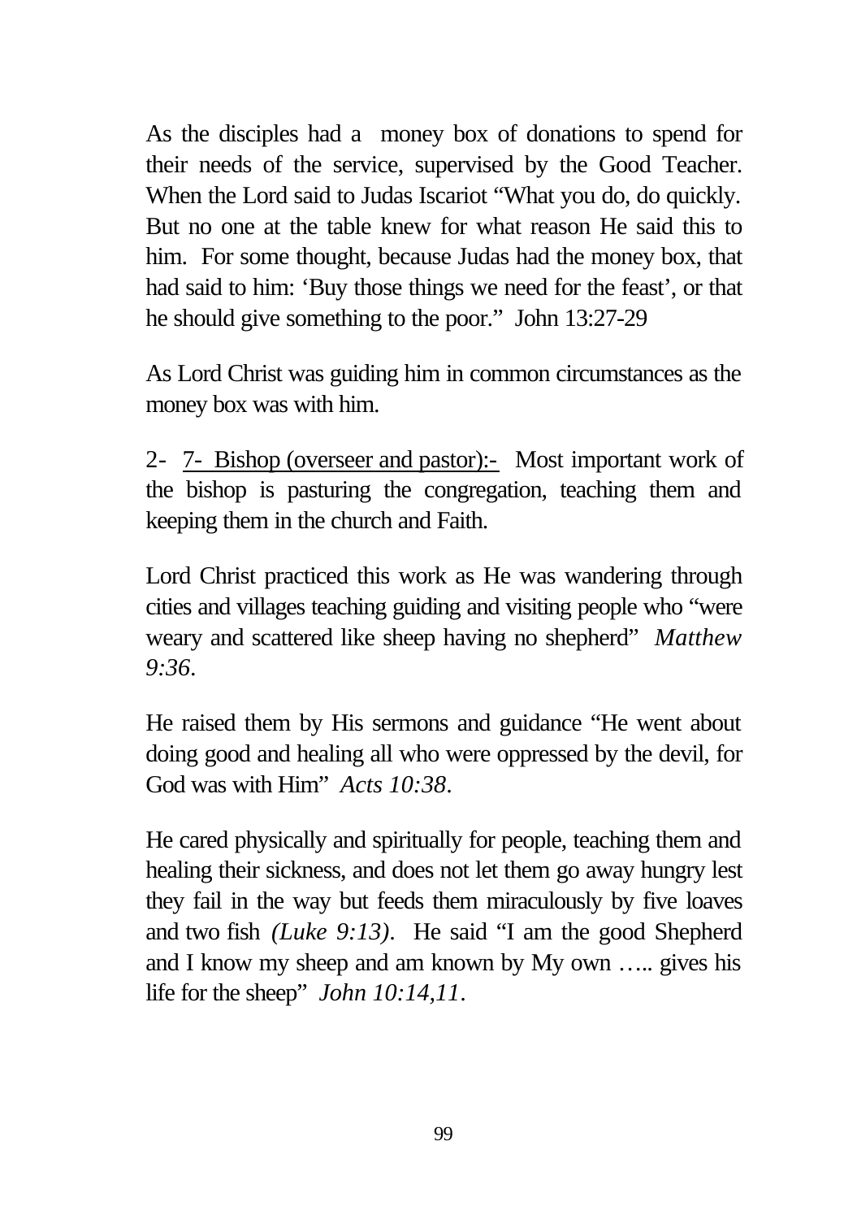As the disciples had a money box of donations to spend for their needs of the service, supervised by the Good Teacher. When the Lord said to Judas Iscariot "What you do, do quickly. But no one at the table knew for what reason He said this to him. For some thought, because Judas had the money box, that had said to him: 'Buy those things we need for the feast', or that he should give something to the poor." John 13:27-29

As Lord Christ was guiding him in common circumstances as the money box was with him.

2- 7- Bishop (overseer and pastor):- Most important work of the bishop is pasturing the congregation, teaching them and keeping them in the church and Faith.

Lord Christ practiced this work as He was wandering through cities and villages teaching guiding and visiting people who "were weary and scattered like sheep having no shepherd" *Matthew 9:36*.

He raised them by His sermons and guidance "He went about doing good and healing all who were oppressed by the devil, for God was with Him" *Acts 10:38*.

He cared physically and spiritually for people, teaching them and healing their sickness, and does not let them go away hungry lest they fail in the way but feeds them miraculously by five loaves and two fish *(Luke 9:13)*. He said "I am the good Shepherd and I know my sheep and am known by My own ….. gives his life for the sheep" *John 10:14,11*.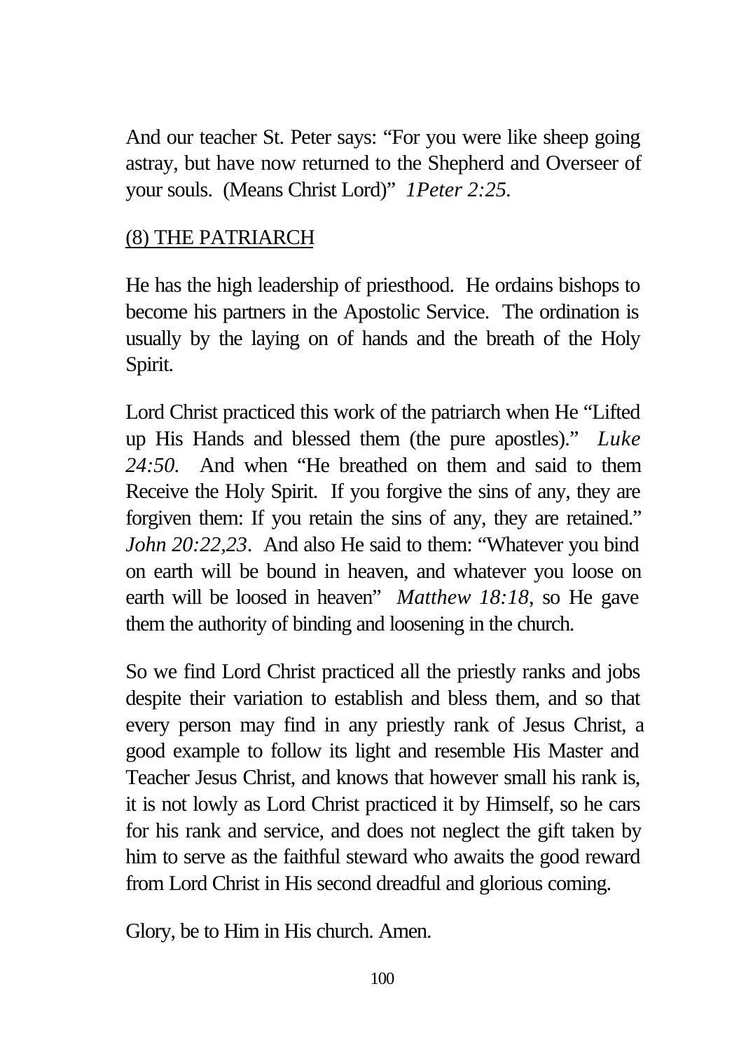And our teacher St. Peter says: "For you were like sheep going astray, but have now returned to the Shepherd and Overseer of your souls. (Means Christ Lord)" *1Peter 2:25*.

## (8) THE PATRIARCH

He has the high leadership of priesthood. He ordains bishops to become his partners in the Apostolic Service. The ordination is usually by the laying on of hands and the breath of the Holy Spirit.

Lord Christ practiced this work of the patriarch when He "Lifted up His Hands and blessed them (the pure apostles)." *Luke 24:50*. And when "He breathed on them and said to them Receive the Holy Spirit. If you forgive the sins of any, they are forgiven them: If you retain the sins of any, they are retained." *John 20:22,23*. And also He said to them: "Whatever you bind on earth will be bound in heaven, and whatever you loose on earth will be loosed in heaven" *Matthew 18:18*, so He gave them the authority of binding and loosening in the church.

So we find Lord Christ practiced all the priestly ranks and jobs despite their variation to establish and bless them, and so that every person may find in any priestly rank of Jesus Christ, a good example to follow its light and resemble His Master and Teacher Jesus Christ, and knows that however small his rank is, it is not lowly as Lord Christ practiced it by Himself, so he cars for his rank and service, and does not neglect the gift taken by him to serve as the faithful steward who awaits the good reward from Lord Christ in His second dreadful and glorious coming.

Glory, be to Him in His church. Amen.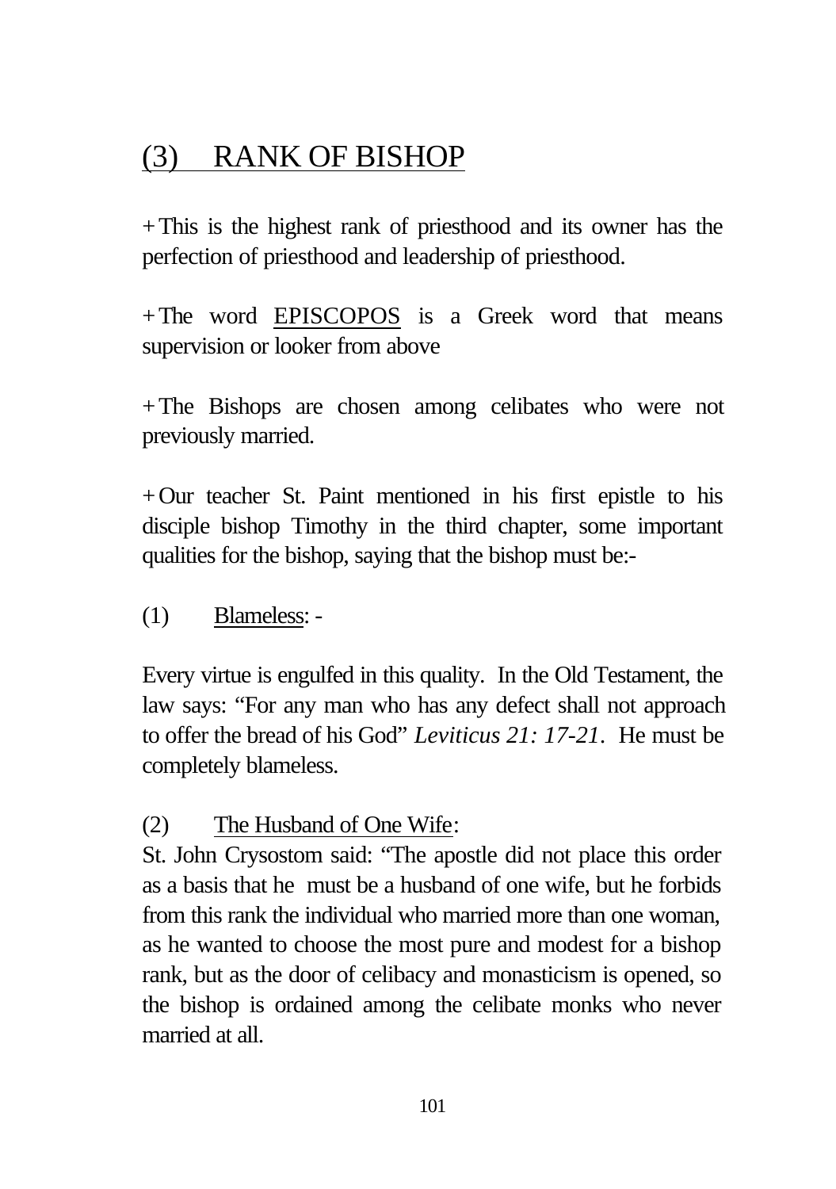# (3) RANK OF BISHOP

+This is the highest rank of priesthood and its owner has the perfection of priesthood and leadership of priesthood.

+The word <u>EPISCOPOS</u> is a Greek word that means supervision or looker from above

+The Bishops are chosen among celibates who were not previously married.

+Our teacher St. Paint mentioned in his first epistle to his disciple bishop Timothy in the third chapter, some important qualities for the bishop, saying that the bishop must be:-

(1) <u>Blameless</u>: -

Every virtue is engulfed in this quality. In the Old Testament, the law says: "For any man who has any defect shall not approach to offer the bread of his God" *Leviticus 21: 17-21*. He must be completely blameless.

(2) <u>The Husband of One Wife</u>:

St. John Crysostom said: "The apostle did not place this order as a basis that he must be a husband of one wife, but he forbids from this rank the individual who married more than one woman, as he wanted to choose the most pure and modest for a bishop rank, but as the door of celibacy and monasticism is opened, so the bishop is ordained among the celibate monks who never married at all.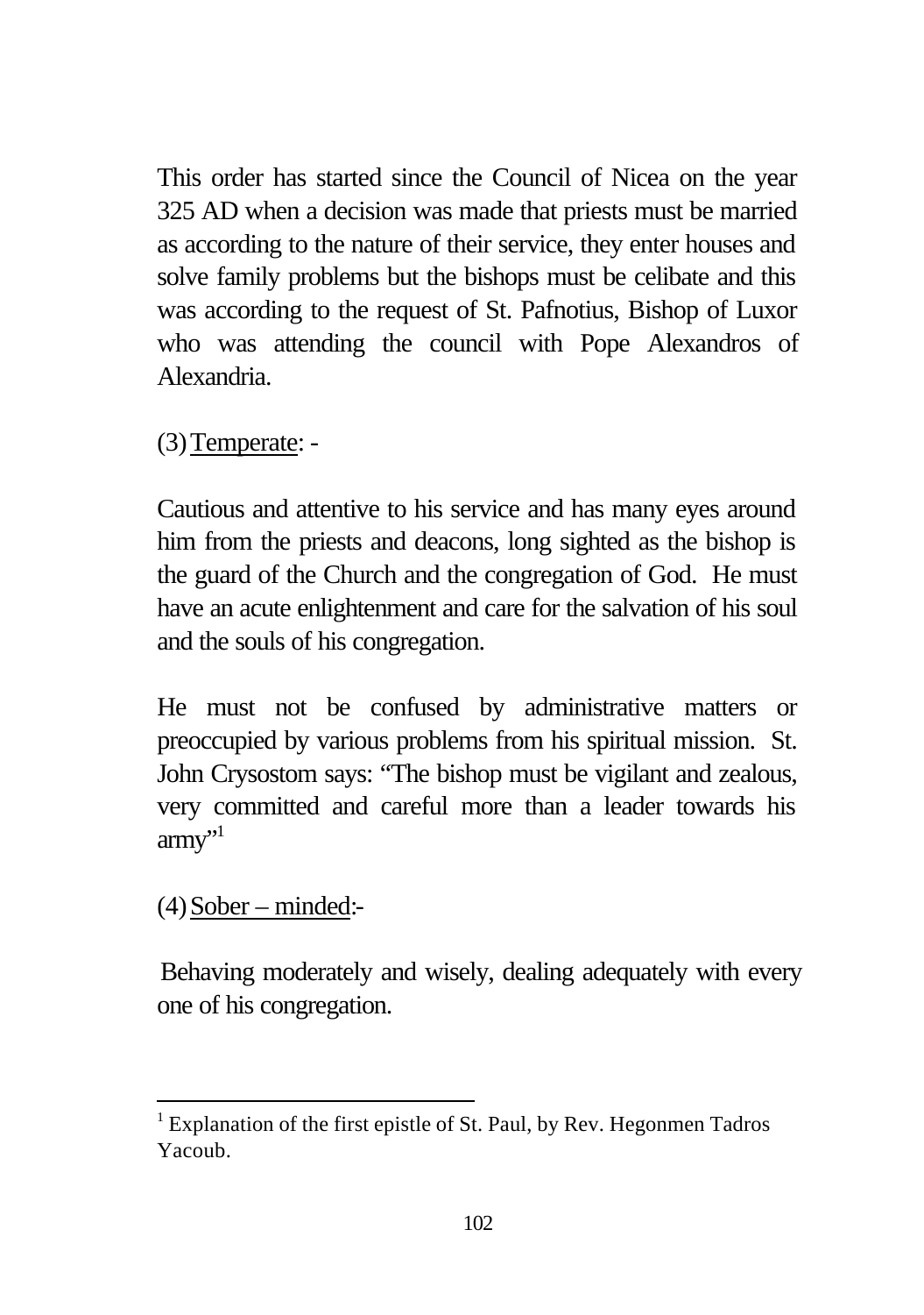This order has started since the Council of Nicea on the year 325 AD when a decision was made that priests must be married as according to the nature of their service, they enter houses and solve family problems but the bishops must be celibate and this was according to the request of St. Pafnotius, Bishop of Luxor who was attending the council with Pope Alexandros of Alexandria.

(3) <u>Temperate</u>: -

Cautious and attentive to his service and has many eyes around him from the priests and deacons, long sighted as the bishop is the guard of the Church and the congregation of God. He must have an acute enlightenment and care for the salvation of his soul and the souls of his congregation.

He must not be confused by administrative matters or preoccupied by various problems from his spiritual mission. St. John Crysostom says: "The bishop must be vigilant and zealous, very committed and careful more than a leader towards his army"[1]

(4) <u>Sober – minded</u>:-

Behaving moderately and wisely, dealing adequately with every one of his congregation.

---

[1] Explanation of the first epistle of St. Paul, by Rev. Hegonmen Tadros Yacoub.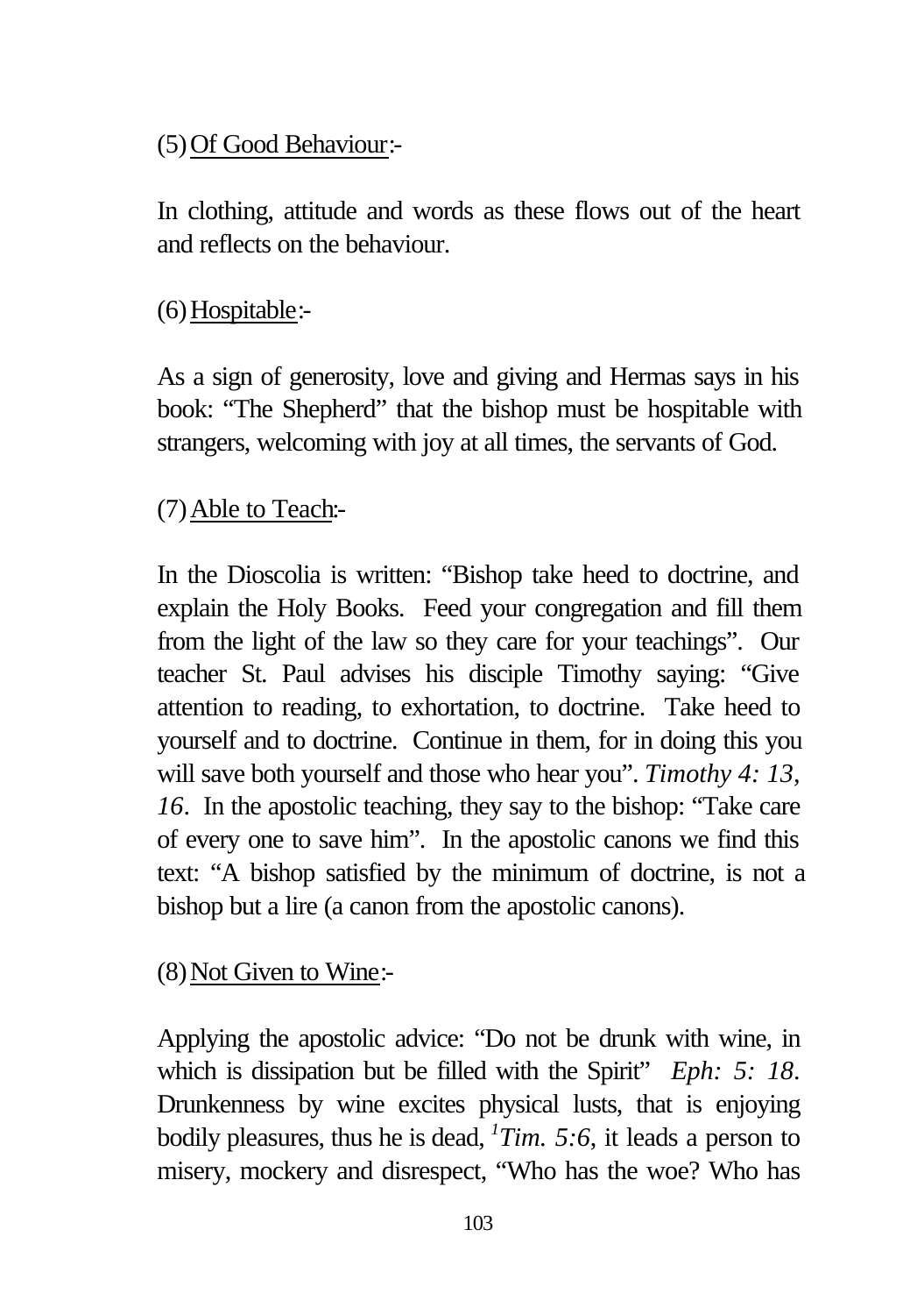(5) Of Good Behaviour:-

In clothing, attitude and words as these flows out of the heart and reflects on the behaviour.

(6) Hospitable:-

As a sign of generosity, love and giving and Hermas says in his book: "The Shepherd" that the bishop must be hospitable with strangers, welcoming with joy at all times, the servants of God.

(7) Able to Teach:-

In the Dioscolia is written: "Bishop take heed to doctrine, and explain the Holy Books. Feed your congregation and fill them from the light of the law so they care for your teachings". Our teacher St. Paul advises his disciple Timothy saying: "Give attention to reading, to exhortation, to doctrine. Take heed to yourself and to doctrine. Continue in them, for in doing this you will save both yourself and those who hear you". *Timothy 4: 13, 16*. In the apostolic teaching, they say to the bishop: "Take care of every one to save him". In the apostolic canons we find this text: "A bishop satisfied by the minimum of doctrine, is not a bishop but a lire (a canon from the apostolic canons).

(8) Not Given to Wine:-

Applying the apostolic advice: "Do not be drunk with wine, in which is dissipation but be filled with the Spirit" *Eph: 5: 18*. Drunkenness by wine excites physical lusts, that is enjoying bodily pleasures, thus he is dead, *1Tim. 5:6*, it leads a person to misery, mockery and disrespect, "Who has the woe? Who has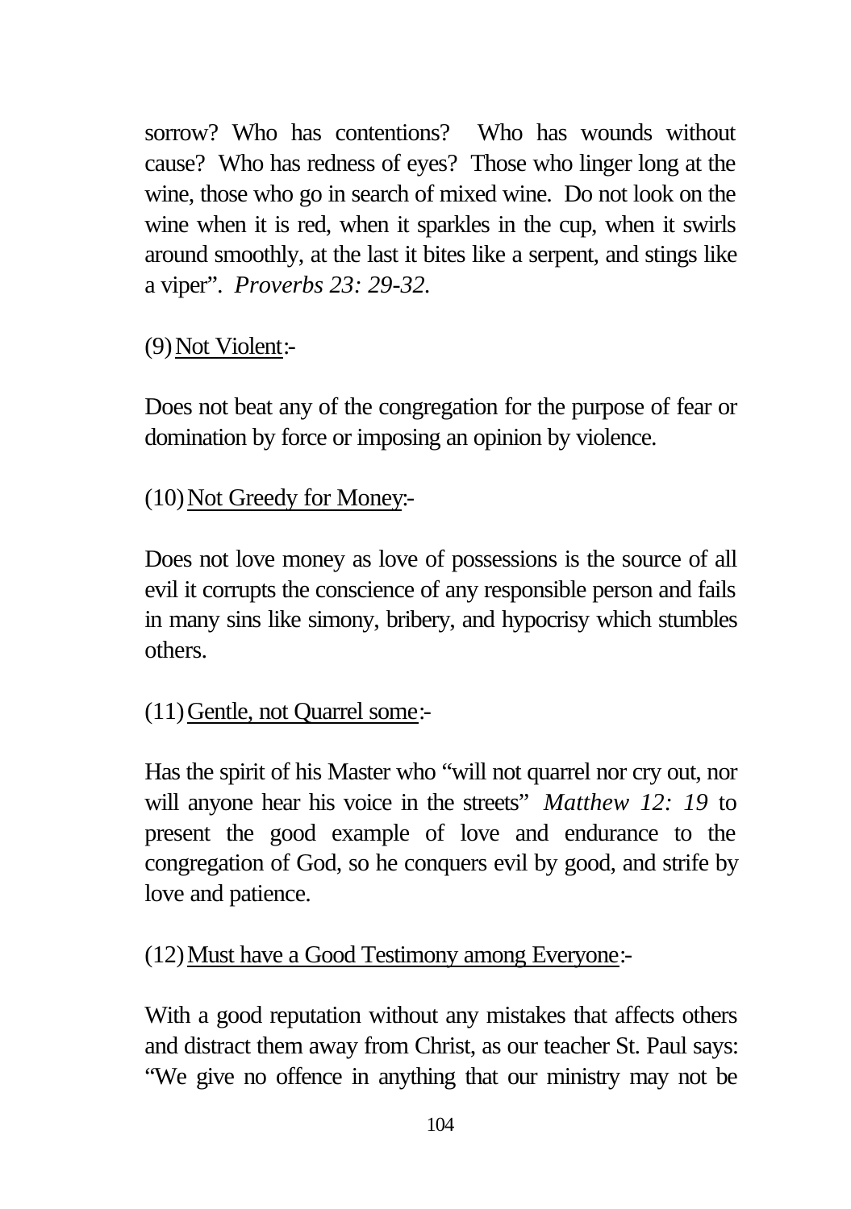sorrow? Who has contentions? Who has wounds without cause? Who has redness of eyes? Those who linger long at the wine, those who go in search of mixed wine. Do not look on the wine when it is red, when it sparkles in the cup, when it swirls around smoothly, at the last it bites like a serpent, and stings like a viper". *Proverbs 23: 29-32*.

(9) Not Violent:-

Does not beat any of the congregation for the purpose of fear or domination by force or imposing an opinion by violence.

(10) Not Greedy for Money:-

Does not love money as love of possessions is the source of all evil it corrupts the conscience of any responsible person and fails in many sins like simony, bribery, and hypocrisy which stumbles others.

(11) Gentle, not Quarrel some:-

Has the spirit of his Master who "will not quarrel nor cry out, nor will anyone hear his voice in the streets" *Matthew 12: 19* to present the good example of love and endurance to the congregation of God, so he conquers evil by good, and strife by love and patience.

(12) Must have a Good Testimony among Everyone:-

With a good reputation without any mistakes that affects others and distract them away from Christ, as our teacher St. Paul says: "We give no offence in anything that our ministry may not be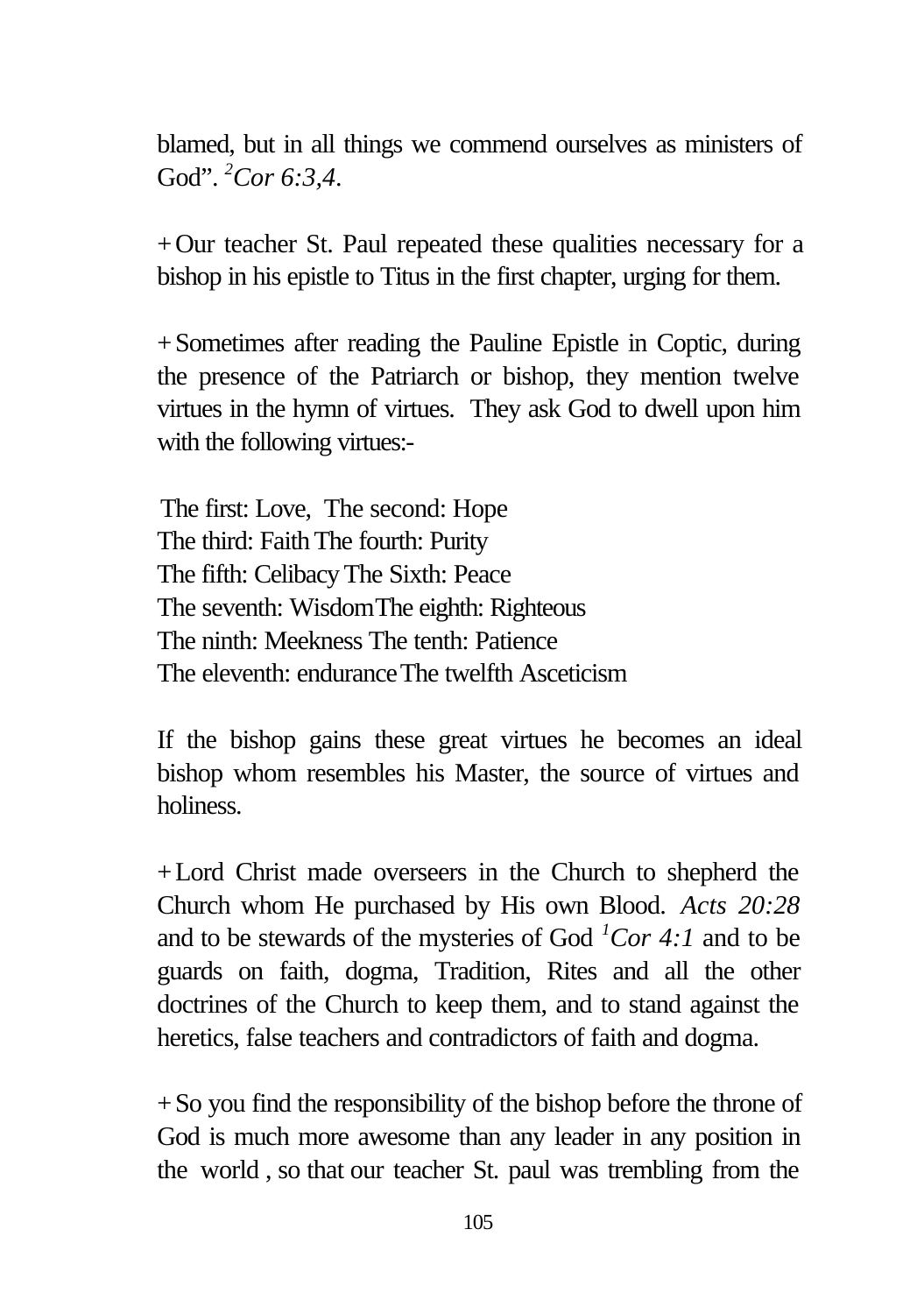blamed, but in all things we commend ourselves as ministers of God". [2]*Cor 6:3,4*.

+ Our teacher St. Paul repeated these qualities necessary for a bishop in his epistle to Titus in the first chapter, urging for them.

+ Sometimes after reading the Pauline Epistle in Coptic, during the presence of the Patriarch or bishop, they mention twelve virtues in the hymn of virtues. They ask God to dwell upon him with the following virtues:-

The first: Love, The second: Hope
The third: Faith The fourth: Purity
The fifth: Celibacy The Sixth: Peace
The seventh: Wisdom The eighth: Righteous
The ninth: Meekness The tenth: Patience
The eleventh: endurance The twelfth Asceticism

If the bishop gains these great virtues he becomes an ideal bishop whom resembles his Master, the source of virtues and holiness.

+ Lord Christ made overseers in the Church to shepherd the Church whom He purchased by His own Blood. *Acts 20:28* and to be stewards of the mysteries of God [1]*Cor 4:1* and to be guards on faith, dogma, Tradition, Rites and all the other doctrines of the Church to keep them, and to stand against the heretics, false teachers and contradictors of faith and dogma.

+ So you find the responsibility of the bishop before the throne of God is much more awesome than any leader in any position in the world , so that our teacher St. paul was trembling from the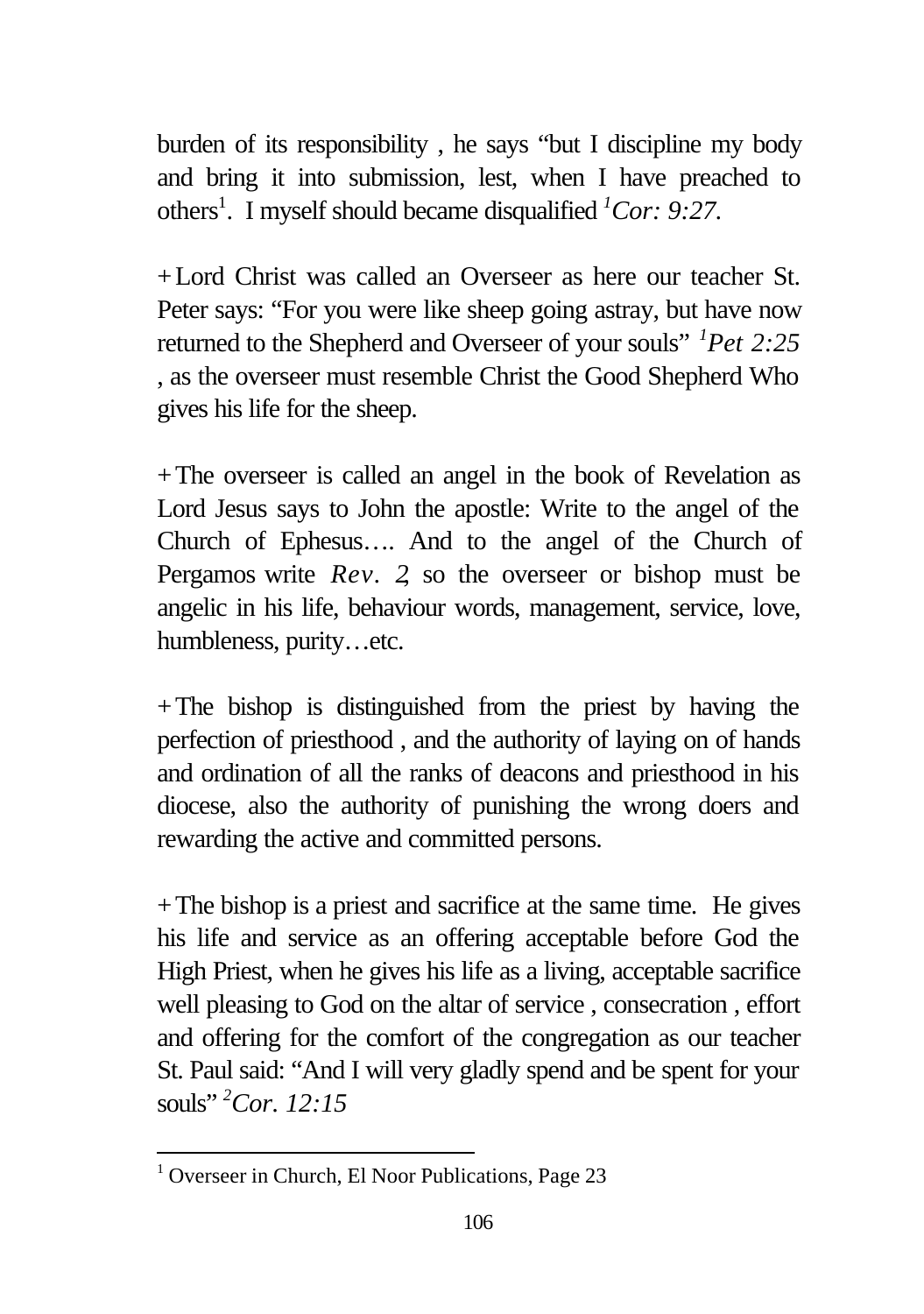burden of its responsibility , he says "but I discipline my body and bring it into submission, lest, when I have preached to others[1]. I myself should became disqualified *1Cor: 9:27.*

+Lord Christ was called an Overseer as here our teacher St. Peter says: "For you were like sheep going astray, but have now returned to the Shepherd and Overseer of your souls" *1Pet 2:25* , as the overseer must resemble Christ the Good Shepherd Who gives his life for the sheep.

+The overseer is called an angel in the book of Revelation as Lord Jesus says to John the apostle: Write to the angel of the Church of Ephesus…. And to the angel of the Church of Pergamos write *Rev. 2*, so the overseer or bishop must be angelic in his life, behaviour words, management, service, love, humbleness, purity…etc.

+The bishop is distinguished from the priest by having the perfection of priesthood , and the authority of laying on of hands and ordination of all the ranks of deacons and priesthood in his diocese, also the authority of punishing the wrong doers and rewarding the active and committed persons.

+The bishop is a priest and sacrifice at the same time. He gives his life and service as an offering acceptable before God the High Priest, when he gives his life as a living, acceptable sacrifice well pleasing to God on the altar of service , consecration , effort and offering for the comfort of the congregation as our teacher St. Paul said: "And I will very gladly spend and be spent for your souls" *2Cor. 12:15*

---

[1] Overseer in Church, El Noor Publications, Page 23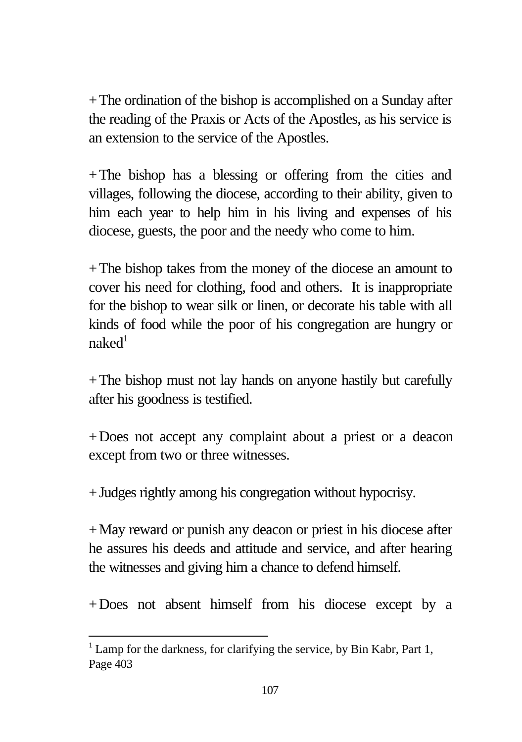+ The ordination of the bishop is accomplished on a Sunday after the reading of the Praxis or Acts of the Apostles, as his service is an extension to the service of the Apostles.

+ The bishop has a blessing or offering from the cities and villages, following the diocese, according to their ability, given to him each year to help him in his living and expenses of his diocese, guests, the poor and the needy who come to him.

+ The bishop takes from the money of the diocese an amount to cover his need for clothing, food and others. It is inappropriate for the bishop to wear silk or linen, or decorate his table with all kinds of food while the poor of his congregation are hungry or naked[1]

+ The bishop must not lay hands on anyone hastily but carefully after his goodness is testified.

+ Does not accept any complaint about a priest or a deacon except from two or three witnesses.

+ Judges rightly among his congregation without hypocrisy.

+ May reward or punish any deacon or priest in his diocese after he assures his deeds and attitude and service, and after hearing the witnesses and giving him a chance to defend himself.

+ Does not absent himself from his diocese except by a

---

[1] Lamp for the darkness, for clarifying the service, by Bin Kabr, Part 1, Page 403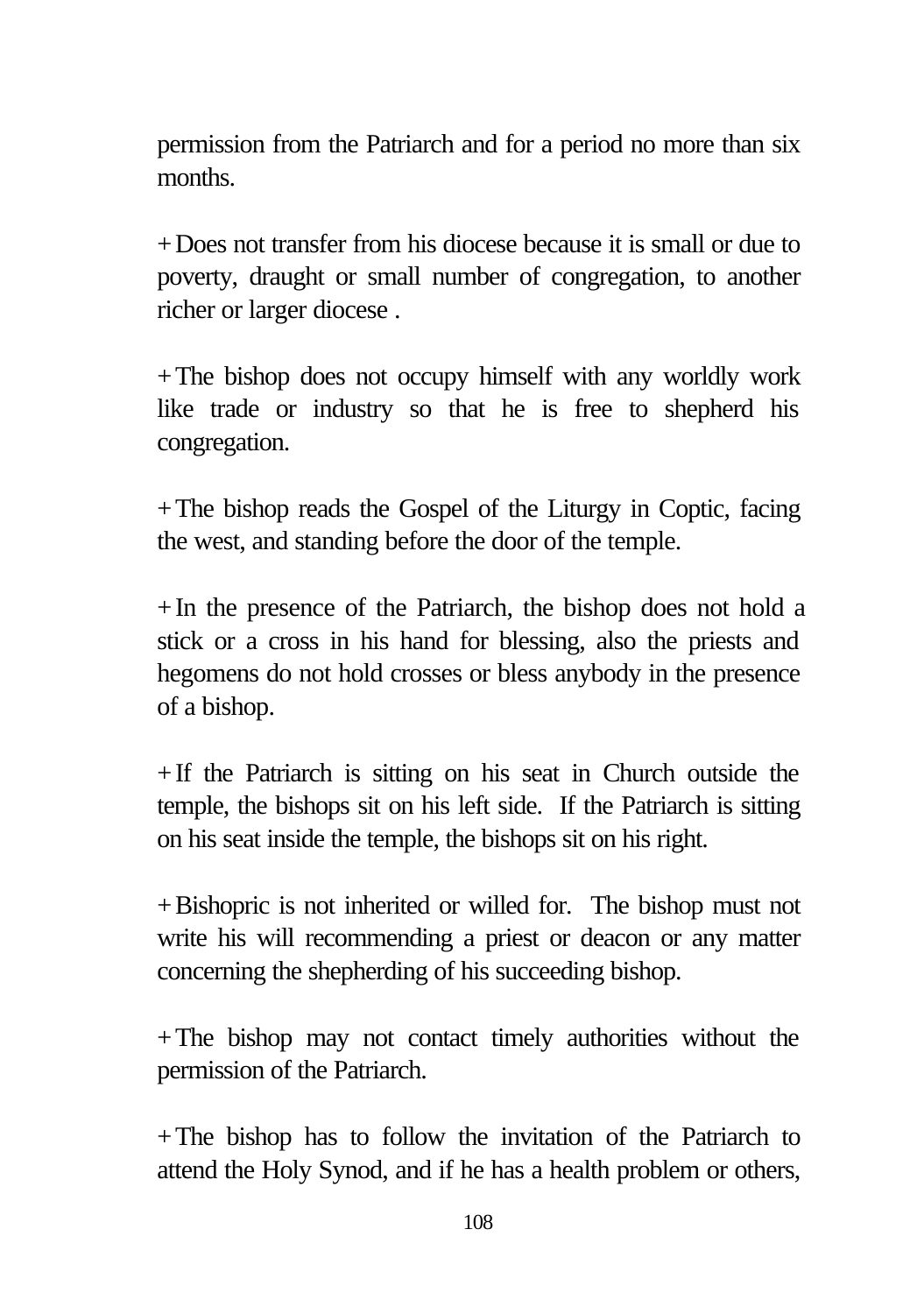permission from the Patriarch and for a period no more than six months.

+ Does not transfer from his diocese because it is small or due to poverty, draught or small number of congregation, to another richer or larger diocese .

+ The bishop does not occupy himself with any worldly work like trade or industry so that he is free to shepherd his congregation.

+ The bishop reads the Gospel of the Liturgy in Coptic, facing the west, and standing before the door of the temple.

+ In the presence of the Patriarch, the bishop does not hold a stick or a cross in his hand for blessing, also the priests and hegomens do not hold crosses or bless anybody in the presence of a bishop.

+ If the Patriarch is sitting on his seat in Church outside the temple, the bishops sit on his left side. If the Patriarch is sitting on his seat inside the temple, the bishops sit on his right.

+ Bishopric is not inherited or willed for. The bishop must not write his will recommending a priest or deacon or any matter concerning the shepherding of his succeeding bishop.

+ The bishop may not contact timely authorities without the permission of the Patriarch.

+ The bishop has to follow the invitation of the Patriarch to attend the Holy Synod, and if he has a health problem or others,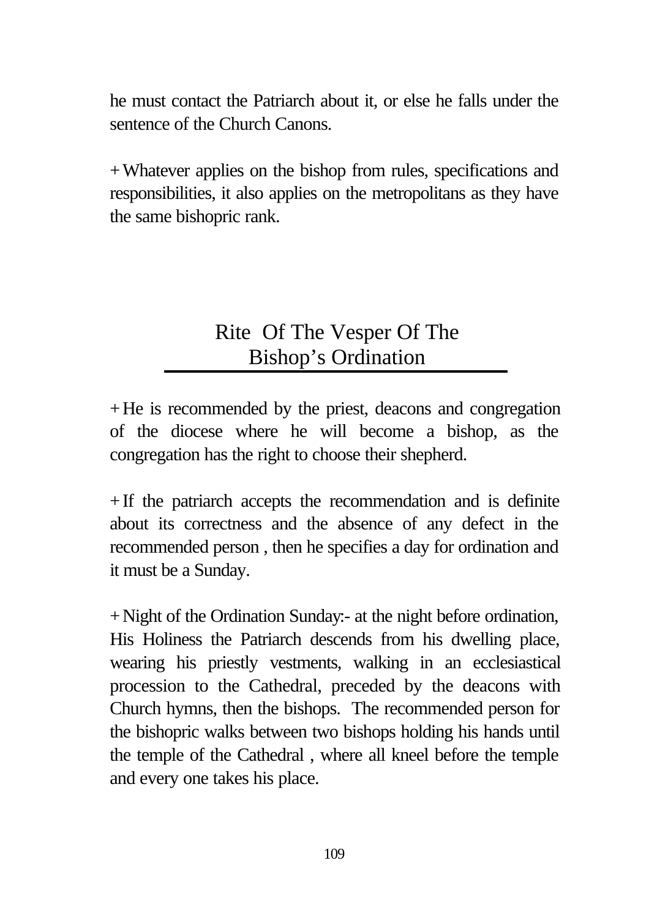he must contact the Patriarch about it, or else he falls under the sentence of the Church Canons.

+ Whatever applies on the bishop from rules, specifications and responsibilities, it also applies on the metropolitans as they have the same bishopric rank.

## Rite Of The Vesper Of The Bishop's Ordination

+ He is recommended by the priest, deacons and congregation of the diocese where he will become a bishop, as the congregation has the right to choose their shepherd.

+ If the patriarch accepts the recommendation and is definite about its correctness and the absence of any defect in the recommended person , then he specifies a day for ordination and it must be a Sunday.

+ Night of the Ordination Sunday:- at the night before ordination, His Holiness the Patriarch descends from his dwelling place, wearing his priestly vestments, walking in an ecclesiastical procession to the Cathedral, preceded by the deacons with Church hymns, then the bishops. The recommended person for the bishopric walks between two bishops holding his hands until the temple of the Cathedral , where all kneel before the temple and every one takes his place.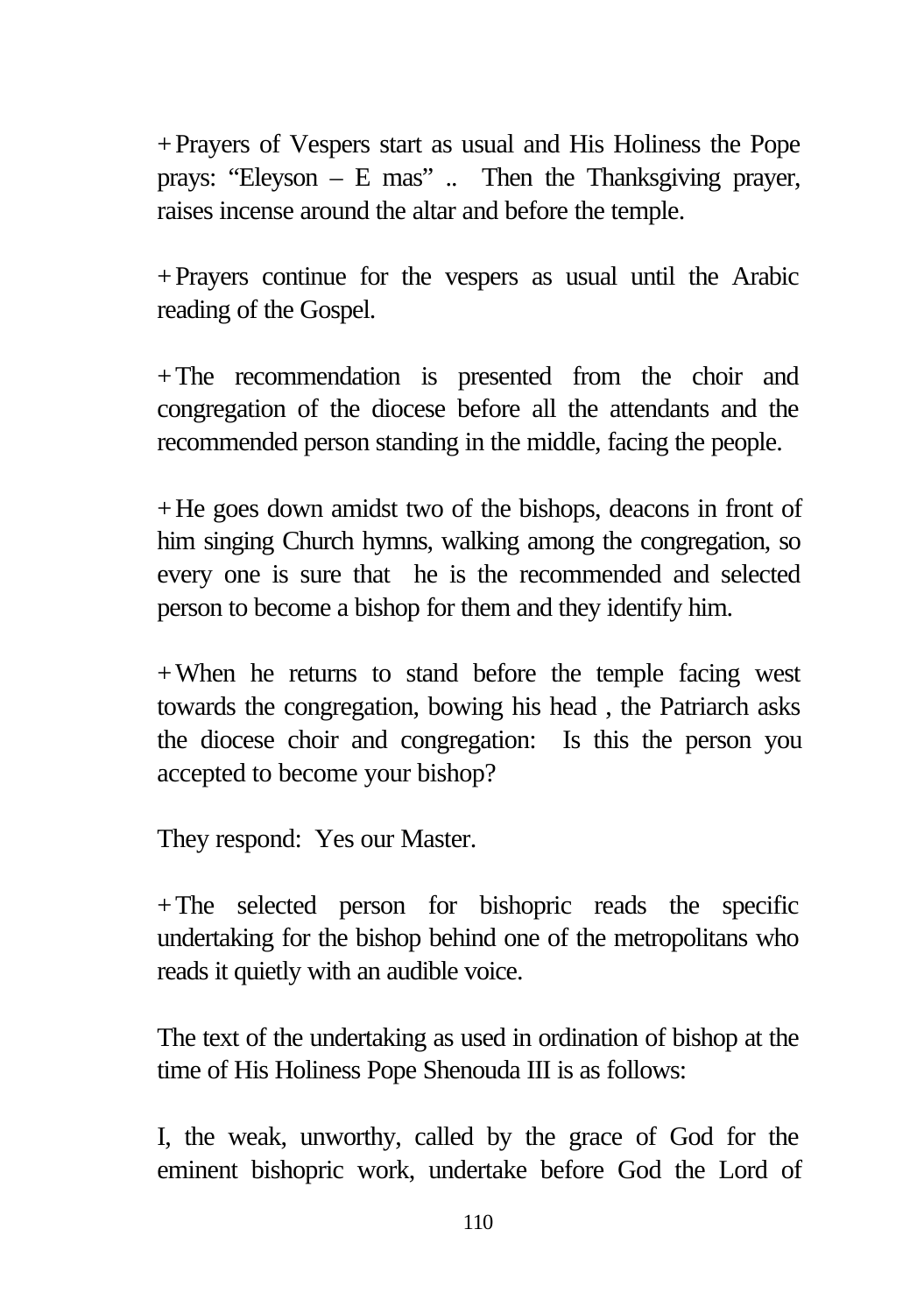+ Prayers of Vespers start as usual and His Holiness the Pope prays: "Eleyson – E mas" .. Then the Thanksgiving prayer, raises incense around the altar and before the temple.

+ Prayers continue for the vespers as usual until the Arabic reading of the Gospel.

+ The recommendation is presented from the choir and congregation of the diocese before all the attendants and the recommended person standing in the middle, facing the people.

+ He goes down amidst two of the bishops, deacons in front of him singing Church hymns, walking among the congregation, so every one is sure that he is the recommended and selected person to become a bishop for them and they identify him.

+ When he returns to stand before the temple facing west towards the congregation, bowing his head , the Patriarch asks the diocese choir and congregation: Is this the person you accepted to become your bishop?

They respond: Yes our Master.

+ The selected person for bishopric reads the specific undertaking for the bishop behind one of the metropolitans who reads it quietly with an audible voice.

The text of the undertaking as used in ordination of bishop at the time of His Holiness Pope Shenouda III is as follows:

I, the weak, unworthy, called by the grace of God for the eminent bishopric work, undertake before God the Lord of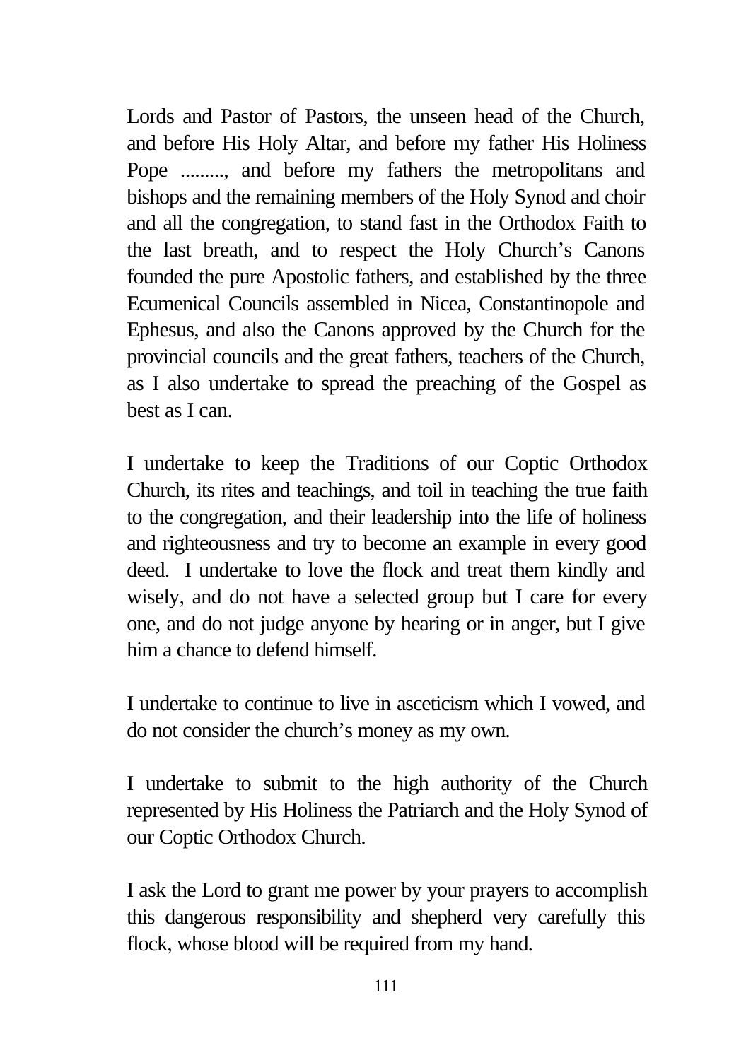Lords and Pastor of Pastors, the unseen head of the Church, and before His Holy Altar, and before my father His Holiness Pope ........., and before my fathers the metropolitans and bishops and the remaining members of the Holy Synod and choir and all the congregation, to stand fast in the Orthodox Faith to the last breath, and to respect the Holy Church's Canons founded the pure Apostolic fathers, and established by the three Ecumenical Councils assembled in Nicea, Constantinopole and Ephesus, and also the Canons approved by the Church for the provincial councils and the great fathers, teachers of the Church, as I also undertake to spread the preaching of the Gospel as best as I can.

I undertake to keep the Traditions of our Coptic Orthodox Church, its rites and teachings, and toil in teaching the true faith to the congregation, and their leadership into the life of holiness and righteousness and try to become an example in every good deed. I undertake to love the flock and treat them kindly and wisely, and do not have a selected group but I care for every one, and do not judge anyone by hearing or in anger, but I give him a chance to defend himself.

I undertake to continue to live in asceticism which I vowed, and do not consider the church's money as my own.

I undertake to submit to the high authority of the Church represented by His Holiness the Patriarch and the Holy Synod of our Coptic Orthodox Church.

I ask the Lord to grant me power by your prayers to accomplish this dangerous responsibility and shepherd very carefully this flock, whose blood will be required from my hand.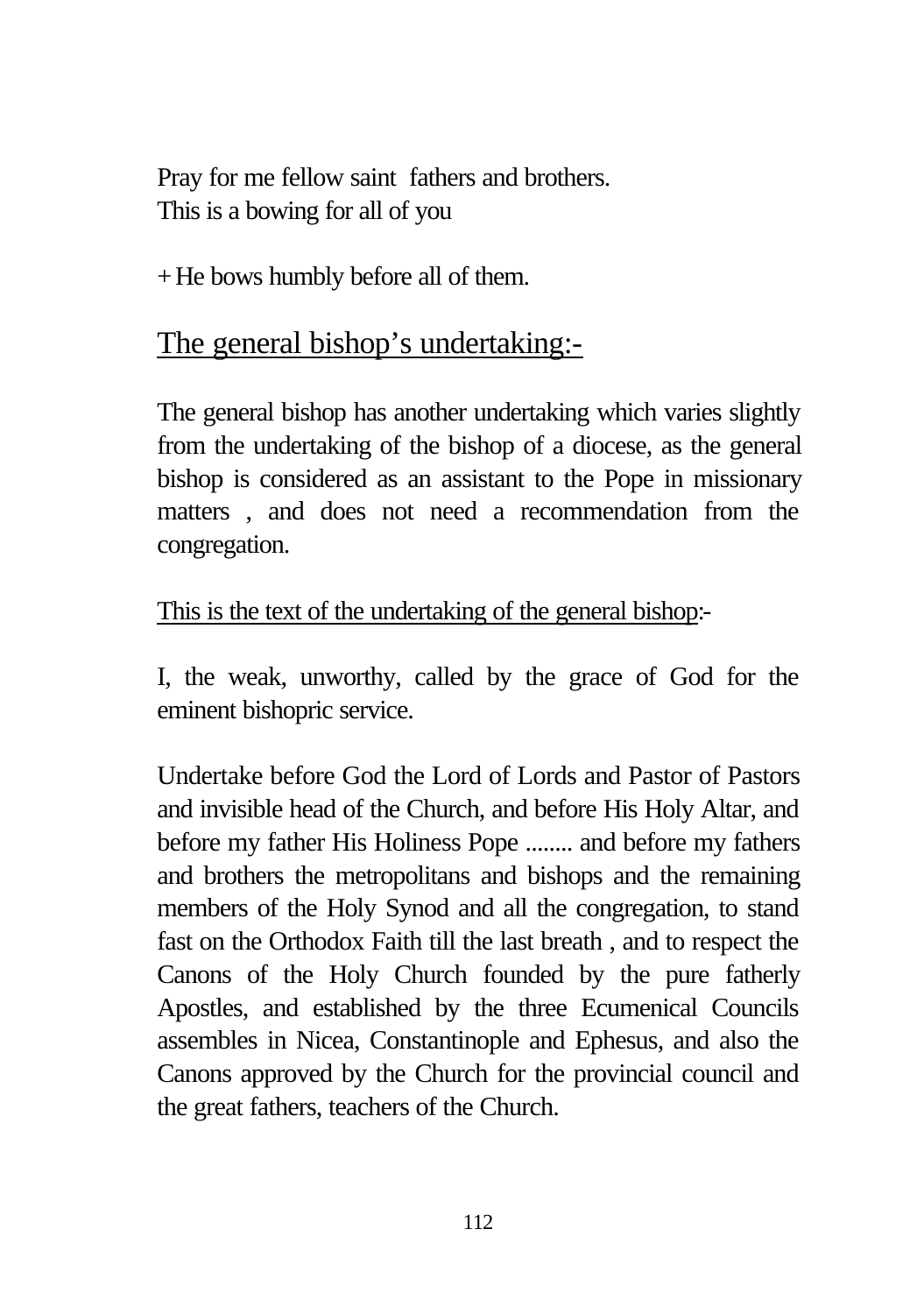Pray for me fellow saint fathers and brothers.
This is a bowing for all of you

+ He bows humbly before all of them.

## The general bishop's undertaking:-

The general bishop has another undertaking which varies slightly from the undertaking of the bishop of a diocese, as the general bishop is considered as an assistant to the Pope in missionary matters , and does not need a recommendation from the congregation.

This is the text of the undertaking of the general bishop:-

I, the weak, unworthy, called by the grace of God for the eminent bishopric service.

Undertake before God the Lord of Lords and Pastor of Pastors and invisible head of the Church, and before His Holy Altar, and before my father His Holiness Pope ........ and before my fathers and brothers the metropolitans and bishops and the remaining members of the Holy Synod and all the congregation, to stand fast on the Orthodox Faith till the last breath , and to respect the Canons of the Holy Church founded by the pure fatherly Apostles, and established by the three Ecumenical Councils assembles in Nicea, Constantinople and Ephesus, and also the Canons approved by the Church for the provincial council and the great fathers, teachers of the Church.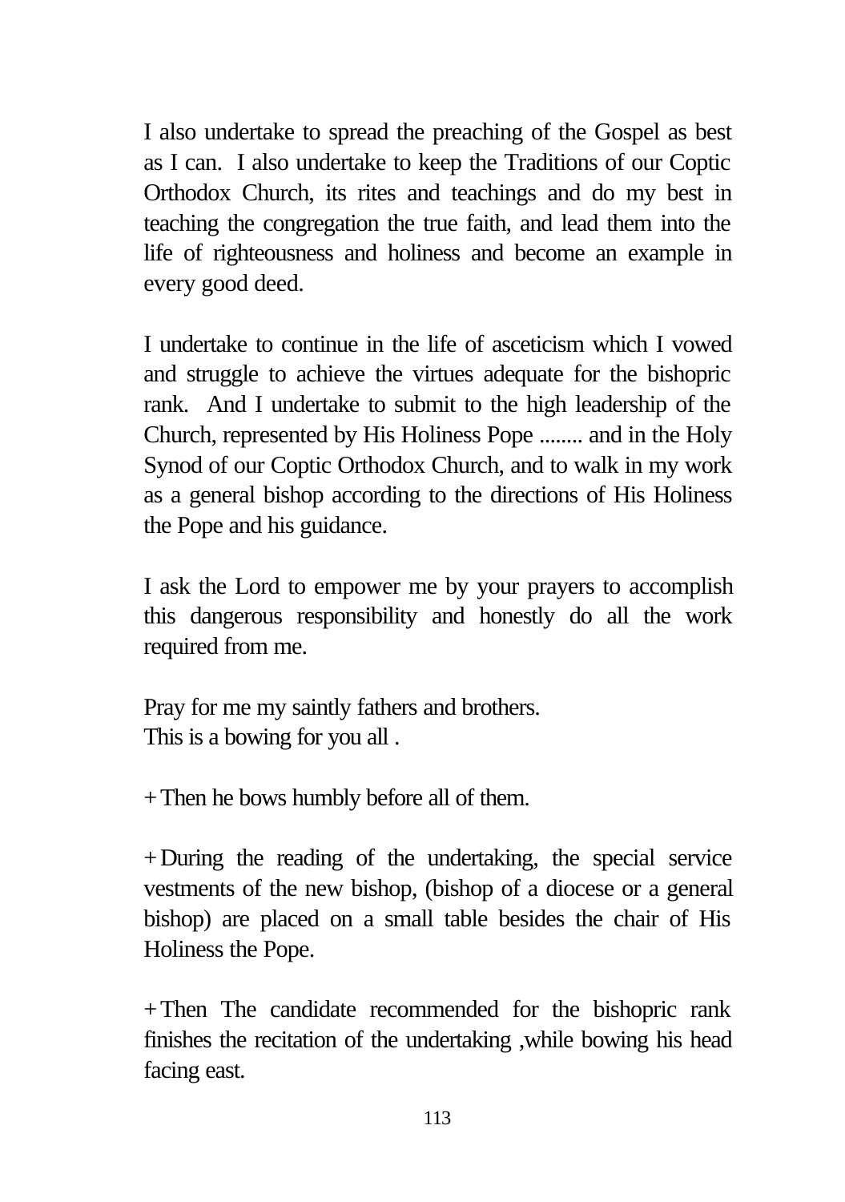I also undertake to spread the preaching of the Gospel as best as I can. I also undertake to keep the Traditions of our Coptic Orthodox Church, its rites and teachings and do my best in teaching the congregation the true faith, and lead them into the life of righteousness and holiness and become an example in every good deed.

I undertake to continue in the life of asceticism which I vowed and struggle to achieve the virtues adequate for the bishopric rank. And I undertake to submit to the high leadership of the Church, represented by His Holiness Pope ........ and in the Holy Synod of our Coptic Orthodox Church, and to walk in my work as a general bishop according to the directions of His Holiness the Pope and his guidance.

I ask the Lord to empower me by your prayers to accomplish this dangerous responsibility and honestly do all the work required from me.

Pray for me my saintly fathers and brothers.
This is a bowing for you all .

+ Then he bows humbly before all of them.

+ During the reading of the undertaking, the special service vestments of the new bishop, (bishop of a diocese or a general bishop) are placed on a small table besides the chair of His Holiness the Pope.

+ Then The candidate recommended for the bishopric rank finishes the recitation of the undertaking ,while bowing his head facing east.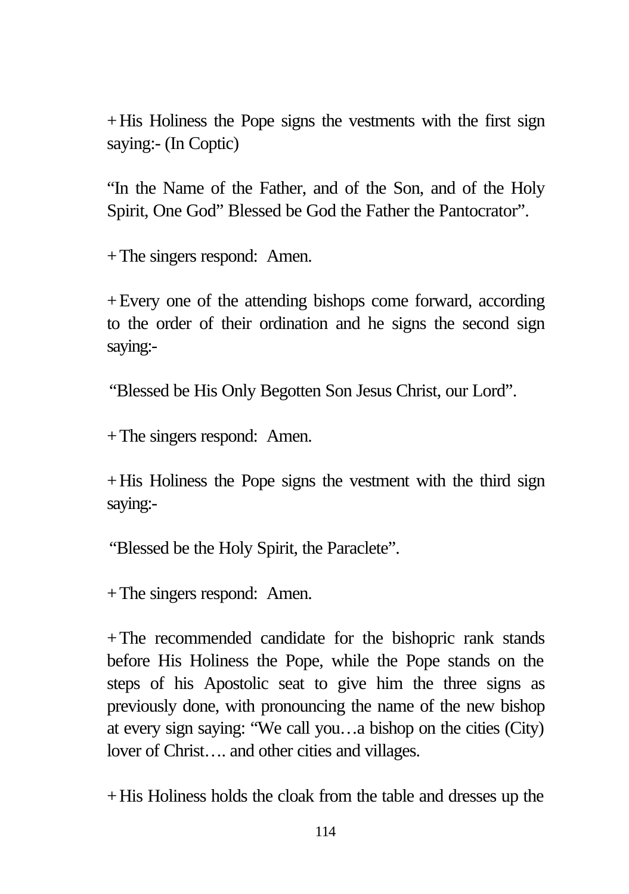+His Holiness the Pope signs the vestments with the first sign saying:- (In Coptic)

"In the Name of the Father, and of the Son, and of the Holy Spirit, One God" Blessed be God the Father the Pantocrator".

+The singers respond: Amen.

+Every one of the attending bishops come forward, according to the order of their ordination and he signs the second sign saying:-

"Blessed be His Only Begotten Son Jesus Christ, our Lord".

+The singers respond: Amen.

+His Holiness the Pope signs the vestment with the third sign saying:-

"Blessed be the Holy Spirit, the Paraclete".

+The singers respond: Amen.

+The recommended candidate for the bishopric rank stands before His Holiness the Pope, while the Pope stands on the steps of his Apostolic seat to give him the three signs as previously done, with pronouncing the name of the new bishop at every sign saying: "We call you…a bishop on the cities (City) lover of Christ…. and other cities and villages.

+His Holiness holds the cloak from the table and dresses up the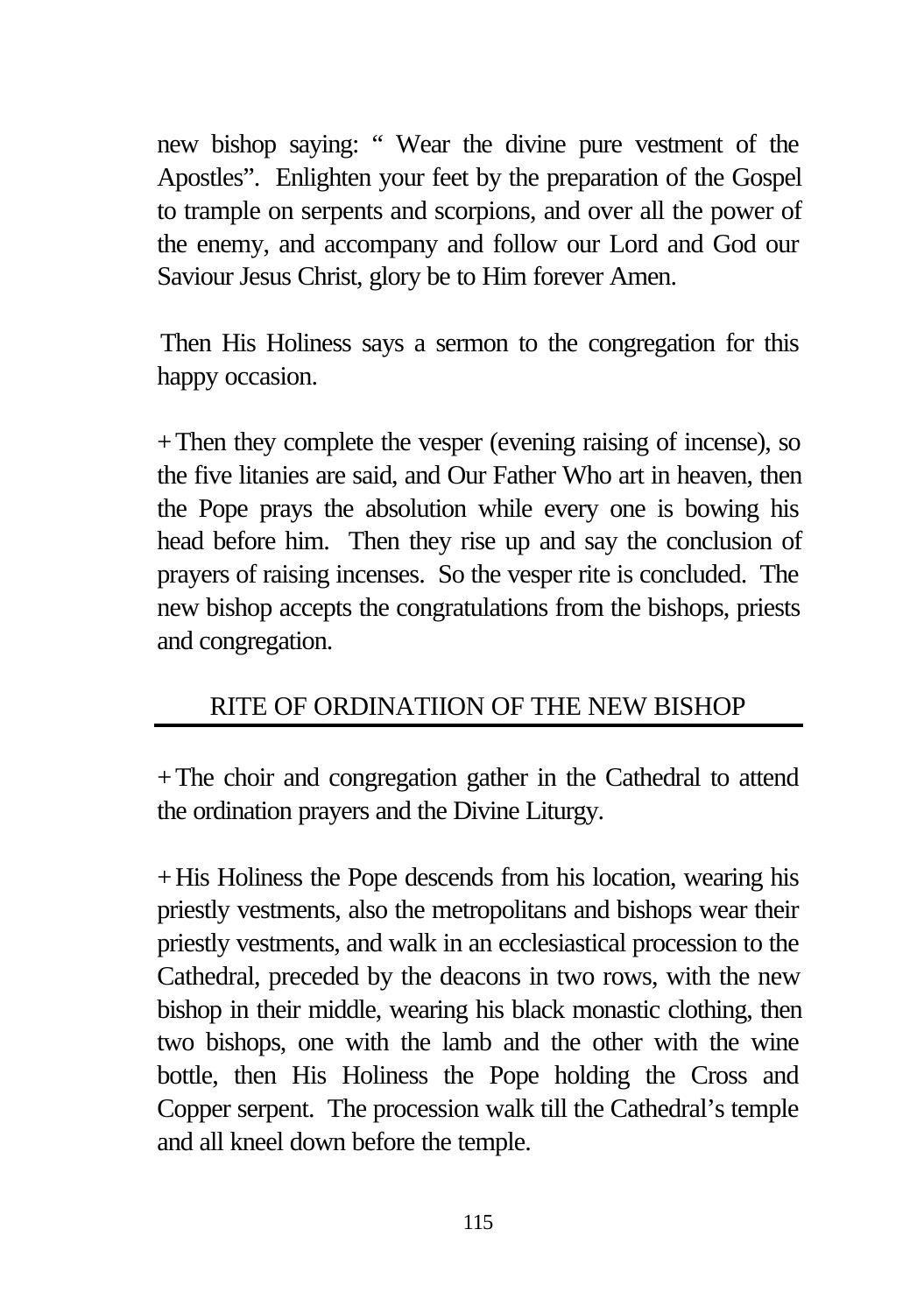new bishop saying: " Wear the divine pure vestment of the Apostles". Enlighten your feet by the preparation of the Gospel to trample on serpents and scorpions, and over all the power of the enemy, and accompany and follow our Lord and God our Saviour Jesus Christ, glory be to Him forever Amen.

Then His Holiness says a sermon to the congregation for this happy occasion.

+Then they complete the vesper (evening raising of incense), so the five litanies are said, and Our Father Who art in heaven, then the Pope prays the absolution while every one is bowing his head before him. Then they rise up and say the conclusion of prayers of raising incenses. So the vesper rite is concluded. The new bishop accepts the congratulations from the bishops, priests and congregation.

## RITE OF ORDINATIION OF THE NEW BISHOP

+The choir and congregation gather in the Cathedral to attend the ordination prayers and the Divine Liturgy.

+His Holiness the Pope descends from his location, wearing his priestly vestments, also the metropolitans and bishops wear their priestly vestments, and walk in an ecclesiastical procession to the Cathedral, preceded by the deacons in two rows, with the new bishop in their middle, wearing his black monastic clothing, then two bishops, one with the lamb and the other with the wine bottle, then His Holiness the Pope holding the Cross and Copper serpent. The procession walk till the Cathedral's temple and all kneel down before the temple.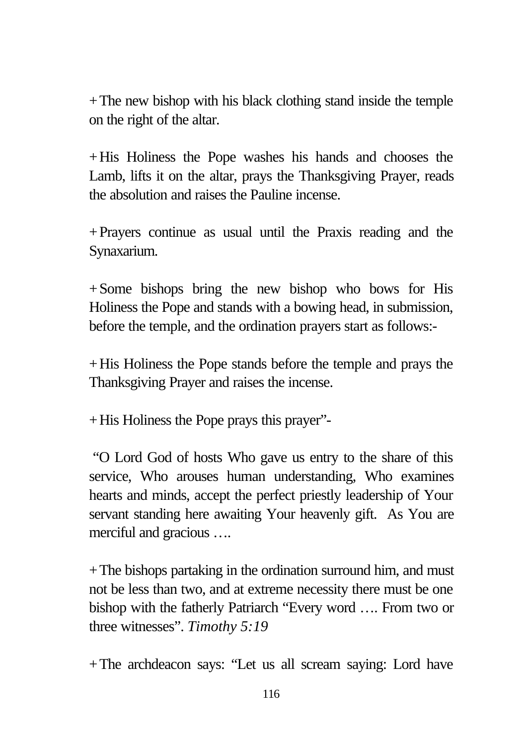+ The new bishop with his black clothing stand inside the temple on the right of the altar.

+ His Holiness the Pope washes his hands and chooses the Lamb, lifts it on the altar, prays the Thanksgiving Prayer, reads the absolution and raises the Pauline incense.

+ Prayers continue as usual until the Praxis reading and the Synaxarium.

+ Some bishops bring the new bishop who bows for His Holiness the Pope and stands with a bowing head, in submission, before the temple, and the ordination prayers start as follows:-

+ His Holiness the Pope stands before the temple and prays the Thanksgiving Prayer and raises the incense.

+ His Holiness the Pope prays this prayer"-

"O Lord God of hosts Who gave us entry to the share of this service, Who arouses human understanding, Who examines hearts and minds, accept the perfect priestly leadership of Your servant standing here awaiting Your heavenly gift. As You are merciful and gracious ….

+ The bishops partaking in the ordination surround him, and must not be less than two, and at extreme necessity there must be one bishop with the fatherly Patriarch "Every word …. From two or three witnesses". *Timothy 5:19*

+ The archdeacon says: "Let us all scream saying: Lord have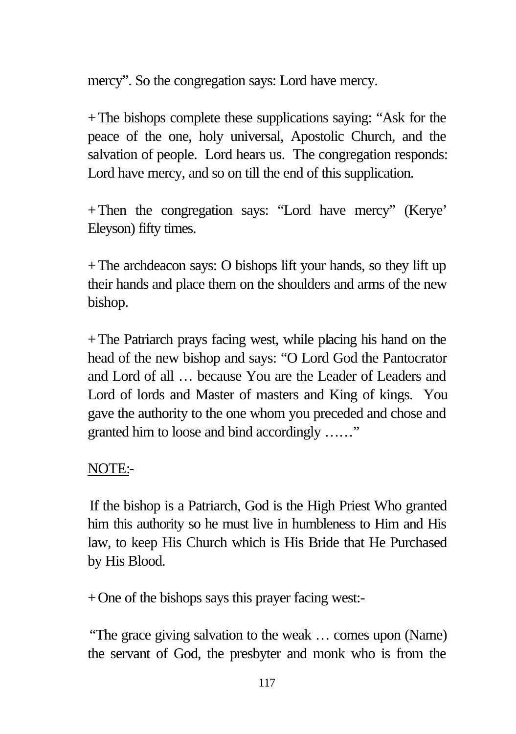mercy". So the congregation says: Lord have mercy.

+ The bishops complete these supplications saying: "Ask for the peace of the one, holy universal, Apostolic Church, and the salvation of people. Lord hears us. The congregation responds: Lord have mercy, and so on till the end of this supplication.

+ Then the congregation says: "Lord have mercy" (Kerye' Eleyson) fifty times.

+ The archdeacon says: O bishops lift your hands, so they lift up their hands and place them on the shoulders and arms of the new bishop.

+ The Patriarch prays facing west, while placing his hand on the head of the new bishop and says: "O Lord God the Pantocrator and Lord of all … because You are the Leader of Leaders and Lord of lords and Master of masters and King of kings. You gave the authority to the one whom you preceded and chose and granted him to loose and bind accordingly ……"

<u>NOTE:</u>-

If the bishop is a Patriarch, God is the High Priest Who granted him this authority so he must live in humbleness to Him and His law, to keep His Church which is His Bride that He Purchased by His Blood.

+ One of the bishops says this prayer facing west:-

"The grace giving salvation to the weak … comes upon (Name) the servant of God, the presbyter and monk who is from the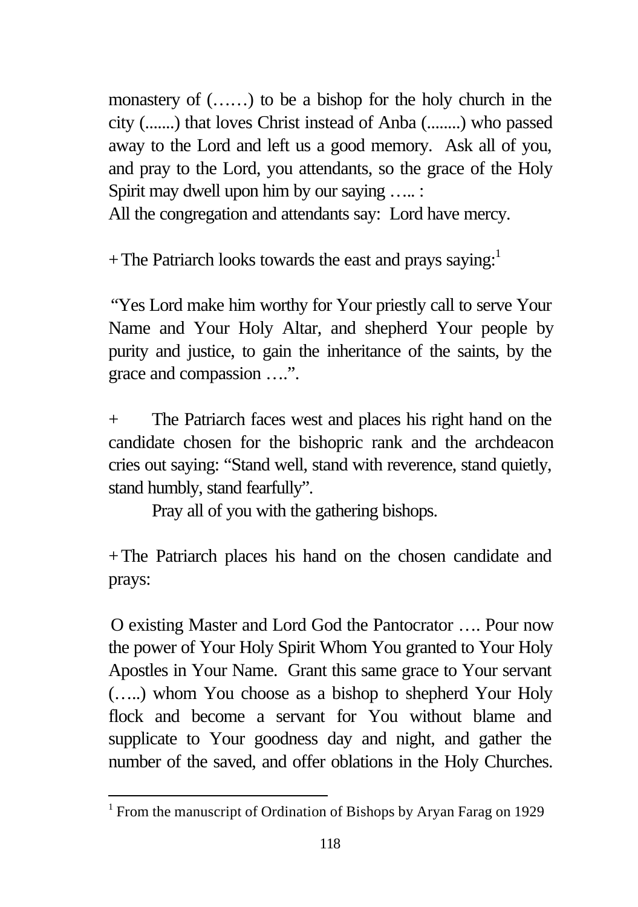monastery of (……) to be a bishop for the holy church in the city (.......) that loves Christ instead of Anba (........) who passed away to the Lord and left us a good memory. Ask all of you, and pray to the Lord, you attendants, so the grace of the Holy Spirit may dwell upon him by our saying ….. :
All the congregation and attendants say: Lord have mercy.

+ The Patriarch looks towards the east and prays saying:[1]

"Yes Lord make him worthy for Your priestly call to serve Your Name and Your Holy Altar, and shepherd Your people by purity and justice, to gain the inheritance of the saints, by the grace and compassion ….".

+ The Patriarch faces west and places his right hand on the candidate chosen for the bishopric rank and the archdeacon cries out saying: "Stand well, stand with reverence, stand quietly, stand humbly, stand fearfully".

Pray all of you with the gathering bishops.

+ The Patriarch places his hand on the chosen candidate and prays:

O existing Master and Lord God the Pantocrator …. Pour now the power of Your Holy Spirit Whom You granted to Your Holy Apostles in Your Name. Grant this same grace to Your servant (…..) whom You choose as a bishop to shepherd Your Holy flock and become a servant for You without blame and supplicate to Your goodness day and night, and gather the number of the saved, and offer oblations in the Holy Churches.

[1] From the manuscript of Ordination of Bishops by Aryan Farag on 1929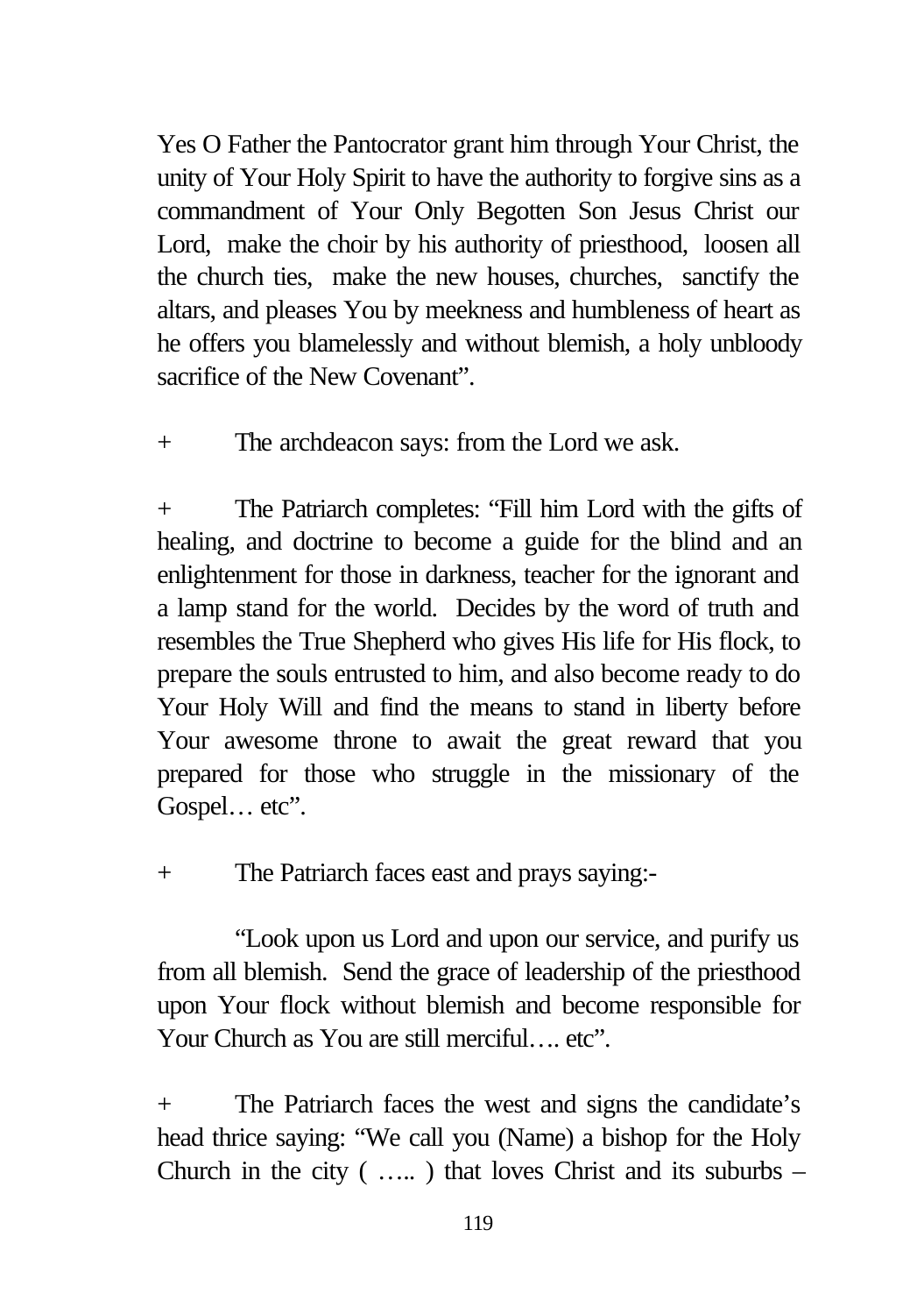Yes O Father the Pantocrator grant him through Your Christ, the unity of Your Holy Spirit to have the authority to forgive sins as a commandment of Your Only Begotten Son Jesus Christ our Lord, make the choir by his authority of priesthood, loosen all the church ties, make the new houses, churches, sanctify the altars, and pleases You by meekness and humbleness of heart as he offers you blamelessly and without blemish, a holy unbloody sacrifice of the New Covenant".

+ The archdeacon says: from the Lord we ask.

+ The Patriarch completes: "Fill him Lord with the gifts of healing, and doctrine to become a guide for the blind and an enlightenment for those in darkness, teacher for the ignorant and a lamp stand for the world. Decides by the word of truth and resembles the True Shepherd who gives His life for His flock, to prepare the souls entrusted to him, and also become ready to do Your Holy Will and find the means to stand in liberty before Your awesome throne to await the great reward that you prepared for those who struggle in the missionary of the Gospel… etc".

+ The Patriarch faces east and prays saying:-

"Look upon us Lord and upon our service, and purify us from all blemish. Send the grace of leadership of the priesthood upon Your flock without blemish and become responsible for Your Church as You are still merciful…. etc".

+ The Patriarch faces the west and signs the candidate's head thrice saying: "We call you (Name) a bishop for the Holy Church in the city ( ….. ) that loves Christ and its suburbs –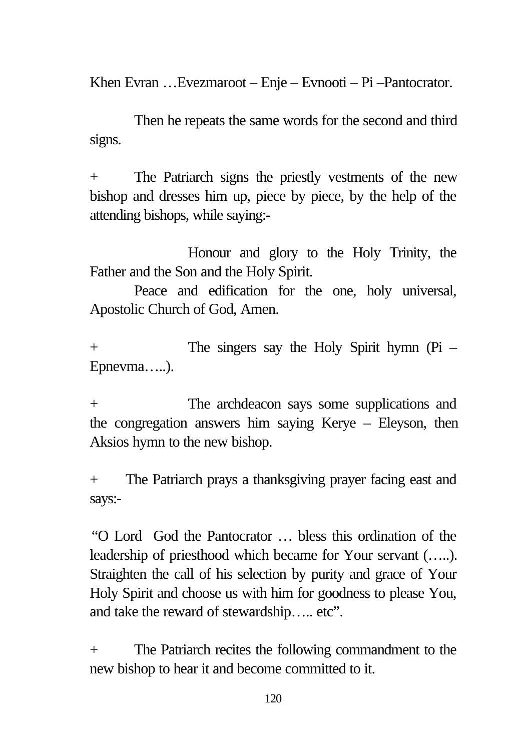Khen Evran …Evezmaroot – Enje – Evnooti – Pi –Pantocrator.

Then he repeats the same words for the second and third signs.

+ The Patriarch signs the priestly vestments of the new bishop and dresses him up, piece by piece, by the help of the attending bishops, while saying:-

Honour and glory to the Holy Trinity, the Father and the Son and the Holy Spirit.

Peace and edification for the one, holy universal, Apostolic Church of God, Amen.

+ The singers say the Holy Spirit hymn (Pi – Epnevma…..).

+ The archdeacon says some supplications and the congregation answers him saying Kerye – Eleyson, then Aksios hymn to the new bishop.

+ The Patriarch prays a thanksgiving prayer facing east and says:-

"O Lord God the Pantocrator … bless this ordination of the leadership of priesthood which became for Your servant (…..). Straighten the call of his selection by purity and grace of Your Holy Spirit and choose us with him for goodness to please You, and take the reward of stewardship….. etc".

+ The Patriarch recites the following commandment to the new bishop to hear it and become committed to it.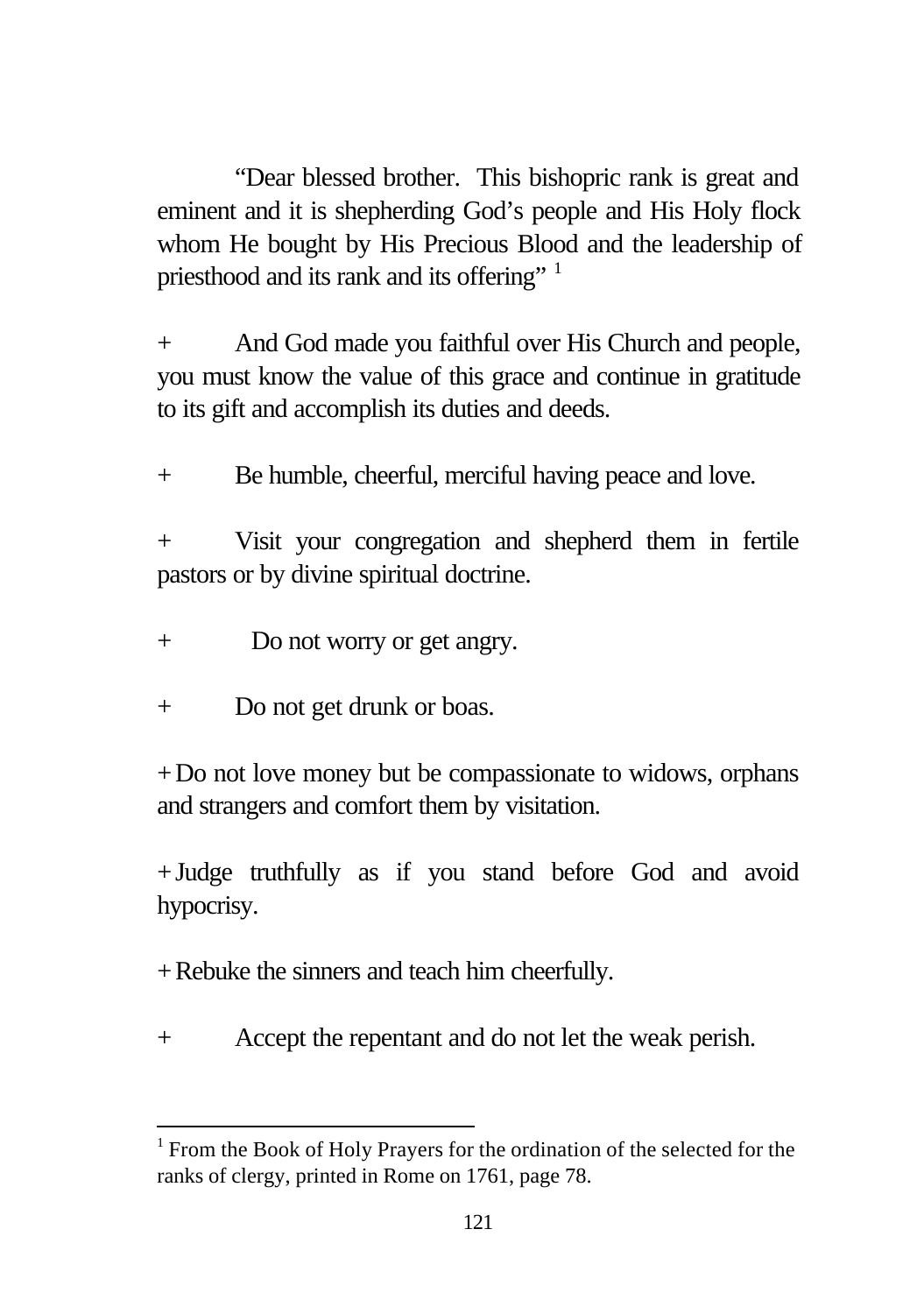"Dear blessed brother. This bishopric rank is great and eminent and it is shepherding God's people and His Holy flock whom He bought by His Precious Blood and the leadership of priesthood and its rank and its offering" [1]

+ And God made you faithful over His Church and people, you must know the value of this grace and continue in gratitude to its gift and accomplish its duties and deeds.

+ Be humble, cheerful, merciful having peace and love.

+ Visit your congregation and shepherd them in fertile pastors or by divine spiritual doctrine.

+ Do not worry or get angry.

+ Do not get drunk or boas.

+ Do not love money but be compassionate to widows, orphans and strangers and comfort them by visitation.

+ Judge truthfully as if you stand before God and avoid hypocrisy.

+ Rebuke the sinners and teach him cheerfully.

+ Accept the repentant and do not let the weak perish.

---

[1] From the Book of Holy Prayers for the ordination of the selected for the ranks of clergy, printed in Rome on 1761, page 78.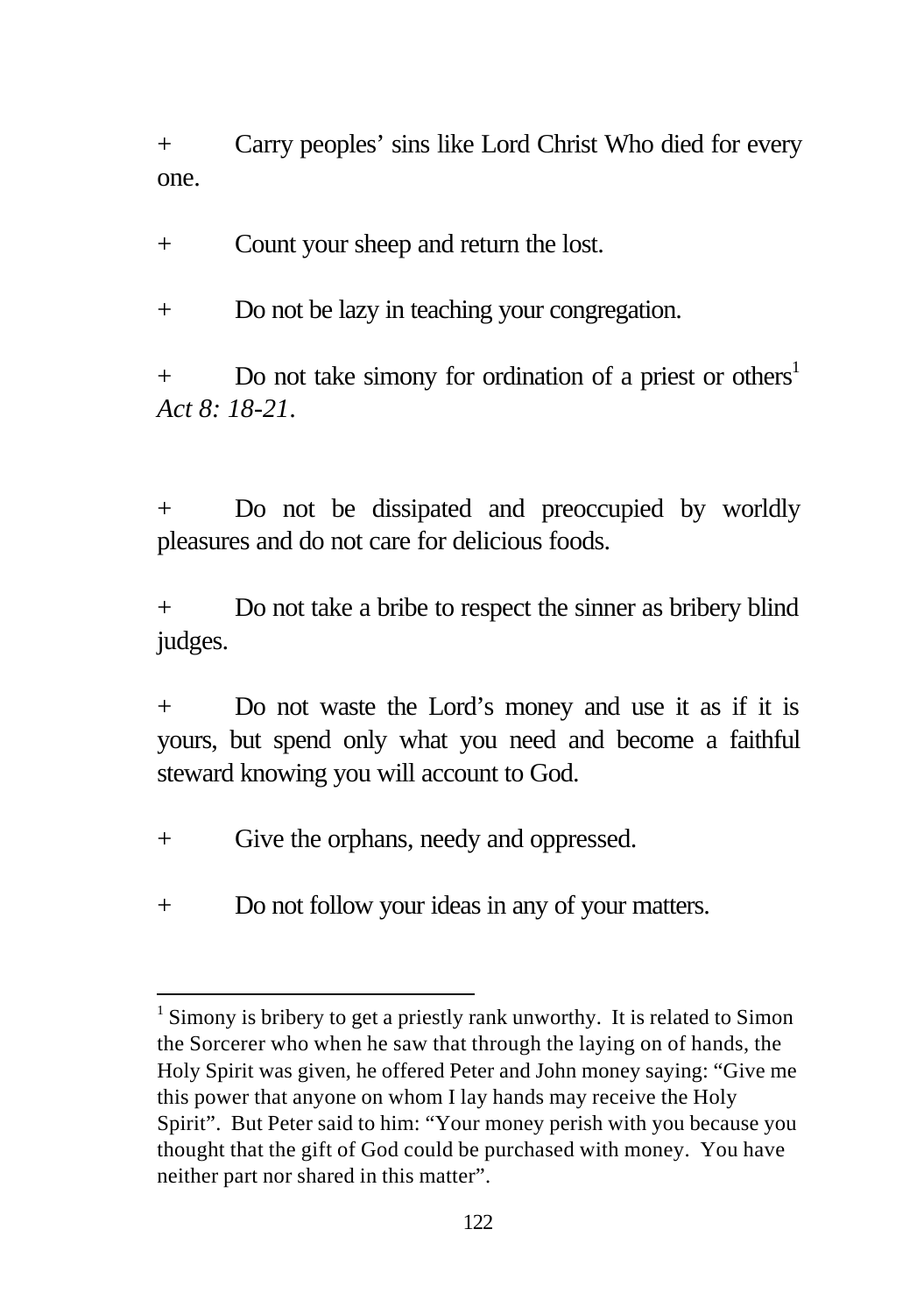+ Carry peoples' sins like Lord Christ Who died for every one.

+ Count your sheep and return the lost.

+ Do not be lazy in teaching your congregation.

+ Do not take simony for ordination of a priest or others[1] *Act 8: 18-21*.

+ Do not be dissipated and preoccupied by worldly pleasures and do not care for delicious foods.

+ Do not take a bribe to respect the sinner as bribery blind judges.

+ Do not waste the Lord's money and use it as if it is yours, but spend only what you need and become a faithful steward knowing you will account to God.

+ Give the orphans, needy and oppressed.

+ Do not follow your ideas in any of your matters.

---

[1] Simony is bribery to get a priestly rank unworthy. It is related to Simon the Sorcerer who when he saw that through the laying on of hands, the Holy Spirit was given, he offered Peter and John money saying: "Give me this power that anyone on whom I lay hands may receive the Holy Spirit". But Peter said to him: "Your money perish with you because you thought that the gift of God could be purchased with money. You have neither part nor shared in this matter".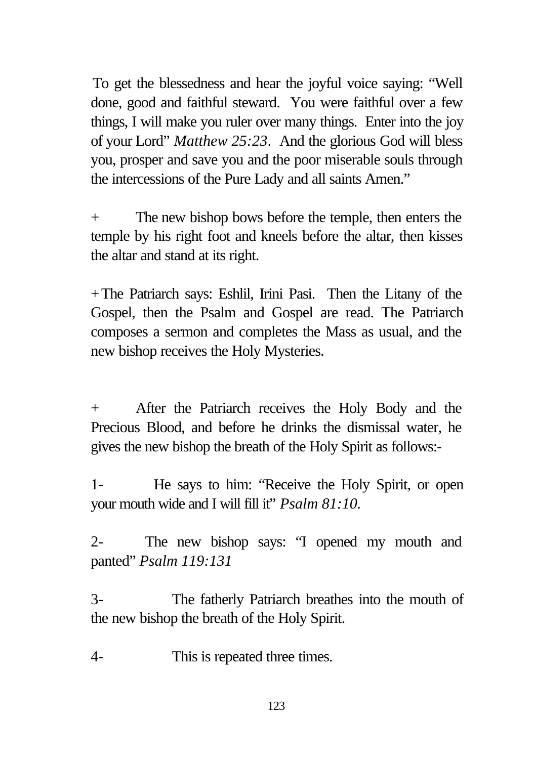To get the blessedness and hear the joyful voice saying: "Well done, good and faithful steward. You were faithful over a few things, I will make you ruler over many things. Enter into the joy of your Lord" *Matthew 25:23*. And the glorious God will bless you, prosper and save you and the poor miserable souls through the intercessions of the Pure Lady and all saints Amen."

+ The new bishop bows before the temple, then enters the temple by his right foot and kneels before the altar, then kisses the altar and stand at its right.

+ The Patriarch says: Eshlil, Irini Pasi. Then the Litany of the Gospel, then the Psalm and Gospel are read. The Patriarch composes a sermon and completes the Mass as usual, and the new bishop receives the Holy Mysteries.

+ After the Patriarch receives the Holy Body and the Precious Blood, and before he drinks the dismissal water, he gives the new bishop the breath of the Holy Spirit as follows:-

1- He says to him: "Receive the Holy Spirit, or open your mouth wide and I will fill it" *Psalm 81:10*.

2- The new bishop says: "I opened my mouth and panted" *Psalm 119:131*

3- The fatherly Patriarch breathes into the mouth of the new bishop the breath of the Holy Spirit.

4- This is repeated three times.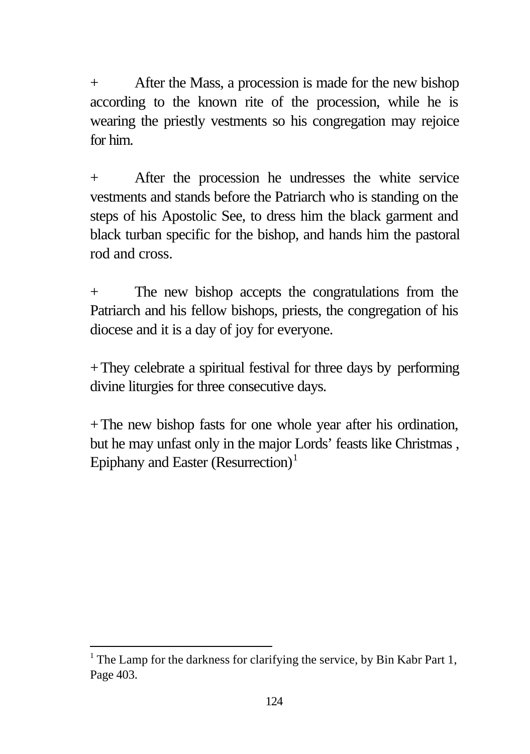+ After the Mass, a procession is made for the new bishop according to the known rite of the procession, while he is wearing the priestly vestments so his congregation may rejoice for him.

+ After the procession he undresses the white service vestments and stands before the Patriarch who is standing on the steps of his Apostolic See, to dress him the black garment and black turban specific for the bishop, and hands him the pastoral rod and cross.

+ The new bishop accepts the congratulations from the Patriarch and his fellow bishops, priests, the congregation of his diocese and it is a day of joy for everyone.

+ They celebrate a spiritual festival for three days by performing divine liturgies for three consecutive days.

+ The new bishop fasts for one whole year after his ordination, but he may unfast only in the major Lords' feasts like Christmas , Epiphany and Easter (Resurrection)[1]

---

[1] The Lamp for the darkness for clarifying the service, by Bin Kabr Part 1, Page 403.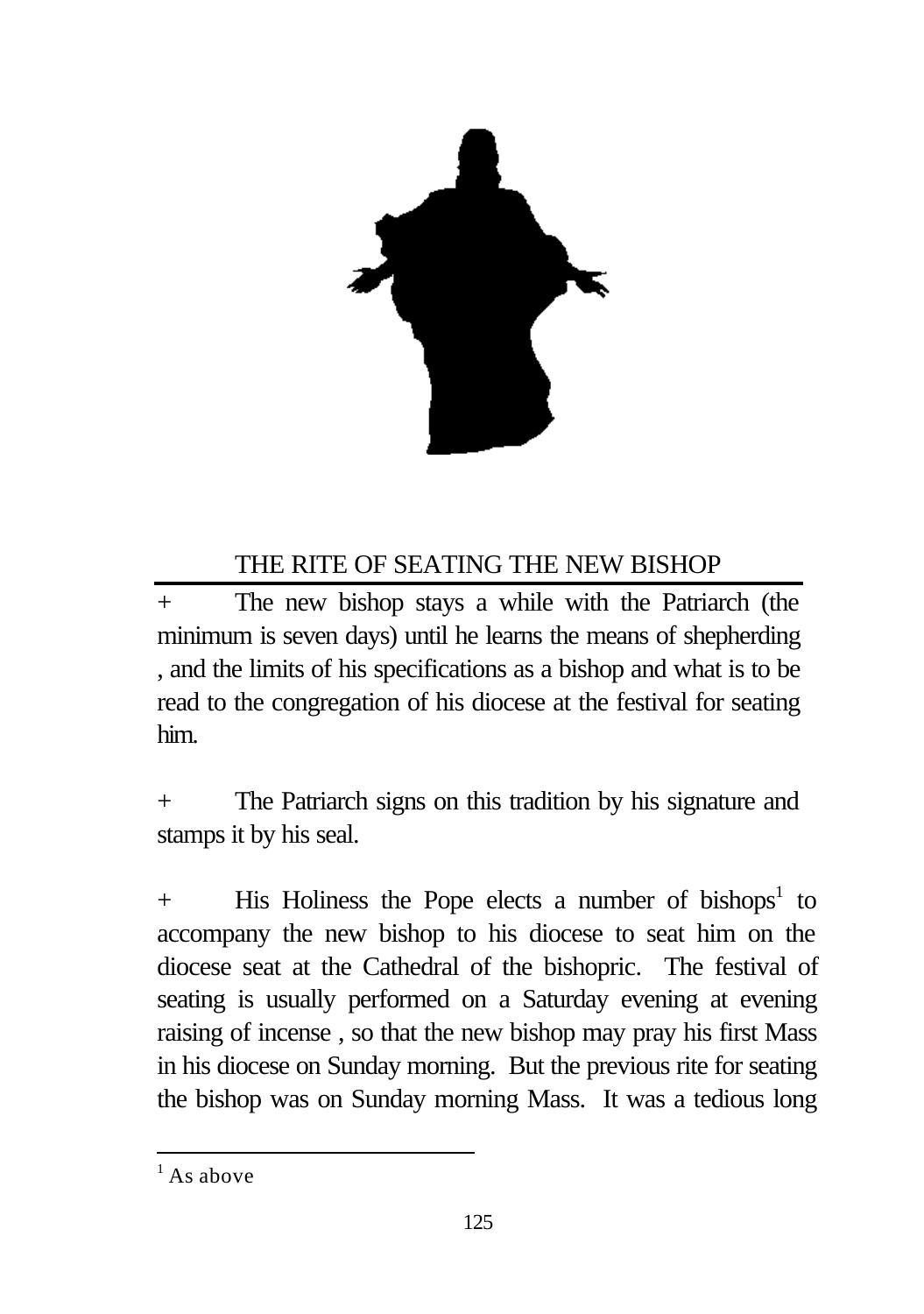## THE RITE OF SEATING THE NEW BISHOP

+ The new bishop stays a while with the Patriarch (the minimum is seven days) until he learns the means of shepherding , and the limits of his specifications as a bishop and what is to be read to the congregation of his diocese at the festival for seating him.

+ The Patriarch signs on this tradition by his signature and stamps it by his seal.

+ His Holiness the Pope elects a number of bishops[1] to accompany the new bishop to his diocese to seat him on the diocese seat at the Cathedral of the bishopric. The festival of seating is usually performed on a Saturday evening at evening raising of incense , so that the new bishop may pray his first Mass in his diocese on Sunday morning. But the previous rite for seating the bishop was on Sunday morning Mass. It was a tedious long

[1] As above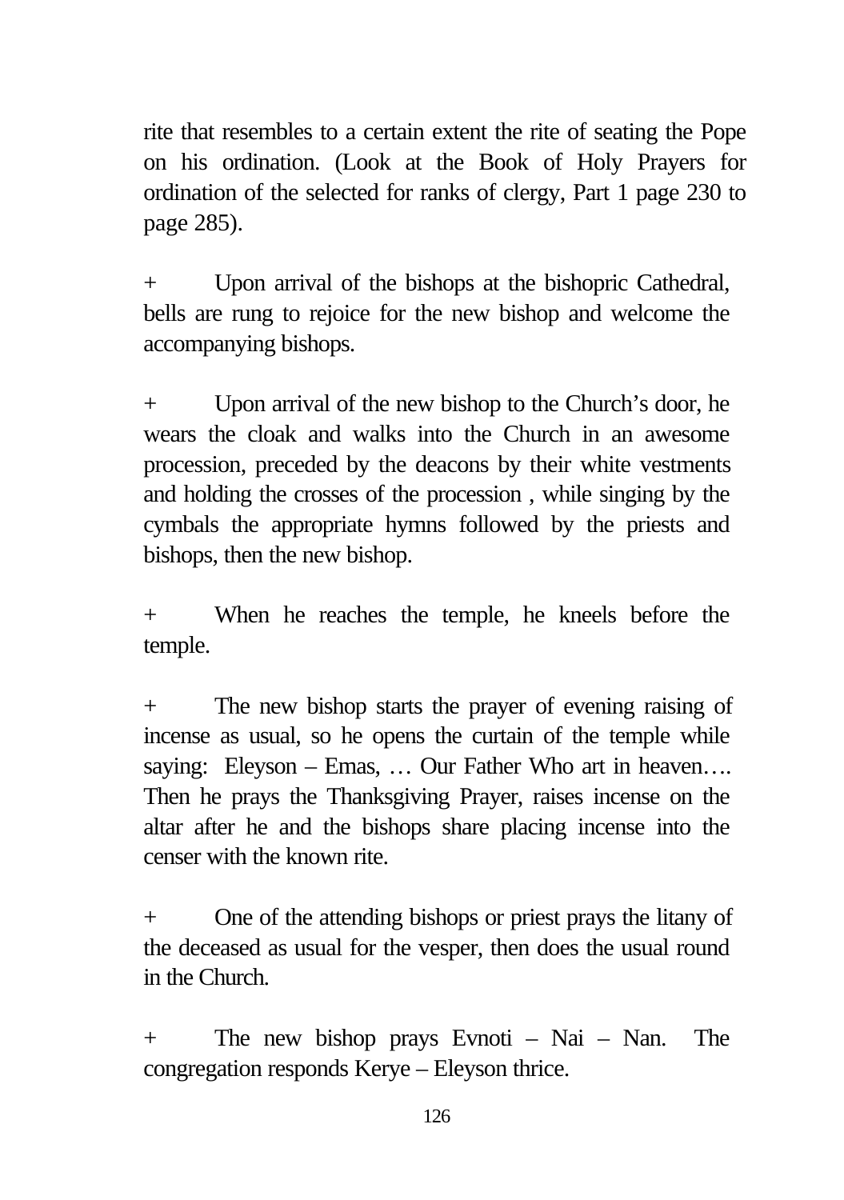rite that resembles to a certain extent the rite of seating the Pope on his ordination. (Look at the Book of Holy Prayers for ordination of the selected for ranks of clergy, Part 1 page 230 to page 285).

+ Upon arrival of the bishops at the bishopric Cathedral, bells are rung to rejoice for the new bishop and welcome the accompanying bishops.

+ Upon arrival of the new bishop to the Church's door, he wears the cloak and walks into the Church in an awesome procession, preceded by the deacons by their white vestments and holding the crosses of the procession , while singing by the cymbals the appropriate hymns followed by the priests and bishops, then the new bishop.

+ When he reaches the temple, he kneels before the temple.

+ The new bishop starts the prayer of evening raising of incense as usual, so he opens the curtain of the temple while saying: Eleyson – Emas, … Our Father Who art in heaven…. Then he prays the Thanksgiving Prayer, raises incense on the altar after he and the bishops share placing incense into the censer with the known rite.

+ One of the attending bishops or priest prays the litany of the deceased as usual for the vesper, then does the usual round in the Church.

+ The new bishop prays Evnoti – Nai – Nan. The congregation responds Kerye – Eleyson thrice.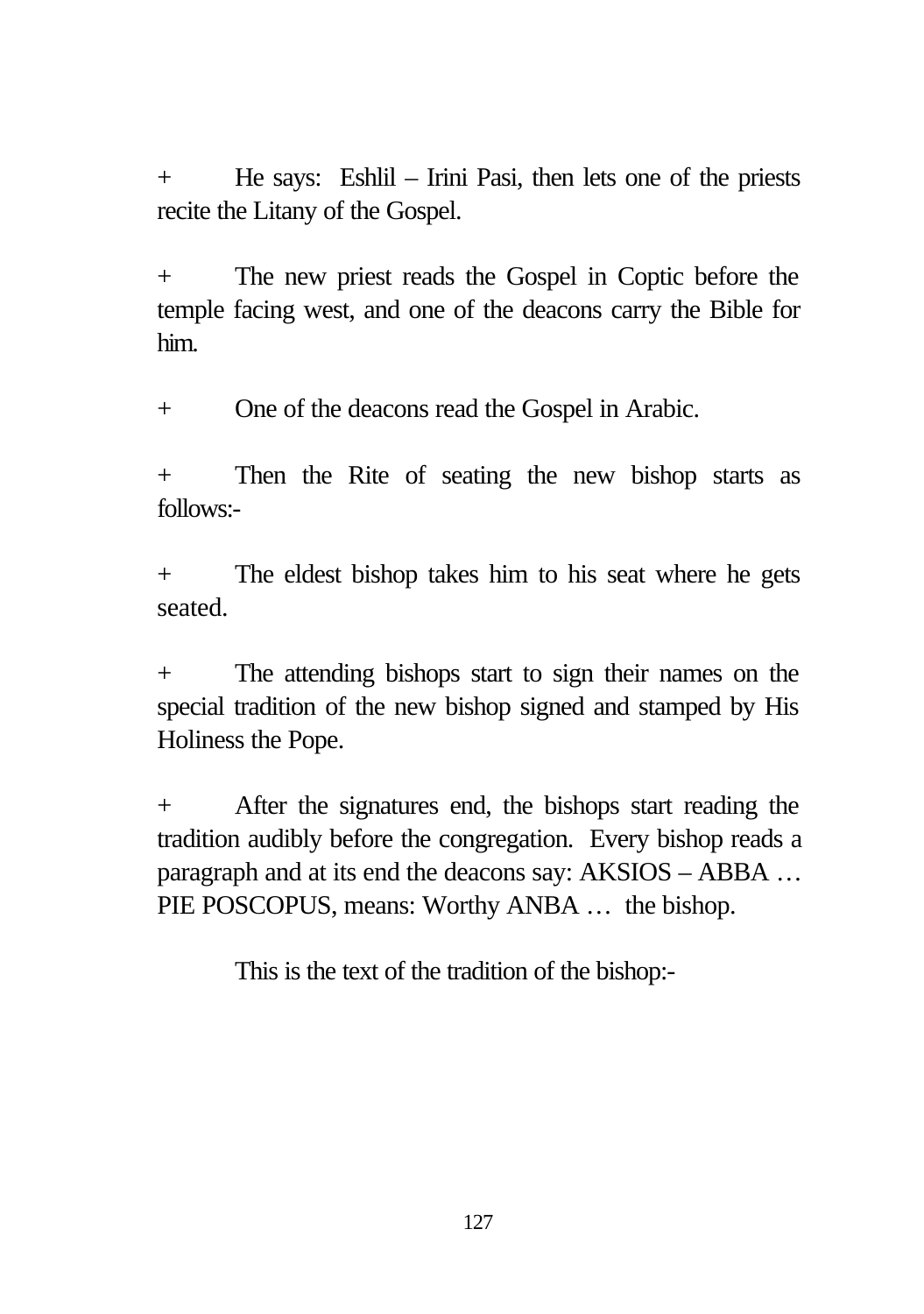+ He says: Eshlil – Irini Pasi, then lets one of the priests recite the Litany of the Gospel.

+ The new priest reads the Gospel in Coptic before the temple facing west, and one of the deacons carry the Bible for him.

+ One of the deacons read the Gospel in Arabic.

+ Then the Rite of seating the new bishop starts as follows:-

+ The eldest bishop takes him to his seat where he gets seated.

+ The attending bishops start to sign their names on the special tradition of the new bishop signed and stamped by His Holiness the Pope.

+ After the signatures end, the bishops start reading the tradition audibly before the congregation. Every bishop reads a paragraph and at its end the deacons say: AKSIOS – ABBA … PIE POSCOPUS, means: Worthy ANBA … the bishop.

This is the text of the tradition of the bishop:-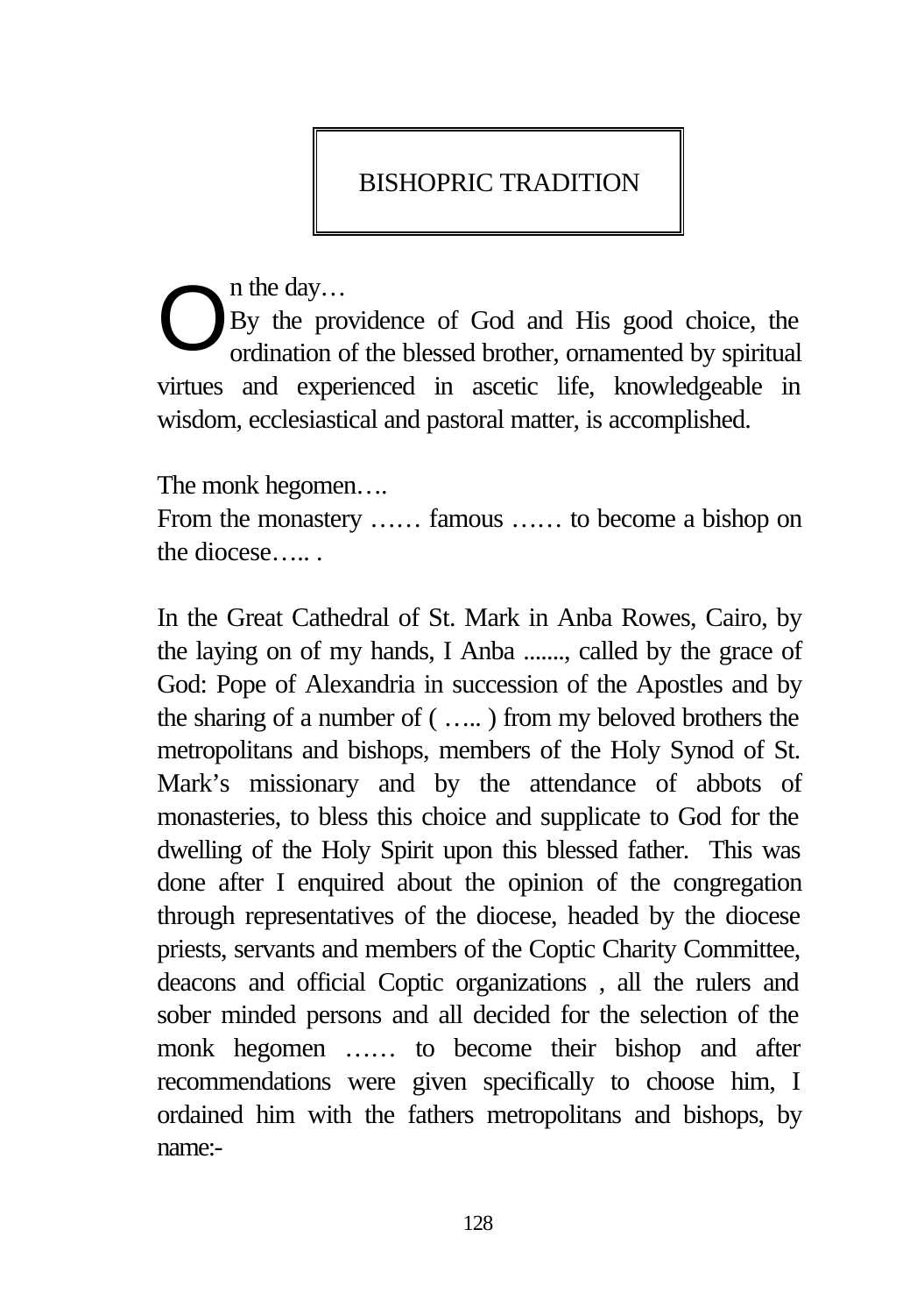# BISHOPRIC TRADITION

On the day…
By the providence of God and His good choice, the ordination of the blessed brother, ornamented by spiritual virtues and experienced in ascetic life, knowledgeable in wisdom, ecclesiastical and pastoral matter, is accomplished.

The monk hegomen….
From the monastery …… famous …… to become a bishop on the diocese….. .

In the Great Cathedral of St. Mark in Anba Rowes, Cairo, by the laying on of my hands, I Anba ......., called by the grace of God: Pope of Alexandria in succession of the Apostles and by the sharing of a number of ( ….. ) from my beloved brothers the metropolitans and bishops, members of the Holy Synod of St. Mark's missionary and by the attendance of abbots of monasteries, to bless this choice and supplicate to God for the dwelling of the Holy Spirit upon this blessed father. This was done after I enquired about the opinion of the congregation through representatives of the diocese, headed by the diocese priests, servants and members of the Coptic Charity Committee, deacons and official Coptic organizations , all the rulers and sober minded persons and all decided for the selection of the monk hegomen …… to become their bishop and after recommendations were given specifically to choose him, I ordained him with the fathers metropolitans and bishops, by name:-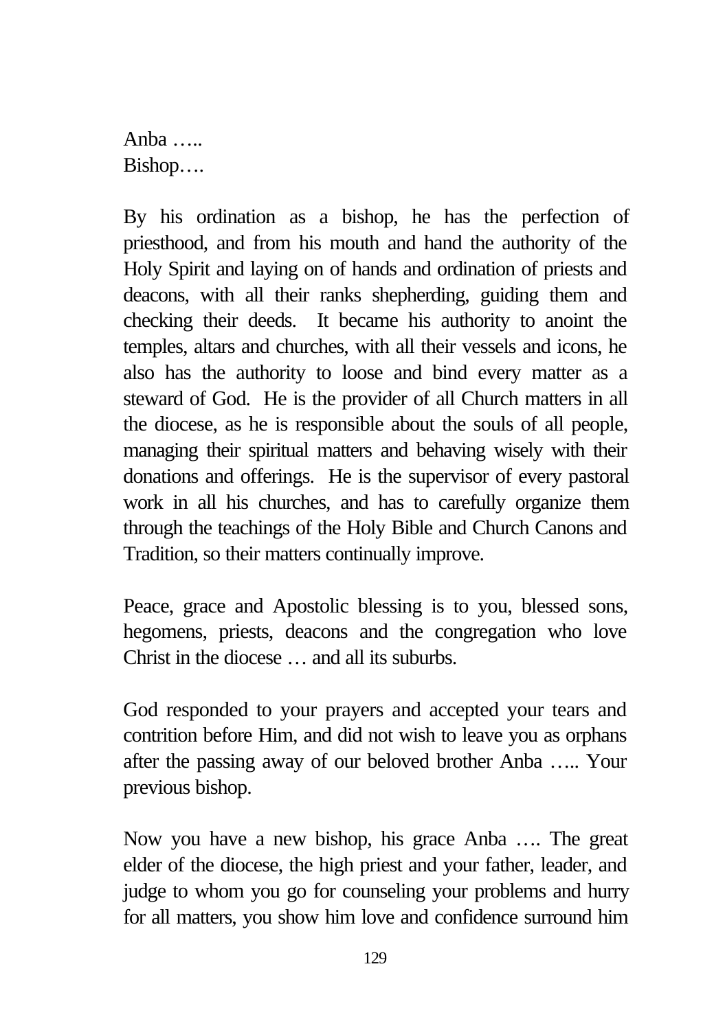Anba …..
Bishop….

By his ordination as a bishop, he has the perfection of priesthood, and from his mouth and hand the authority of the Holy Spirit and laying on of hands and ordination of priests and deacons, with all their ranks shepherding, guiding them and checking their deeds.  It became his authority to anoint the temples, altars and churches, with all their vessels and icons, he also has the authority to loose and bind every matter as a steward of God.  He is the provider of all Church matters in all the diocese, as he is responsible about the souls of all people, managing their spiritual matters and behaving wisely with their donations and offerings.  He is the supervisor of every pastoral work in all his churches, and has to carefully organize them through the teachings of the Holy Bible and Church Canons and Tradition, so their matters continually improve.

Peace, grace and Apostolic blessing is to you, blessed sons, hegomens, priests, deacons and the congregation who love Christ in the diocese … and all its suburbs.

God responded to your prayers and accepted your tears and contrition before Him, and did not wish to leave you as orphans after the passing away of our beloved brother Anba ….. Your previous bishop.

Now you have a new bishop, his grace Anba …. The great elder of the diocese, the high priest and your father, leader, and judge to whom you go for counseling your problems and hurry for all matters, you show him love and confidence surround him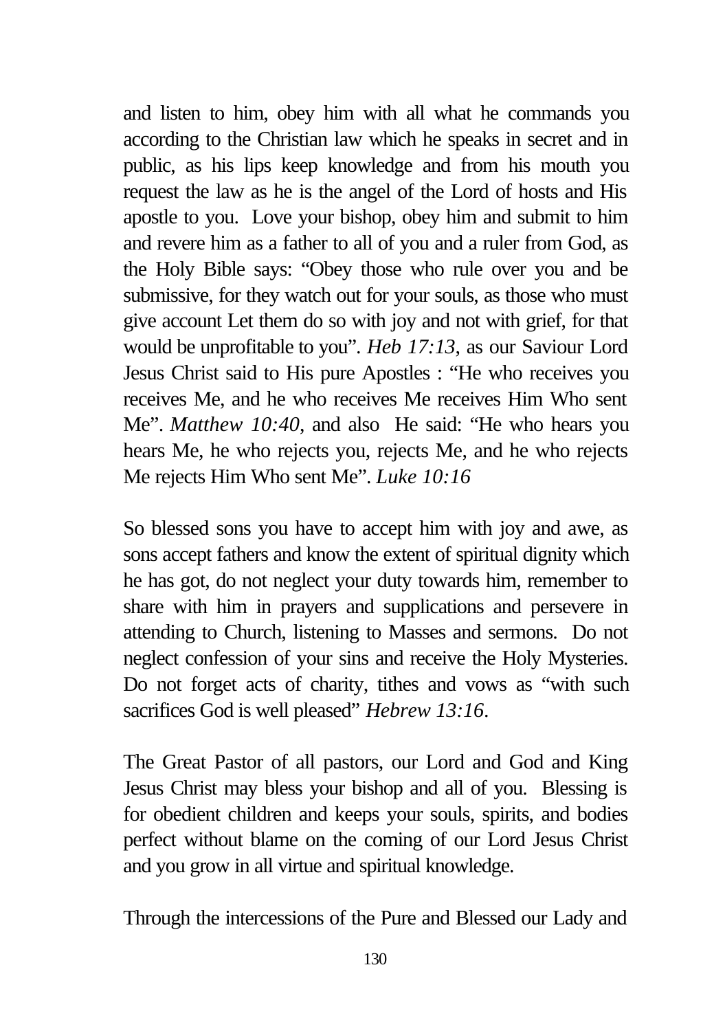and listen to him, obey him with all what he commands you according to the Christian law which he speaks in secret and in public, as his lips keep knowledge and from his mouth you request the law as he is the angel of the Lord of hosts and His apostle to you. Love your bishop, obey him and submit to him and revere him as a father to all of you and a ruler from God, as the Holy Bible says: "Obey those who rule over you and be submissive, for they watch out for your souls, as those who must give account Let them do so with joy and not with grief, for that would be unprofitable to you". *Heb 17:13*, as our Saviour Lord Jesus Christ said to His pure Apostles : "He who receives you receives Me, and he who receives Me receives Him Who sent Me". *Matthew 10:40*, and also He said: "He who hears you hears Me, he who rejects you, rejects Me, and he who rejects Me rejects Him Who sent Me". *Luke 10:16*

So blessed sons you have to accept him with joy and awe, as sons accept fathers and know the extent of spiritual dignity which he has got, do not neglect your duty towards him, remember to share with him in prayers and supplications and persevere in attending to Church, listening to Masses and sermons. Do not neglect confession of your sins and receive the Holy Mysteries. Do not forget acts of charity, tithes and vows as "with such sacrifices God is well pleased" *Hebrew 13:16*.

The Great Pastor of all pastors, our Lord and God and King Jesus Christ may bless your bishop and all of you. Blessing is for obedient children and keeps your souls, spirits, and bodies perfect without blame on the coming of our Lord Jesus Christ and you grow in all virtue and spiritual knowledge.

Through the intercessions of the Pure and Blessed our Lady and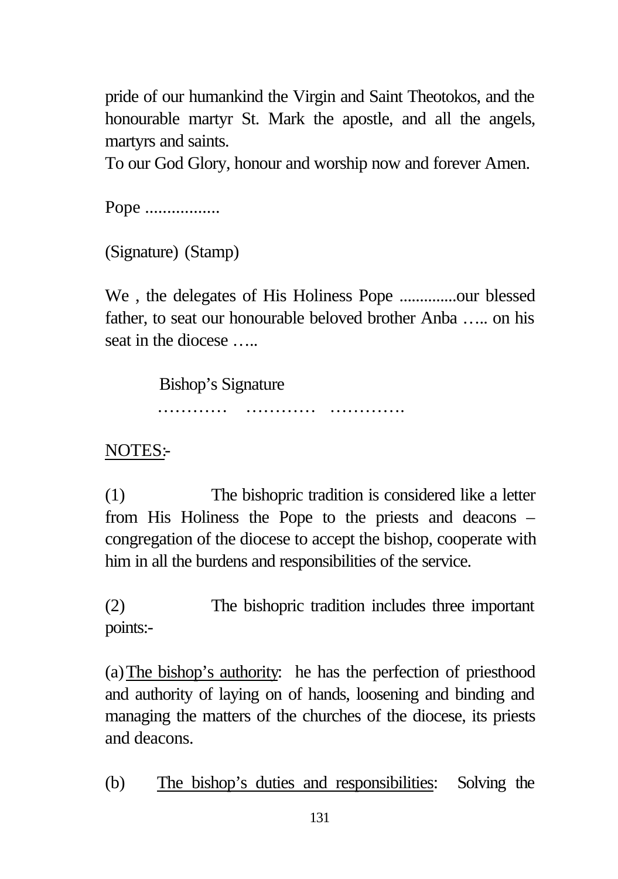pride of our humankind the Virgin and Saint Theotokos, and the honourable martyr St. Mark the apostle, and all the angels, martyrs and saints.
To our God Glory, honour and worship now and forever Amen.

Pope .................

(Signature) (Stamp)

We , the delegates of His Holiness Pope ..............our blessed father, to seat our honourable beloved brother Anba ….. on his seat in the diocese …..

Bishop's Signature

…………  …………  ………….

<u>NOTES:</u>-

(1) The bishopric tradition is considered like a letter from His Holiness the Pope to the priests and deacons – congregation of the diocese to accept the bishop, cooperate with him in all the burdens and responsibilities of the service.

(2) The bishopric tradition includes three important points:-

(a) <u>The bishop's authority</u>: he has the perfection of priesthood and authority of laying on of hands, loosening and binding and managing the matters of the churches of the diocese, its priests and deacons.

(b) <u>The bishop's duties and responsibilities</u>: Solving the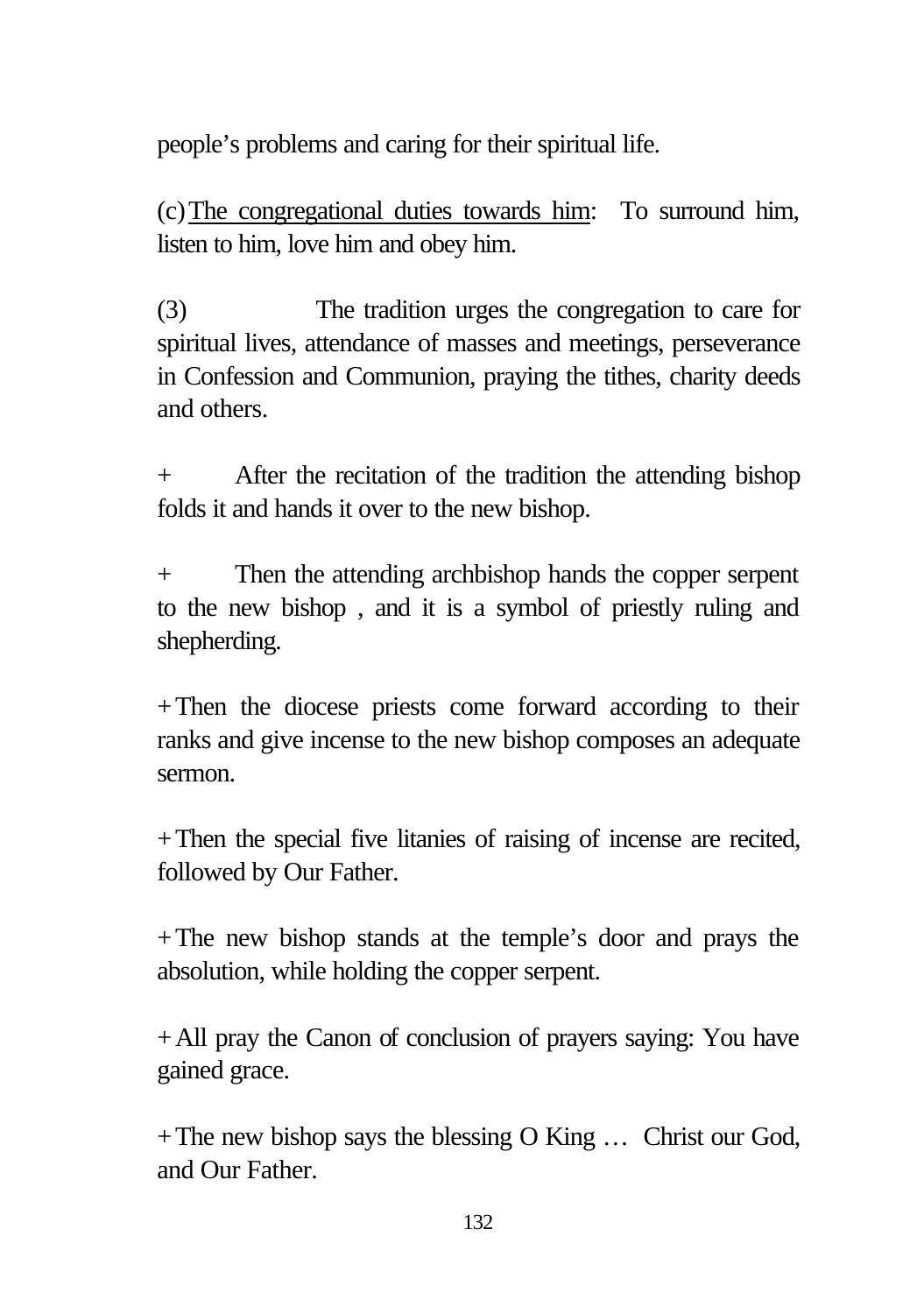people's problems and caring for their spiritual life.

(c) <u>The congregational duties towards him</u>: To surround him, listen to him, love him and obey him.

(3) The tradition urges the congregation to care for spiritual lives, attendance of masses and meetings, perseverance in Confession and Communion, praying the tithes, charity deeds and others.

+ After the recitation of the tradition the attending bishop folds it and hands it over to the new bishop.

+ Then the attending archbishop hands the copper serpent to the new bishop , and it is a symbol of priestly ruling and shepherding.

+ Then the diocese priests come forward according to their ranks and give incense to the new bishop composes an adequate sermon.

+ Then the special five litanies of raising of incense are recited, followed by Our Father.

+ The new bishop stands at the temple's door and prays the absolution, while holding the copper serpent.

+ All pray the Canon of conclusion of prayers saying: You have gained grace.

+ The new bishop says the blessing O King … Christ our God, and Our Father.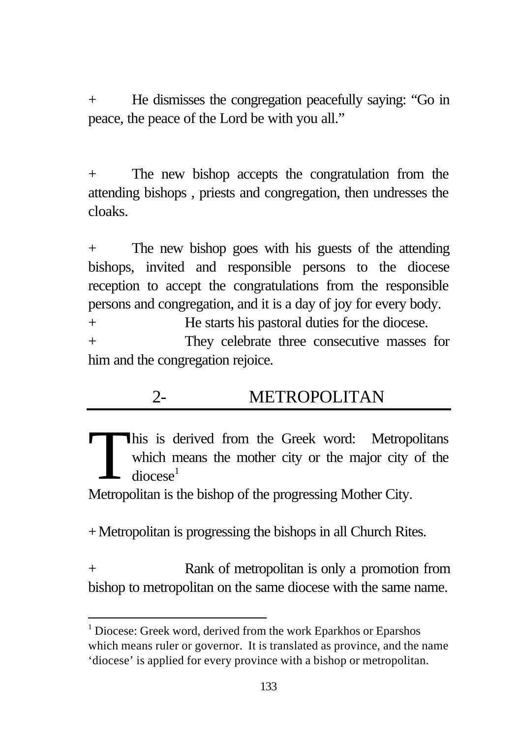\+ He dismisses the congregation peacefully saying: "Go in peace, the peace of the Lord be with you all."

\+ The new bishop accepts the congratulation from the attending bishops , priests and congregation, then undresses the cloaks.

\+ The new bishop goes with his guests of the attending bishops, invited and responsible persons to the diocese reception to accept the congratulations from the responsible persons and congregation, and it is a day of joy for every body.

\+ He starts his pastoral duties for the diocese.

\+ They celebrate three consecutive masses for him and the congregation rejoice.

## 2- METROPOLITAN

This is derived from the Greek word: Metropolitans which means the mother city or the major city of the diocese[1]

Metropolitan is the bishop of the progressing Mother City.

\+ Metropolitan is progressing the bishops in all Church Rites.

\+ Rank of metropolitan is only a promotion from bishop to metropolitan on the same diocese with the same name.

---

[1] Diocese: Greek word, derived from the work Eparkhos or Eparshos which means ruler or governor. It is translated as province, and the name 'diocese' is applied for every province with a bishop or metropolitan.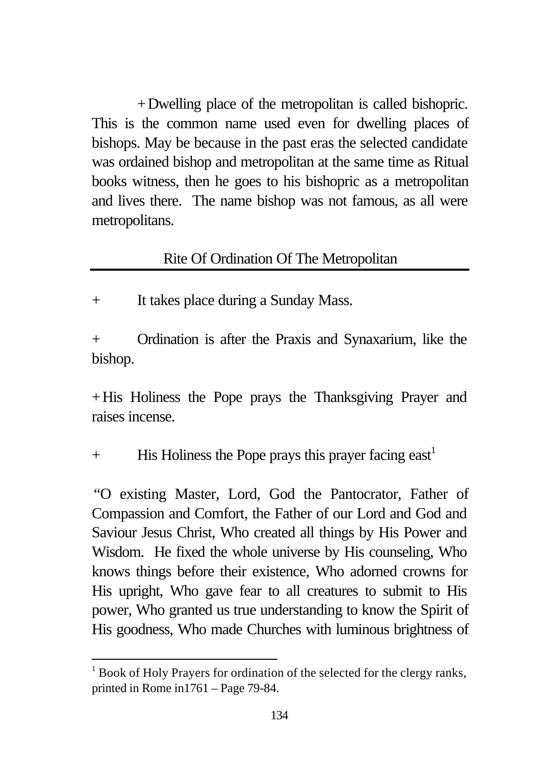+ Dwelling place of the metropolitan is called bishopric. This is the common name used even for dwelling places of bishops. May be because in the past eras the selected candidate was ordained bishop and metropolitan at the same time as Ritual books witness, then he goes to his bishopric as a metropolitan and lives there. The name bishop was not famous, as all were metropolitans.

## Rite Of Ordination Of The Metropolitan

+ It takes place during a Sunday Mass.

+ Ordination is after the Praxis and Synaxarium, like the bishop.

+ His Holiness the Pope prays the Thanksgiving Prayer and raises incense.

+ His Holiness the Pope prays this prayer facing east[1]

"O existing Master, Lord, God the Pantocrator, Father of Compassion and Comfort, the Father of our Lord and God and Saviour Jesus Christ, Who created all things by His Power and Wisdom. He fixed the whole universe by His counseling, Who knows things before their existence, Who adorned crowns for His upright, Who gave fear to all creatures to submit to His power, Who granted us true understanding to know the Spirit of His goodness, Who made Churches with luminous brightness of

---

[1] Book of Holy Prayers for ordination of the selected for the clergy ranks, printed in Rome in1761 – Page 79-84.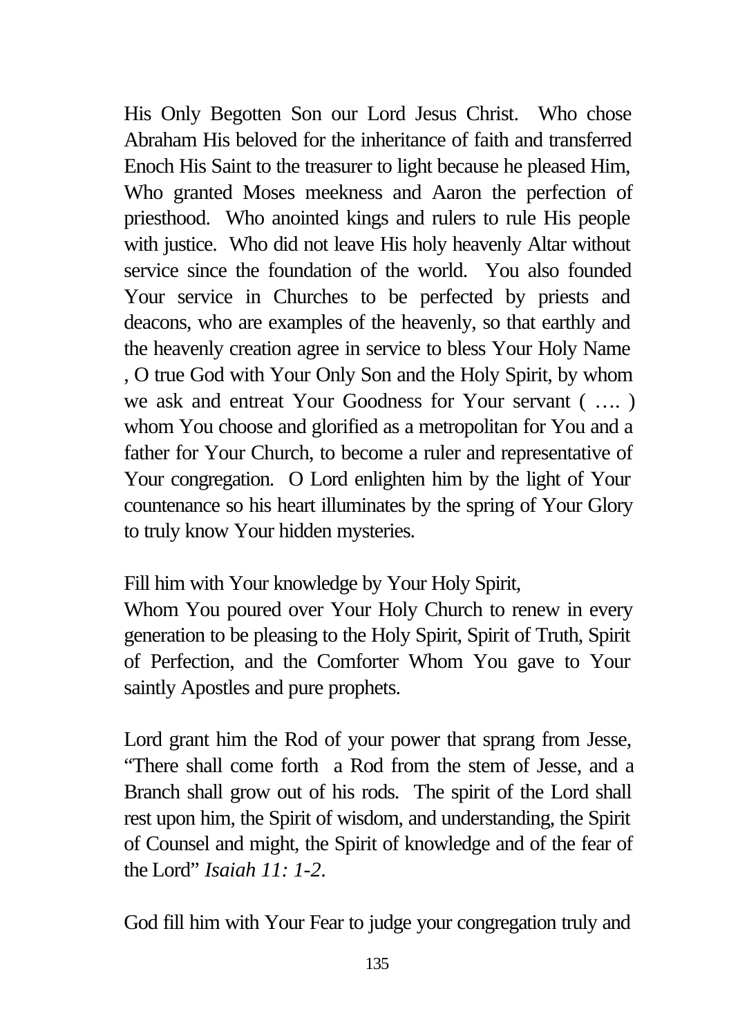His Only Begotten Son our Lord Jesus Christ. Who chose Abraham His beloved for the inheritance of faith and transferred Enoch His Saint to the treasurer to light because he pleased Him, Who granted Moses meekness and Aaron the perfection of priesthood. Who anointed kings and rulers to rule His people with justice. Who did not leave His holy heavenly Altar without service since the foundation of the world. You also founded Your service in Churches to be perfected by priests and deacons, who are examples of the heavenly, so that earthly and the heavenly creation agree in service to bless Your Holy Name , O true God with Your Only Son and the Holy Spirit, by whom we ask and entreat Your Goodness for Your servant ( …. ) whom You choose and glorified as a metropolitan for You and a father for Your Church, to become a ruler and representative of Your congregation. O Lord enlighten him by the light of Your countenance so his heart illuminates by the spring of Your Glory to truly know Your hidden mysteries.

Fill him with Your knowledge by Your Holy Spirit,
Whom You poured over Your Holy Church to renew in every generation to be pleasing to the Holy Spirit, Spirit of Truth, Spirit of Perfection, and the Comforter Whom You gave to Your saintly Apostles and pure prophets.

Lord grant him the Rod of your power that sprang from Jesse, "There shall come forth a Rod from the stem of Jesse, and a Branch shall grow out of his rods. The spirit of the Lord shall rest upon him, the Spirit of wisdom, and understanding, the Spirit of Counsel and might, the Spirit of knowledge and of the fear of the Lord" *Isaiah 11: 1-2*.

God fill him with Your Fear to judge your congregation truly and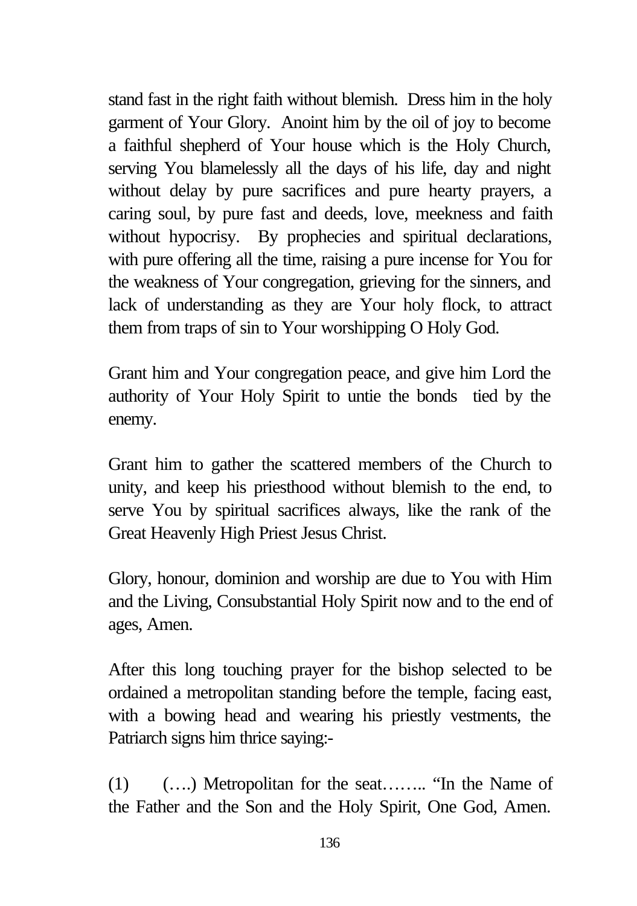stand fast in the right faith without blemish. Dress him in the holy garment of Your Glory. Anoint him by the oil of joy to become a faithful shepherd of Your house which is the Holy Church, serving You blamelessly all the days of his life, day and night without delay by pure sacrifices and pure hearty prayers, a caring soul, by pure fast and deeds, love, meekness and faith without hypocrisy. By prophecies and spiritual declarations, with pure offering all the time, raising a pure incense for You for the weakness of Your congregation, grieving for the sinners, and lack of understanding as they are Your holy flock, to attract them from traps of sin to Your worshipping O Holy God.

Grant him and Your congregation peace, and give him Lord the authority of Your Holy Spirit to untie the bonds tied by the enemy.

Grant him to gather the scattered members of the Church to unity, and keep his priesthood without blemish to the end, to serve You by spiritual sacrifices always, like the rank of the Great Heavenly High Priest Jesus Christ.

Glory, honour, dominion and worship are due to You with Him and the Living, Consubstantial Holy Spirit now and to the end of ages, Amen.

After this long touching prayer for the bishop selected to be ordained a metropolitan standing before the temple, facing east, with a bowing head and wearing his priestly vestments, the Patriarch signs him thrice saying:-

(1) (….) Metropolitan for the seat…….. "In the Name of the Father and the Son and the Holy Spirit, One God, Amen.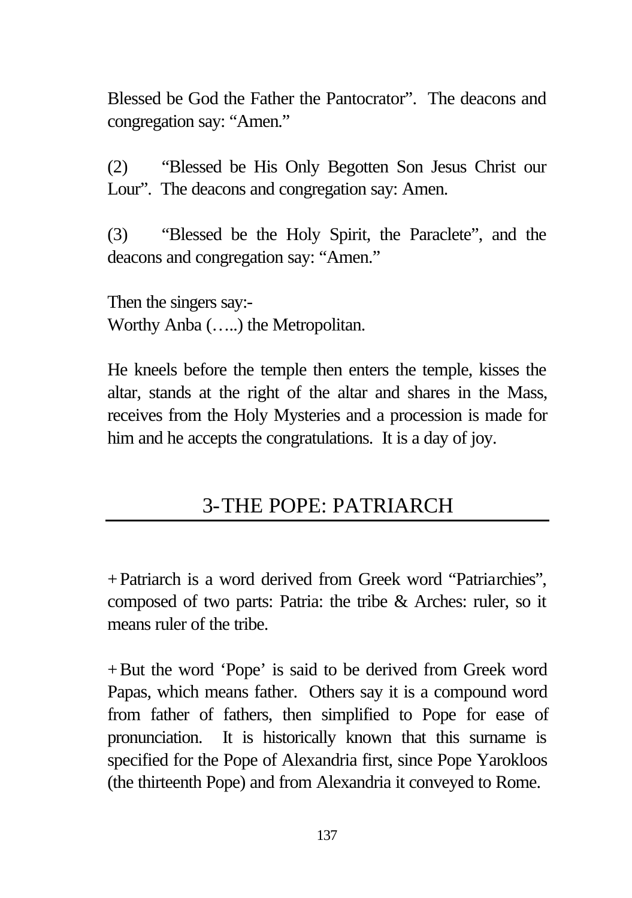Blessed be God the Father the Pantocrator". The deacons and congregation say: "Amen."

(2) "Blessed be His Only Begotten Son Jesus Christ our Lour". The deacons and congregation say: Amen.

(3) "Blessed be the Holy Spirit, the Paraclete", and the deacons and congregation say: "Amen."

Then the singers say:-
Worthy Anba (…..) the Metropolitan.

He kneels before the temple then enters the temple, kisses the altar, stands at the right of the altar and shares in the Mass, receives from the Holy Mysteries and a procession is made for him and he accepts the congratulations. It is a day of joy.

## 3-THE POPE: PATRIARCH

+Patriarch is a word derived from Greek word "Patriarchies", composed of two parts: Patria: the tribe & Arches: ruler, so it means ruler of the tribe.

+But the word 'Pope' is said to be derived from Greek word Papas, which means father. Others say it is a compound word from father of fathers, then simplified to Pope for ease of pronunciation. It is historically known that this surname is specified for the Pope of Alexandria first, since Pope Yarokloos (the thirteenth Pope) and from Alexandria it conveyed to Rome.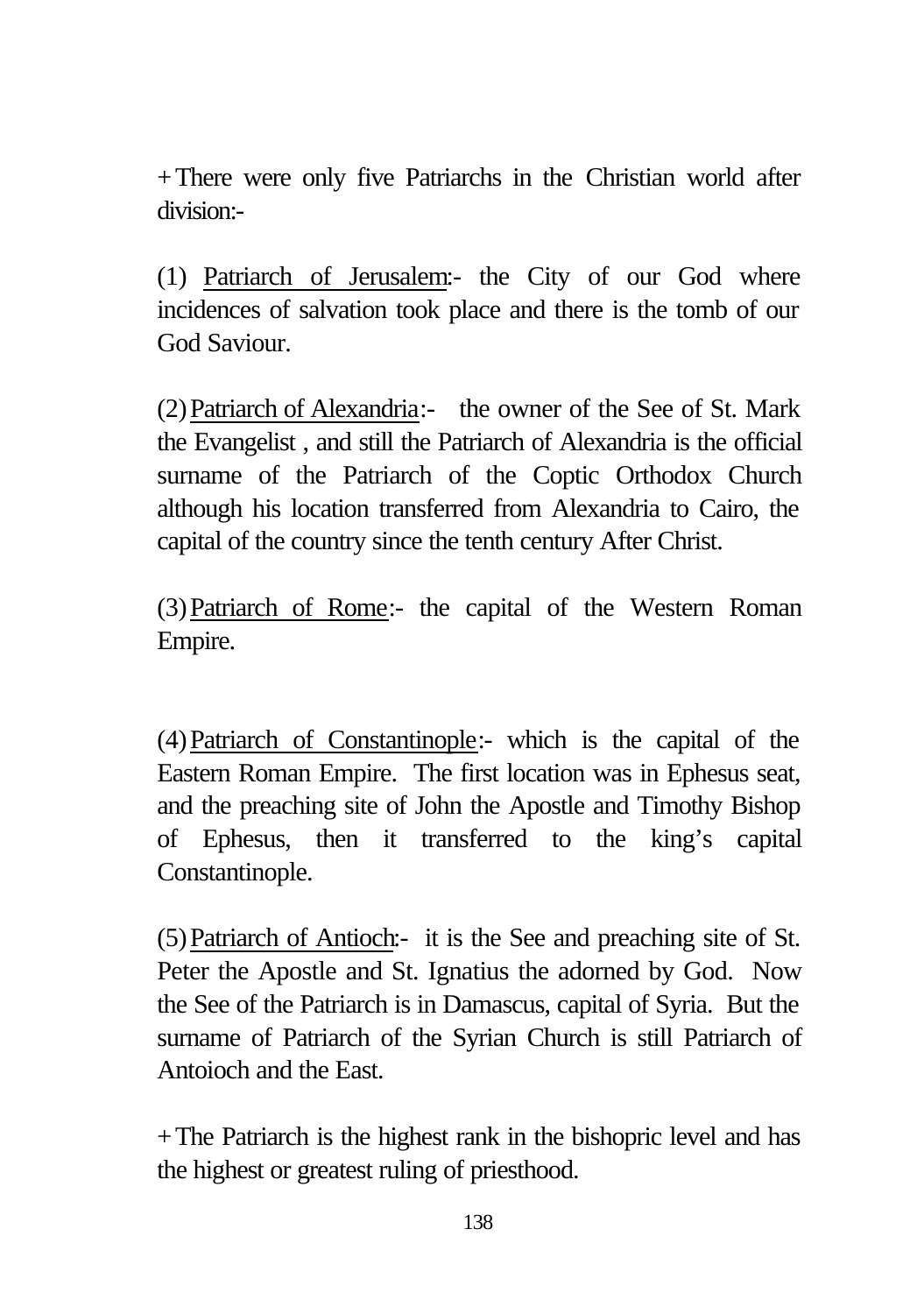+ There were only five Patriarchs in the Christian world after division:-

(1) Patriarch of Jerusalem:- the City of our God where incidences of salvation took place and there is the tomb of our God Saviour.

(2) Patriarch of Alexandria:- the owner of the See of St. Mark the Evangelist , and still the Patriarch of Alexandria is the official surname of the Patriarch of the Coptic Orthodox Church although his location transferred from Alexandria to Cairo, the capital of the country since the tenth century After Christ.

(3) Patriarch of Rome:- the capital of the Western Roman Empire.

(4) Patriarch of Constantinople:- which is the capital of the Eastern Roman Empire. The first location was in Ephesus seat, and the preaching site of John the Apostle and Timothy Bishop of Ephesus, then it transferred to the king's capital Constantinople.

(5) Patriarch of Antioch:- it is the See and preaching site of St. Peter the Apostle and St. Ignatius the adorned by God. Now the See of the Patriarch is in Damascus, capital of Syria. But the surname of Patriarch of the Syrian Church is still Patriarch of Antoioch and the East.

+ The Patriarch is the highest rank in the bishopric level and has the highest or greatest ruling of priesthood.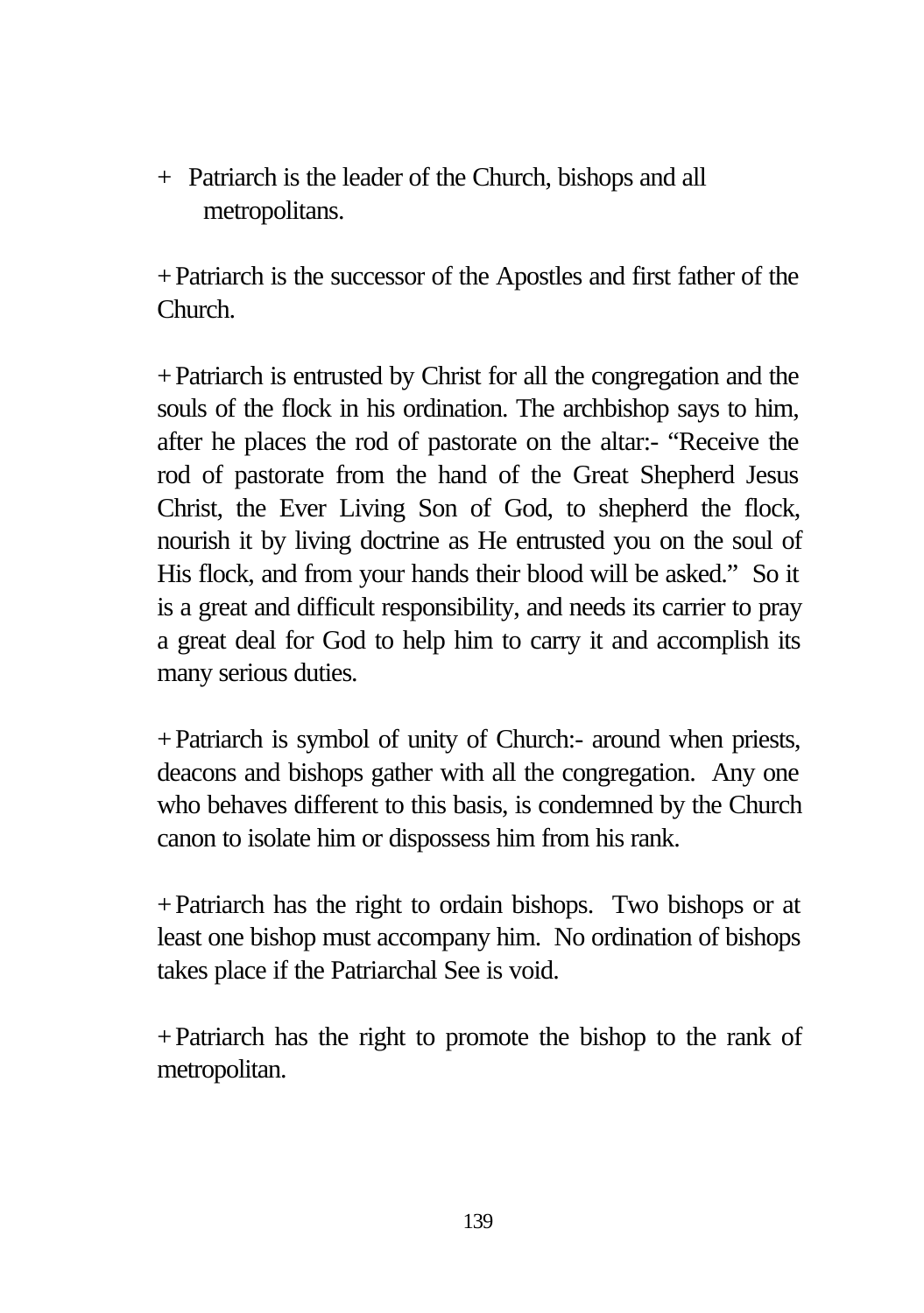+ Patriarch is the leader of the Church, bishops and all metropolitans.

+ Patriarch is the successor of the Apostles and first father of the Church.

+ Patriarch is entrusted by Christ for all the congregation and the souls of the flock in his ordination. The archbishop says to him, after he places the rod of pastorate on the altar:- "Receive the rod of pastorate from the hand of the Great Shepherd Jesus Christ, the Ever Living Son of God, to shepherd the flock, nourish it by living doctrine as He entrusted you on the soul of His flock, and from your hands their blood will be asked." So it is a great and difficult responsibility, and needs its carrier to pray a great deal for God to help him to carry it and accomplish its many serious duties.

+ Patriarch is symbol of unity of Church:- around when priests, deacons and bishops gather with all the congregation. Any one who behaves different to this basis, is condemned by the Church canon to isolate him or dispossess him from his rank.

+ Patriarch has the right to ordain bishops. Two bishops or at least one bishop must accompany him. No ordination of bishops takes place if the Patriarchal See is void.

+ Patriarch has the right to promote the bishop to the rank of metropolitan.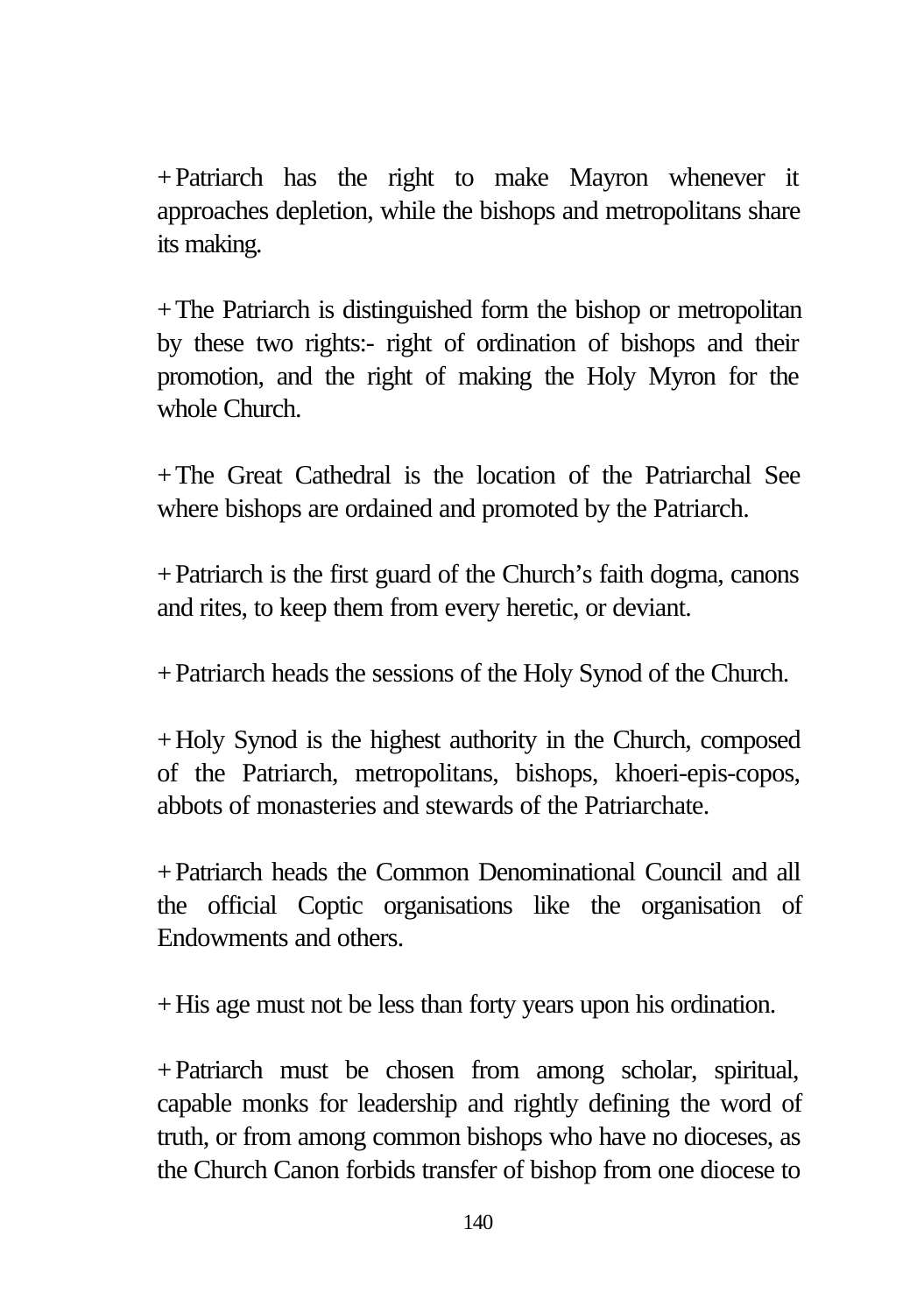+ Patriarch has the right to make Mayron whenever it approaches depletion, while the bishops and metropolitans share its making.

+ The Patriarch is distinguished form the bishop or metropolitan by these two rights:- right of ordination of bishops and their promotion, and the right of making the Holy Myron for the whole Church.

+ The Great Cathedral is the location of the Patriarchal See where bishops are ordained and promoted by the Patriarch.

+ Patriarch is the first guard of the Church's faith dogma, canons and rites, to keep them from every heretic, or deviant.

+ Patriarch heads the sessions of the Holy Synod of the Church.

+ Holy Synod is the highest authority in the Church, composed of the Patriarch, metropolitans, bishops, khoeri-epis-copos, abbots of monasteries and stewards of the Patriarchate.

+ Patriarch heads the Common Denominational Council and all the official Coptic organisations like the organisation of Endowments and others.

+ His age must not be less than forty years upon his ordination.

+ Patriarch must be chosen from among scholar, spiritual, capable monks for leadership and rightly defining the word of truth, or from among common bishops who have no dioceses, as the Church Canon forbids transfer of bishop from one diocese to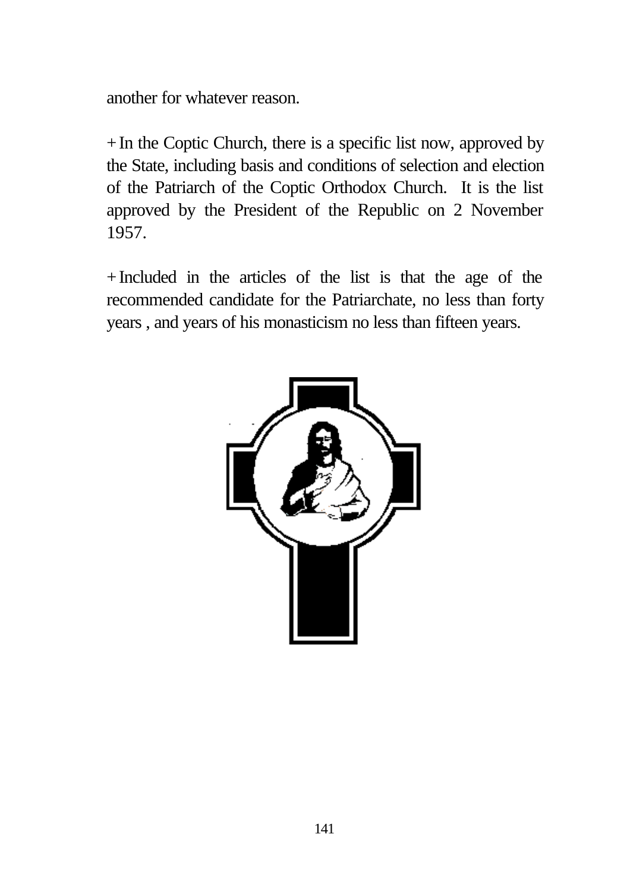another for whatever reason.

+ In the Coptic Church, there is a specific list now, approved by the State, including basis and conditions of selection and election of the Patriarch of the Coptic Orthodox Church. It is the list approved by the President of the Republic on 2 November 1957.

+ Included in the articles of the list is that the age of the recommended candidate for the Patriarchate, no less than forty years , and years of his monasticism no less than fifteen years.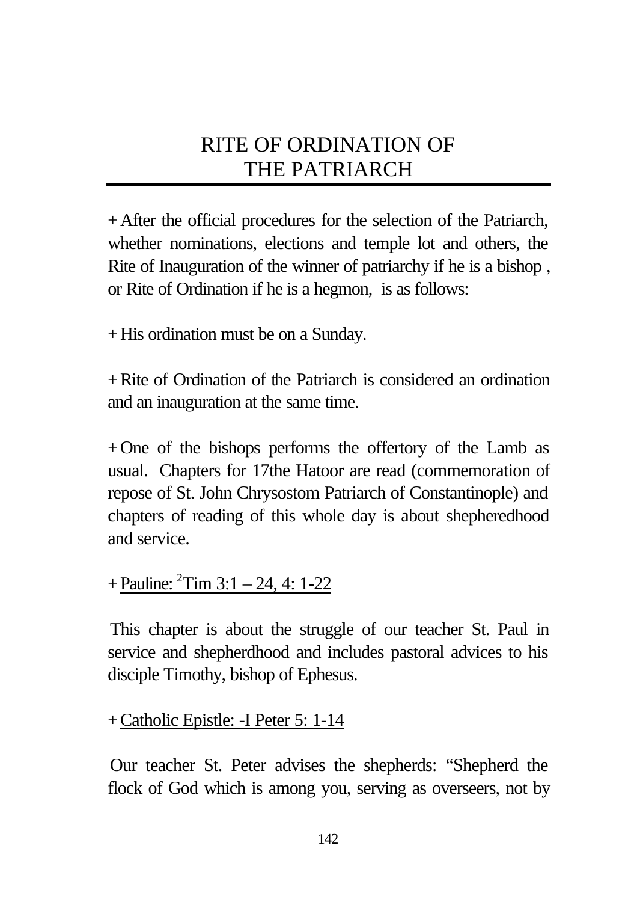# RITE OF ORDINATION OF THE PATRIARCH

+ After the official procedures for the selection of the Patriarch, whether nominations, elections and temple lot and others, the Rite of Inauguration of the winner of patriarchy if he is a bishop , or Rite of Ordination if he is a hegmon, is as follows:

+ His ordination must be on a Sunday.

+ Rite of Ordination of the Patriarch is considered an ordination and an inauguration at the same time.

+ One of the bishops performs the offertory of the Lamb as usual. Chapters for 17the Hatoor are read (commemoration of repose of St. John Chrysostom Patriarch of Constantinople) and chapters of reading of this whole day is about shepheredhood and service.

+ <u>Pauline: 2Tim 3:1 – 24, 4: 1-22</u>

This chapter is about the struggle of our teacher St. Paul in service and shepherdhood and includes pastoral advices to his disciple Timothy, bishop of Ephesus.

+ <u>Catholic Epistle: -I Peter 5: 1-14</u>

Our teacher St. Peter advises the shepherds: “Shepherd the flock of God which is among you, serving as overseers, not by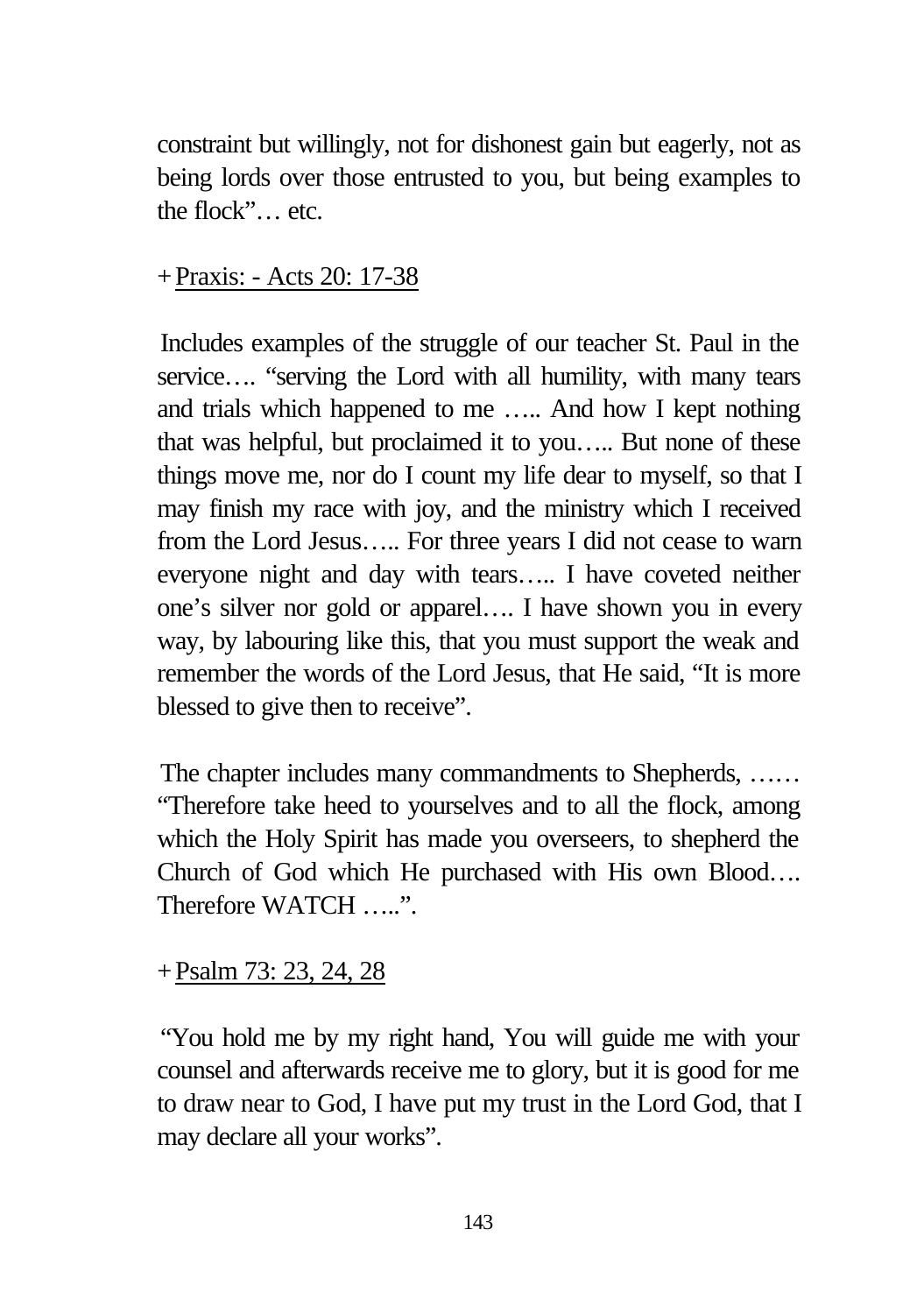constraint but willingly, not for dishonest gain but eagerly, not as being lords over those entrusted to you, but being examples to the flock"… etc.

+ <u>Praxis: - Acts 20: 17-38</u>

Includes examples of the struggle of our teacher St. Paul in the service…. "serving the Lord with all humility, with many tears and trials which happened to me ….. And how I kept nothing that was helpful, but proclaimed it to you….. But none of these things move me, nor do I count my life dear to myself, so that I may finish my race with joy, and the ministry which I received from the Lord Jesus….. For three years I did not cease to warn everyone night and day with tears….. I have coveted neither one's silver nor gold or apparel…. I have shown you in every way, by labouring like this, that you must support the weak and remember the words of the Lord Jesus, that He said, "It is more blessed to give then to receive".

The chapter includes many commandments to Shepherds, …… "Therefore take heed to yourselves and to all the flock, among which the Holy Spirit has made you overseers, to shepherd the Church of God which He purchased with His own Blood…. Therefore WATCH …..".

+ <u>Psalm 73: 23, 24, 28</u>

"You hold me by my right hand, You will guide me with your counsel and afterwards receive me to glory, but it is good for me to draw near to God, I have put my trust in the Lord God, that I may declare all your works".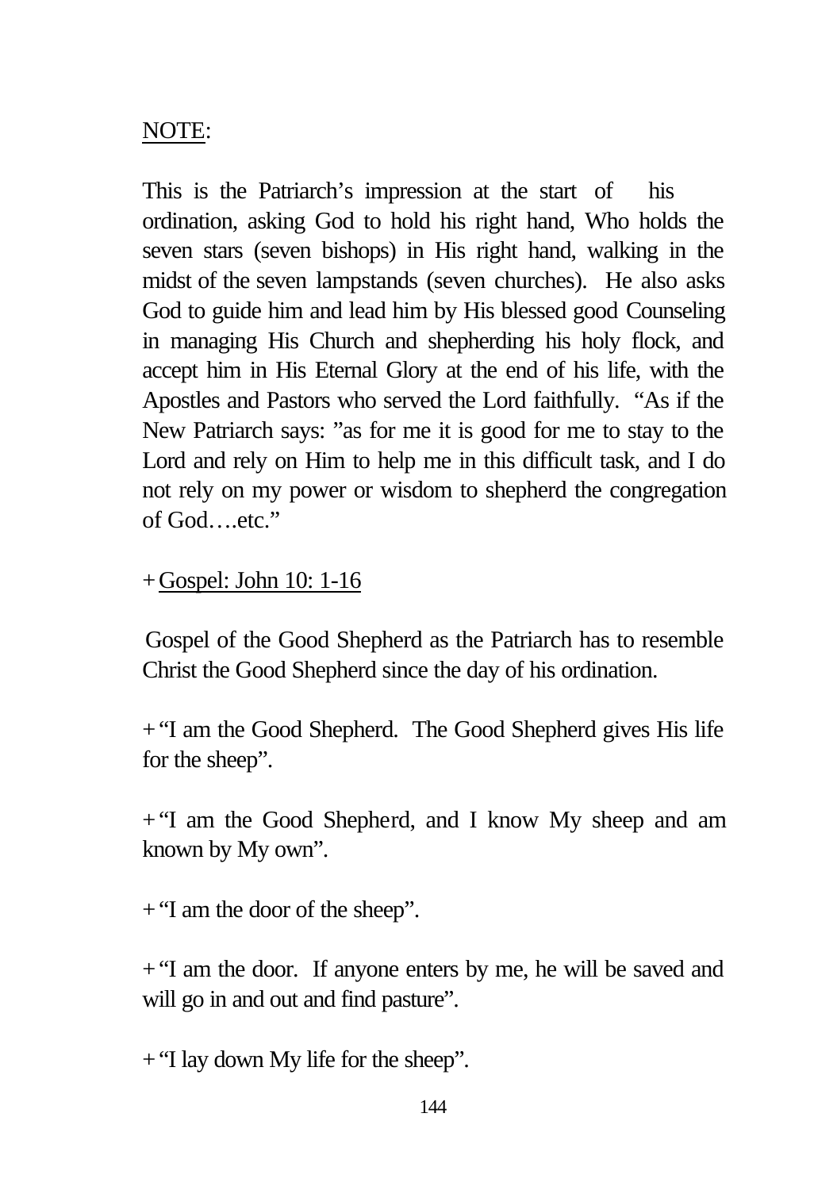<u>NOTE</u>:

This is the Patriarch's impression at the start of his ordination, asking God to hold his right hand, Who holds the seven stars (seven bishops) in His right hand, walking in the midst of the seven lampstands (seven churches). He also asks God to guide him and lead him by His blessed good Counseling in managing His Church and shepherding his holy flock, and accept him in His Eternal Glory at the end of his life, with the Apostles and Pastors who served the Lord faithfully. "As if the New Patriarch says: "as for me it is good for me to stay to the Lord and rely on Him to help me in this difficult task, and I do not rely on my power or wisdom to shepherd the congregation of God….etc."

+ <u>Gospel: John 10: 1-16</u>

Gospel of the Good Shepherd as the Patriarch has to resemble Christ the Good Shepherd since the day of his ordination.

+ "I am the Good Shepherd. The Good Shepherd gives His life for the sheep".

+ "I am the Good Shepherd, and I know My sheep and am known by My own".

+ "I am the door of the sheep".

+ "I am the door. If anyone enters by me, he will be saved and will go in and out and find pasture".

+ "I lay down My life for the sheep".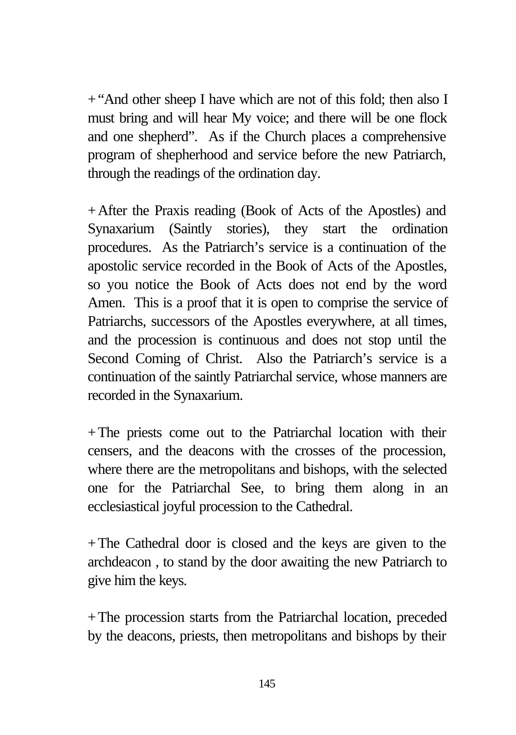+ "And other sheep I have which are not of this fold; then also I must bring and will hear My voice; and there will be one flock and one shepherd". As if the Church places a comprehensive program of shepherhood and service before the new Patriarch, through the readings of the ordination day.

+ After the Praxis reading (Book of Acts of the Apostles) and Synaxarium (Saintly stories), they start the ordination procedures. As the Patriarch's service is a continuation of the apostolic service recorded in the Book of Acts of the Apostles, so you notice the Book of Acts does not end by the word Amen. This is a proof that it is open to comprise the service of Patriarchs, successors of the Apostles everywhere, at all times, and the procession is continuous and does not stop until the Second Coming of Christ. Also the Patriarch's service is a continuation of the saintly Patriarchal service, whose manners are recorded in the Synaxarium.

+ The priests come out to the Patriarchal location with their censers, and the deacons with the crosses of the procession, where there are the metropolitans and bishops, with the selected one for the Patriarchal See, to bring them along in an ecclesiastical joyful procession to the Cathedral.

+ The Cathedral door is closed and the keys are given to the archdeacon , to stand by the door awaiting the new Patriarch to give him the keys.

+ The procession starts from the Patriarchal location, preceded by the deacons, priests, then metropolitans and bishops by their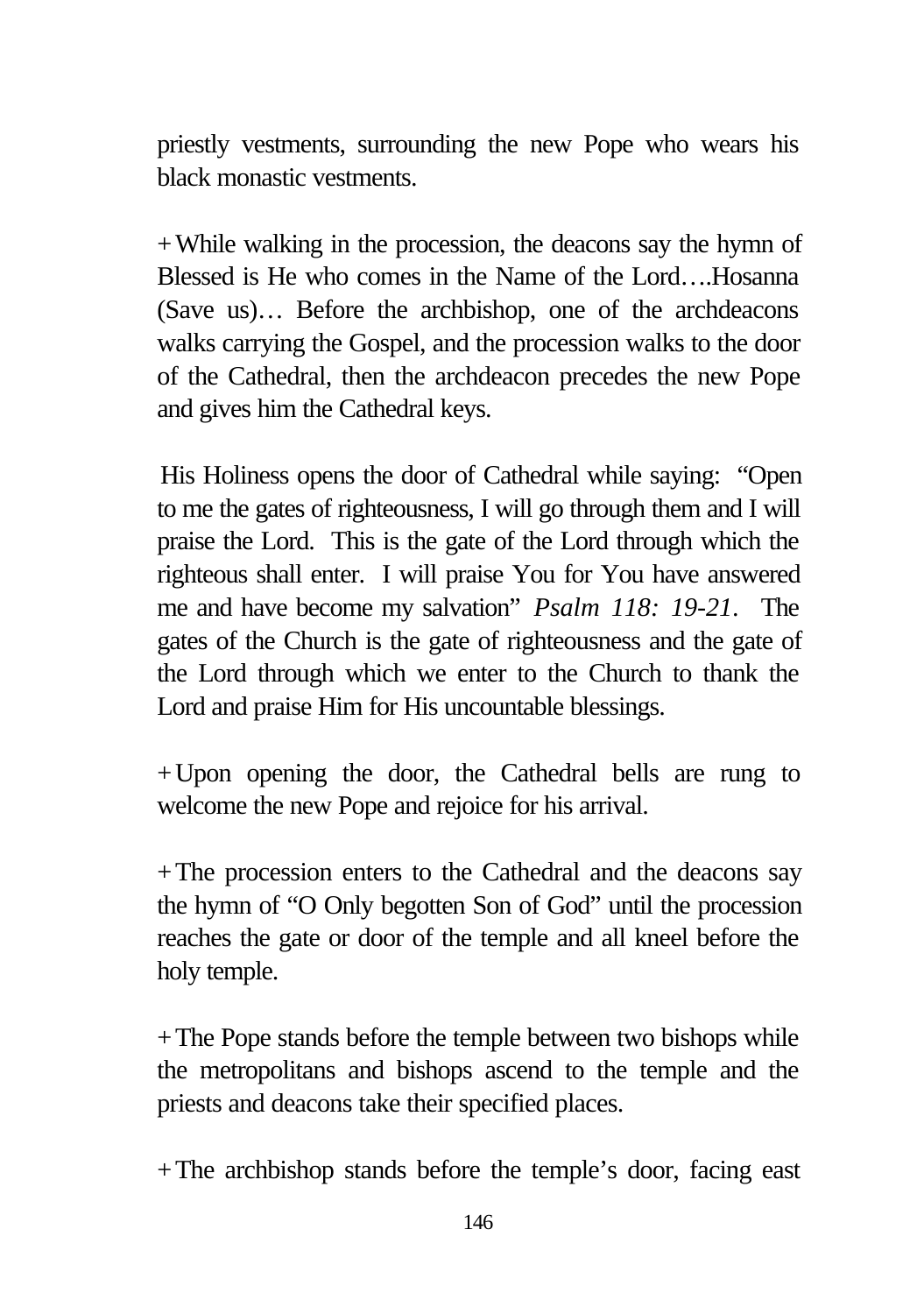priestly vestments, surrounding the new Pope who wears his black monastic vestments.

+ While walking in the procession, the deacons say the hymn of Blessed is He who comes in the Name of the Lord….Hosanna (Save us)… Before the archbishop, one of the archdeacons walks carrying the Gospel, and the procession walks to the door of the Cathedral, then the archdeacon precedes the new Pope and gives him the Cathedral keys.

His Holiness opens the door of Cathedral while saying: "Open to me the gates of righteousness, I will go through them and I will praise the Lord. This is the gate of the Lord through which the righteous shall enter. I will praise You for You have answered me and have become my salvation" *Psalm 118: 19-21*. The gates of the Church is the gate of righteousness and the gate of the Lord through which we enter to the Church to thank the Lord and praise Him for His uncountable blessings.

+ Upon opening the door, the Cathedral bells are rung to welcome the new Pope and rejoice for his arrival.

+ The procession enters to the Cathedral and the deacons say the hymn of "O Only begotten Son of God" until the procession reaches the gate or door of the temple and all kneel before the holy temple.

+ The Pope stands before the temple between two bishops while the metropolitans and bishops ascend to the temple and the priests and deacons take their specified places.

+ The archbishop stands before the temple's door, facing east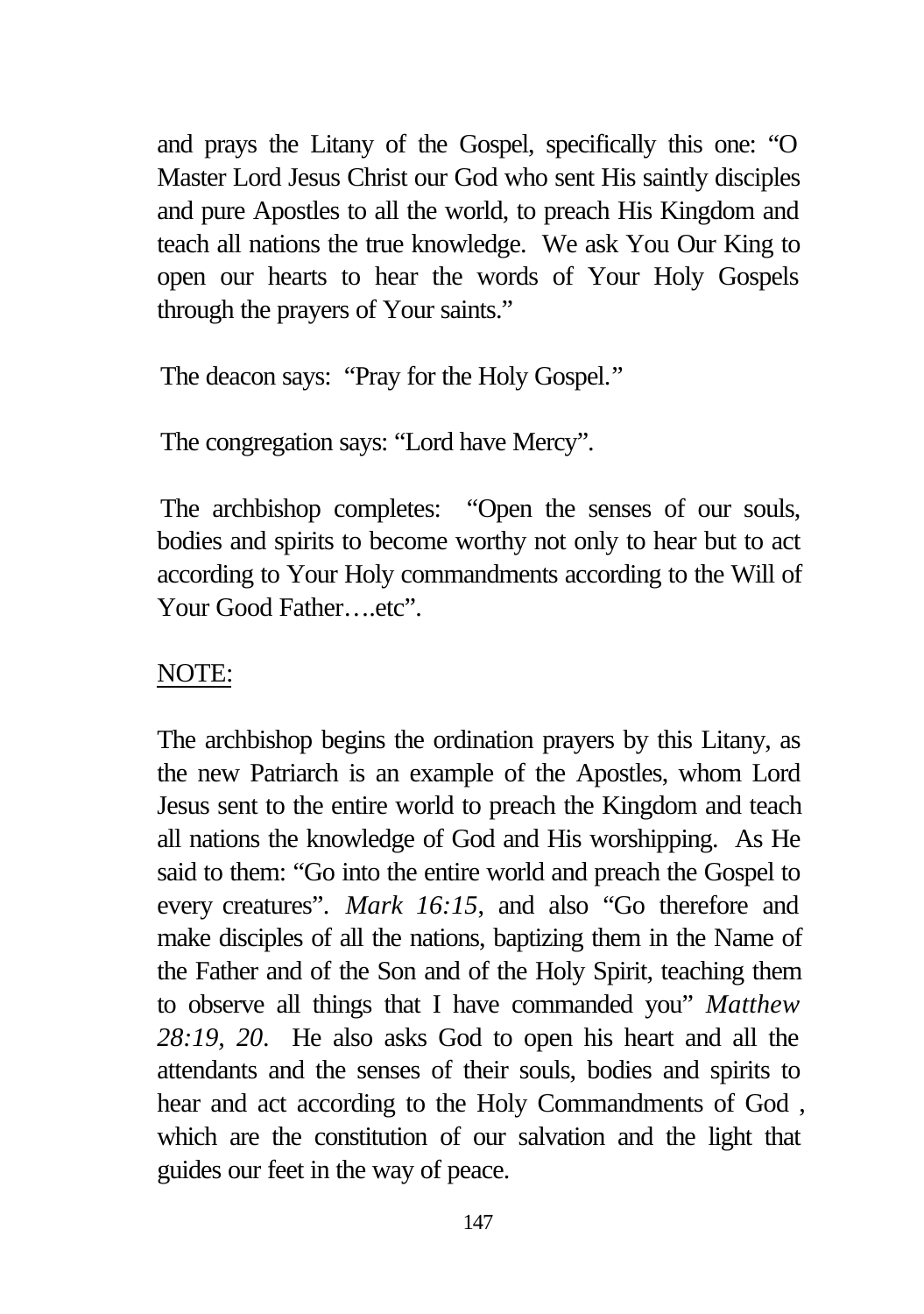and prays the Litany of the Gospel, specifically this one: "O Master Lord Jesus Christ our God who sent His saintly disciples and pure Apostles to all the world, to preach His Kingdom and teach all nations the true knowledge. We ask You Our King to open our hearts to hear the words of Your Holy Gospels through the prayers of Your saints."

The deacon says: "Pray for the Holy Gospel."

The congregation says: "Lord have Mercy".

The archbishop completes: "Open the senses of our souls, bodies and spirits to become worthy not only to hear but to act according to Your Holy commandments according to the Will of Your Good Father….etc".

<u>NOTE</u>:

The archbishop begins the ordination prayers by this Litany, as the new Patriarch is an example of the Apostles, whom Lord Jesus sent to the entire world to preach the Kingdom and teach all nations the knowledge of God and His worshipping. As He said to them: "Go into the entire world and preach the Gospel to every creatures". *Mark 16:15*, and also "Go therefore and make disciples of all the nations, baptizing them in the Name of the Father and of the Son and of the Holy Spirit, teaching them to observe all things that I have commanded you" *Matthew 28:19, 20*. He also asks God to open his heart and all the attendants and the senses of their souls, bodies and spirits to hear and act according to the Holy Commandments of God , which are the constitution of our salvation and the light that guides our feet in the way of peace.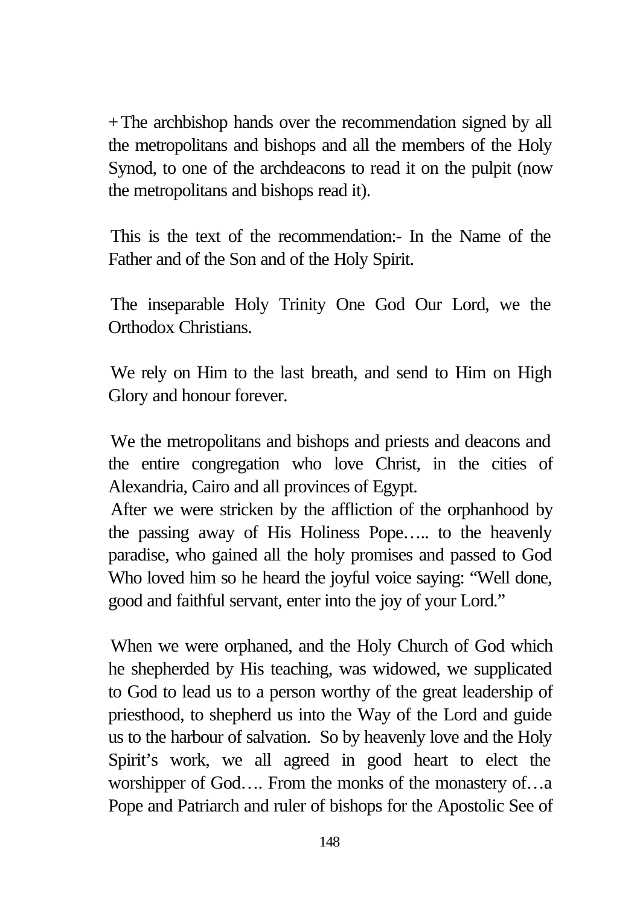+ The archbishop hands over the recommendation signed by all the metropolitans and bishops and all the members of the Holy Synod, to one of the archdeacons to read it on the pulpit (now the metropolitans and bishops read it).

This is the text of the recommendation:- In the Name of the Father and of the Son and of the Holy Spirit.

The inseparable Holy Trinity One God Our Lord, we the Orthodox Christians.

We rely on Him to the last breath, and send to Him on High Glory and honour forever.

We the metropolitans and bishops and priests and deacons and the entire congregation who love Christ, in the cities of Alexandria, Cairo and all provinces of Egypt.

After we were stricken by the affliction of the orphanhood by the passing away of His Holiness Pope….. to the heavenly paradise, who gained all the holy promises and passed to God Who loved him so he heard the joyful voice saying: "Well done, good and faithful servant, enter into the joy of your Lord."

When we were orphaned, and the Holy Church of God which he shepherded by His teaching, was widowed, we supplicated to God to lead us to a person worthy of the great leadership of priesthood, to shepherd us into the Way of the Lord and guide us to the harbour of salvation. So by heavenly love and the Holy Spirit's work, we all agreed in good heart to elect the worshipper of God…. From the monks of the monastery of…a Pope and Patriarch and ruler of bishops for the Apostolic See of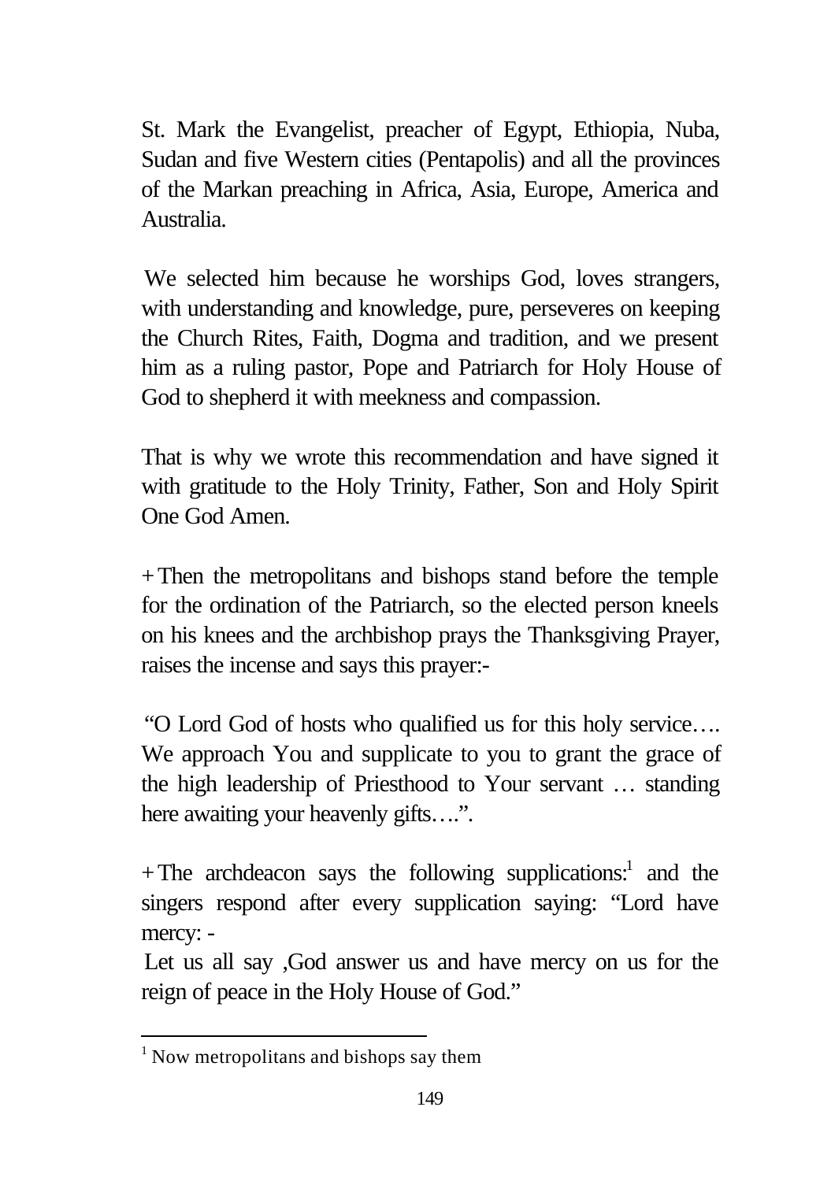St. Mark the Evangelist, preacher of Egypt, Ethiopia, Nuba, Sudan and five Western cities (Pentapolis) and all the provinces of the Markan preaching in Africa, Asia, Europe, America and Australia.

We selected him because he worships God, loves strangers, with understanding and knowledge, pure, perseveres on keeping the Church Rites, Faith, Dogma and tradition, and we present him as a ruling pastor, Pope and Patriarch for Holy House of God to shepherd it with meekness and compassion.

That is why we wrote this recommendation and have signed it with gratitude to the Holy Trinity, Father, Son and Holy Spirit One God Amen.

+ Then the metropolitans and bishops stand before the temple for the ordination of the Patriarch, so the elected person kneels on his knees and the archbishop prays the Thanksgiving Prayer, raises the incense and says this prayer:-

"O Lord God of hosts who qualified us for this holy service…. We approach You and supplicate to you to grant the grace of the high leadership of Priesthood to Your servant … standing here awaiting your heavenly gifts….".

+ The archdeacon says the following supplications:[1] and the singers respond after every supplication saying: "Lord have mercy: -

Let us all say ,God answer us and have mercy on us for the reign of peace in the Holy House of God."

---

[1] Now metropolitans and bishops say them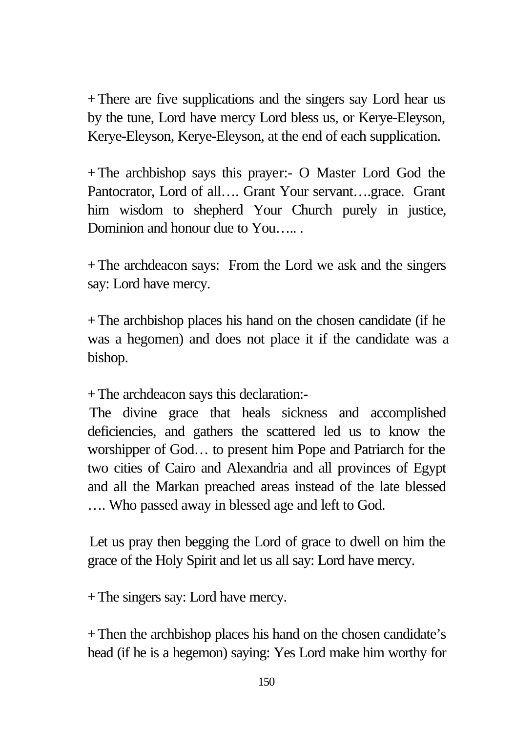+ There are five supplications and the singers say Lord hear us by the tune, Lord have mercy Lord bless us, or Kerye-Eleyson, Kerye-Eleyson, Kerye-Eleyson, at the end of each supplication.

+ The archbishop says this prayer:- O Master Lord God the Pantocrator, Lord of all…. Grant Your servant….grace. Grant him wisdom to shepherd Your Church purely in justice, Dominion and honour due to You….. .

+ The archdeacon says: From the Lord we ask and the singers say: Lord have mercy.

+ The archbishop places his hand on the chosen candidate (if he was a hegomen) and does not place it if the candidate was a bishop.

+ The archdeacon says this declaration:-

The divine grace that heals sickness and accomplished deficiencies, and gathers the scattered led us to know the worshipper of God… to present him Pope and Patriarch for the two cities of Cairo and Alexandria and all provinces of Egypt and all the Markan preached areas instead of the late blessed …. Who passed away in blessed age and left to God.

Let us pray then begging the Lord of grace to dwell on him the grace of the Holy Spirit and let us all say: Lord have mercy.

+ The singers say: Lord have mercy.

+ Then the archbishop places his hand on the chosen candidate's head (if he is a hegemon) saying: Yes Lord make him worthy for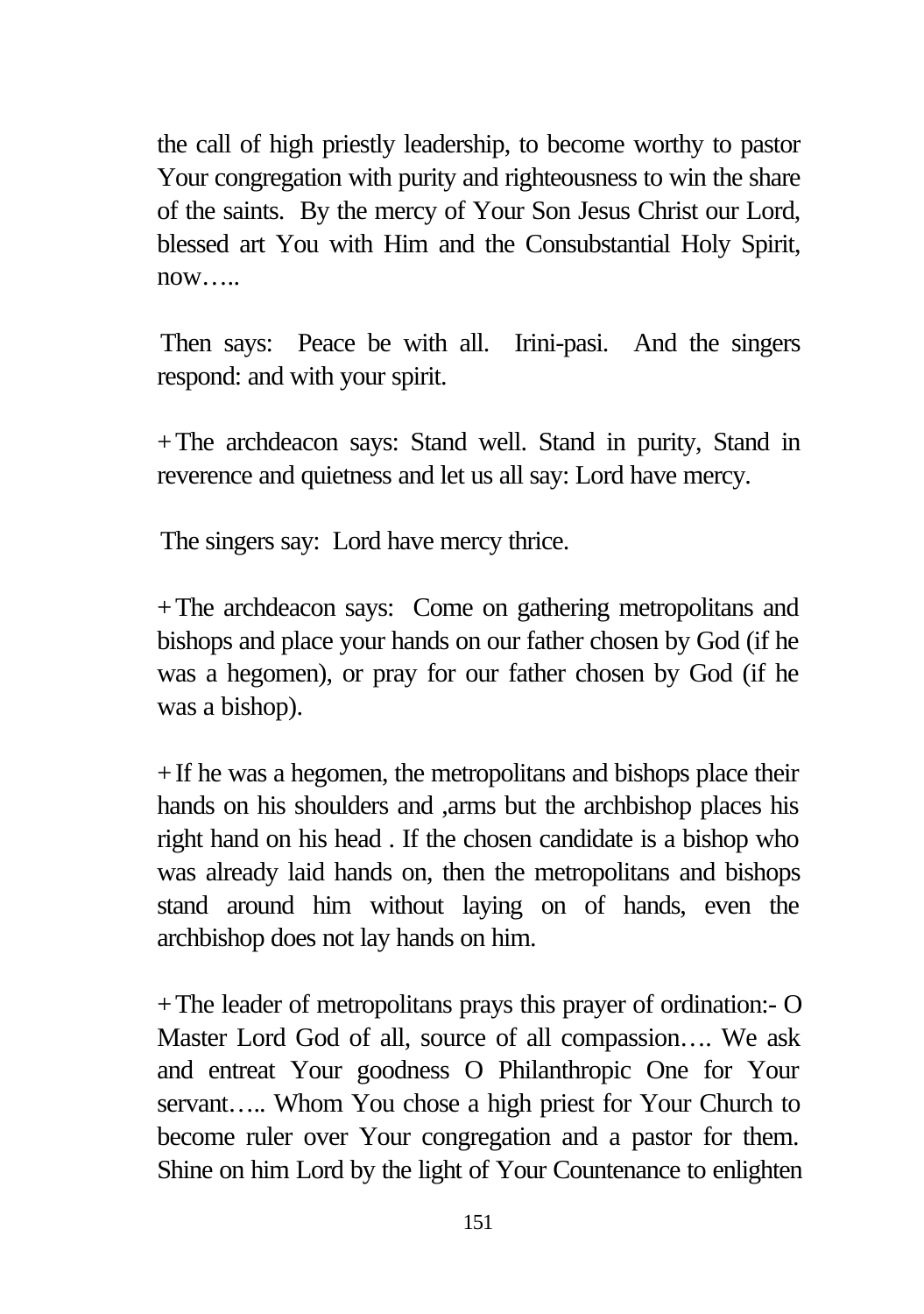the call of high priestly leadership, to become worthy to pastor Your congregation with purity and righteousness to win the share of the saints. By the mercy of Your Son Jesus Christ our Lord, blessed art You with Him and the Consubstantial Holy Spirit, now…..

Then says: Peace be with all. Irini-pasi. And the singers respond: and with your spirit.

+ The archdeacon says: Stand well. Stand in purity, Stand in reverence and quietness and let us all say: Lord have mercy.

The singers say: Lord have mercy thrice.

+ The archdeacon says: Come on gathering metropolitans and bishops and place your hands on our father chosen by God (if he was a hegomen), or pray for our father chosen by God (if he was a bishop).

+ If he was a hegomen, the metropolitans and bishops place their hands on his shoulders and ,arms but the archbishop places his right hand on his head . If the chosen candidate is a bishop who was already laid hands on, then the metropolitans and bishops stand around him without laying on of hands, even the archbishop does not lay hands on him.

+ The leader of metropolitans prays this prayer of ordination:- O Master Lord God of all, source of all compassion…. We ask and entreat Your goodness O Philanthropic One for Your servant….. Whom You chose a high priest for Your Church to become ruler over Your congregation and a pastor for them. Shine on him Lord by the light of Your Countenance to enlighten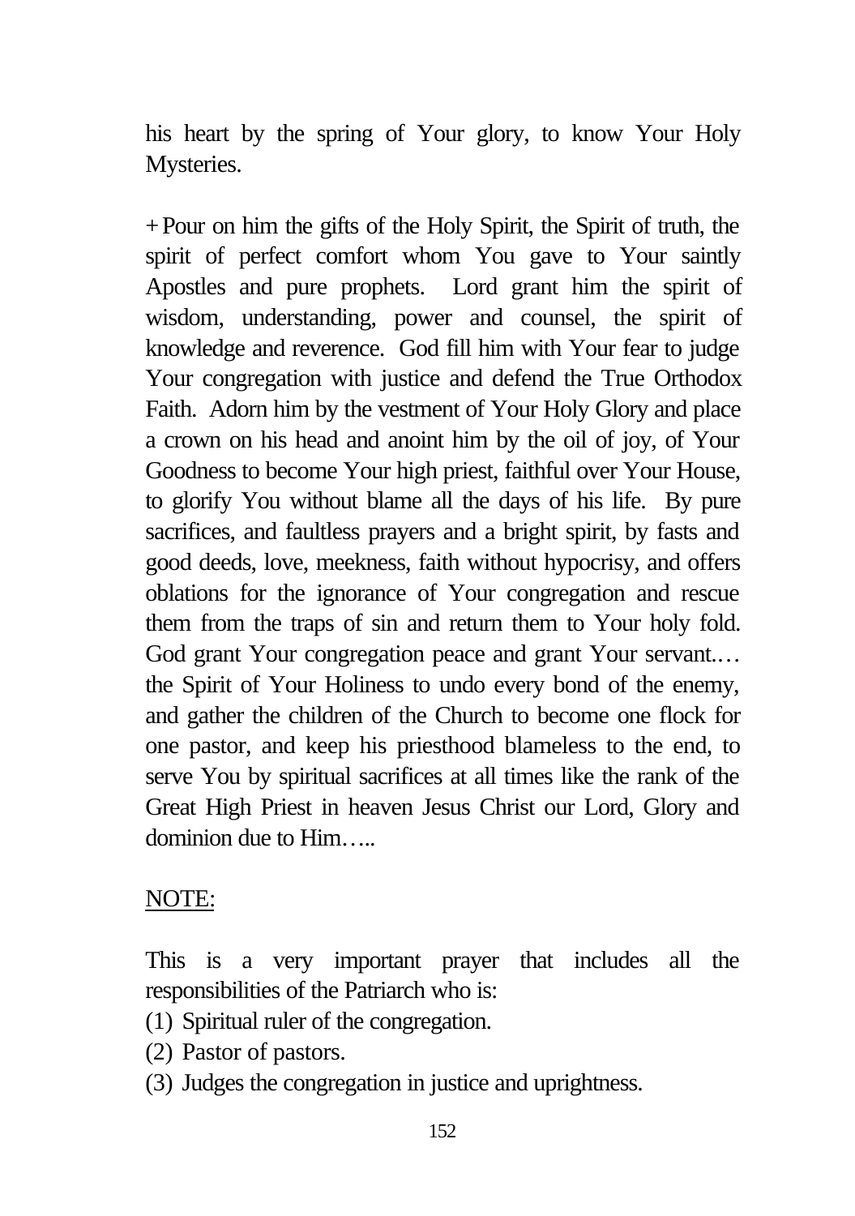his heart by the spring of Your glory, to know Your Holy Mysteries.

+Pour on him the gifts of the Holy Spirit, the Spirit of truth, the spirit of perfect comfort whom You gave to Your saintly Apostles and pure prophets. Lord grant him the spirit of wisdom, understanding, power and counsel, the spirit of knowledge and reverence. God fill him with Your fear to judge Your congregation with justice and defend the True Orthodox Faith. Adorn him by the vestment of Your Holy Glory and place a crown on his head and anoint him by the oil of joy, of Your Goodness to become Your high priest, faithful over Your House, to glorify You without blame all the days of his life. By pure sacrifices, and faultless prayers and a bright spirit, by fasts and good deeds, love, meekness, faith without hypocrisy, and offers oblations for the ignorance of Your congregation and rescue them from the traps of sin and return them to Your holy fold. God grant Your congregation peace and grant Your servant.… the Spirit of Your Holiness to undo every bond of the enemy, and gather the children of the Church to become one flock for one pastor, and keep his priesthood blameless to the end, to serve You by spiritual sacrifices at all times like the rank of the Great High Priest in heaven Jesus Christ our Lord, Glory and dominion due to Him…..

<u>NOTE:</u>

This is a very important prayer that includes all the responsibilities of the Patriarch who is:

(1) Spiritual ruler of the congregation.
(2) Pastor of pastors.
(3) Judges the congregation in justice and uprightness.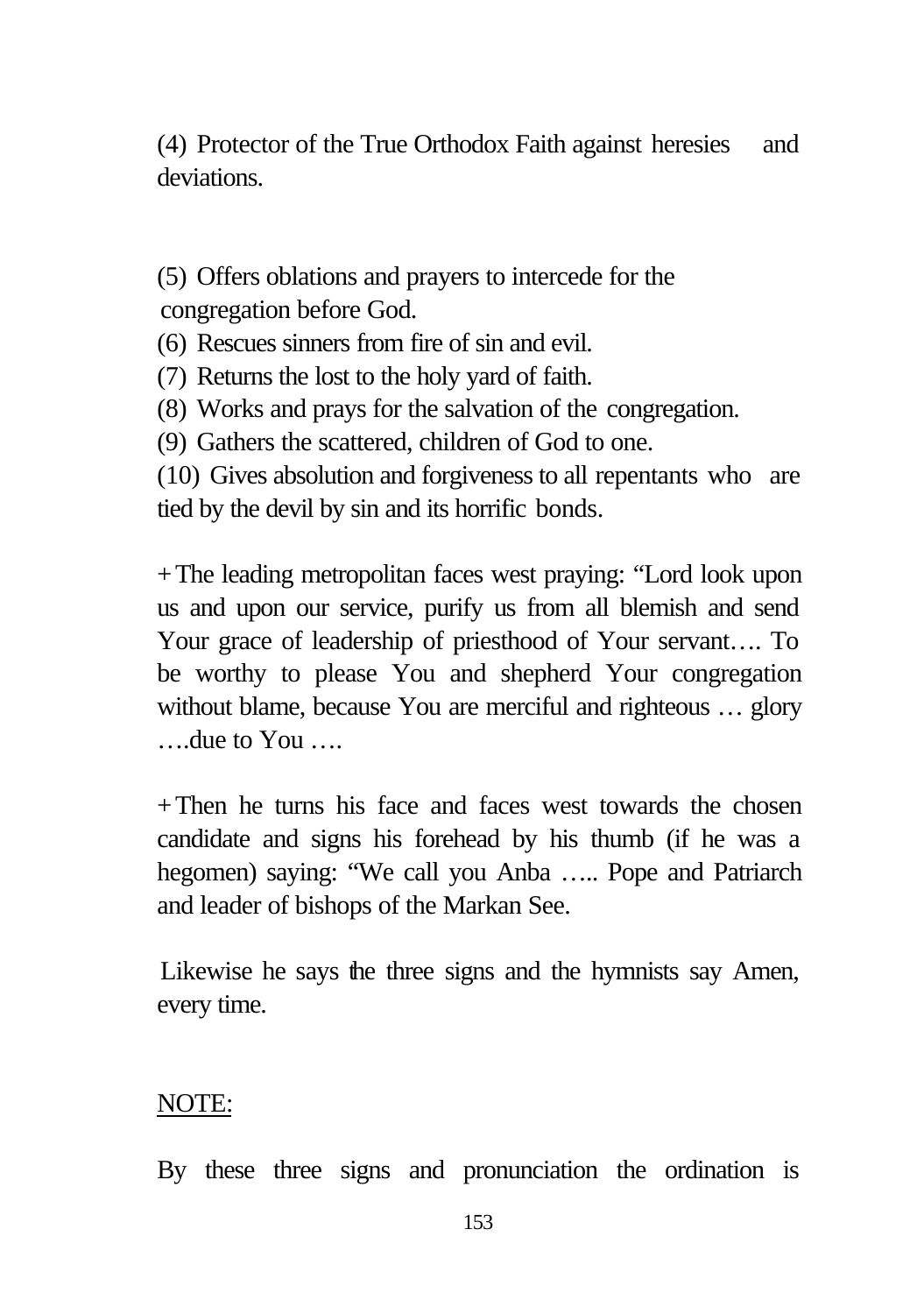(4) Protector of the True Orthodox Faith against heresies and deviations.

(5) Offers oblations and prayers to intercede for the congregation before God.
(6) Rescues sinners from fire of sin and evil.
(7) Returns the lost to the holy yard of faith.
(8) Works and prays for the salvation of the congregation.
(9) Gathers the scattered, children of God to one.
(10) Gives absolution and forgiveness to all repentants who are tied by the devil by sin and its horrific bonds.

+ The leading metropolitan faces west praying: "Lord look upon us and upon our service, purify us from all blemish and send Your grace of leadership of priesthood of Your servant…. To be worthy to please You and shepherd Your congregation without blame, because You are merciful and righteous … glory ….due to You ….

+ Then he turns his face and faces west towards the chosen candidate and signs his forehead by his thumb (if he was a hegomen) saying: "We call you Anba ….. Pope and Patriarch and leader of bishops of the Markan See.

Likewise he says the three signs and the hymnists say Amen, every time.

<u>NOTE:</u>

By these three signs and pronunciation the ordination is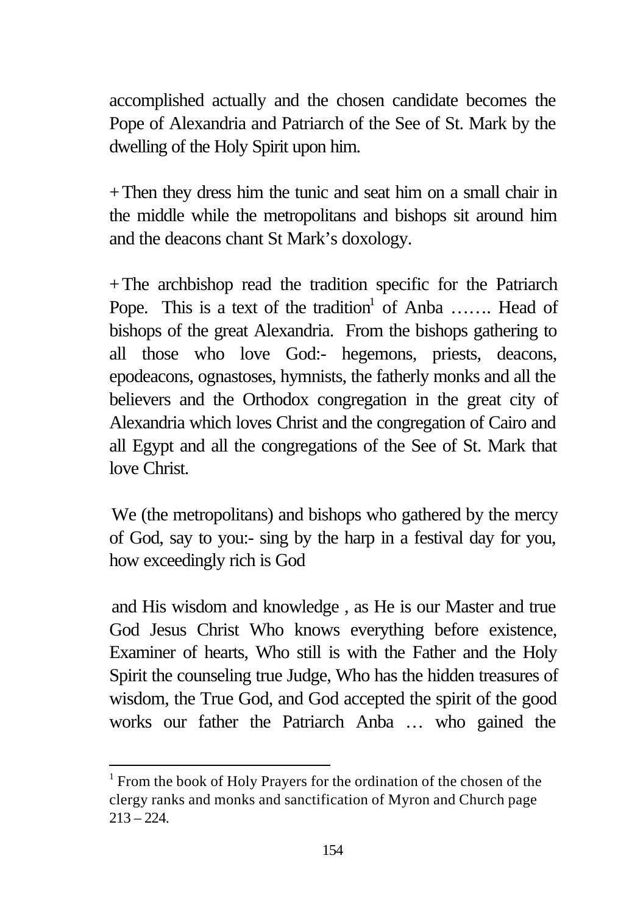accomplished actually and the chosen candidate becomes the Pope of Alexandria and Patriarch of the See of St. Mark by the dwelling of the Holy Spirit upon him.

+ Then they dress him the tunic and seat him on a small chair in the middle while the metropolitans and bishops sit around him and the deacons chant St Mark's doxology.

+ The archbishop read the tradition specific for the Patriarch Pope. This is a text of the tradition[1] of Anba ……. Head of bishops of the great Alexandria. From the bishops gathering to all those who love God:- hegemons, priests, deacons, epodeacons, ognastoses, hymnists, the fatherly monks and all the believers and the Orthodox congregation in the great city of Alexandria which loves Christ and the congregation of Cairo and all Egypt and all the congregations of the See of St. Mark that love Christ.

We (the metropolitans) and bishops who gathered by the mercy of God, say to you:- sing by the harp in a festival day for you, how exceedingly rich is God

and His wisdom and knowledge , as He is our Master and true God Jesus Christ Who knows everything before existence, Examiner of hearts, Who still is with the Father and the Holy Spirit the counseling true Judge, Who has the hidden treasures of wisdom, the True God, and God accepted the spirit of the good works our father the Patriarch Anba … who gained the

---

[1] From the book of Holy Prayers for the ordination of the chosen of the clergy ranks and monks and sanctification of Myron and Church page 213 – 224.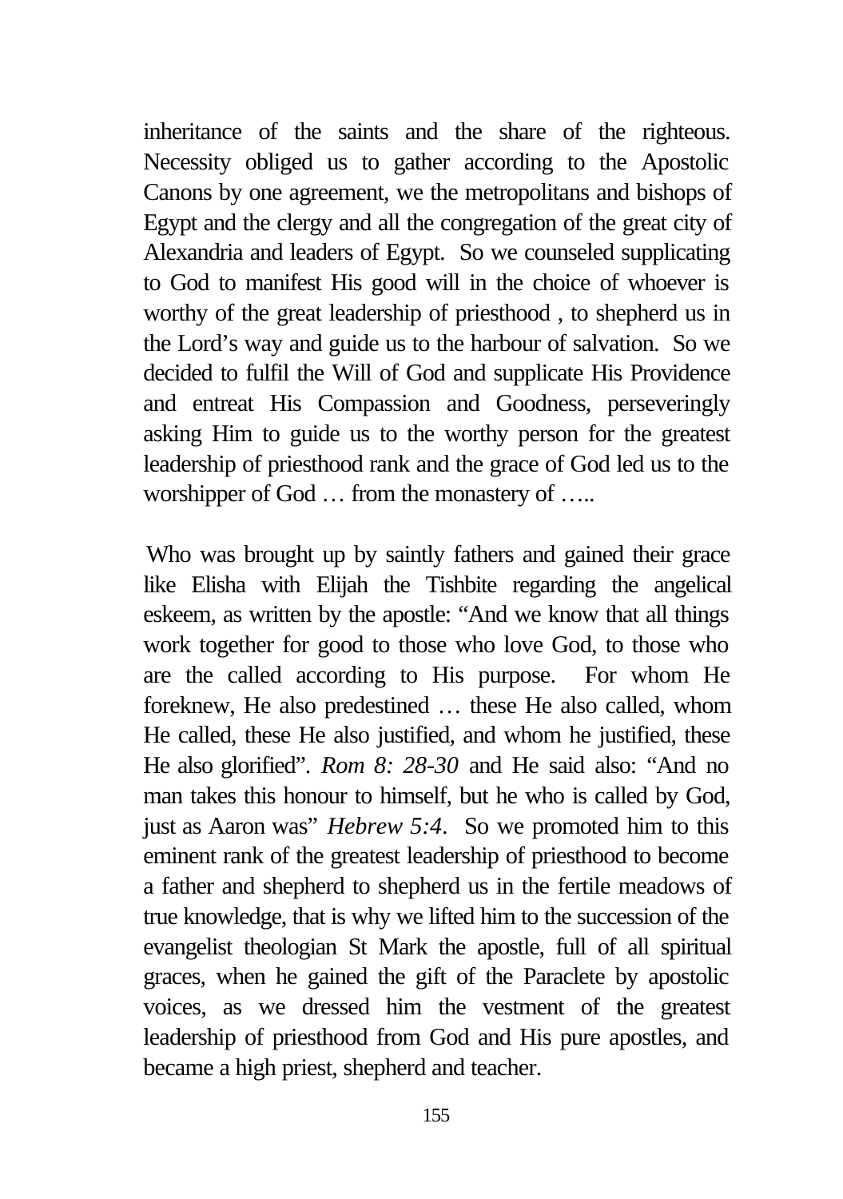inheritance of the saints and the share of the righteous. Necessity obliged us to gather according to the Apostolic Canons by one agreement, we the metropolitans and bishops of Egypt and the clergy and all the congregation of the great city of Alexandria and leaders of Egypt. So we counseled supplicating to God to manifest His good will in the choice of whoever is worthy of the great leadership of priesthood , to shepherd us in the Lord's way and guide us to the harbour of salvation. So we decided to fulfil the Will of God and supplicate His Providence and entreat His Compassion and Goodness, perseveringly asking Him to guide us to the worthy person for the greatest leadership of priesthood rank and the grace of God led us to the worshipper of God … from the monastery of …..

Who was brought up by saintly fathers and gained their grace like Elisha with Elijah the Tishbite regarding the angelical eskeem, as written by the apostle: "And we know that all things work together for good to those who love God, to those who are the called according to His purpose. For whom He foreknew, He also predestined … these He also called, whom He called, these He also justified, and whom he justified, these He also glorified". *Rom 8: 28-30* and He said also: "And no man takes this honour to himself, but he who is called by God, just as Aaron was" *Hebrew 5:4*. So we promoted him to this eminent rank of the greatest leadership of priesthood to become a father and shepherd to shepherd us in the fertile meadows of true knowledge, that is why we lifted him to the succession of the evangelist theologian St Mark the apostle, full of all spiritual graces, when he gained the gift of the Paraclete by apostolic voices, as we dressed him the vestment of the greatest leadership of priesthood from God and His pure apostles, and became a high priest, shepherd and teacher.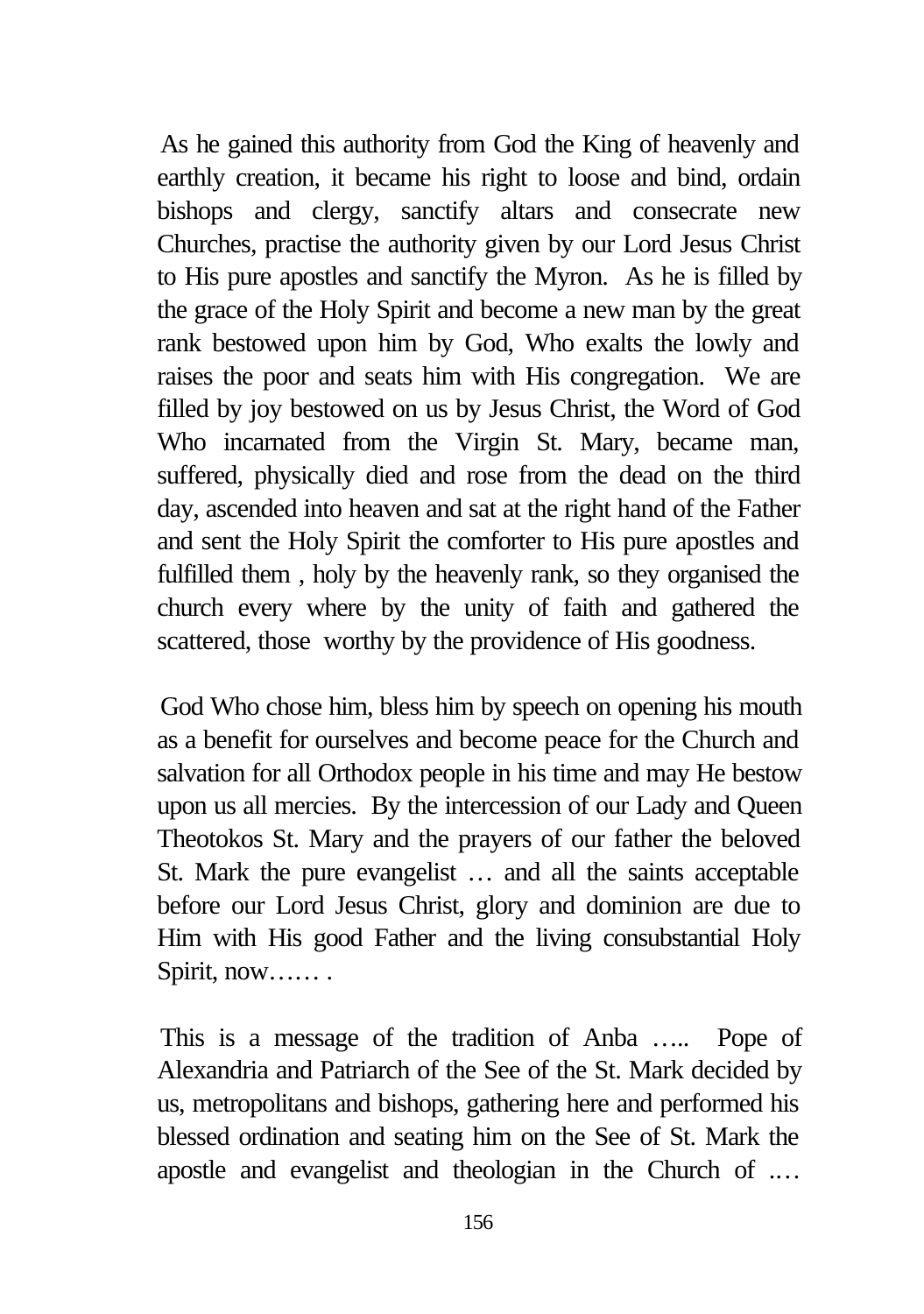As he gained this authority from God the King of heavenly and earthly creation, it became his right to loose and bind, ordain bishops and clergy, sanctify altars and consecrate new Churches, practise the authority given by our Lord Jesus Christ to His pure apostles and sanctify the Myron. As he is filled by the grace of the Holy Spirit and become a new man by the great rank bestowed upon him by God, Who exalts the lowly and raises the poor and seats him with His congregation. We are filled by joy bestowed on us by Jesus Christ, the Word of God Who incarnated from the Virgin St. Mary, became man, suffered, physically died and rose from the dead on the third day, ascended into heaven and sat at the right hand of the Father and sent the Holy Spirit the comforter to His pure apostles and fulfilled them , holy by the heavenly rank, so they organised the church every where by the unity of faith and gathered the scattered, those worthy by the providence of His goodness.

God Who chose him, bless him by speech on opening his mouth as a benefit for ourselves and become peace for the Church and salvation for all Orthodox people in his time and may He bestow upon us all mercies. By the intercession of our Lady and Queen Theotokos St. Mary and the prayers of our father the beloved St. Mark the pure evangelist … and all the saints acceptable before our Lord Jesus Christ, glory and dominion are due to Him with His good Father and the living consubstantial Holy Spirit, now…… .

This is a message of the tradition of Anba ….. Pope of Alexandria and Patriarch of the See of the St. Mark decided by us, metropolitans and bishops, gathering here and performed his blessed ordination and seating him on the See of St. Mark the apostle and evangelist and theologian in the Church of ..…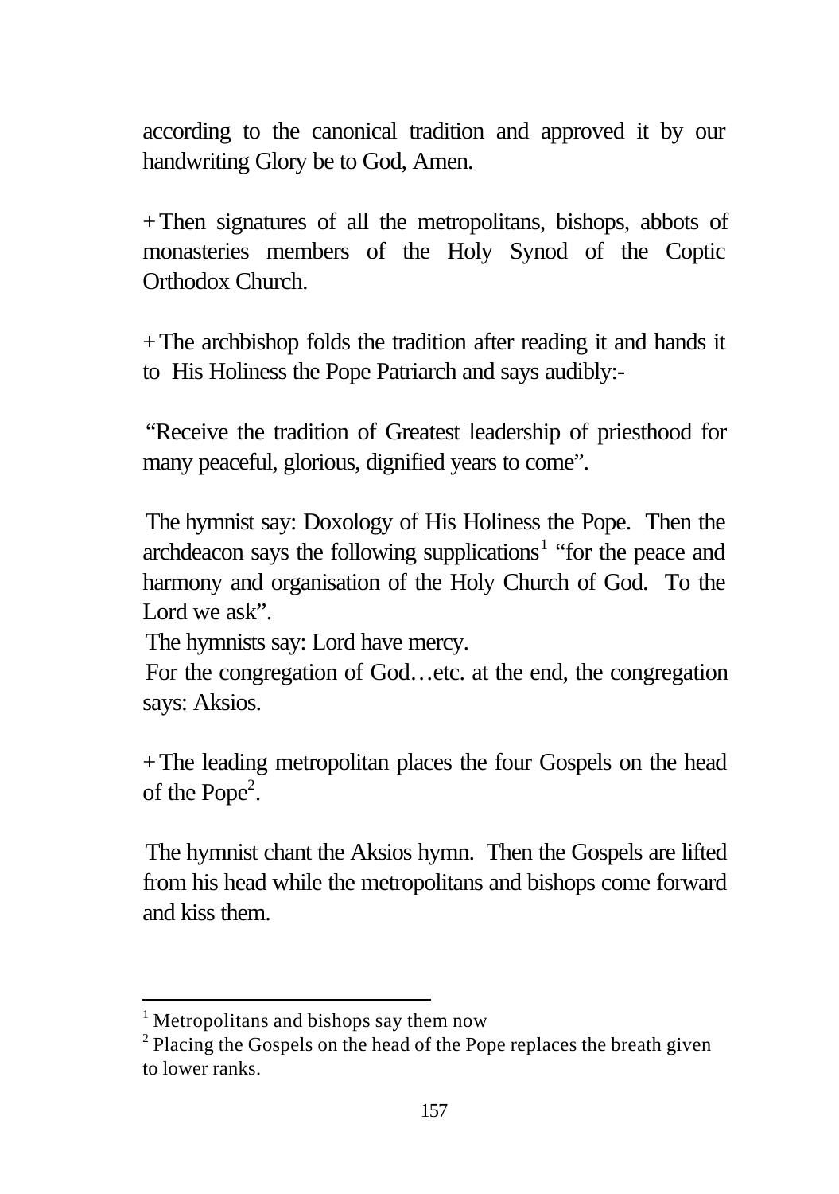according to the canonical tradition and approved it by our handwriting Glory be to God, Amen.

+ Then signatures of all the metropolitans, bishops, abbots of monasteries members of the Holy Synod of the Coptic Orthodox Church.

+ The archbishop folds the tradition after reading it and hands it to His Holiness the Pope Patriarch and says audibly:-

"Receive the tradition of Greatest leadership of priesthood for many peaceful, glorious, dignified years to come".

The hymnist say: Doxology of His Holiness the Pope. Then the archdeacon says the following supplications[1] "for the peace and harmony and organisation of the Holy Church of God. To the Lord we ask".

The hymnists say: Lord have mercy.

For the congregation of God…etc. at the end, the congregation says: Aksios.

+ The leading metropolitan places the four Gospels on the head of the Pope[2].

The hymnist chant the Aksios hymn. Then the Gospels are lifted from his head while the metropolitans and bishops come forward and kiss them.

---

[1] Metropolitans and bishops say them now

[2] Placing the Gospels on the head of the Pope replaces the breath given to lower ranks.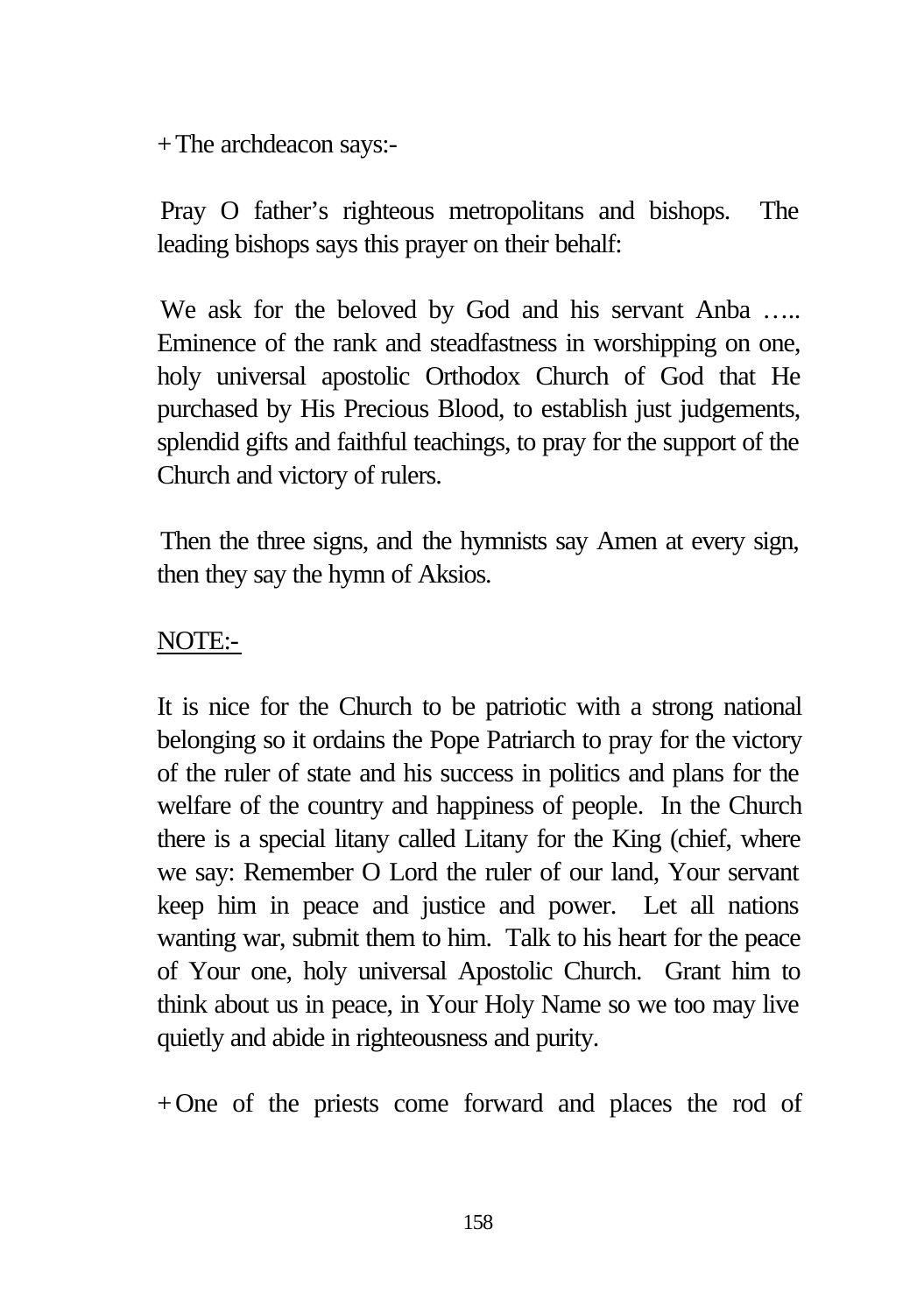+ The archdeacon says:-

Pray O father's righteous metropolitans and bishops. The leading bishops says this prayer on their behalf:

We ask for the beloved by God and his servant Anba ….. Eminence of the rank and steadfastness in worshipping on one, holy universal apostolic Orthodox Church of God that He purchased by His Precious Blood, to establish just judgements, splendid gifts and faithful teachings, to pray for the support of the Church and victory of rulers.

Then the three signs, and the hymnists say Amen at every sign, then they say the hymn of Aksios.

<u>NOTE:-</u>

It is nice for the Church to be patriotic with a strong national belonging so it ordains the Pope Patriarch to pray for the victory of the ruler of state and his success in politics and plans for the welfare of the country and happiness of people. In the Church there is a special litany called Litany for the King (chief, where we say: Remember O Lord the ruler of our land, Your servant keep him in peace and justice and power. Let all nations wanting war, submit them to him. Talk to his heart for the peace of Your one, holy universal Apostolic Church. Grant him to think about us in peace, in Your Holy Name so we too may live quietly and abide in righteousness and purity.

+ One of the priests come forward and places the rod of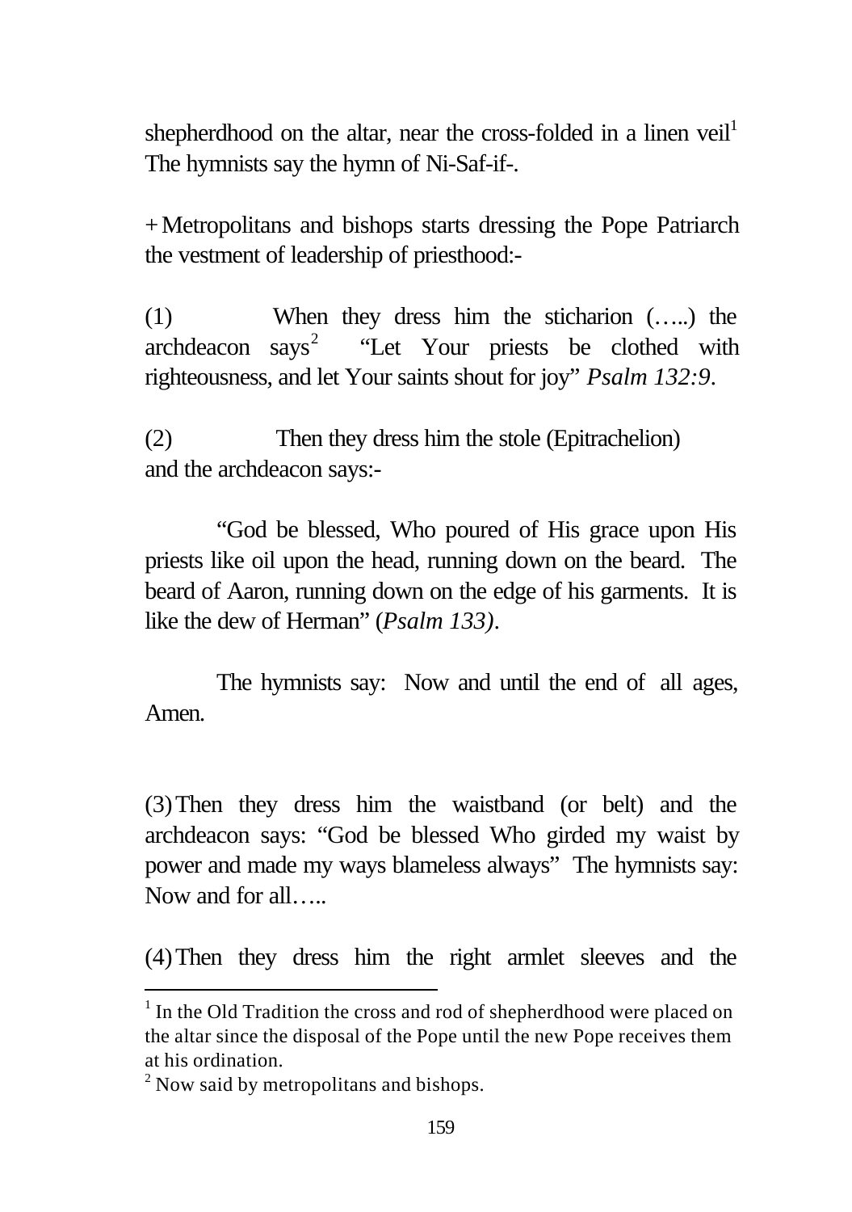shepherdhood on the altar, near the cross-folded in a linen veil[1] The hymnists say the hymn of Ni-Saf-if-.

+ Metropolitans and bishops starts dressing the Pope Patriarch the vestment of leadership of priesthood:-

(1) When they dress him the sticharion (…..) the archdeacon says[2] "Let Your priests be clothed with righteousness, and let Your saints shout for joy" *Psalm 132:9*.

(2) Then they dress him the stole (Epitrachelion) and the archdeacon says:-

"God be blessed, Who poured of His grace upon His priests like oil upon the head, running down on the beard. The beard of Aaron, running down on the edge of his garments. It is like the dew of Herman" (*Psalm 133)*.

The hymnists say: Now and until the end of all ages, Amen.

(3) Then they dress him the waistband (or belt) and the archdeacon says: "God be blessed Who girded my waist by power and made my ways blameless always" The hymnists say: Now and for all…..

(4) Then they dress him the right armlet sleeves and the

---

[1] In the Old Tradition the cross and rod of shepherdhood were placed on the altar since the disposal of the Pope until the new Pope receives them at his ordination.

[2] Now said by metropolitans and bishops.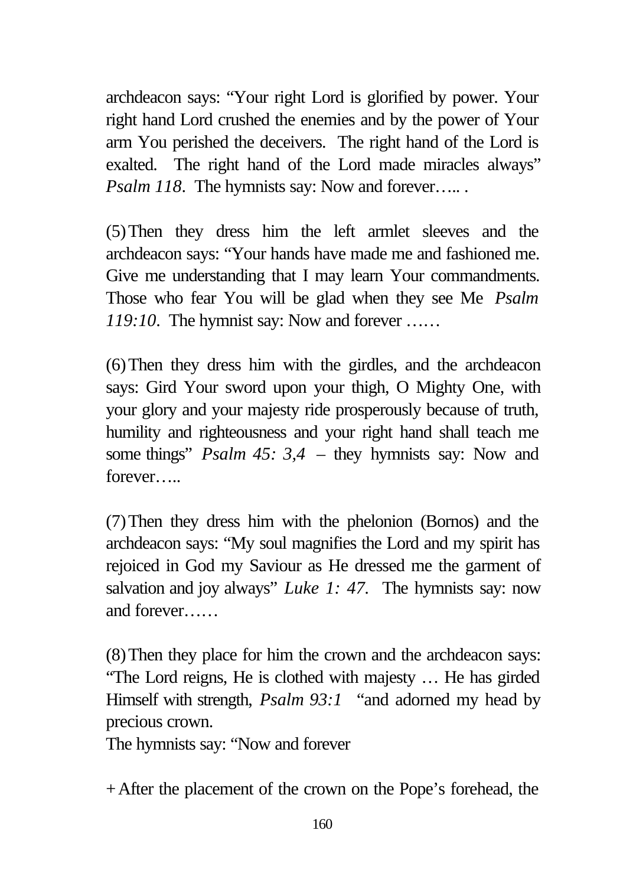archdeacon says: "Your right Lord is glorified by power. Your right hand Lord crushed the enemies and by the power of Your arm You perished the deceivers. The right hand of the Lord is exalted. The right hand of the Lord made miracles always" *Psalm 118*. The hymnists say: Now and forever….. .

(5) Then they dress him the left armlet sleeves and the archdeacon says: "Your hands have made me and fashioned me. Give me understanding that I may learn Your commandments. Those who fear You will be glad when they see Me *Psalm 119:10*. The hymnist say: Now and forever ……

(6) Then they dress him with the girdles, and the archdeacon says: Gird Your sword upon your thigh, O Mighty One, with your glory and your majesty ride prosperously because of truth, humility and righteousness and your right hand shall teach me some things" *Psalm 45: 3,4* – they hymnists say: Now and forever…..

(7) Then they dress him with the phelonion (Bornos) and the archdeacon says: "My soul magnifies the Lord and my spirit has rejoiced in God my Saviour as He dressed me the garment of salvation and joy always" *Luke 1: 47*. The hymnists say: now and forever……

(8) Then they place for him the crown and the archdeacon says: "The Lord reigns, He is clothed with majesty … He has girded Himself with strength, *Psalm 93:1* "and adorned my head by precious crown.
The hymnists say: "Now and forever

+ After the placement of the crown on the Pope's forehead, the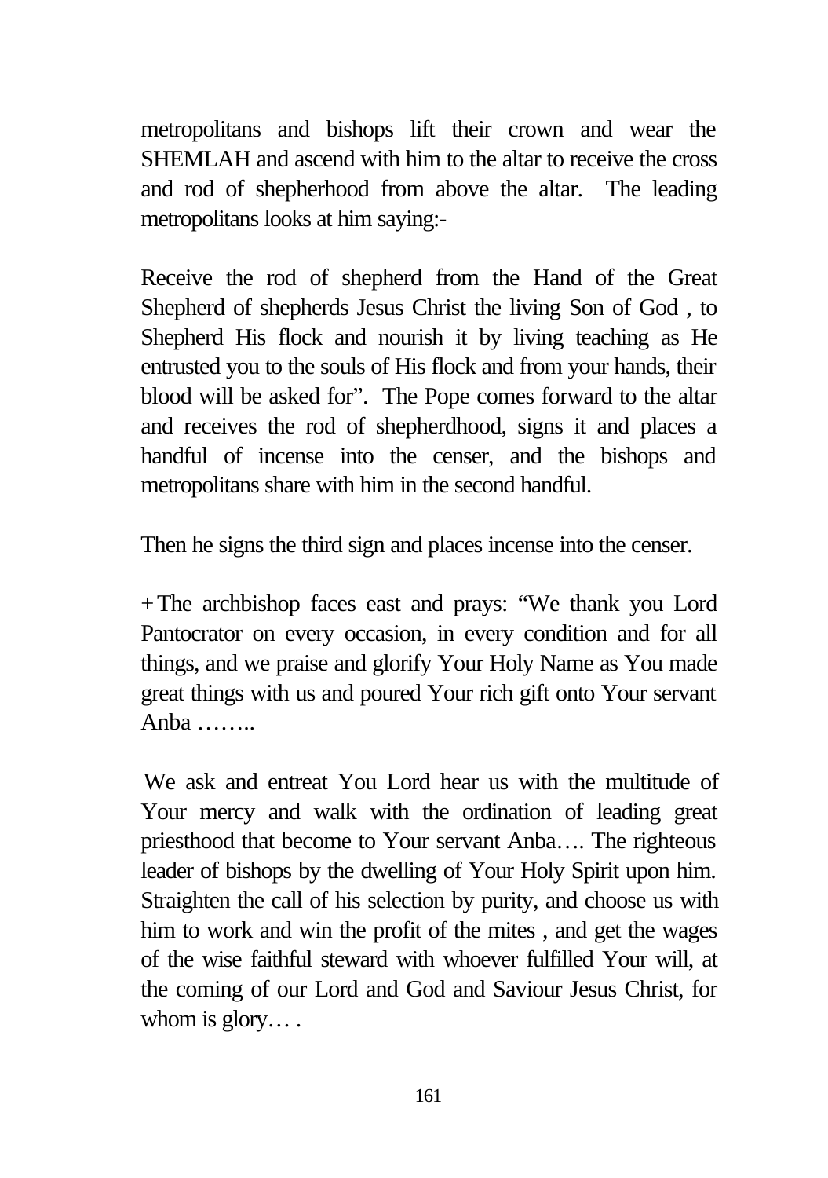metropolitans and bishops lift their crown and wear the SHEMLAH and ascend with him to the altar to receive the cross and rod of shepherhood from above the altar. The leading metropolitans looks at him saying:-

Receive the rod of shepherd from the Hand of the Great Shepherd of shepherds Jesus Christ the living Son of God , to Shepherd His flock and nourish it by living teaching as He entrusted you to the souls of His flock and from your hands, their blood will be asked for". The Pope comes forward to the altar and receives the rod of shepherdhood, signs it and places a handful of incense into the censer, and the bishops and metropolitans share with him in the second handful.

Then he signs the third sign and places incense into the censer.

+The archbishop faces east and prays: "We thank you Lord Pantocrator on every occasion, in every condition and for all things, and we praise and glorify Your Holy Name as You made great things with us and poured Your rich gift onto Your servant Anba ……..

We ask and entreat You Lord hear us with the multitude of Your mercy and walk with the ordination of leading great priesthood that become to Your servant Anba…. The righteous leader of bishops by the dwelling of Your Holy Spirit upon him. Straighten the call of his selection by purity, and choose us with him to work and win the profit of the mites , and get the wages of the wise faithful steward with whoever fulfilled Your will, at the coming of our Lord and God and Saviour Jesus Christ, for whom is glory… .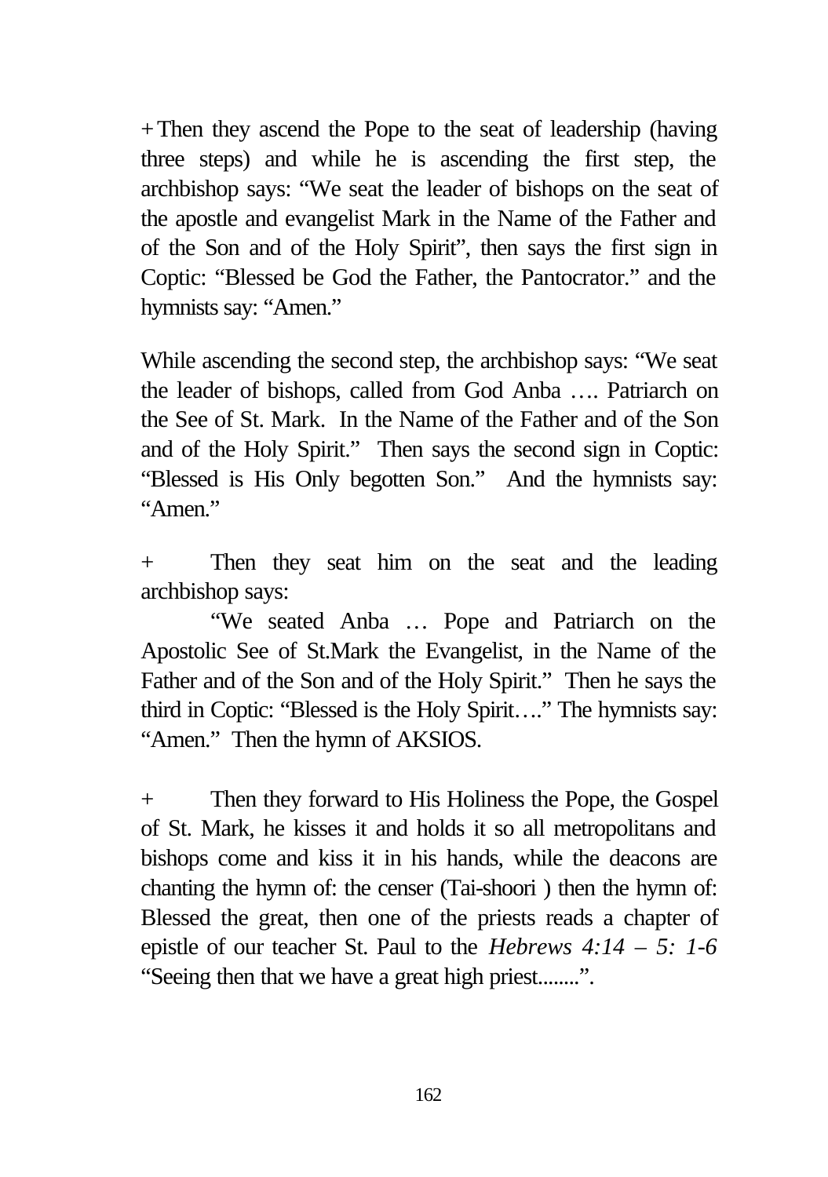+ Then they ascend the Pope to the seat of leadership (having three steps) and while he is ascending the first step, the archbishop says: "We seat the leader of bishops on the seat of the apostle and evangelist Mark in the Name of the Father and of the Son and of the Holy Spirit", then says the first sign in Coptic: "Blessed be God the Father, the Pantocrator." and the hymnists say: "Amen."

While ascending the second step, the archbishop says: "We seat the leader of bishops, called from God Anba …. Patriarch on the See of St. Mark. In the Name of the Father and of the Son and of the Holy Spirit." Then says the second sign in Coptic: "Blessed is His Only begotten Son." And the hymnists say: "Amen."

+ Then they seat him on the seat and the leading archbishop says:

"We seated Anba … Pope and Patriarch on the Apostolic See of St.Mark the Evangelist, in the Name of the Father and of the Son and of the Holy Spirit." Then he says the third in Coptic: "Blessed is the Holy Spirit…." The hymnists say: "Amen." Then the hymn of AKSIOS.

+ Then they forward to His Holiness the Pope, the Gospel of St. Mark, he kisses it and holds it so all metropolitans and bishops come and kiss it in his hands, while the deacons are chanting the hymn of: the censer (Tai-shoori ) then the hymn of: Blessed the great, then one of the priests reads a chapter of epistle of our teacher St. Paul to the *Hebrews 4:14 – 5: 1-6* "Seeing then that we have a great high priest........".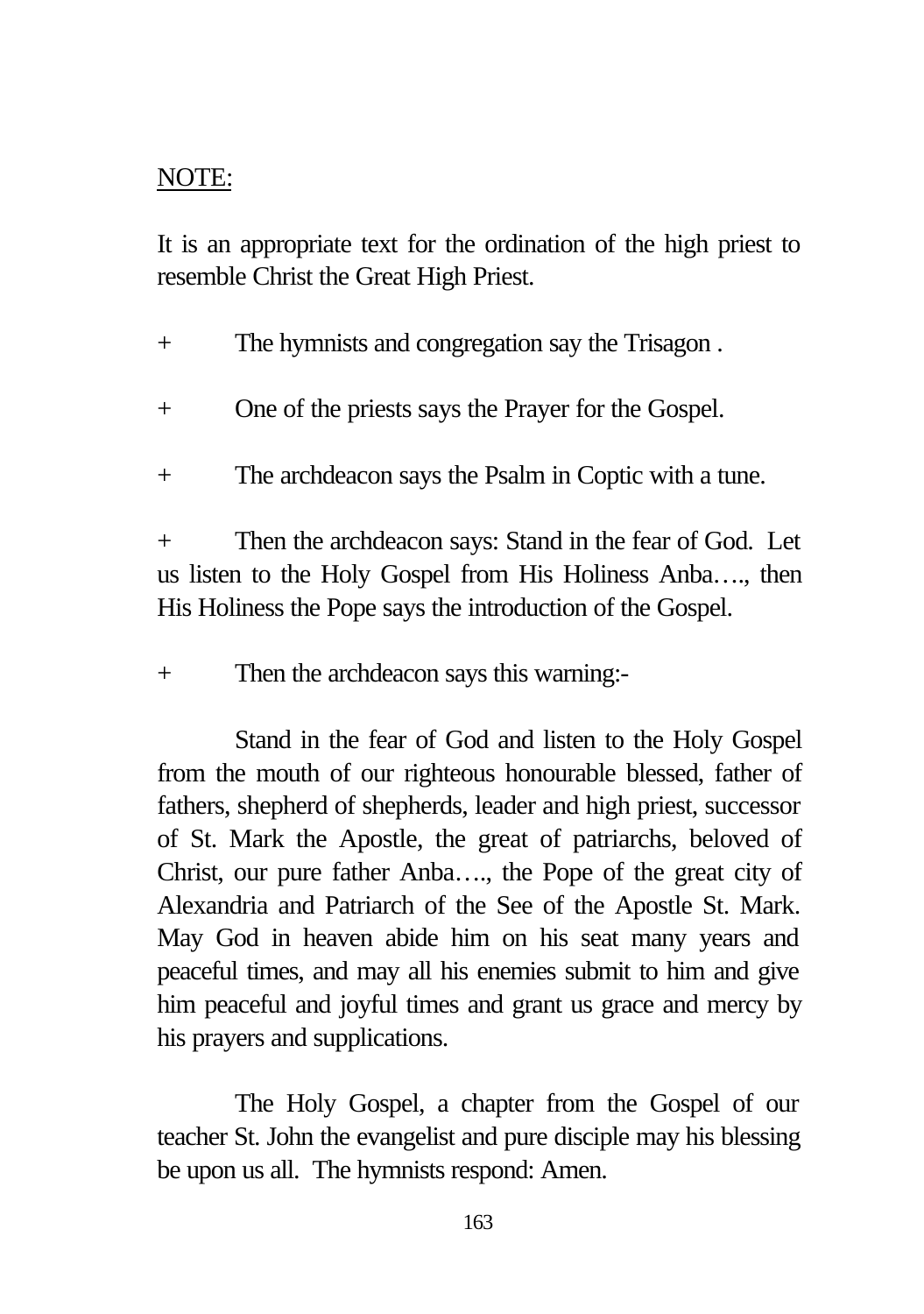NOTE:

It is an appropriate text for the ordination of the high priest to resemble Christ the Great High Priest.

+ The hymnists and congregation say the Trisagon .

+ One of the priests says the Prayer for the Gospel.

+ The archdeacon says the Psalm in Coptic with a tune.

+ Then the archdeacon says: Stand in the fear of God. Let us listen to the Holy Gospel from His Holiness Anba…., then His Holiness the Pope says the introduction of the Gospel.

+ Then the archdeacon says this warning:-

Stand in the fear of God and listen to the Holy Gospel from the mouth of our righteous honourable blessed, father of fathers, shepherd of shepherds, leader and high priest, successor of St. Mark the Apostle, the great of patriarchs, beloved of Christ, our pure father Anba…., the Pope of the great city of Alexandria and Patriarch of the See of the Apostle St. Mark. May God in heaven abide him on his seat many years and peaceful times, and may all his enemies submit to him and give him peaceful and joyful times and grant us grace and mercy by his prayers and supplications.

The Holy Gospel, a chapter from the Gospel of our teacher St. John the evangelist and pure disciple may his blessing be upon us all. The hymnists respond: Amen.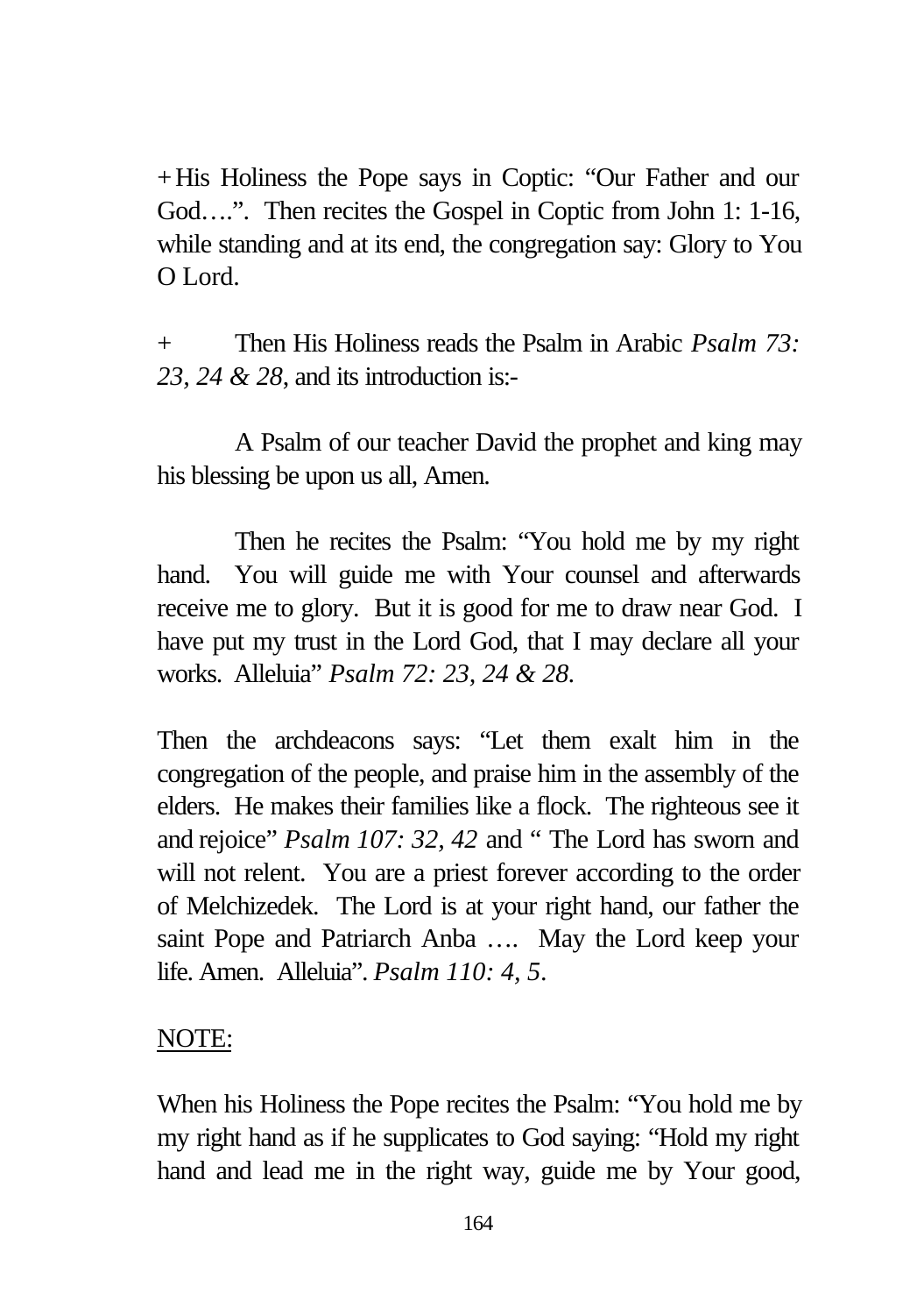+His Holiness the Pope says in Coptic: "Our Father and our God….". Then recites the Gospel in Coptic from John 1: 1-16, while standing and at its end, the congregation say: Glory to You O Lord.

+ Then His Holiness reads the Psalm in Arabic *Psalm 73: 23, 24 & 28*, and its introduction is:-

A Psalm of our teacher David the prophet and king may his blessing be upon us all, Amen.

Then he recites the Psalm: "You hold me by my right hand. You will guide me with Your counsel and afterwards receive me to glory. But it is good for me to draw near God. I have put my trust in the Lord God, that I may declare all your works. Alleluia" *Psalm 72: 23, 24 & 28.*

Then the archdeacons says: "Let them exalt him in the congregation of the people, and praise him in the assembly of the elders. He makes their families like a flock. The righteous see it and rejoice" *Psalm 107: 32, 42* and " The Lord has sworn and will not relent. You are a priest forever according to the order of Melchizedek. The Lord is at your right hand, our father the saint Pope and Patriarch Anba …. May the Lord keep your life. Amen. Alleluia". *Psalm 110: 4, 5.*

<u>NOTE:</u>

When his Holiness the Pope recites the Psalm: "You hold me by my right hand as if he supplicates to God saying: "Hold my right hand and lead me in the right way, guide me by Your good,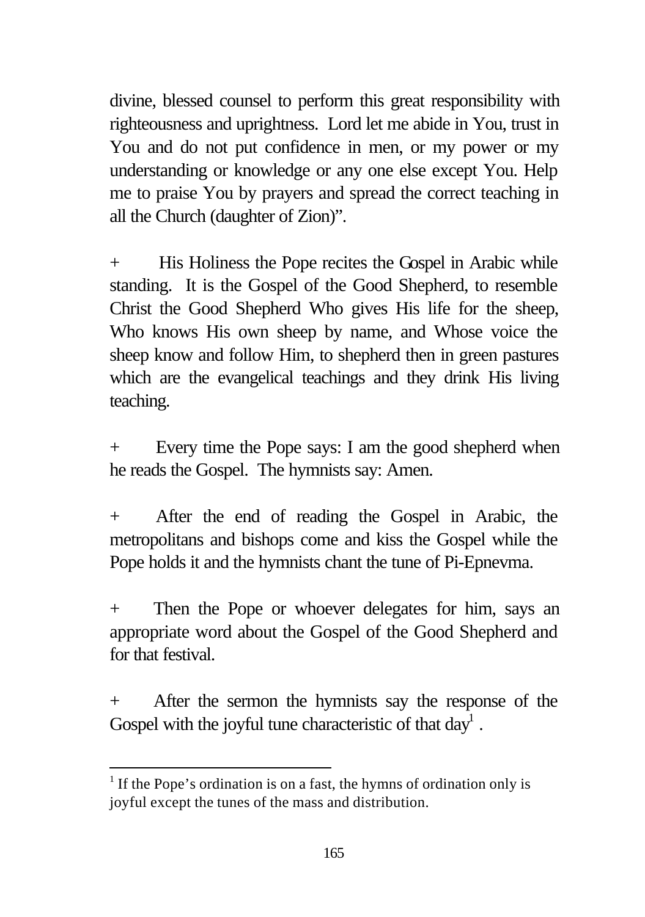divine, blessed counsel to perform this great responsibility with righteousness and uprightness. Lord let me abide in You, trust in You and do not put confidence in men, or my power or my understanding or knowledge or any one else except You. Help me to praise You by prayers and spread the correct teaching in all the Church (daughter of Zion)".

+ His Holiness the Pope recites the Gospel in Arabic while standing. It is the Gospel of the Good Shepherd, to resemble Christ the Good Shepherd Who gives His life for the sheep, Who knows His own sheep by name, and Whose voice the sheep know and follow Him, to shepherd then in green pastures which are the evangelical teachings and they drink His living teaching.

+ Every time the Pope says: I am the good shepherd when he reads the Gospel. The hymnists say: Amen.

+ After the end of reading the Gospel in Arabic, the metropolitans and bishops come and kiss the Gospel while the Pope holds it and the hymnists chant the tune of Pi-Epnevma.

+ Then the Pope or whoever delegates for him, says an appropriate word about the Gospel of the Good Shepherd and for that festival.

+ After the sermon the hymnists say the response of the Gospel with the joyful tune characteristic of that day[1] .

---

[1] If the Pope's ordination is on a fast, the hymns of ordination only is joyful except the tunes of the mass and distribution.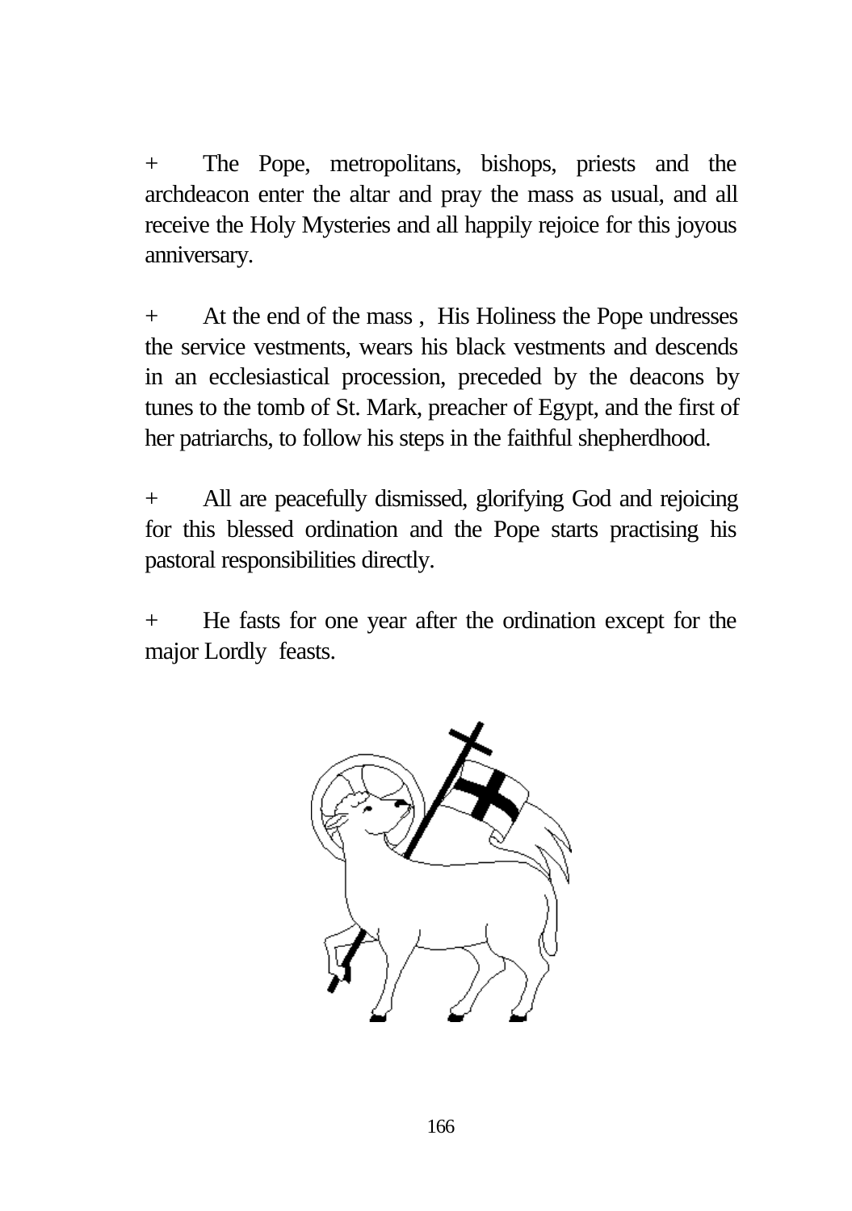+ The Pope, metropolitans, bishops, priests and the archdeacon enter the altar and pray the mass as usual, and all receive the Holy Mysteries and all happily rejoice for this joyous anniversary.

+ At the end of the mass , His Holiness the Pope undresses the service vestments, wears his black vestments and descends in an ecclesiastical procession, preceded by the deacons by tunes to the tomb of St. Mark, preacher of Egypt, and the first of her patriarchs, to follow his steps in the faithful shepherdhood.

+ All are peacefully dismissed, glorifying God and rejoicing for this blessed ordination and the Pope starts practising his pastoral responsibilities directly.

+ He fasts for one year after the ordination except for the major Lordly feasts.